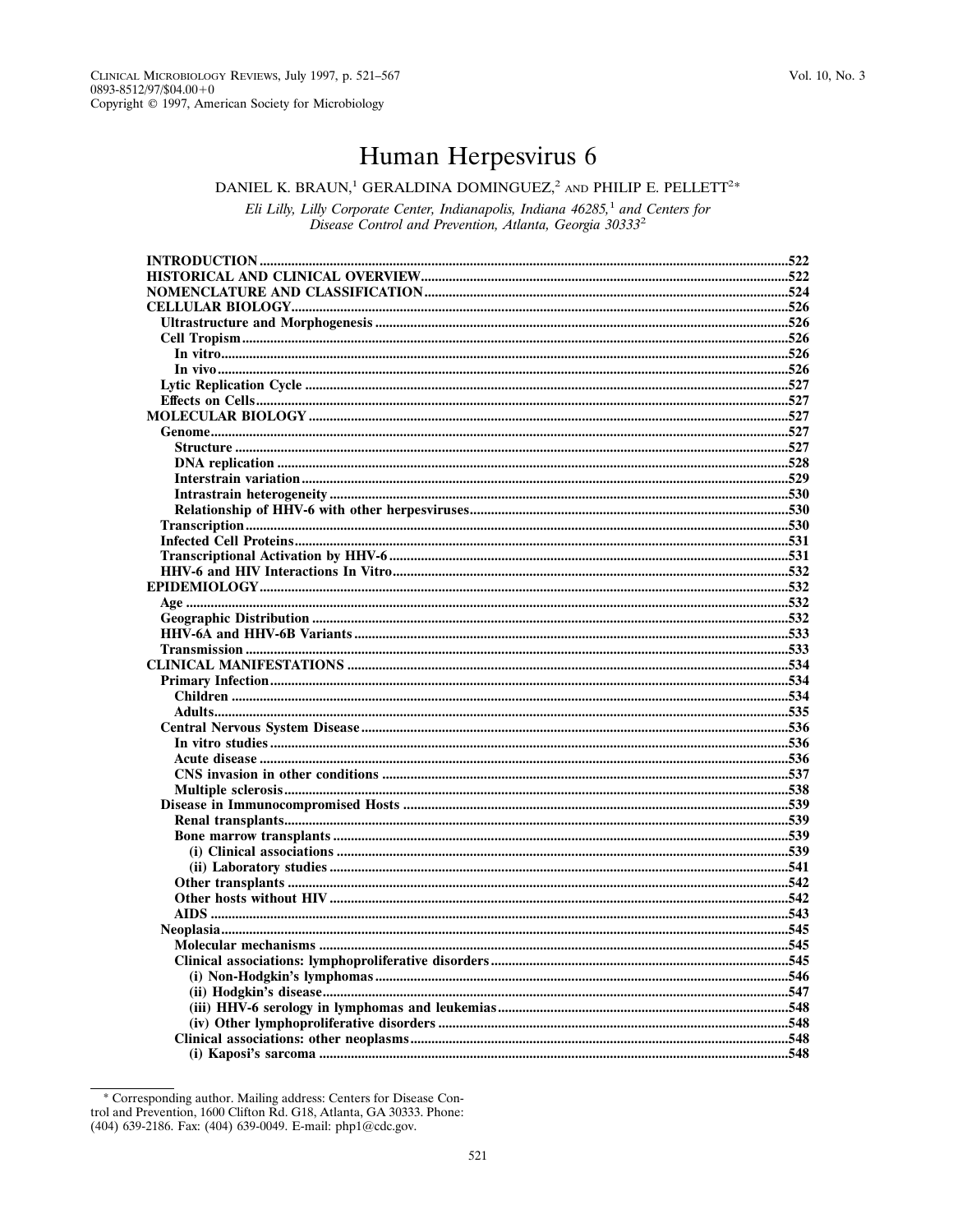# Human Herpesvirus 6

DANIEL K. BRAUN,[1] GERALDINA DOMINGUEZ,[2] AND PHILIP E. PELLETT[2]*

*Eli Lilly, Lilly Corporate Center, Indianapolis, Indiana 46285,[1] and Centers for Disease Control and Prevention, Atlanta, Georgia 30333[2]*

| | |
|---|---|
| **INTRODUCTION** | 522 |
| **HISTORICAL AND CLINICAL OVERVIEW** | 522 |
| **NOMENCLATURE AND CLASSIFICATION** | 524 |
| **CELLULAR BIOLOGY** | 526 |
| **Ultrastructure and Morphogenesis** | 526 |
| **Cell Tropism** | 526 |
| **In vitro** | 526 |
| **In vivo** | 526 |
| **Lytic Replication Cycle** | 527 |
| **Effects on Cells** | 527 |
| **MOLECULAR BIOLOGY** | 527 |
| **Genome** | 527 |
| **Structure** | 527 |
| **DNA replication** | 528 |
| **Interstrain variation** | 529 |
| **Intrastrain heterogeneity** | 530 |
| **Relationship of HHV-6 with other herpesviruses** | 530 |
| **Transcription** | 530 |
| **Infected Cell Proteins** | 531 |
| **Transcriptional Activation by HHV-6** | 531 |
| **HHV-6 and HIV Interactions In Vitro** | 532 |
| **EPIDEMIOLOGY** | 532 |
| **Age** | 532 |
| **Geographic Distribution** | 532 |
| **HHV-6A and HHV-6B Variants** | 533 |
| **Transmission** | 533 |
| **CLINICAL MANIFESTATIONS** | 534 |
| **Primary Infection** | 534 |
| **Children** | 534 |
| **Adults** | 535 |
| **Central Nervous System Disease** | 536 |
| **In vitro studies** | 536 |
| **Acute disease** | 536 |
| **CNS invasion in other conditions** | 537 |
| **Multiple sclerosis** | 538 |
| **Disease in Immunocompromised Hosts** | 539 |
| **Renal transplants** | 539 |
| **Bone marrow transplants** | 539 |
| **(i) Clinical associations** | 539 |
| **(ii) Laboratory studies** | 541 |
| **Other transplants** | 542 |
| **Other hosts without HIV** | 542 |
| **AIDS** | 543 |
| **Neoplasia** | 545 |
| **Molecular mechanisms** | 545 |
| **Clinical associations: lymphoproliferative disorders** | 545 |
| **(i) Non-Hodgkin's lymphomas** | 546 |
| **(ii) Hodgkin's disease** | 547 |
| **(iii) HHV-6 serology in lymphomas and leukemias** | 548 |
| **(iv) Other lymphoproliferative disorders** | 548 |
| **Clinical associations: other neoplasms** | 548 |
| **(i) Kaposi's sarcoma** | 548 |

\* Corresponding author. Mailing address: Centers for Disease Control and Prevention, 1600 Clifton Rd. G18, Atlanta, GA 30333. Phone: (404) 639-2186. Fax: (404) 639-0049. E-mail: php1@cdc.gov.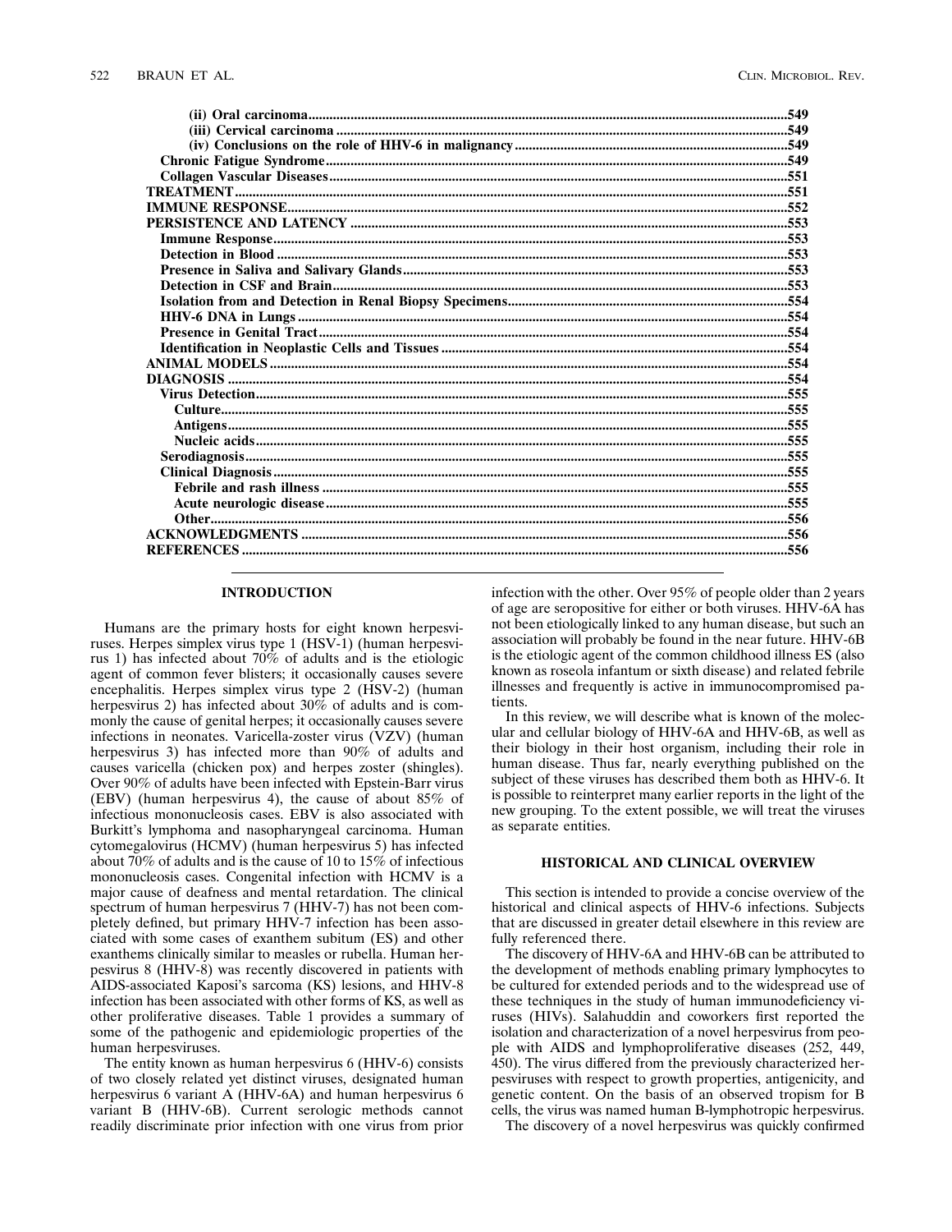(ii) Oral carcinoma ....................................................................................................................................549
(iii) Cervical carcinoma ...............................................................................................................................549
(iv) Conclusions on the role of HHV-6 in malignancy ..............................................................................549
Chronic Fatigue Syndrome ..................................................................................................................................549
Collagen Vascular Diseases .................................................................................................................................551
TREATMENT ..........................................................................................................................................................551
IMMUNE RESPONSE ............................................................................................................................................552
PERSISTENCE AND LATENCY ..........................................................................................................................553
Immune Response ..................................................................................................................................................553
Detection in Blood .................................................................................................................................................553
Presence in Saliva and Salivary Glands .............................................................................................................553
Detection in CSF and Brain .................................................................................................................................553
Isolation from and Detection in Renal Biopsy Specimens ...............................................................................554
HHV-6 DNA in Lungs ...........................................................................................................................................554
Presence in Genital Tract .....................................................................................................................................554
Identification in Neoplastic Cells and Tissues ..................................................................................................554
ANIMAL MODELS .................................................................................................................................................554
DIAGNOSIS .............................................................................................................................................................554
Virus Detection .......................................................................................................................................................555
Culture ................................................................................................................................................................555
Antigens ..............................................................................................................................................................555
Nucleic acids .......................................................................................................................................................555
Serodiagnosis ..........................................................................................................................................................555
Clinical Diagnosis ..................................................................................................................................................555
Febrile and rash illness ....................................................................................................................................555
Acute neurologic disease ..................................................................................................................................555
Other ....................................................................................................................................................................556
ACKNOWLEDGMENTS .........................................................................................................................................556
REFERENCES ..........................................................................................................................................................556

## INTRODUCTION

Humans are the primary hosts for eight known herpesviruses. Herpes simplex virus type 1 (HSV-1) (human herpesvirus 1) has infected about 70% of adults and is the etiologic agent of common fever blisters; it occasionally causes severe encephalitis. Herpes simplex virus type 2 (HSV-2) (human herpesvirus 2) has infected about 30% of adults and is commonly the cause of genital herpes; it occasionally causes severe infections in neonates. Varicella-zoster virus (VZV) (human herpesvirus 3) has infected more than 90% of adults and causes varicella (chicken pox) and herpes zoster (shingles). Over 90% of adults have been infected with Epstein-Barr virus (EBV) (human herpesvirus 4), the cause of about 85% of infectious mononucleosis cases. EBV is also associated with Burkitt's lymphoma and nasopharyngeal carcinoma. Human cytomegalovirus (HCMV) (human herpesvirus 5) has infected about 70% of adults and is the cause of 10 to 15% of infectious mononucleosis cases. Congenital infection with HCMV is a major cause of deafness and mental retardation. The clinical spectrum of human herpesvirus 7 (HHV-7) has not been completely defined, but primary HHV-7 infection has been associated with some cases of exanthem subitum (ES) and other exanthems clinically similar to measles or rubella. Human herpesvirus 8 (HHV-8) was recently discovered in patients with AIDS-associated Kaposi's sarcoma (KS) lesions, and HHV-8 infection has been associated with other forms of KS, as well as other proliferative diseases. Table 1 provides a summary of some of the pathogenic and epidemiologic properties of the human herpesviruses.

The entity known as human herpesvirus 6 (HHV-6) consists of two closely related yet distinct viruses, designated human herpesvirus 6 variant A (HHV-6A) and human herpesvirus 6 variant B (HHV-6B). Current serologic methods cannot readily discriminate prior infection with one virus from prior infection with the other. Over 95% of people older than 2 years of age are seropositive for either or both viruses. HHV-6A has not been etiologically linked to any human disease, but such an association will probably be found in the near future. HHV-6B is the etiologic agent of the common childhood illness ES (also known as roseola infantum or sixth disease) and related febrile illnesses and frequently is active in immunocompromised patients.

In this review, we will describe what is known of the molecular and cellular biology of HHV-6A and HHV-6B, as well as their biology in their host organism, including their role in human disease. Thus far, nearly everything published on the subject of these viruses has described them both as HHV-6. It is possible to reinterpret many earlier reports in the light of the new grouping. To the extent possible, we will treat the viruses as separate entities.

## HISTORICAL AND CLINICAL OVERVIEW

This section is intended to provide a concise overview of the historical and clinical aspects of HHV-6 infections. Subjects that are discussed in greater detail elsewhere in this review are fully referenced there.

The discovery of HHV-6A and HHV-6B can be attributed to the development of methods enabling primary lymphocytes to be cultured for extended periods and to the widespread use of these techniques in the study of human immunodeficiency viruses (HIVs). Salahuddin and coworkers first reported the isolation and characterization of a novel herpesvirus from people with AIDS and lymphoproliferative diseases (252, 449, 450). The virus differed from the previously characterized herpesviruses with respect to growth properties, antigenicity, and genetic content. On the basis of an observed tropism for B cells, the virus was named human B-lymphotropic herpesvirus.

The discovery of a novel herpesvirus was quickly confirmed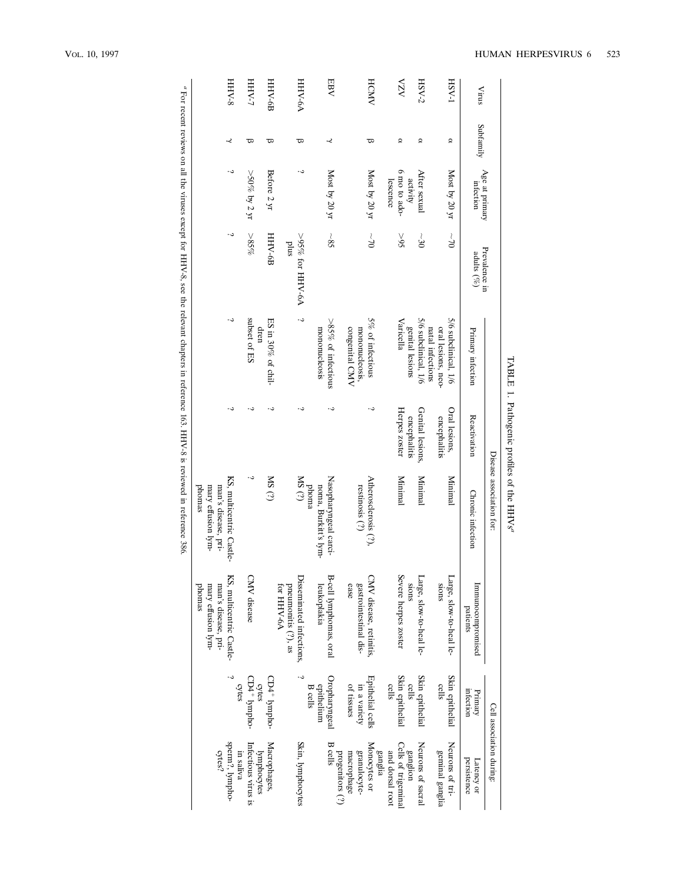TABLE 1. Pathogenic profiles of the HHVs[a]

| Virus | Subfamily | Age at primary infection | Prevalence in adults (%) | Disease association for: | | | | Cell association during: | |
|---|---|---|---|---|---|---|---|---|---|
| | | | | Primary infection | Reactivation | Chronic infection | Immunocompromised patients | Primary infection | Latency or persistence |
| HSV-1 | α | Most by 20 yr | ~70 | 5/6 subclinical, 1/6 oral lesions, neonatal infections | Oral lesions, encephalitis | Minimal | Large, slow-to-heal lesions | Skin epithelial cells | Neurons of trigeminal ganglia |
| HSV-2 | α | After sexual activity | ~30 | 5/6 subclinical, 1/6 genital lesions | Genital lesions, encephalitis | Minimal | Large, slow-to-heal lesions | Skin epithelial cells | Neurons of sacral ganglion |
| VZV | α | 6 mo to adolescence | >95 | Varicella | Herpes zoster | Minimal | Severe herpes zoster | Skin epithelial cells | Cells of trigeminal and dorsal root ganglia |
| HCMV | β | Most by 20 yr | ~70 | 5% of infectious mononucleosis, congenital CMV | ? | Atherosclerosis (?), restenosis (?) | CMV disease, retinitis, gastrointestinal disease | Epithelial cells in a variety of tissues | Monocytes or granulocyte-macrophage progenitors (?) |
| EBV | γ | Most by 20 yr | ~85 | >85% of infectious mononucleosis | ? | Nasopharyngeal carcinoma, Burkitt's lymphoma | B-cell lymphomas, oral leukoplakia | Oropharyngeal epithelium B cells | B cells |
| HHV-6A | β | ? | >95% for HHV-6A plus | ? | ? | MS (?) | Disseminated infections, pneumonitis (?), as for HHV-6A | ? | Skin, lymphocytes |
| HHV-6B | β | Before 2 yr | HHV-6B | ES in 30% of children | ? | MS (?) | | $CD4^+$ lymphocytes | Macrophages, lymphocytes |
| HHV-7 | β | >50% by 2 yr | >85% | subset of ES | ? | ? | CMV disease | $CD4^+$ lymphocytes | Infectious virus is in saliva |
| HHV-8 | γ | ? | ? | ? | ? | KS, multicentric Castleman's disease, primary effusion lymphomas | KS, multicentric Castleman's disease, primary effusion lymphomas | ? | sperm?, lymphocytes? |

[a] For recent reviews on all the viruses except for HHV-8, see the relevant chapters in reference 163. HHV-8 is reviewed in reference 386.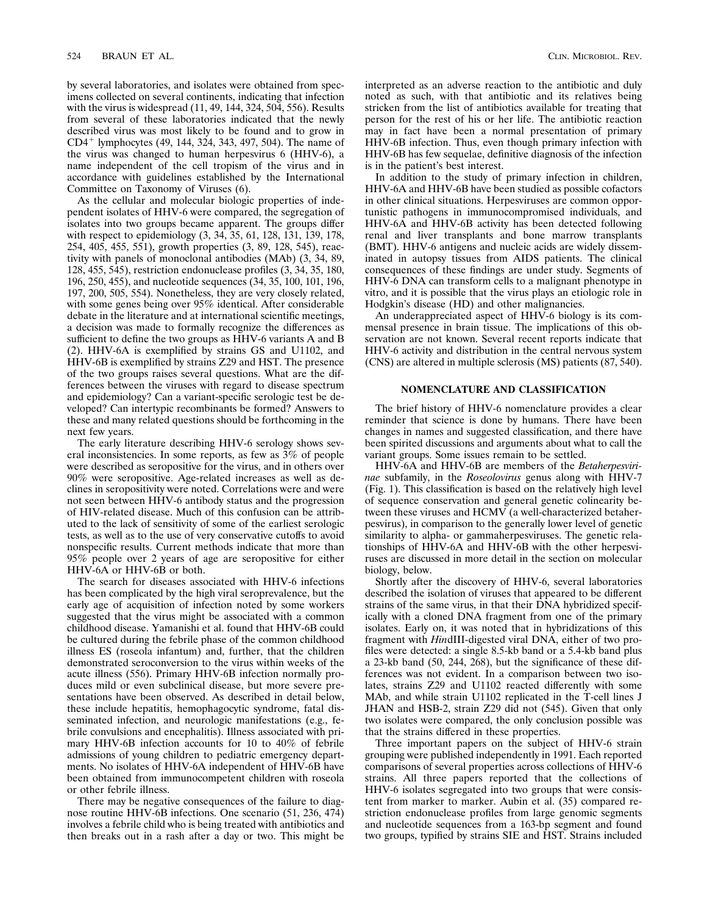by several laboratories, and isolates were obtained from specimens collected on several continents, indicating that infection with the virus is widespread (11, 49, 144, 324, 504, 556). Results from several of these laboratories indicated that the newly described virus was most likely to be found and to grow in $CD4^+$ lymphocytes (49, 144, 324, 343, 497, 504). The name of the virus was changed to human herpesvirus 6 (HHV-6), a name independent of the cell tropism of the virus and in accordance with guidelines established by the International Committee on Taxonomy of Viruses (6).

As the cellular and molecular biologic properties of independent isolates of HHV-6 were compared, the segregation of isolates into two groups became apparent. The groups differ with respect to epidemiology (3, 34, 35, 61, 128, 131, 139, 178, 254, 405, 455, 551), growth properties (3, 89, 128, 545), reactivity with panels of monoclonal antibodies (MAb) (3, 34, 89, 128, 455, 545), restriction endonuclease profiles (3, 34, 35, 180, 196, 250, 455), and nucleotide sequences (34, 35, 100, 101, 196, 197, 200, 505, 554). Nonetheless, they are very closely related, with some genes being over 95% identical. After considerable debate in the literature and at international scientific meetings, a decision was made to formally recognize the differences as sufficient to define the two groups as HHV-6 variants A and B (2). HHV-6A is exemplified by strains GS and U1102, and HHV-6B is exemplified by strains Z29 and HST. The presence of the two groups raises several questions. What are the differences between the viruses with regard to disease spectrum and epidemiology? Can a variant-specific serologic test be developed? Can intertypic recombinants be formed? Answers to these and many related questions should be forthcoming in the next few years.

The early literature describing HHV-6 serology shows several inconsistencies. In some reports, as few as 3% of people were described as seropositive for the virus, and in others over 90% were seropositive. Age-related increases as well as declines in seropositivity were noted. Correlations were and were not seen between HHV-6 antibody status and the progression of HIV-related disease. Much of this confusion can be attributed to the lack of sensitivity of some of the earliest serologic tests, as well as to the use of very conservative cutoffs to avoid nonspecific results. Current methods indicate that more than 95% people over 2 years of age are seropositive for either HHV-6A or HHV-6B or both.

The search for diseases associated with HHV-6 infections has been complicated by the high viral seroprevalence, but the early age of acquisition of infection noted by some workers suggested that the virus might be associated with a common childhood disease. Yamanishi et al. found that HHV-6B could be cultured during the febrile phase of the common childhood illness ES (roseola infantum) and, further, that the children demonstrated seroconversion to the virus within weeks of the acute illness (556). Primary HHV-6B infection normally produces mild or even subclinical disease, but more severe presentations have been observed. As described in detail below, these include hepatitis, hemophagocytic syndrome, fatal disseminated infection, and neurologic manifestations (e.g., febrile convulsions and encephalitis). Illness associated with primary HHV-6B infection accounts for 10 to 40% of febrile admissions of young children to pediatric emergency departments. No isolates of HHV-6A independent of HHV-6B have been obtained from immunocompetent children with roseola or other febrile illness.

There may be negative consequences of the failure to diagnose routine HHV-6B infections. One scenario (51, 236, 474) involves a febrile child who is being treated with antibiotics and then breaks out in a rash after a day or two. This might be interpreted as an adverse reaction to the antibiotic and duly noted as such, with that antibiotic and its relatives being stricken from the list of antibiotics available for treating that person for the rest of his or her life. The antibiotic reaction may in fact have been a normal presentation of primary HHV-6B infection. Thus, even though primary infection with HHV-6B has few sequelae, definitive diagnosis of the infection is in the patient's best interest.

In addition to the study of primary infection in children, HHV-6A and HHV-6B have been studied as possible cofactors in other clinical situations. Herpesviruses are common opportunistic pathogens in immunocompromised individuals, and HHV-6A and HHV-6B activity has been detected following renal and liver transplants and bone marrow transplants (BMT). HHV-6 antigens and nucleic acids are widely disseminated in autopsy tissues from AIDS patients. The clinical consequences of these findings are under study. Segments of HHV-6 DNA can transform cells to a malignant phenotype in vitro, and it is possible that the virus plays an etiologic role in Hodgkin's disease (HD) and other malignancies.

An underappreciated aspect of HHV-6 biology is its commensal presence in brain tissue. The implications of this observation are not known. Several recent reports indicate that HHV-6 activity and distribution in the central nervous system (CNS) are altered in multiple sclerosis (MS) patients (87, 540).

## NOMENCLATURE AND CLASSIFICATION

The brief history of HHV-6 nomenclature provides a clear reminder that science is done by humans. There have been changes in names and suggested classification, and there have been spirited discussions and arguments about what to call the variant groups. Some issues remain to be settled.

HHV-6A and HHV-6B are members of the *Betaherpesvirinae* subfamily, in the *Roseolovirus* genus along with HHV-7 (Fig. 1). This classification is based on the relatively high level of sequence conservation and general genetic colinearity between these viruses and HCMV (a well-characterized betaherpesvirus), in comparison to the generally lower level of genetic similarity to alpha- or gammaherpesviruses. The genetic relationships of HHV-6A and HHV-6B with the other herpesviruses are discussed in more detail in the section on molecular biology, below.

Shortly after the discovery of HHV-6, several laboratories described the isolation of viruses that appeared to be different strains of the same virus, in that their DNA hybridized specifically with a cloned DNA fragment from one of the primary isolates. Early on, it was noted that in hybridizations of this fragment with *Hin*dIII-digested viral DNA, either of two profiles were detected: a single 8.5-kb band or a 5.4-kb band plus a 23-kb band (50, 244, 268), but the significance of these differences was not evident. In a comparison between two isolates, strains Z29 and U1102 reacted differently with some MAb, and while strain U1102 replicated in the T-cell lines J JHAN and HSB-2, strain Z29 did not (545). Given that only two isolates were compared, the only conclusion possible was that the strains differed in these properties.

Three important papers on the subject of HHV-6 strain grouping were published independently in 1991. Each reported comparisons of several properties across collections of HHV-6 strains. All three papers reported that the collections of HHV-6 isolates segregated into two groups that were consistent from marker to marker. Aubin et al. (35) compared restriction endonuclease profiles from large genomic segments and nucleotide sequences from a 163-bp segment and found two groups, typified by strains SIE and HST. Strains included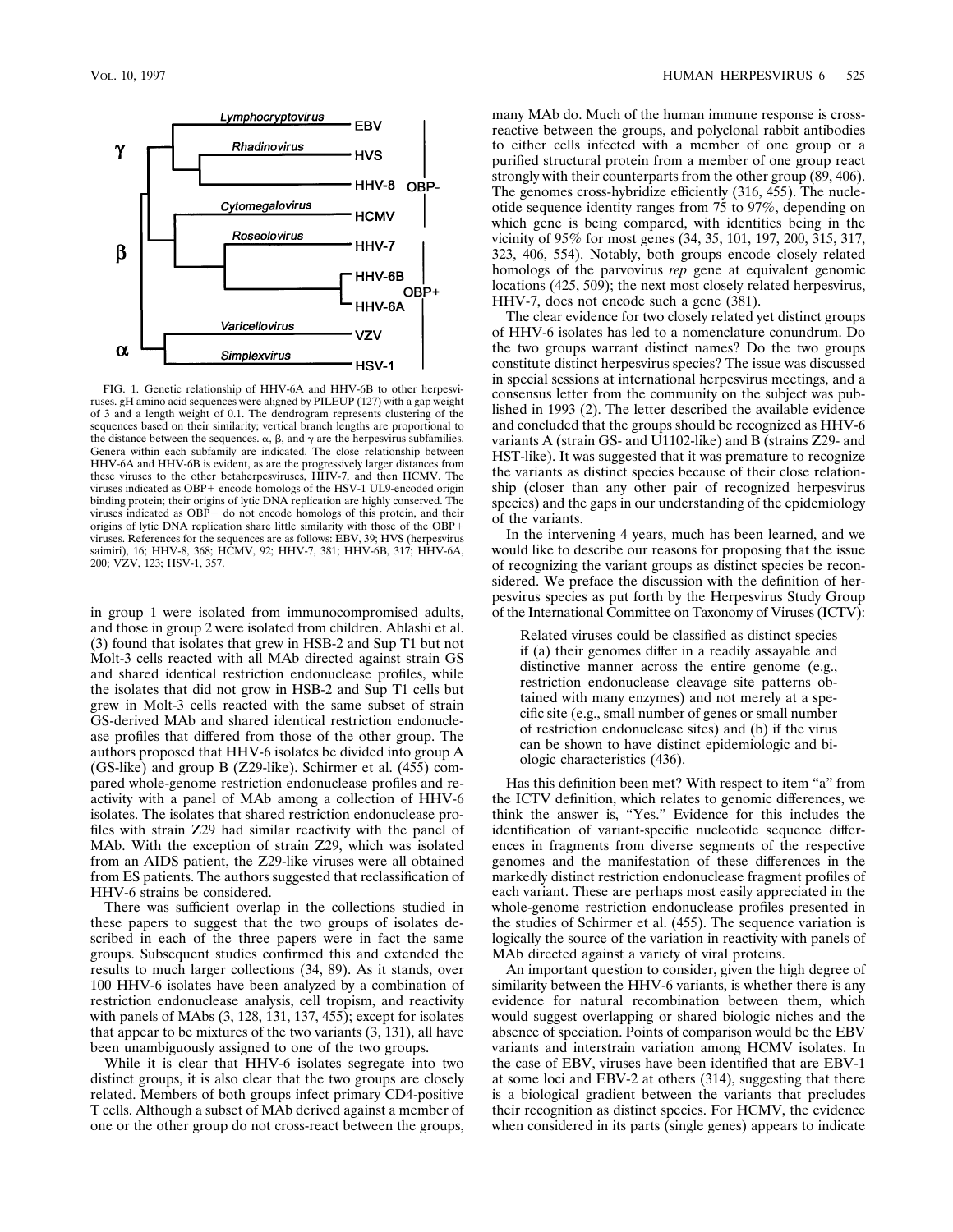Lymphocryptovirus

EBV

γ

Rhadinovirus

HVS

HHV-8 OBP-

Cytomegalovirus

HCMV

Roseolovirus

HHV-7

β

HHV-6B

OBP+

HHV-6A

Varicellovirus

VZV

α

Simplexvirus

HSV-1

FIG. 1. Genetic relationship of HHV-6A and HHV-6B to other herpesviruses. gH amino acid sequences were aligned by PILEUP (127) with a gap weight of 3 and a length weight of 0.1. The dendrogram represents clustering of the sequences based on their similarity; vertical branch lengths are proportional to the distance between the sequences. α, β, and γ are the herpesvirus subfamilies. Genera within each subfamily are indicated. The close relationship between HHV-6A and HHV-6B is evident, as are the progressively larger distances from these viruses to the other betaherpesviruses, HHV-7, and then HCMV. The viruses indicated as OBP+ encode homologs of the HSV-1 UL9-encoded origin binding protein; their origins of lytic DNA replication are highly conserved. The viruses indicated as OBP− do not encode homologs of this protein, and their origins of lytic DNA replication share little similarity with those of the OBP+ viruses. References for the sequences are as follows: EBV, 39; HVS (herpesvirus saimiri), 16; HHV-8, 368; HCMV, 92; HHV-7, 381; HHV-6B, 317; HHV-6A, 200; VZV, 123; HSV-1, 357.

in group 1 were isolated from immunocompromised adults, and those in group 2 were isolated from children. Ablashi et al. (3) found that isolates that grew in HSB-2 and Sup T1 but not Molt-3 cells reacted with all MAb directed against strain GS and shared identical restriction endonuclease profiles, while the isolates that did not grow in HSB-2 and Sup T1 cells but grew in Molt-3 cells reacted with the same subset of strain GS-derived MAb and shared identical restriction endonuclease profiles that differed from those of the other group. The authors proposed that HHV-6 isolates be divided into group A (GS-like) and group B (Z29-like). Schirmer et al. (455) compared whole-genome restriction endonuclease profiles and reactivity with a panel of MAb among a collection of HHV-6 isolates. The isolates that shared restriction endonuclease profiles with strain Z29 had similar reactivity with the panel of MAb. With the exception of strain Z29, which was isolated from an AIDS patient, the Z29-like viruses were all obtained from ES patients. The authors suggested that reclassification of HHV-6 strains be considered.

There was sufficient overlap in the collections studied in these papers to suggest that the two groups of isolates described in each of the three papers were in fact the same groups. Subsequent studies confirmed this and extended the results to much larger collections (34, 89). As it stands, over 100 HHV-6 isolates have been analyzed by a combination of restriction endonuclease analysis, cell tropism, and reactivity with panels of MAbs (3, 128, 131, 137, 455); except for isolates that appear to be mixtures of the two variants (3, 131), all have been unambiguously assigned to one of the two groups.

While it is clear that HHV-6 isolates segregate into two distinct groups, it is also clear that the two groups are closely related. Members of both groups infect primary CD4-positive T cells. Although a subset of MAb derived against a member of one or the other group do not cross-react between the groups, many MAb do. Much of the human immune response is cross-reactive between the groups, and polyclonal rabbit antibodies to either cells infected with a member of one group or a purified structural protein from a member of one group react strongly with their counterparts from the other group (89, 406). The genomes cross-hybridize efficiently (316, 455). The nucleotide sequence identity ranges from 75 to 97%, depending on which gene is being compared, with identities being in the vicinity of 95% for most genes (34, 35, 101, 197, 200, 315, 317, 323, 406, 554). Notably, both groups encode closely related homologs of the parvovirus *rep* gene at equivalent genomic locations (425, 509); the next most closely related herpesvirus, HHV-7, does not encode such a gene (381).

The clear evidence for two closely related yet distinct groups of HHV-6 isolates has led to a nomenclature conundrum. Do the two groups warrant distinct names? Do the two groups constitute distinct herpesvirus species? The issue was discussed in special sessions at international herpesvirus meetings, and a consensus letter from the community on the subject was published in 1993 (2). The letter described the available evidence and concluded that the groups should be recognized as HHV-6 variants A (strain GS- and U1102-like) and B (strains Z29- and HST-like). It was suggested that it was premature to recognize the variants as distinct species because of their close relationship (closer than any other pair of recognized herpesvirus species) and the gaps in our understanding of the epidemiology of the variants.

In the intervening 4 years, much has been learned, and we would like to describe our reasons for proposing that the issue of recognizing the variant groups as distinct species be reconsidered. We preface the discussion with the definition of herpesvirus species as put forth by the Herpesvirus Study Group of the International Committee on Taxonomy of Viruses (ICTV):

> Related viruses could be classified as distinct species if (a) their genomes differ in a readily assayable and distinctive manner across the entire genome (e.g., restriction endonuclease cleavage site patterns obtained with many enzymes) and not merely at a specific site (e.g., small number of genes or small number of restriction endonuclease sites) and (b) if the virus can be shown to have distinct epidemiologic and biologic characteristics (436).

Has this definition been met? With respect to item "a" from the ICTV definition, which relates to genomic differences, we think the answer is, "Yes." Evidence for this includes the identification of variant-specific nucleotide sequence differences in fragments from diverse segments of the respective genomes and the manifestation of these differences in the markedly distinct restriction endonuclease fragment profiles of each variant. These are perhaps most easily appreciated in the whole-genome restriction endonuclease profiles presented in the studies of Schirmer et al. (455). The sequence variation is logically the source of the variation in reactivity with panels of MAb directed against a variety of viral proteins.

An important question to consider, given the high degree of similarity between the HHV-6 variants, is whether there is any evidence for natural recombination between them, which would suggest overlapping or shared biologic niches and the absence of speciation. Points of comparison would be the EBV variants and interstrain variation among HCMV isolates. In the case of EBV, viruses have been identified that are EBV-1 at some loci and EBV-2 at others (314), suggesting that there is a biological gradient between the variants that precludes their recognition as distinct species. For HCMV, the evidence when considered in its parts (single genes) appears to indicate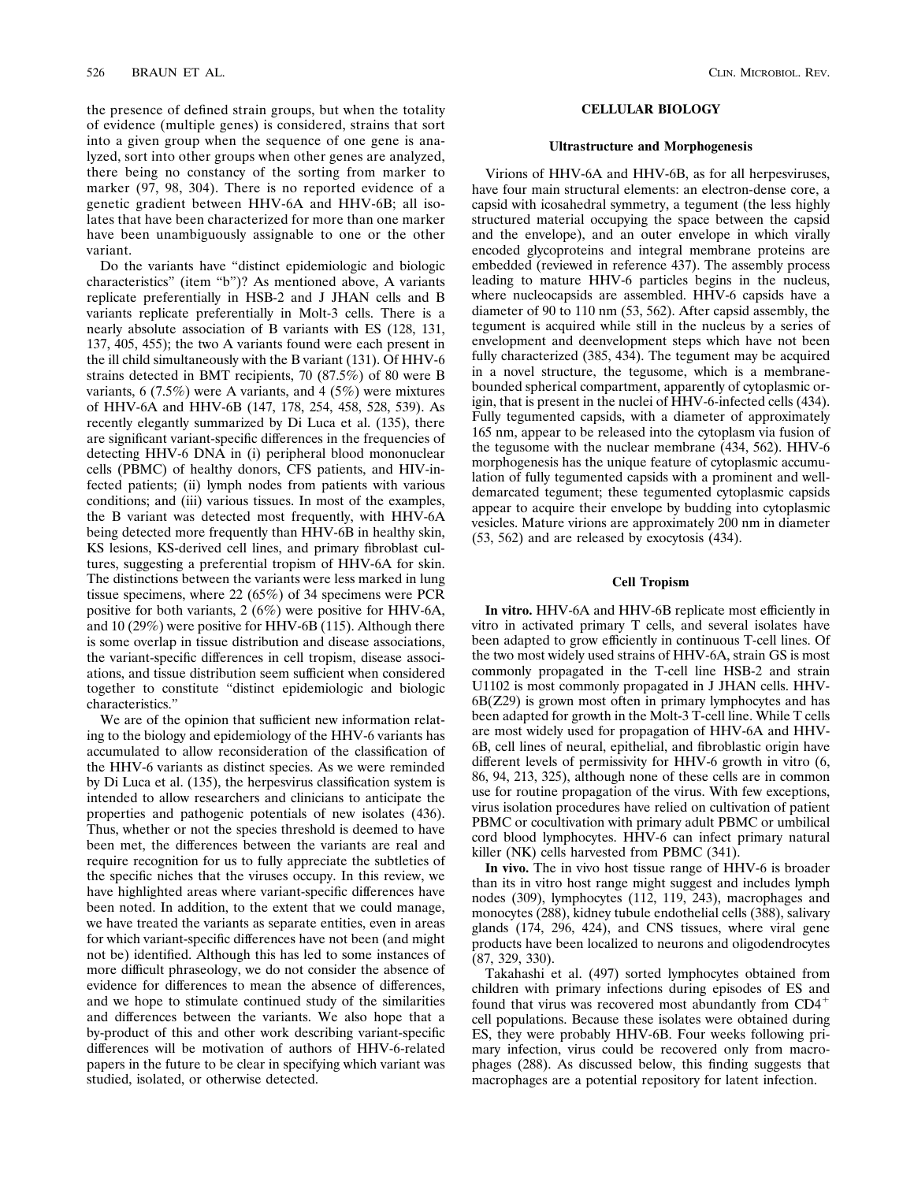the presence of defined strain groups, but when the totality of evidence (multiple genes) is considered, strains that sort into a given group when the sequence of one gene is analyzed, sort into other groups when other genes are analyzed, there being no constancy of the sorting from marker to marker (97, 98, 304). There is no reported evidence of a genetic gradient between HHV-6A and HHV-6B; all isolates that have been characterized for more than one marker have been unambiguously assignable to one or the other variant.

Do the variants have "distinct epidemiologic and biologic characteristics" (item "b")? As mentioned above, A variants replicate preferentially in HSB-2 and J JHAN cells and B variants replicate preferentially in Molt-3 cells. There is a nearly absolute association of B variants with ES (128, 131, 137, 405, 455); the two A variants found were each present in the ill child simultaneously with the B variant (131). Of HHV-6 strains detected in BMT recipients, 70 (87.5%) of 80 were B variants, 6 (7.5%) were A variants, and 4 (5%) were mixtures of HHV-6A and HHV-6B (147, 178, 254, 458, 528, 539). As recently elegantly summarized by Di Luca et al. (135), there are significant variant-specific differences in the frequencies of detecting HHV-6 DNA in (i) peripheral blood mononuclear cells (PBMC) of healthy donors, CFS patients, and HIV-infected patients; (ii) lymph nodes from patients with various conditions; and (iii) various tissues. In most of the examples, the B variant was detected most frequently, with HHV-6A being detected more frequently than HHV-6B in healthy skin, KS lesions, KS-derived cell lines, and primary fibroblast cultures, suggesting a preferential tropism of HHV-6A for skin. The distinctions between the variants were less marked in lung tissue specimens, where 22 (65%) of 34 specimens were PCR positive for both variants, 2 (6%) were positive for HHV-6A, and 10 (29%) were positive for HHV-6B (115). Although there is some overlap in tissue distribution and disease associations, the variant-specific differences in cell tropism, disease associations, and tissue distribution seem sufficient when considered together to constitute "distinct epidemiologic and biologic characteristics."

We are of the opinion that sufficient new information relating to the biology and epidemiology of the HHV-6 variants has accumulated to allow reconsideration of the classification of the HHV-6 variants as distinct species. As we were reminded by Di Luca et al. (135), the herpesvirus classification system is intended to allow researchers and clinicians to anticipate the properties and pathogenic potentials of new isolates (436). Thus, whether or not the species threshold is deemed to have been met, the differences between the variants are real and require recognition for us to fully appreciate the subtleties of the specific niches that the viruses occupy. In this review, we have highlighted areas where variant-specific differences have been noted. In addition, to the extent that we could manage, we have treated the variants as separate entities, even in areas for which variant-specific differences have not been (and might not be) identified. Although this has led to some instances of more difficult phraseology, we do not consider the absence of evidence for differences to mean the absence of differences, and we hope to stimulate continued study of the similarities and differences between the variants. We also hope that a by-product of this and other work describing variant-specific differences will be motivation of authors of HHV-6-related papers in the future to be clear in specifying which variant was studied, isolated, or otherwise detected.

## CELLULAR BIOLOGY

### Ultrastructure and Morphogenesis

Virions of HHV-6A and HHV-6B, as for all herpesviruses, have four main structural elements: an electron-dense core, a capsid with icosahedral symmetry, a tegument (the less highly structured material occupying the space between the capsid and the envelope), and an outer envelope in which virally encoded glycoproteins and integral membrane proteins are embedded (reviewed in reference 437). The assembly process leading to mature HHV-6 particles begins in the nucleus, where nucleocapsids are assembled. HHV-6 capsids have a diameter of 90 to 110 nm (53, 562). After capsid assembly, the tegument is acquired while still in the nucleus by a series of envelopment and deenvelopment steps which have not been fully characterized (385, 434). The tegument may be acquired in a novel structure, the tegusome, which is a membrane-bounded spherical compartment, apparently of cytoplasmic origin, that is present in the nuclei of HHV-6-infected cells (434). Fully tegumented capsids, with a diameter of approximately 165 nm, appear to be released into the cytoplasm via fusion of the tegusome with the nuclear membrane (434, 562). HHV-6 morphogenesis has the unique feature of cytoplasmic accumulation of fully tegumented capsids with a prominent and well-demarcated tegument; these tegumented cytoplasmic capsids appear to acquire their envelope by budding into cytoplasmic vesicles. Mature virions are approximately 200 nm in diameter (53, 562) and are released by exocytosis (434).

### Cell Tropism

**In vitro.** HHV-6A and HHV-6B replicate most efficiently in vitro in activated primary T cells, and several isolates have been adapted to grow efficiently in continuous T-cell lines. Of the two most widely used strains of HHV-6A, strain GS is most commonly propagated in the T-cell line HSB-2 and strain U1102 is most commonly propagated in J JHAN cells. HHV-6B(Z29) is grown most often in primary lymphocytes and has been adapted for growth in the Molt-3 T-cell line. While T cells are most widely used for propagation of HHV-6A and HHV-6B, cell lines of neural, epithelial, and fibroblastic origin have different levels of permissivity for HHV-6 growth in vitro (6, 86, 94, 213, 325), although none of these cells are in common use for routine propagation of the virus. With few exceptions, virus isolation procedures have relied on cultivation of patient PBMC or cocultivation with primary adult PBMC or umbilical cord blood lymphocytes. HHV-6 can infect primary natural killer (NK) cells harvested from PBMC (341).

**In vivo.** The in vivo host tissue range of HHV-6 is broader than its in vitro host range might suggest and includes lymph nodes (309), lymphocytes (112, 119, 243), macrophages and monocytes (288), kidney tubule endothelial cells (388), salivary glands (174, 296, 424), and CNS tissues, where viral gene products have been localized to neurons and oligodendrocytes (87, 329, 330).

Takahashi et al. (497) sorted lymphocytes obtained from children with primary infections during episodes of ES and found that virus was recovered most abundantly from $CD4^{+}$ cell populations. Because these isolates were obtained during ES, they were probably HHV-6B. Four weeks following primary infection, virus could be recovered only from macrophages (288). As discussed below, this finding suggests that macrophages are a potential repository for latent infection.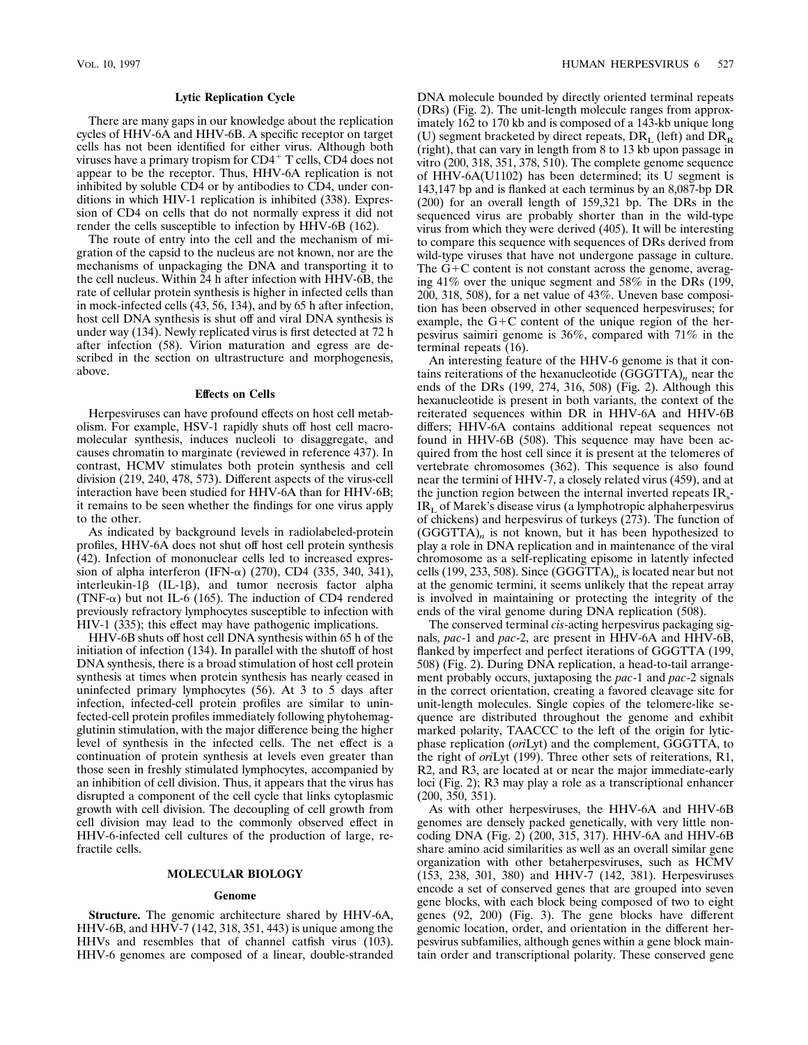### Lytic Replication Cycle

There are many gaps in our knowledge about the replication cycles of HHV-6A and HHV-6B. A specific receptor on target cells has not been identified for either virus. Although both viruses have a primary tropism for CD4$^+$ T cells, CD4 does not appear to be the receptor. Thus, HHV-6A replication is not inhibited by soluble CD4 or by antibodies to CD4, under conditions in which HIV-1 replication is inhibited (338). Expression of CD4 on cells that do not normally express it did not render the cells susceptible to infection by HHV-6B (162).

The route of entry into the cell and the mechanism of migration of the capsid to the nucleus are not known, nor are the mechanisms of unpackaging the DNA and transporting it to the cell nucleus. Within 24 h after infection with HHV-6B, the rate of cellular protein synthesis is higher in infected cells than in mock-infected cells (43, 56, 134), and by 65 h after infection, host cell DNA synthesis is shut off and viral DNA synthesis is under way (134). Newly replicated virus is first detected at 72 h after infection (58). Virion maturation and egress are described in the section on ultrastructure and morphogenesis, above.

### Effects on Cells

Herpesviruses can have profound effects on host cell metabolism. For example, HSV-1 rapidly shuts off host cell macromolecular synthesis, induces nucleoli to disaggregate, and causes chromatin to marginate (reviewed in reference 437). In contrast, HCMV stimulates both protein synthesis and cell division (219, 240, 478, 573). Different aspects of the virus-cell interaction have been studied for HHV-6A than for HHV-6B; it remains to be seen whether the findings for one virus apply to the other.

As indicated by background levels in radiolabeled-protein profiles, HHV-6A does not shut off host cell protein synthesis (42). Infection of mononuclear cells led to increased expression of alpha interferon (IFN-α) (270), CD4 (335, 340, 341), interleukin-1β (IL-1β), and tumor necrosis factor alpha (TNF-α) but not IL-6 (165). The induction of CD4 rendered previously refractory lymphocytes susceptible to infection with HIV-1 (335); this effect may have pathogenic implications.

HHV-6B shuts off host cell DNA synthesis within 65 h of the initiation of infection (134). In parallel with the shutoff of host DNA synthesis, there is a broad stimulation of host cell protein synthesis at times when protein synthesis has nearly ceased in uninfected primary lymphocytes (56). At 3 to 5 days after infection, infected-cell protein profiles are similar to uninfected-cell protein profiles immediately following phytohemagglutinin stimulation, with the major difference being the higher level of synthesis in the infected cells. The net effect is a continuation of protein synthesis at levels even greater than those seen in freshly stimulated lymphocytes, accompanied by an inhibition of cell division. Thus, it appears that the virus has disrupted a component of the cell cycle that links cytoplasmic growth with cell division. The decoupling of cell growth from cell division may lead to the commonly observed effect in HHV-6-infected cell cultures of the production of large, refractile cells.

## MOLECULAR BIOLOGY

### Genome

**Structure.** The genomic architecture shared by HHV-6A, HHV-6B, and HHV-7 (142, 318, 351, 443) is unique among the HHVs and resembles that of channel catfish virus (103). HHV-6 genomes are composed of a linear, double-stranded DNA molecule bounded by directly oriented terminal repeats (DRs) (Fig. 2). The unit-length molecule ranges from approximately 162 to 170 kb and is composed of a 143-kb unique long (U) segment bracketed by direct repeats, $DR_L$ (left) and $DR_R$ (right), that can vary in length from 8 to 13 kb upon passage in vitro (200, 318, 351, 378, 510). The complete genome sequence of HHV-6A(U1102) has been determined; its U segment is 143,147 bp and is flanked at each terminus by an 8,087-bp DR (200) for an overall length of 159,321 bp. The DRs in the sequenced virus are probably shorter than in the wild-type virus from which they were derived (405). It will be interesting to compare this sequence with sequences of DRs derived from wild-type viruses that have not undergone passage in culture. The G+C content is not constant across the genome, averaging 41% over the unique segment and 58% in the DRs (199, 200, 318, 508), for a net value of 43%. Uneven base composition has been observed in other sequenced herpesviruses; for example, the G+C content of the unique region of the herpesvirus saimiri genome is 36%, compared with 71% in the terminal repeats (16).

An interesting feature of the HHV-6 genome is that it contains reiterations of the hexanucleotide $(GGGTTA)_n$ near the ends of the DRs (199, 274, 316, 508) (Fig. 2). Although this hexanucleotide is present in both variants, the context of the reiterated sequences within DR in HHV-6A and HHV-6B differs; HHV-6A contains additional repeat sequences not found in HHV-6B (508). This sequence may have been acquired from the host cell since it is present at the telomeres of vertebrate chromosomes (362). This sequence is also found near the termini of HHV-7, a closely related virus (459), and at the junction region between the internal inverted repeats $IR_s$-$IR_L$ of Marek's disease virus (a lymphotropic alphaherpesvirus of chickens) and herpesvirus of turkeys (273). The function of $(GGGTTA)_n$ is not known, but it has been hypothesized to play a role in DNA replication and in maintenance of the viral chromosome as a self-replicating episome in latently infected cells (199, 233, 508). Since $(GGGTTA)_n$ is located near but not at the genomic termini, it seems unlikely that the repeat array is involved in maintaining or protecting the integrity of the ends of the viral genome during DNA replication (508).

The conserved terminal *cis*-acting herpesvirus packaging signals, *pac*-1 and *pac*-2, are present in HHV-6A and HHV-6B, flanked by imperfect and perfect iterations of GGGTTA (199, 508) (Fig. 2). During DNA replication, a head-to-tail arrangement probably occurs, juxtaposing the *pac*-1 and *pac*-2 signals in the correct orientation, creating a favored cleavage site for unit-length molecules. Single copies of the telomere-like sequence are distributed throughout the genome and exhibit marked polarity, TAACCC to the left of the origin for lytic-phase replication (*ori*Lyt) and the complement, GGGTTA, to the right of *ori*Lyt (199). Three other sets of reiterations, R1, R2, and R3, are located at or near the major immediate-early loci (Fig. 2); R3 may play a role as a transcriptional enhancer (200, 350, 351).

As with other herpesviruses, the HHV-6A and HHV-6B genomes are densely packed genetically, with very little non-coding DNA (Fig. 2) (200, 315, 317). HHV-6A and HHV-6B share amino acid similarities as well as an overall similar gene organization with other betaherpesviruses, such as HCMV (153, 238, 301, 380) and HHV-7 (142, 381). Herpesviruses encode a set of conserved genes that are grouped into seven gene blocks, with each block being composed of two to eight genes (92, 200) (Fig. 3). The gene blocks have different genomic location, order, and orientation in the different herpesvirus subfamilies, although genes within a gene block maintain order and transcriptional polarity. These conserved gene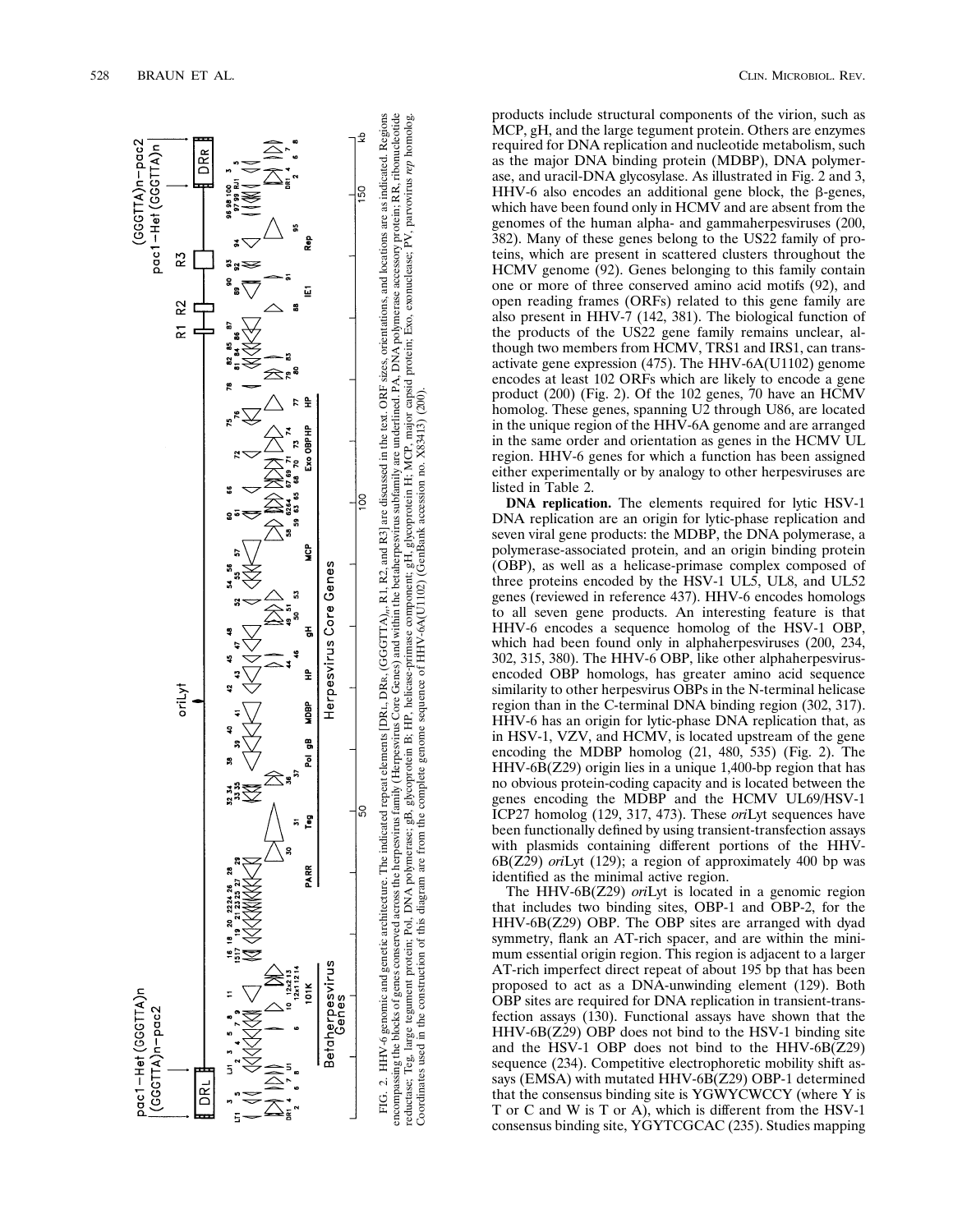FIG. 2. HHV-6 genomic and genetic architecture. The indicated repeat elements [DRL, DRR, (GGGTTA)n, R1, R2, and R3] are discussed in the text. ORF sizes, orientations, and locations are as indicated. Regions encompassing the blocks of genes conserved across the herpesvirus family (Herpesvirus Core Genes) and within the betaherpesvirus subfamily are underlined. PA, DNA polymerase accessory protein; RR, ribonucleotide reductase; Teg, large tegument protein; Pol, DNA polymerase; gB, glycoprotein B; HP, helicase-primase component; gH, glycoprotein H; MCP, major capsid protein; Exo, exonuclease; PV, parvovirus *rep* homolog. Coordinates used in the construction of this diagram are from the complete genome sequence of HHV-6A(U1102) (GenBank accession no. X83413) (200).

products include structural components of the virion, such as MCP, gH, and the large tegument protein. Others are enzymes required for DNA replication and nucleotide metabolism, such as the major DNA binding protein (MDBP), DNA polymerase, and uracil-DNA glycosylase. As illustrated in Fig. 2 and 3, HHV-6 also encodes an additional gene block, the β-genes, which have been found only in HCMV and are absent from the genomes of the human alpha- and gammaherpesviruses (200, 382). Many of these genes belong to the US22 family of proteins, which are present in scattered clusters throughout the HCMV genome (92). Genes belonging to this family contain one or more of three conserved amino acid motifs (92), and open reading frames (ORFs) related to this gene family are also present in HHV-7 (142, 381). The biological function of the products of the US22 gene family remains unclear, although two members from HCMV, TRS1 and IRS1, can transactivate gene expression (475). The HHV-6A(U1102) genome encodes at least 102 ORFs which are likely to encode a gene product (200) (Fig. 2). Of the 102 genes, 70 have an HCMV homolog. These genes, spanning U2 through U86, are located in the unique region of the HHV-6A genome and are arranged in the same order and orientation as genes in the HCMV UL region. HHV-6 genes for which a function has been assigned either experimentally or by analogy to other herpesviruses are listed in Table 2.

**DNA replication.** The elements required for lytic HSV-1 DNA replication are an origin for lytic-phase replication and seven viral gene products: the MDBP, the DNA polymerase, a polymerase-associated protein, and an origin binding protein (OBP), as well as a helicase-primase complex composed of three proteins encoded by the HSV-1 UL5, UL8, and UL52 genes (reviewed in reference 437). HHV-6 encodes homologs to all seven gene products. An interesting feature is that HHV-6 encodes a sequence homolog of the HSV-1 OBP, which had been found only in alphaherpesviruses (200, 234, 302, 315, 380). The HHV-6 OBP, like other alphaherpesvirus-encoded OBP homologs, has greater amino acid sequence similarity to other herpesvirus OBPs in the N-terminal helicase region than in the C-terminal DNA binding region (302, 317). HHV-6 has an origin for lytic-phase DNA replication that, as in HSV-1, VZV, and HCMV, is located upstream of the gene encoding the MDBP homolog (21, 480, 535) (Fig. 2). The HHV-6B(Z29) origin lies in a unique 1,400-bp region that has no obvious protein-coding capacity and is located between the genes encoding the MDBP and the HCMV UL69/HSV-1 ICP27 homolog (129, 317, 473). These *ori*Lyt sequences have been functionally defined by using transient-transfection assays with plasmids containing different portions of the HHV-6B(Z29) *ori*Lyt (129); a region of approximately 400 bp was identified as the minimal active region.

The HHV-6B(Z29) *ori*Lyt is located in a genomic region that includes two binding sites, OBP-1 and OBP-2, for the HHV-6B(Z29) OBP. The OBP sites are arranged with dyad symmetry, flank an AT-rich spacer, and are within the minimum essential origin region. This region is adjacent to a larger AT-rich imperfect direct repeat of about 195 bp that has been proposed to act as a DNA-unwinding element (129). Both OBP sites are required for DNA replication in transient-transfection assays (130). Functional assays have shown that the HHV-6B(Z29) OBP does not bind to the HSV-1 binding site and the HSV-1 OBP does not bind to the HHV-6B(Z29) sequence (234). Competitive electrophoretic mobility shift assays (EMSA) with mutated HHV-6B(Z29) OBP-1 determined that the consensus binding site is YGWYCWCCY (where Y is T or C and W is T or A), which is different from the HSV-1 consensus binding site, YGYTCGCAC (235). Studies mapping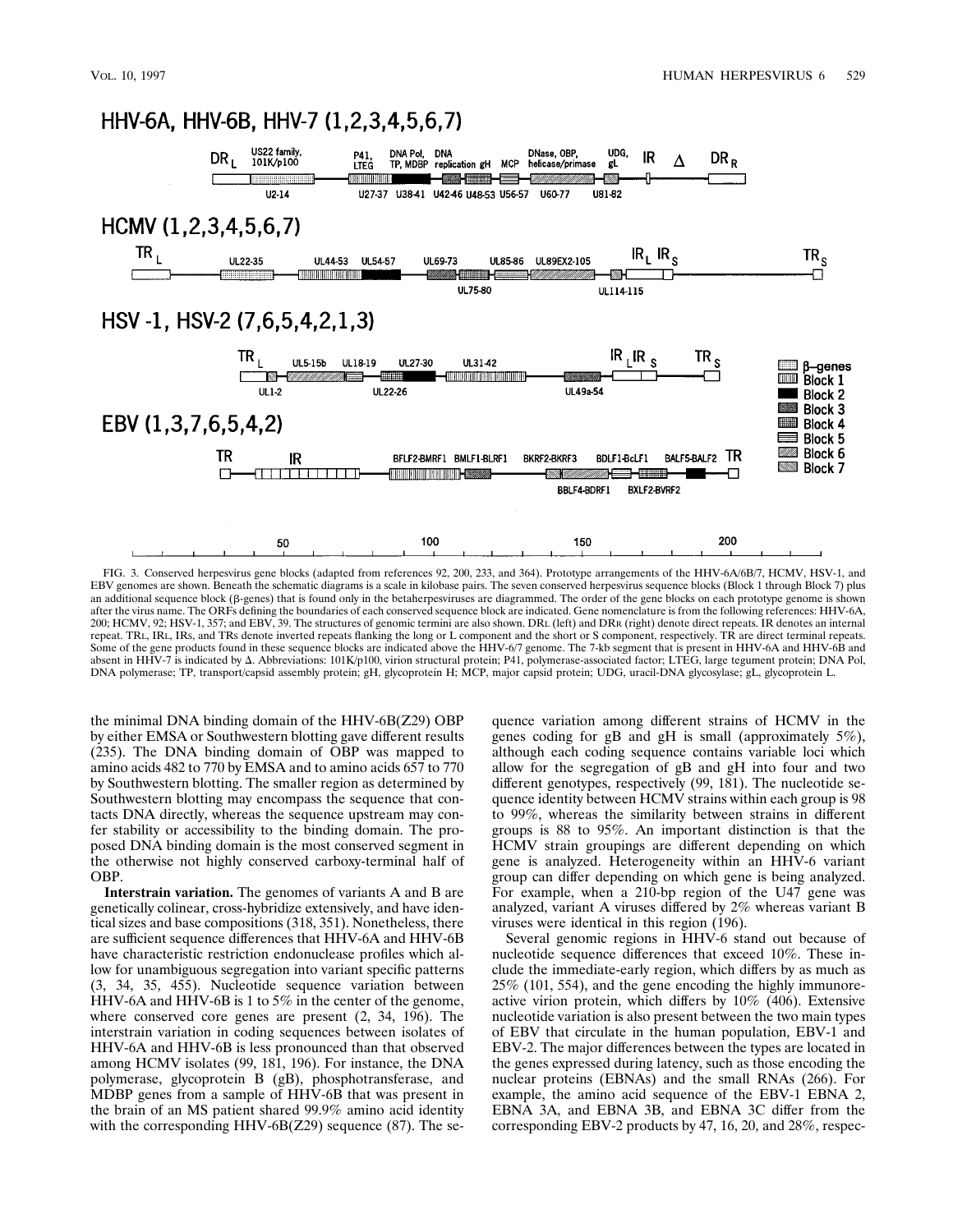FIG. 3. Conserved herpesvirus gene blocks (adapted from references 92, 200, 233, and 364). Prototype arrangements of the HHV-6A/6B/7, HCMV, HSV-1, and EBV genomes are shown. Beneath the schematic diagrams is a scale in kilobase pairs. The seven conserved herpesvirus sequence blocks (Block 1 through Block 7) plus an additional sequence block (β-genes) that is found only in the betaherpesviruses are diagrammed. The order of the gene blocks on each prototype genome is shown after the virus name. The ORFs defining the boundaries of each conserved sequence block are indicated. Gene nomenclature is from the following references: HHV-6A, 200; HCMV, 92; HSV-1, 357; and EBV, 39. The structures of genomic termini are also shown. DRL (left) and DRR (right) denote direct repeats. IR denotes an internal repeat. TRL, IRL, IRS, and TRS denote inverted repeats flanking the long or L component and the short or S component, respectively. TR are direct terminal repeats. Some of the gene products found in these sequence blocks are indicated above the HHV-6/7 genome. The 7-kb segment that is present in HHV-6A and HHV-6B and absent in HHV-7 is indicated by Δ. Abbreviations: 101K/p100, virion structural protein; P41, polymerase-associated factor; LTEG, large tegument protein; DNA Pol, DNA polymerase; TP, transport/capsid assembly protein; gH, glycoprotein H; MCP, major capsid protein; UDG, uracil-DNA glycosylase; gL, glycoprotein L.

the minimal DNA binding domain of the HHV-6B(Z29) OBP by either EMSA or Southwestern blotting gave different results (235). The DNA binding domain of OBP was mapped to amino acids 482 to 770 by EMSA and to amino acids 657 to 770 by Southwestern blotting. The smaller region as determined by Southwestern blotting may encompass the sequence that contacts DNA directly, whereas the sequence upstream may confer stability or accessibility to the binding domain. The proposed DNA binding domain is the most conserved segment in the otherwise not highly conserved carboxy-terminal half of OBP.

**Interstrain variation.** The genomes of variants A and B are genetically colinear, cross-hybridize extensively, and have identical sizes and base compositions (318, 351). Nonetheless, there are sufficient sequence differences that HHV-6A and HHV-6B have characteristic restriction endonuclease profiles which allow for unambiguous segregation into variant specific patterns (3, 34, 35, 455). Nucleotide sequence variation between HHV-6A and HHV-6B is 1 to 5% in the center of the genome, where conserved core genes are present (2, 34, 196). The interstrain variation in coding sequences between isolates of HHV-6A and HHV-6B is less pronounced than that observed among HCMV isolates (99, 181, 196). For instance, the DNA polymerase, glycoprotein B (gB), phosphotransferase, and MDBP genes from a sample of HHV-6B that was present in the brain of an MS patient shared 99.9% amino acid identity with the corresponding HHV-6B(Z29) sequence (87). The sequence variation among different strains of HCMV in the genes coding for gB and gH is small (approximately 5%), although each coding sequence contains variable loci which allow for the segregation of gB and gH into four and two different genotypes, respectively (99, 181). The nucleotide sequence identity between HCMV strains within each group is 98 to 99%, whereas the similarity between strains in different groups is 88 to 95%. An important distinction is that the HCMV strain groupings are different depending on which gene is analyzed. Heterogeneity within an HHV-6 variant group can differ depending on which gene is being analyzed. For example, when a 210-bp region of the U47 gene was analyzed, variant A viruses differed by 2% whereas variant B viruses were identical in this region (196).

Several genomic regions in HHV-6 stand out because of nucleotide sequence differences that exceed 10%. These include the immediate-early region, which differs by as much as 25% (101, 554), and the gene encoding the highly immunoreactive virion protein, which differs by 10% (406). Extensive nucleotide variation is also present between the two main types of EBV that circulate in the human population, EBV-1 and EBV-2. The major differences between the types are located in the genes expressed during latency, such as those encoding the nuclear proteins (EBNAs) and the small RNAs (266). For example, the amino acid sequence of the EBV-1 EBNA 2, EBNA 3A, and EBNA 3B, and EBNA 3C differ from the corresponding EBV-2 products by 47, 16, 20, and 28%, respec-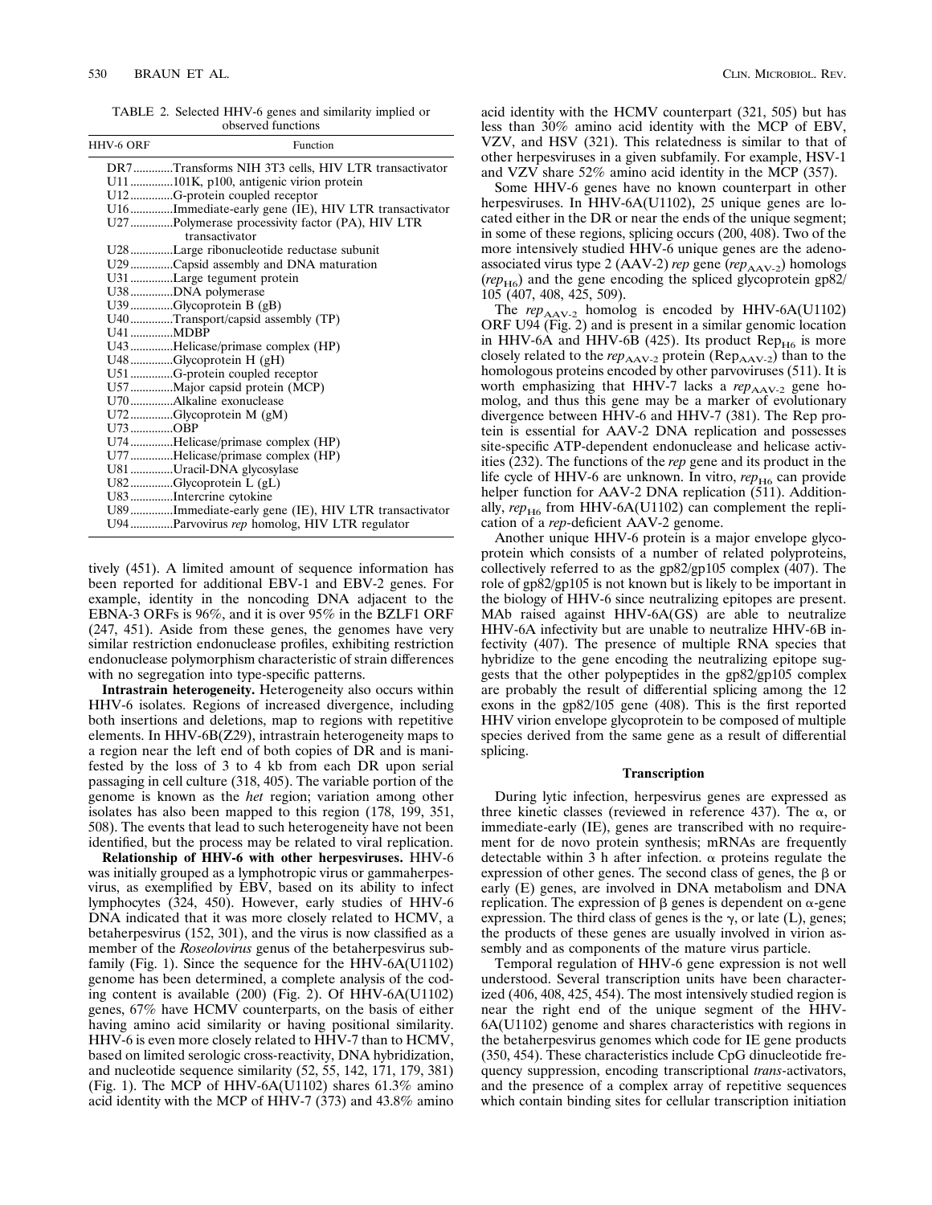TABLE 2. Selected HHV-6 genes and similarity implied or observed functions

| HHV-6 ORF | Function |
|---|---|
| DR7 | Transforms NIH 3T3 cells, HIV LTR transactivator |
| U11 | 101K, p100, antigenic virion protein |
| U12 | G-protein coupled receptor |
| U16 | Immediate-early gene (IE), HIV LTR transactivator |
| U27 | Polymerase processivity factor (PA), HIV LTR transactivator |
| U28 | Large ribonucleotide reductase subunit |
| U29 | Capsid assembly and DNA maturation |
| U31 | Large tegument protein |
| U38 | DNA polymerase |
| U39 | Glycoprotein B (gB) |
| U40 | Transport/capsid assembly (TP) |
| U41 | MDBP |
| U43 | Helicase/primase complex (HP) |
| U48 | Glycoprotein H (gH) |
| U51 | G-protein coupled receptor |
| U57 | Major capsid protein (MCP) |
| U70 | Alkaline exonuclease |
| U72 | Glycoprotein M (gM) |
| U73 | OBP |
| U74 | Helicase/primase complex (HP) |
| U77 | Helicase/primase complex (HP) |
| U81 | Uracil-DNA glycosylase |
| U82 | Glycoprotein L (gL) |
| U83 | Intercrine cytokine |
| U89 | Immediate-early gene (IE), HIV LTR transactivator |
| U94 | Parvovirus *rep* homolog, HIV LTR regulator |

tively (451). A limited amount of sequence information has been reported for additional EBV-1 and EBV-2 genes. For example, identity in the noncoding DNA adjacent to the EBNA-3 ORFs is 96%, and it is over 95% in the BZLF1 ORF (247, 451). Aside from these genes, the genomes have very similar restriction endonuclease profiles, exhibiting restriction endonuclease polymorphism characteristic of strain differences with no segregation into type-specific patterns.

**Intrastrain heterogeneity.** Heterogeneity also occurs within HHV-6 isolates. Regions of increased divergence, including both insertions and deletions, map to regions with repetitive elements. In HHV-6B(Z29), intrastrain heterogeneity maps to a region near the left end of both copies of DR and is manifested by the loss of 3 to 4 kb from each DR upon serial passaging in cell culture (318, 405). The variable portion of the genome is known as the *het* region; variation among other isolates has also been mapped to this region (178, 199, 351, 508). The events that lead to such heterogeneity have not been identified, but the process may be related to viral replication.

**Relationship of HHV-6 with other herpesviruses.** HHV-6 was initially grouped as a lymphotropic virus or gammaherpesvirus, as exemplified by EBV, based on its ability to infect lymphocytes (324, 450). However, early studies of HHV-6 DNA indicated that it was more closely related to HCMV, a betaherpesvirus (152, 301), and the virus is now classified as a member of the *Roseolovirus* genus of the betaherpesvirus subfamily (Fig. 1). Since the sequence for the HHV-6A(U1102) genome has been determined, a complete analysis of the coding content is available (200) (Fig. 2). Of HHV-6A(U1102) genes, 67% have HCMV counterparts, on the basis of either having amino acid similarity or having positional similarity. HHV-6 is even more closely related to HHV-7 than to HCMV, based on limited serologic cross-reactivity, DNA hybridization, and nucleotide sequence similarity (52, 55, 142, 171, 179, 381) (Fig. 1). The MCP of HHV-6A(U1102) shares 61.3% amino acid identity with the MCP of HHV-7 (373) and 43.8% amino acid identity with the HCMV counterpart (321, 505) but has less than 30% amino acid identity with the MCP of EBV, VZV, and HSV (321). This relatedness is similar to that of other herpesviruses in a given subfamily. For example, HSV-1 and VZV share 52% amino acid identity in the MCP (357).

Some HHV-6 genes have no known counterpart in other herpesviruses. In HHV-6A(U1102), 25 unique genes are located either in the DR or near the ends of the unique segment; in some of these regions, splicing occurs (200, 408). Two of the more intensively studied HHV-6 unique genes are the adeno-associated virus type 2 (AAV-2) *rep* gene ($rep_{AAV-2}$) homologs ($rep_{H6}$) and the gene encoding the spliced glycoprotein gp82/105 (407, 408, 425, 509).

The $rep_{AAV-2}$ homolog is encoded by HHV-6A(U1102) ORF U94 (Fig. 2) and is present in a similar genomic location in HHV-6A and HHV-6B (425). Its product $Rep_{H6}$ is more closely related to the $rep_{AAV-2}$ protein ($Rep_{AAV-2}$) than to the homologous proteins encoded by other parvoviruses (511). It is worth emphasizing that HHV-7 lacks a $rep_{AAV-2}$ gene homolog, and thus this gene may be a marker of evolutionary divergence between HHV-6 and HHV-7 (381). The Rep protein is essential for AAV-2 DNA replication and possesses site-specific ATP-dependent endonuclease and helicase activities (232). The functions of the *rep* gene and its product in the life cycle of HHV-6 are unknown. In vitro, $rep_{H6}$ can provide helper function for AAV-2 DNA replication (511). Additionally, $rep_{H6}$ from HHV-6A(U1102) can complement the replication of a *rep*-deficient AAV-2 genome.

Another unique HHV-6 protein is a major envelope glycoprotein which consists of a number of related polyproteins, collectively referred to as the gp82/gp105 complex (407). The role of gp82/gp105 is not known but is likely to be important in the biology of HHV-6 since neutralizing epitopes are present. MAb raised against HHV-6A(GS) are able to neutralize HHV-6A infectivity but are unable to neutralize HHV-6B infectivity (407). The presence of multiple RNA species that hybridize to the gene encoding the neutralizing epitope suggests that the other polypeptides in the gp82/gp105 complex are probably the result of differential splicing among the 12 exons in the gp82/105 gene (408). This is the first reported HHV virion envelope glycoprotein to be composed of multiple species derived from the same gene as a result of differential splicing.

### Transcription

During lytic infection, herpesvirus genes are expressed as three kinetic classes (reviewed in reference 437). The α, or immediate-early (IE), genes are transcribed with no requirement for de novo protein synthesis; mRNAs are frequently detectable within 3 h after infection. α proteins regulate the expression of other genes. The second class of genes, the β or early (E) genes, are involved in DNA metabolism and DNA replication. The expression of β genes is dependent on α-gene expression. The third class of genes is the γ, or late (L), genes; the products of these genes are usually involved in virion assembly and as components of the mature virus particle.

Temporal regulation of HHV-6 gene expression is not well understood. Several transcription units have been characterized (406, 408, 425, 454). The most intensively studied region is near the right end of the unique segment of the HHV-6A(U1102) genome and shares characteristics with regions in the betaherpesvirus genomes which code for IE gene products (350, 454). These characteristics include CpG dinucleotide frequency suppression, encoding transcriptional *trans*-activators, and the presence of a complex array of repetitive sequences which contain binding sites for cellular transcription initiation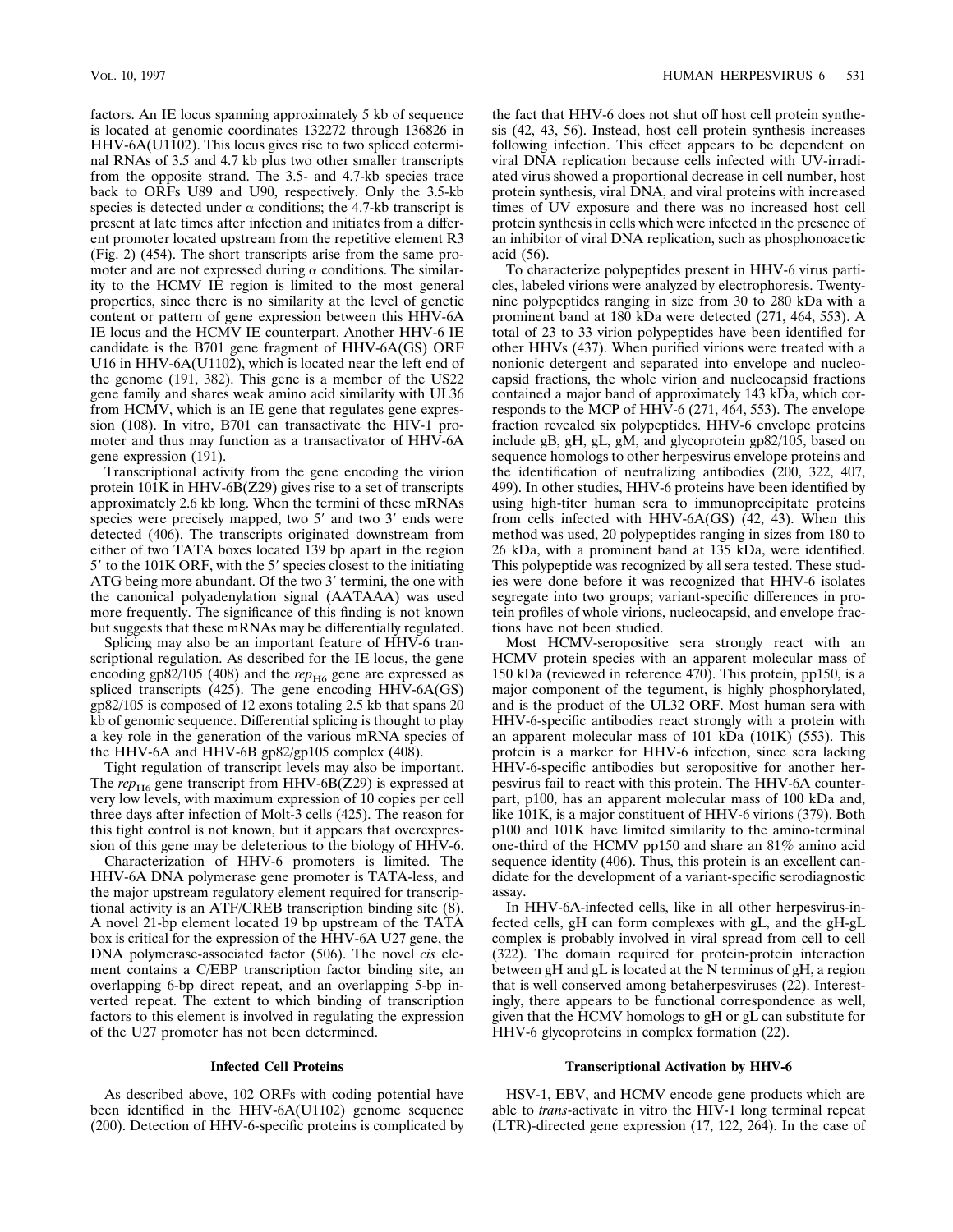factors. An IE locus spanning approximately 5 kb of sequence is located at genomic coordinates 132272 through 136826 in HHV-6A(U1102). This locus gives rise to two spliced coterminal RNAs of 3.5 and 4.7 kb plus two other smaller transcripts from the opposite strand. The 3.5- and 4.7-kb species trace back to ORFs U89 and U90, respectively. Only the 3.5-kb species is detected under $\alpha$ conditions; the 4.7-kb transcript is present at late times after infection and initiates from a different promoter located upstream from the repetitive element R3 (Fig. 2) (454). The short transcripts arise from the same promoter and are not expressed during $\alpha$ conditions. The similarity to the HCMV IE region is limited to the most general properties, since there is no similarity at the level of genetic content or pattern of gene expression between this HHV-6A IE locus and the HCMV IE counterpart. Another HHV-6 IE candidate is the B701 gene fragment of HHV-6A(GS) ORF U16 in HHV-6A(U1102), which is located near the left end of the genome (191, 382). This gene is a member of the US22 gene family and shares weak amino acid similarity with UL36 from HCMV, which is an IE gene that regulates gene expression (108). In vitro, B701 can transactivate the HIV-1 promoter and thus may function as a transactivator of HHV-6A gene expression (191).

Transcriptional activity from the gene encoding the virion protein 101K in HHV-6B(Z29) gives rise to a set of transcripts approximately 2.6 kb long. When the termini of these mRNAs species were precisely mapped, two 5′ and two 3′ ends were detected (406). The transcripts originated downstream from either of two TATA boxes located 139 bp apart in the region 5′ to the 101K ORF, with the 5′ species closest to the initiating ATG being more abundant. Of the two 3′ termini, the one with the canonical polyadenylation signal (AATAAA) was used more frequently. The significance of this finding is not known but suggests that these mRNAs may be differentially regulated.

Splicing may also be an important feature of HHV-6 transcriptional regulation. As described for the IE locus, the gene encoding gp82/105 and the $rep_{H6}$ gene are expressed as spliced transcripts (425). The gene encoding HHV-6A(GS) gp82/105 is composed of 12 exons totaling 2.5 kb that spans 20 kb of genomic sequence. Differential splicing is thought to play a key role in the generation of the various mRNA species of the HHV-6A and HHV-6B gp82/gp105 complex (408).

Tight regulation of transcript levels may also be important. The $rep_{H6}$ gene transcript from HHV-6B(Z29) is expressed at very low levels, with maximum expression of 10 copies per cell three days after infection of Molt-3 cells (425). The reason for this tight control is not known, but it appears that overexpression of this gene may be deleterious to the biology of HHV-6.

Characterization of HHV-6 promoters is limited. The HHV-6A DNA polymerase gene promoter is TATA-less, and the major upstream regulatory element required for transcriptional activity is an ATF/CREB transcription binding site (8). A novel 21-bp element located 19 bp upstream of the TATA box is critical for the expression of the HHV-6A U27 gene, the DNA polymerase-associated factor (506). The novel *cis* element contains a C/EBP transcription factor binding site, an overlapping 6-bp direct repeat, and an overlapping 5-bp inverted repeat. The extent to which binding of transcription factors to this element is involved in regulating the expression of the U27 promoter has not been determined.

### Infected Cell Proteins

As described above, 102 ORFs with coding potential have been identified in the HHV-6A(U1102) genome sequence (200). Detection of HHV-6-specific proteins is complicated by the fact that HHV-6 does not shut off host cell protein synthesis (42, 43, 56). Instead, host cell protein synthesis increases following infection. This effect appears to be dependent on viral DNA replication because cells infected with UV-irradiated virus showed a proportional decrease in cell number, host protein synthesis, viral DNA, and viral proteins with increased times of UV exposure and there was no increased host cell protein synthesis in cells which were infected in the presence of an inhibitor of viral DNA replication, such as phosphonoacetic acid (56).

To characterize polypeptides present in HHV-6 virus particles, labeled virions were analyzed by electrophoresis. Twenty-nine polypeptides ranging in size from 30 to 280 kDa with a prominent band at 180 kDa were detected (271, 464, 553). A total of 23 to 33 virion polypeptides have been identified for other HHVs (437). When purified virions were treated with a nonionic detergent and separated into envelope and nucleocapsid fractions, the whole virion and nucleocapsid fractions contained a major band of approximately 143 kDa, which corresponds to the MCP of HHV-6 (271, 464, 553). The envelope fraction revealed six polypeptides. HHV-6 envelope proteins include gB, gH, gL, gM, and glycoprotein gp82/105, based on sequence homologs to other herpesvirus envelope proteins and the identification of neutralizing antibodies (200, 322, 407, 499). In other studies, HHV-6 proteins have been identified by using high-titer human sera to immunoprecipitate proteins from cells infected with HHV-6A(GS) (42, 43). When this method was used, 20 polypeptides ranging in sizes from 180 to 26 kDa, with a prominent band at 135 kDa, were identified. This polypeptide was recognized by all sera tested. These studies were done before it was recognized that HHV-6 isolates segregate into two groups; variant-specific differences in protein profiles of whole virions, nucleocapsid, and envelope fractions have not been studied.

Most HCMV-seropositive sera strongly react with an HCMV protein species with an apparent molecular mass of 150 kDa (reviewed in reference 470). This protein, pp150, is a major component of the tegument, is highly phosphorylated, and is the product of the UL32 ORF. Most human sera with HHV-6-specific antibodies react strongly with a protein with an apparent molecular mass of 101 kDa (101K) (553). This protein is a marker for HHV-6 infection, since sera lacking HHV-6-specific antibodies but seropositive for another herpesvirus fail to react with this protein. The HHV-6A counterpart, p100, has an apparent molecular mass of 100 kDa and, like 101K, is a major constituent of HHV-6 virions (379). Both p100 and 101K have limited similarity to the amino-terminal one-third of the HCMV pp150 and share an 81% amino acid sequence identity (406). Thus, this protein is an excellent candidate for the development of a variant-specific serodiagnostic assay.

In HHV-6A-infected cells, like in all other herpesvirus-infected cells, gH can form complexes with gL, and the gH-gL complex is probably involved in viral spread from cell to cell (322). The domain required for protein-protein interaction between gH and gL is located at the N terminus of gH, a region that is well conserved among betaherpesviruses (22). Interestingly, there appears to be functional correspondence as well, given that the HCMV homologs to gH or gL can substitute for HHV-6 glycoproteins in complex formation (22).

### Transcriptional Activation by HHV-6

HSV-1, EBV, and HCMV encode gene products which are able to *trans*-activate in vitro the HIV-1 long terminal repeat (LTR)-directed gene expression (17, 122, 264). In the case of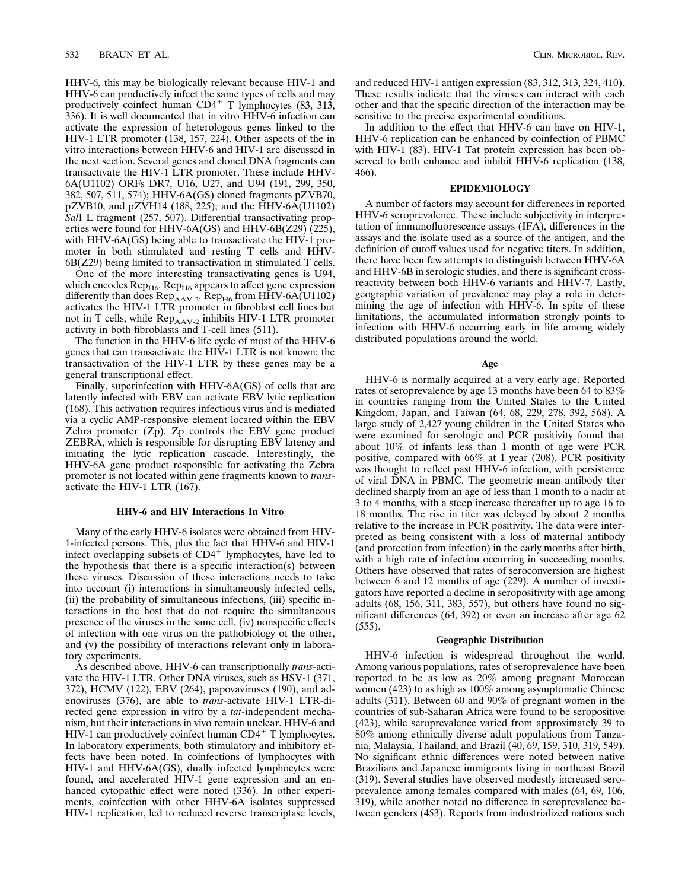HHV-6, this may be biologically relevant because HIV-1 and HHV-6 can productively infect the same types of cells and may productively coinfect human $CD4^+$ T lymphocytes (83, 313, 336). It is well documented that in vitro HHV-6 infection can activate the expression of heterologous genes linked to the HIV-1 LTR promoter (138, 157, 224). Other aspects of the in vitro interactions between HHV-6 and HIV-1 are discussed in the next section. Several genes and cloned DNA fragments can transactivate the HIV-1 LTR promoter. These include HHV-6A(U1102) ORFs DR7, U16, U27, and U94 (191, 299, 350, 382, 507, 511, 574); HHV-6A(GS) cloned fragments pZVB70, pZVB10, and pZVH14 (188, 225); and the HHV-6A(U1102) *Sal*I L fragment (257, 507). Differential transactivating properties were found for HHV-6A(GS) and HHV-6B(Z29) (225), with HHV-6A(GS) being able to transactivate the HIV-1 promoter in both stimulated and resting T cells and HHV-6B(Z29) being limited to transactivation in stimulated T cells.

One of the more interesting transactivating genes is U94, which encodes $Rep_{H6}$. $Rep_{H6}$ appears to affect gene expression differently than does $Rep_{AAV\text{-}2}$. $Rep_{H6}$ from HHV-6A(U1102) activates the HIV-1 LTR promoter in fibroblast cell lines but not in T cells, while $Rep_{AAV\text{-}2}$ inhibits HIV-1 LTR promoter activity in both fibroblasts and T-cell lines (511).

The function in the HHV-6 life cycle of most of the HHV-6 genes that can transactivate the HIV-1 LTR is not known; the transactivation of the HIV-1 LTR by these genes may be a general transcriptional effect.

Finally, superinfection with HHV-6A(GS) of cells that are latently infected with EBV can activate EBV lytic replication (168). This activation requires infectious virus and is mediated via a cyclic AMP-responsive element located within the EBV Zebra promoter (Zp). Zp controls the EBV gene product ZEBRA, which is responsible for disrupting EBV latency and initiating the lytic replication cascade. Interestingly, the HHV-6A gene product responsible for activating the Zebra promoter is not located within gene fragments known to *trans*-activate the HIV-1 LTR (167).

### HHV-6 and HIV Interactions In Vitro

Many of the early HHV-6 isolates were obtained from HIV-1-infected persons. This, plus the fact that HHV-6 and HIV-1 infect overlapping subsets of $CD4^+$ lymphocytes, have led to the hypothesis that there is a specific interaction(s) between these viruses. Discussion of these interactions needs to take into account (i) interactions in simultaneously infected cells, (ii) the probability of simultaneous infections, (iii) specific interactions in the host that do not require the simultaneous presence of the viruses in the same cell, (iv) nonspecific effects of infection with one virus on the pathobiology of the other, and (v) the possibility of interactions relevant only in laboratory experiments.

As described above, HHV-6 can transcriptionally *trans*-activate the HIV-1 LTR. Other DNA viruses, such as HSV-1 (371, 372), HCMV (122), EBV (264), papovaviruses (190), and adenoviruses (376), are able to *trans*-activate HIV-1 LTR-directed gene expression in vitro by a *tat*-independent mechanism, but their interactions in vivo remain unclear. HHV-6 and HIV-1 can productively coinfect human $CD4^+$ T lymphocytes. In laboratory experiments, both stimulatory and inhibitory effects have been noted. In coinfections of lymphocytes with HIV-1 and HHV-6A(GS), dually infected lymphocytes were found, and accelerated HIV-1 gene expression and an enhanced cytopathic effect were noted (336). In other experiments, coinfection with other HHV-6A isolates suppressed HIV-1 replication, led to reduced reverse transcriptase levels, and reduced HIV-1 antigen expression (83, 312, 313, 324, 410). These results indicate that the viruses can interact with each other and that the specific direction of the interaction may be sensitive to the precise experimental conditions.

In addition to the effect that HHV-6 can have on HIV-1, HHV-6 replication can be enhanced by coinfection of PBMC with HIV-1 (83). HIV-1 Tat protein expression has been observed to both enhance and inhibit HHV-6 replication (138, 466).

## EPIDEMIOLOGY

A number of factors may account for differences in reported HHV-6 seroprevalence. These include subjectivity in interpretation of immunofluorescence assays (IFA), differences in the assays and the isolate used as a source of the antigen, and the definition of cutoff values used for negative titers. In addition, there have been few attempts to distinguish between HHV-6A and HHV-6B in serologic studies, and there is significant cross-reactivity between both HHV-6 variants and HHV-7. Lastly, geographic variation of prevalence may play a role in determining the age of infection with HHV-6. In spite of these limitations, the accumulated information strongly points to infection with HHV-6 occurring early in life among widely distributed populations around the world.

### Age

HHV-6 is normally acquired at a very early age. Reported rates of seroprevalence by age 13 months have been 64 to 83% in countries ranging from the United States to the United Kingdom, Japan, and Taiwan (64, 68, 229, 278, 392, 568). A large study of 2,427 young children in the United States who were examined for serologic and PCR positivity found that about 10% of infants less than 1 month of age were PCR positive, compared with 66% at 1 year (208). PCR positivity was thought to reflect past HHV-6 infection, with persistence of viral DNA in PBMC. The geometric mean antibody titer declined sharply from an age of less than 1 month to a nadir at 3 to 4 months, with a steep increase thereafter up to age 16 to 18 months. The rise in titer was delayed by about 2 months relative to the increase in PCR positivity. The data were interpreted as being consistent with a loss of maternal antibody (and protection from infection) in the early months after birth, with a high rate of infection occurring in succeeding months. Others have observed that rates of seroconversion are highest between 6 and 12 months of age (229). A number of investigators have reported a decline in seropositivity with age among adults (68, 156, 311, 383, 557), but others have found no significant differences (64, 392) or even an increase after age 62 (555).

### Geographic Distribution

HHV-6 infection is widespread throughout the world. Among various populations, rates of seroprevalence have been reported to be as low as 20% among pregnant Moroccan women (423) to as high as 100% among asymptomatic Chinese adults (311). Between 60 and 90% of pregnant women in the countries of sub-Saharan Africa were found to be seropositive (423), while seroprevalence varied from approximately 39 to 80% among ethnically diverse adult populations from Tanzania, Malaysia, Thailand, and Brazil (40, 69, 159, 310, 319, 549). No significant ethnic differences were noted between native Brazilians and Japanese immigrants living in northeast Brazil (319). Several studies have observed modestly increased seroprevalence among females compared with males (64, 69, 106, 319), while another noted no difference in seroprevalence between genders (453). Reports from industrialized nations such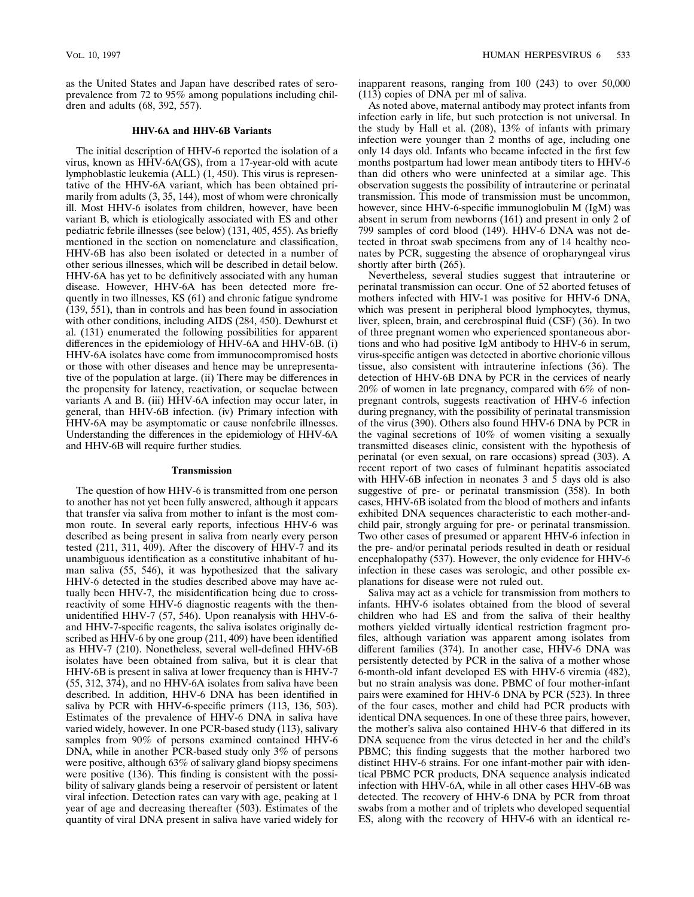as the United States and Japan have described rates of seroprevalence from 72 to 95% among populations including children and adults (68, 392, 557).

### HHV-6A and HHV-6B Variants

The initial description of HHV-6 reported the isolation of a virus, known as HHV-6A(GS), from a 17-year-old with acute lymphoblastic leukemia (ALL) (1, 450). This virus is representative of the HHV-6A variant, which has been obtained primarily from adults (3, 35, 144), most of whom were chronically ill. Most HHV-6 isolates from children, however, have been variant B, which is etiologically associated with ES and other pediatric febrile illnesses (see below) (131, 405, 455). As briefly mentioned in the section on nomenclature and classification, HHV-6B has also been isolated or detected in a number of other serious illnesses, which will be described in detail below. HHV-6A has yet to be definitively associated with any human disease. However, HHV-6A has been detected more frequently in two illnesses, KS (61) and chronic fatigue syndrome (139, 551), than in controls and has been found in association with other conditions, including AIDS (284, 450). Dewhurst et al. (131) enumerated the following possibilities for apparent differences in the epidemiology of HHV-6A and HHV-6B. (i) HHV-6A isolates have come from immunocompromised hosts or those with other diseases and hence may be unrepresentative of the population at large. (ii) There may be differences in the propensity for latency, reactivation, or sequelae between variants A and B. (iii) HHV-6A infection may occur later, in general, than HHV-6B infection. (iv) Primary infection with HHV-6A may be asymptomatic or cause nonfebrile illnesses. Understanding the differences in the epidemiology of HHV-6A and HHV-6B will require further studies.

### Transmission

The question of how HHV-6 is transmitted from one person to another has not yet been fully answered, although it appears that transfer via saliva from mother to infant is the most common route. In several early reports, infectious HHV-6 was described as being present in saliva from nearly every person tested (211, 311, 409). After the discovery of HHV-7 and its unambiguous identification as a constitutive inhabitant of human saliva (55, 546), it was hypothesized that the salivary HHV-6 detected in the studies described above may have actually been HHV-7, the misidentification being due to cross-reactivity of some HHV-6 diagnostic reagents with the then-unidentified HHV-7 (57, 546). Upon reanalysis with HHV-6- and HHV-7-specific reagents, the saliva isolates originally described as HHV-6 by one group (211, 409) have been identified as HHV-7 (210). Nonetheless, several well-defined HHV-6B isolates have been obtained from saliva, but it is clear that HHV-6B is present in saliva at lower frequency than is HHV-7 (55, 312, 374), and no HHV-6A isolates from saliva have been described. In addition, HHV-6 DNA has been identified in saliva by PCR with HHV-6-specific primers (113, 136, 503). Estimates of the prevalence of HHV-6 DNA in saliva have varied widely, however. In one PCR-based study (113), salivary samples from 90% of persons examined contained HHV-6 DNA, while in another PCR-based study only 3% of persons were positive, although 63% of salivary gland biopsy specimens were positive (136). This finding is consistent with the possibility of salivary glands being a reservoir of persistent or latent viral infection. Detection rates can vary with age, peaking at 1 year of age and decreasing thereafter (503). Estimates of the quantity of viral DNA present in saliva have varied widely for inapparent reasons, ranging from 100 (243) to over 50,000 (113) copies of DNA per ml of saliva.

As noted above, maternal antibody may protect infants from infection early in life, but such protection is not universal. In the study by Hall et al. (208), 13% of infants with primary infection were younger than 2 months of age, including one only 14 days old. Infants who became infected in the first few months postpartum had lower mean antibody titers to HHV-6 than did others who were uninfected at a similar age. This observation suggests the possibility of intrauterine or perinatal transmission. This mode of transmission must be uncommon, however, since HHV-6-specific immunoglobulin M (IgM) was absent in serum from newborns (161) and present in only 2 of 799 samples of cord blood (149). HHV-6 DNA was not detected in throat swab specimens from any of 14 healthy neonates by PCR, suggesting the absence of oropharyngeal virus shortly after birth (265).

Nevertheless, several studies suggest that intrauterine or perinatal transmission can occur. One of 52 aborted fetuses of mothers infected with HIV-1 was positive for HHV-6 DNA, which was present in peripheral blood lymphocytes, thymus, liver, spleen, brain, and cerebrospinal fluid (CSF) (36). In two of three pregnant women who experienced spontaneous abortions and who had positive IgM antibody to HHV-6 in serum, virus-specific antigen was detected in abortive chorionic villous tissue, also consistent with intrauterine infections (36). The detection of HHV-6B DNA by PCR in the cervices of nearly 20% of women in late pregnancy, compared with 6% of nonpregnant controls, suggests reactivation of HHV-6 infection during pregnancy, with the possibility of perinatal transmission of the virus (390). Others also found HHV-6 DNA by PCR in the vaginal secretions of 10% of women visiting a sexually transmitted diseases clinic, consistent with the hypothesis of perinatal (or even sexual, on rare occasions) spread (303). A recent report of two cases of fulminant hepatitis associated with HHV-6B infection in neonates 3 and 5 days old is also suggestive of pre- or perinatal transmission (358). In both cases, HHV-6B isolated from the blood of mothers and infants exhibited DNA sequences characteristic to each mother-and-child pair, strongly arguing for pre- or perinatal transmission. Two other cases of presumed or apparent HHV-6 infection in the pre- and/or perinatal periods resulted in death or residual encephalopathy (537). However, the only evidence for HHV-6 infection in these cases was serologic, and other possible explanations for disease were not ruled out.

Saliva may act as a vehicle for transmission from mothers to infants. HHV-6 isolates obtained from the blood of several children who had ES and from the saliva of their healthy mothers yielded virtually identical restriction fragment profiles, although variation was apparent among isolates from different families (374). In another case, HHV-6 DNA was persistently detected by PCR in the saliva of a mother whose 6-month-old infant developed ES with HHV-6 viremia (482), but no strain analysis was done. PBMC of four mother-infant pairs were examined for HHV-6 DNA by PCR (523). In three of the four cases, mother and child had PCR products with identical DNA sequences. In one of these three pairs, however, the mother's saliva also contained HHV-6 that differed in its DNA sequence from the virus detected in her and the child's PBMC; this finding suggests that the mother harbored two distinct HHV-6 strains. For one infant-mother pair with identical PBMC PCR products, DNA sequence analysis indicated infection with HHV-6A, while in all other cases HHV-6B was detected. The recovery of HHV-6 DNA by PCR from throat swabs from a mother and of triplets who developed sequential ES, along with the recovery of HHV-6 with an identical re-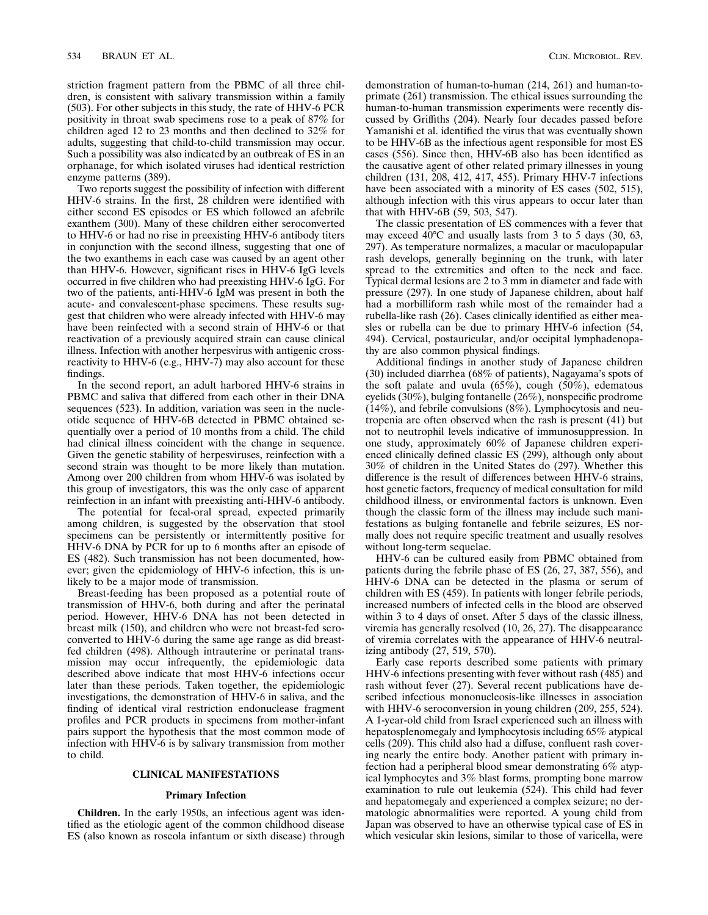striction fragment pattern from the PBMC of all three children, is consistent with salivary transmission within a family (503). For other subjects in this study, the rate of HHV-6 PCR positivity in throat swab specimens rose to a peak of 87% for children aged 12 to 23 months and then declined to 32% for adults, suggesting that child-to-child transmission may occur. Such a possibility was also indicated by an outbreak of ES in an orphanage, for which isolated viruses had identical restriction enzyme patterns (389).

Two reports suggest the possibility of infection with different HHV-6 strains. In the first, 28 children were identified with either second ES episodes or ES which followed an afebrile exanthem (300). Many of these children either seroconverted to HHV-6 or had no rise in preexisting HHV-6 antibody titers in conjunction with the second illness, suggesting that one of the two exanthems in each case was caused by an agent other than HHV-6. However, significant rises in HHV-6 IgG levels occurred in five children who had preexisting HHV-6 IgG. For two of the patients, anti-HHV-6 IgM was present in both the acute- and convalescent-phase specimens. These results suggest that children who were already infected with HHV-6 may have been reinfected with a second strain of HHV-6 or that reactivation of a previously acquired strain can cause clinical illness. Infection with another herpesvirus with antigenic cross-reactivity to HHV-6 (e.g., HHV-7) may also account for these findings.

In the second report, an adult harbored HHV-6 strains in PBMC and saliva that differed from each other in their DNA sequences (523). In addition, variation was seen in the nucleotide sequence of HHV-6B detected in PBMC obtained sequentially over a period of 10 months from a child. The child had clinical illness coincident with the change in sequence. Given the genetic stability of herpesviruses, reinfection with a second strain was thought to be more likely than mutation. Among over 200 children from whom HHV-6 was isolated by this group of investigators, this was the only case of apparent reinfection in an infant with preexisting anti-HHV-6 antibody.

The potential for fecal-oral spread, expected primarily among children, is suggested by the observation that stool specimens can be persistently or intermittently positive for HHV-6 DNA by PCR for up to 6 months after an episode of ES (482). Such transmission has not been documented, however; given the epidemiology of HHV-6 infection, this is unlikely to be a major mode of transmission.

Breast-feeding has been proposed as a potential route of transmission of HHV-6, both during and after the perinatal period. However, HHV-6 DNA has not been detected in breast milk (150), and children who were not breast-fed seroconverted to HHV-6 during the same age range as did breast-fed children (498). Although intrauterine or perinatal transmission may occur infrequently, the epidemiologic data described above indicate that most HHV-6 infections occur later than these periods. Taken together, the epidemiologic investigations, the demonstration of HHV-6 in saliva, and the finding of identical viral restriction endonuclease fragment profiles and PCR products in specimens from mother-infant pairs support the hypothesis that the most common mode of infection with HHV-6 is by salivary transmission from mother to child.

## CLINICAL MANIFESTATIONS

### Primary Infection

**Children.** In the early 1950s, an infectious agent was identified as the etiologic agent of the common childhood disease ES (also known as roseola infantum or sixth disease) through demonstration of human-to-human (214, 261) and human-to-primate (261) transmission. The ethical issues surrounding the human-to-human transmission experiments were recently discussed by Griffiths (204). Nearly four decades passed before Yamanishi et al. identified the virus that was eventually shown to be HHV-6B as the infectious agent responsible for most ES cases (556). Since then, HHV-6B also has been identified as the causative agent of other related primary illnesses in young children (131, 208, 412, 417, 455). Primary HHV-7 infections have been associated with a minority of ES cases (502, 515), although infection with this virus appears to occur later than that with HHV-6B (59, 503, 547).

The classic presentation of ES commences with a fever that may exceed 40°C and usually lasts from 3 to 5 days (30, 63, 297). As temperature normalizes, a macular or maculopapular rash develops, generally beginning on the trunk, with later spread to the extremities and often to the neck and face. Typical dermal lesions are 2 to 3 mm in diameter and fade with pressure (297). In one study of Japanese children, about half had a morbilliform rash while most of the remainder had a rubella-like rash (26). Cases clinically identified as either measles or rubella can be due to primary HHV-6 infection (54, 494). Cervical, postauricular, and/or occipital lymphadenopathy are also common physical findings.

Additional findings in another study of Japanese children (30) included diarrhea (68% of patients), Nagayama's spots of the soft palate and uvula (65%), cough (50%), edematous eyelids (30%), bulging fontanelle (26%), nonspecific prodrome (14%), and febrile convulsions (8%). Lymphocytosis and neutropenia are often observed when the rash is present (41) but not to neutrophil levels indicative of immunosuppression. In one study, approximately 60% of Japanese children experienced clinically defined classic ES (299), although only about 30% of children in the United States do (297). Whether this difference is the result of differences between HHV-6 strains, host genetic factors, frequency of medical consultation for mild childhood illness, or environmental factors is unknown. Even though the classic form of the illness may include such manifestations as bulging fontanelle and febrile seizures, ES normally does not require specific treatment and usually resolves without long-term sequelae.

HHV-6 can be cultured easily from PBMC obtained from patients during the febrile phase of ES (26, 27, 387, 556), and HHV-6 DNA can be detected in the plasma or serum of children with ES (459). In patients with longer febrile periods, increased numbers of infected cells in the blood are observed within 3 to 4 days of onset. After 5 days of the classic illness, viremia has generally resolved (10, 26, 27). The disappearance of viremia correlates with the appearance of HHV-6 neutralizing antibody (27, 519, 570).

Early case reports described some patients with primary HHV-6 infections presenting with fever without rash (485) and rash without fever (27). Several recent publications have described infectious mononucleosis-like illnesses in association with HHV-6 seroconversion in young children (209, 255, 524). A 1-year-old child from Israel experienced such an illness with hepatosplenomegaly and lymphocytosis including 65% atypical cells (209). This child also had a diffuse, confluent rash covering nearly the entire body. Another patient with primary infection had a peripheral blood smear demonstrating 6% atypical lymphocytes and 3% blast forms, prompting bone marrow examination to rule out leukemia (524). This child had fever and hepatomegaly and experienced a complex seizure; no dermatologic abnormalities were reported. A young child from Japan was observed to have an otherwise typical case of ES in which vesicular skin lesions, similar to those of varicella, were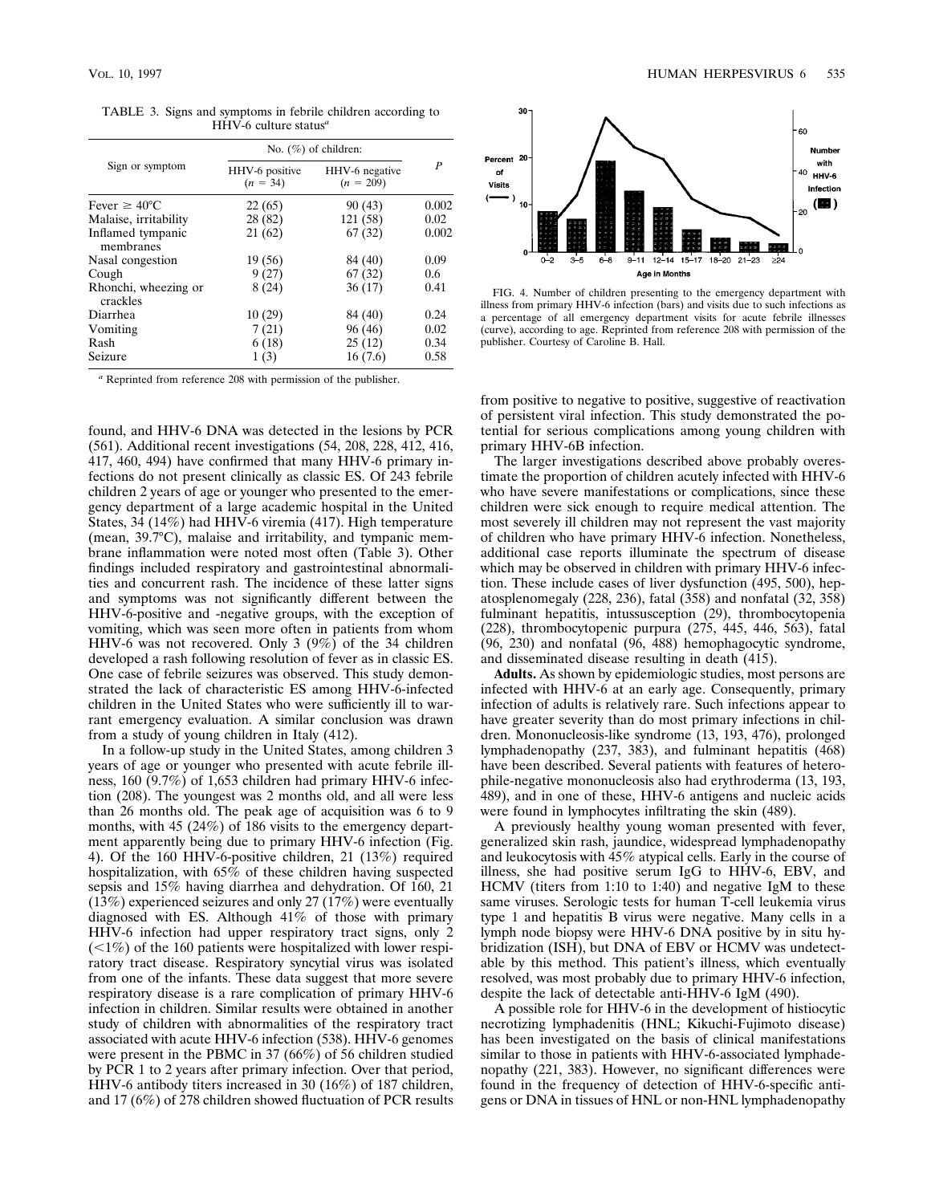TABLE 3. Signs and symptoms in febrile children according to HHV-6 culture status[a]

| Sign or symptom | No. (%) of children: | | *P* |
|---|---|---|---|
| | HHV-6 positive ($n$ = 34) | HHV-6 negative ($n$ = 209) | |
| Fever ≥ 40°C | 22 (65) | 90 (43) | 0.002 |
| Malaise, irritability | 28 (82) | 121 (58) | 0.02 |
| Inflamed tympanic membranes | 21 (62) | 67 (32) | 0.002 |
| Nasal congestion | 19 (56) | 84 (40) | 0.09 |
| Cough | 9 (27) | 67 (32) | 0.6 |
| Rhonchi, wheezing or crackles | 8 (24) | 36 (17) | 0.41 |
| Diarrhea | 10 (29) | 84 (40) | 0.24 |
| Vomiting | 7 (21) | 96 (46) | 0.02 |
| Rash | 6 (18) | 25 (12) | 0.34 |
| Seizure | 1 (3) | 16 (7.6) | 0.58 |

[a] Reprinted from reference 208 with permission of the publisher.

found, and HHV-6 DNA was detected in the lesions by PCR (561). Additional recent investigations (54, 208, 228, 412, 416, 417, 460, 494) have confirmed that many HHV-6 primary infections do not present clinically as classic ES. Of 243 febrile children 2 years of age or younger who presented to the emergency department of a large academic hospital in the United States, 34 (14%) had HHV-6 viremia (417). High temperature (mean, 39.7°C), malaise and irritability, and tympanic membrane inflammation were noted most often (Table 3). Other findings included respiratory and gastrointestinal abnormalities and concurrent rash. The incidence of these latter signs and symptoms was not significantly different between the HHV-6-positive and -negative groups, with the exception of vomiting, which was seen more often in patients from whom HHV-6 was not recovered. Only 3 (9%) of the 34 children developed a rash following resolution of fever as in classic ES. One case of febrile seizures was observed. This study demonstrated the lack of characteristic ES among HHV-6-infected children in the United States who were sufficiently ill to warrant emergency evaluation. A similar conclusion was drawn from a study of young children in Italy (412).

In a follow-up study in the United States, among children 3 years of age or younger who presented with acute febrile illness, 160 (9.7%) of 1,653 children had primary HHV-6 infection (208). The youngest was 2 months old, and all were less than 26 months old. The peak age of acquisition was 6 to 9 months, with 45 (24%) of 186 visits to the emergency department apparently being due to primary HHV-6 infection (Fig. 4). Of the 160 HHV-6-positive children, 21 (13%) required hospitalization, with 65% of these children having suspected sepsis and 15% having diarrhea and dehydration. Of 160, 21 (13%) experienced seizures and only 27 (17%) were eventually diagnosed with ES. Although 41% of those with primary HHV-6 infection had upper respiratory tract signs, only 2 (<1%) of the 160 patients were hospitalized with lower respiratory tract disease. Respiratory syncytial virus was isolated from one of the infants. These data suggest that more severe respiratory disease is a rare complication of primary HHV-6 infection in children. Similar results were obtained in another study of children with abnormalities of the respiratory tract associated with acute HHV-6 infection (538). HHV-6 genomes were present in the PBMC in 37 (66%) of 56 children studied by PCR 1 to 2 years after primary infection. Over that period, HHV-6 antibody titers increased in 30 (16%) of 187 children, and 17 (6%) of 278 children showed fluctuation of PCR results from positive to negative to positive, suggestive of reactivation of persistent viral infection. This study demonstrated the potential for serious complications among young children with primary HHV-6B infection.

FIG. 4. Number of children presenting to the emergency department with illness from primary HHV-6 infection (bars) and visits due to such infections as a percentage of all emergency department visits for acute febrile illnesses (curve), according to age. Reprinted from reference 208 with permission of the publisher. Courtesy of Caroline B. Hall.

The larger investigations described above probably overestimate the proportion of children acutely infected with HHV-6 who have severe manifestations or complications, since these children were sick enough to require medical attention. The most severely ill children may not represent the vast majority of children who have primary HHV-6 infection. Nonetheless, additional case reports illuminate the spectrum of disease which may be observed in children with primary HHV-6 infection. These include cases of liver dysfunction (495, 500), hepatosplenomegaly (228, 236), fatal (358) and nonfatal (32, 358) fulminant hepatitis, intussusception (29), thrombocytopenia (228), thrombocytopenic purpura (275, 445, 446, 563), fatal (96, 230) and nonfatal (96, 488) hemophagocytic syndrome, and disseminated disease resulting in death (415).

**Adults.** As shown by epidemiologic studies, most persons are infected with HHV-6 at an early age. Consequently, primary infection of adults is relatively rare. Such infections appear to have greater severity than do most primary infections in children. Mononucleosis-like syndrome (13, 193, 476), prolonged lymphadenopathy (237, 383), and fulminant hepatitis (468) have been described. Several patients with features of heterophile-negative mononucleosis also had erythroderma (13, 193, 489), and in one of these, HHV-6 antigens and nucleic acids were found in lymphocytes infiltrating the skin (489).

A previously healthy young woman presented with fever, generalized skin rash, jaundice, widespread lymphadenopathy and leukocytosis with 45% atypical cells. Early in the course of illness, she had positive serum IgG to HHV-6, EBV, and HCMV (titers from 1:10 to 1:40) and negative IgM to these same viruses. Serologic tests for human T-cell leukemia virus type 1 and hepatitis B virus were negative. Many cells in a lymph node biopsy were HHV-6 DNA positive by in situ hybridization (ISH), but DNA of EBV or HCMV was undetectable by this method. This patient's illness, which eventually resolved, was most probably due to primary HHV-6 infection, despite the lack of detectable anti-HHV-6 IgM (490).

A possible role for HHV-6 in the development of histiocytic necrotizing lymphadenitis (HNL; Kikuchi-Fujimoto disease) has been investigated on the basis of clinical manifestations similar to those in patients with HHV-6-associated lymphadenopathy (221, 383). However, no significant differences were found in the frequency of detection of HHV-6-specific antigens or DNA in tissues of HNL or non-HNL lymphadenopathy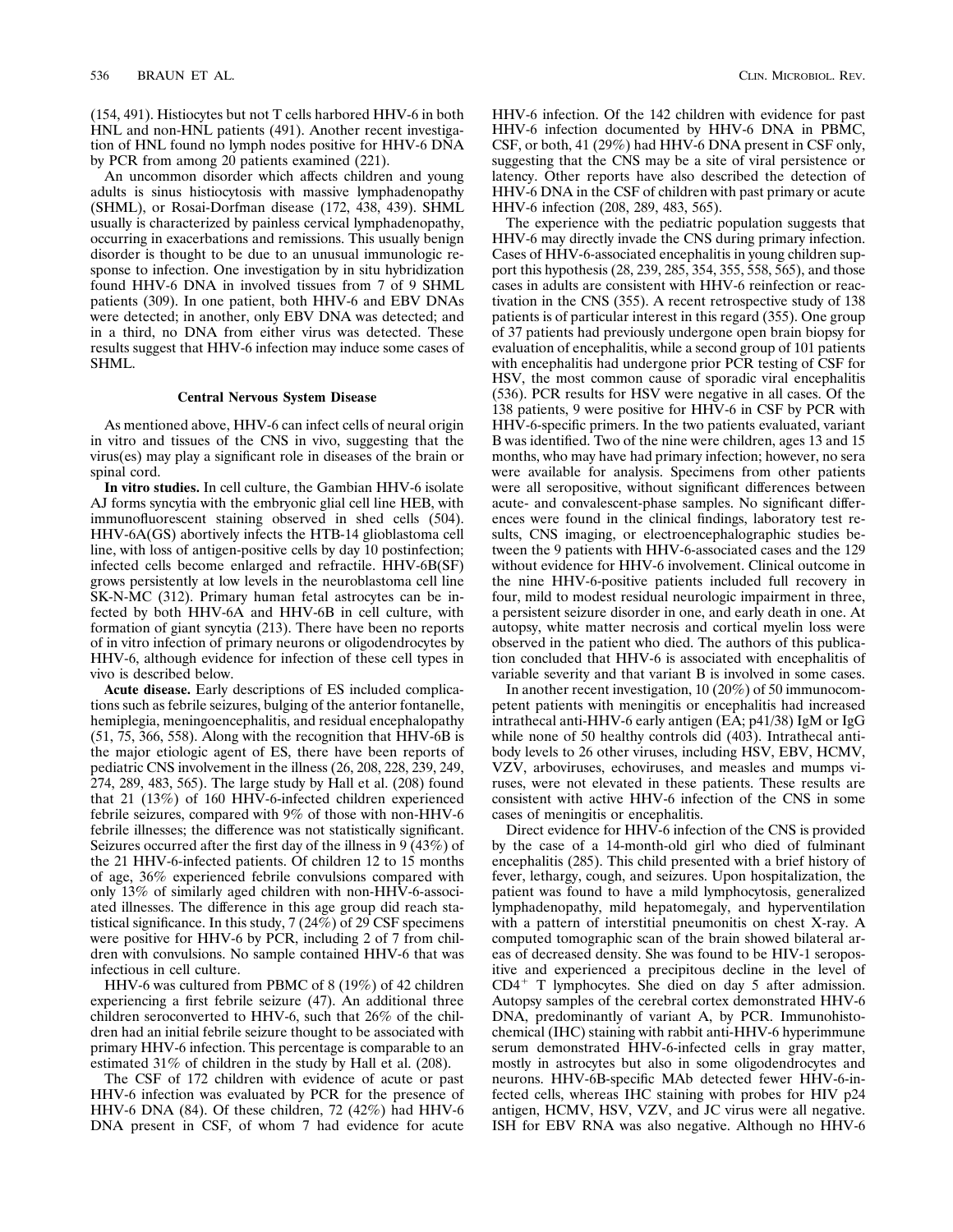(154, 491). Histiocytes but not T cells harbored HHV-6 in both HNL and non-HNL patients (491). Another recent investigation of HNL found no lymph nodes positive for HHV-6 DNA by PCR from among 20 patients examined (221).

An uncommon disorder which affects children and young adults is sinus histiocytosis with massive lymphadenopathy (SHML), or Rosai-Dorfman disease (172, 438, 439). SHML usually is characterized by painless cervical lymphadenopathy, occurring in exacerbations and remissions. This usually benign disorder is thought to be due to an unusual immunologic response to infection. One investigation by in situ hybridization found HHV-6 DNA in involved tissues from 7 of 9 SHML patients (309). In one patient, both HHV-6 and EBV DNAs were detected; in another, only EBV DNA was detected; and in a third, no DNA from either virus was detected. These results suggest that HHV-6 infection may induce some cases of SHML.

### Central Nervous System Disease

As mentioned above, HHV-6 can infect cells of neural origin in vitro and tissues of the CNS in vivo, suggesting that the virus(es) may play a significant role in diseases of the brain or spinal cord.

**In vitro studies.** In cell culture, the Gambian HHV-6 isolate AJ forms syncytia with the embryonic glial cell line HEB, with immunofluorescent staining observed in shed cells (504). HHV-6A(GS) abortively infects the HTB-14 glioblastoma cell line, with loss of antigen-positive cells by day 10 postinfection; infected cells become enlarged and refractile. HHV-6B(SF) grows persistently at low levels in the neuroblastoma cell line SK-N-MC (312). Primary human fetal astrocytes can be infected by both HHV-6A and HHV-6B in cell culture, with formation of giant syncytia (213). There have been no reports of in vitro infection of primary neurons or oligodendrocytes by HHV-6, although evidence for infection of these cell types in vivo is described below.

**Acute disease.** Early descriptions of ES included complications such as febrile seizures, bulging of the anterior fontanelle, hemiplegia, meningoencephalitis, and residual encephalopathy (51, 75, 366, 558). Along with the recognition that HHV-6B is the major etiologic agent of ES, there have been reports of pediatric CNS involvement in the illness (26, 208, 228, 239, 249, 274, 289, 483, 565). The large study by Hall et al. (208) found that 21 (13%) of 160 HHV-6-infected children experienced febrile seizures, compared with 9% of those with non-HHV-6 febrile illnesses; the difference was not statistically significant. Seizures occurred after the first day of the illness in 9 (43%) of the 21 HHV-6-infected patients. Of children 12 to 15 months of age, 36% experienced febrile convulsions compared with only 13% of similarly aged children with non-HHV-6-associated illnesses. The difference in this age group did reach statistical significance. In this study, 7 (24%) of 29 CSF specimens were positive for HHV-6 by PCR, including 2 of 7 from children with convulsions. No sample contained HHV-6 that was infectious in cell culture.

HHV-6 was cultured from PBMC of 8 (19%) of 42 children experiencing a first febrile seizure (47). An additional three children seroconverted to HHV-6, such that 26% of the children had an initial febrile seizure thought to be associated with primary HHV-6 infection. This percentage is comparable to an estimated 31% of children in the study by Hall et al. (208).

The CSF of 172 children with evidence of acute or past HHV-6 infection was evaluated by PCR for the presence of HHV-6 DNA (84). Of these children, 72 (42%) had HHV-6 DNA present in CSF, of whom 7 had evidence for acute HHV-6 infection. Of the 142 children with evidence for past HHV-6 infection documented by HHV-6 DNA in PBMC, CSF, or both, 41 (29%) had HHV-6 DNA present in CSF only, suggesting that the CNS may be a site of viral persistence or latency. Other reports have also described the detection of HHV-6 DNA in the CSF of children with past primary or acute HHV-6 infection (208, 289, 483, 565).

The experience with the pediatric population suggests that HHV-6 may directly invade the CNS during primary infection. Cases of HHV-6-associated encephalitis in young children support this hypothesis (28, 239, 285, 354, 355, 558, 565), and those cases in adults are consistent with HHV-6 reinfection or reactivation in the CNS (355). A recent retrospective study of 138 patients is of particular interest in this regard (355). One group of 37 patients had previously undergone open brain biopsy for evaluation of encephalitis, while a second group of 101 patients with encephalitis had undergone prior PCR testing of CSF for HSV, the most common cause of sporadic viral encephalitis (536). PCR results for HSV were negative in all cases. Of the 138 patients, 9 were positive for HHV-6 in CSF by PCR with HHV-6-specific primers. In the two patients evaluated, variant B was identified. Two of the nine were children, ages 13 and 15 months, who may have had primary infection; however, no sera were available for analysis. Specimens from other patients were all seropositive, without significant differences between acute- and convalescent-phase samples. No significant differences were found in the clinical findings, laboratory test results, CNS imaging, or electroencephalographic studies between the 9 patients with HHV-6-associated cases and the 129 without evidence for HHV-6 involvement. Clinical outcome in the nine HHV-6-positive patients included full recovery in four, mild to modest residual neurologic impairment in three, a persistent seizure disorder in one, and early death in one. At autopsy, white matter necrosis and cortical myelin loss were observed in the patient who died. The authors of this publication concluded that HHV-6 is associated with encephalitis of variable severity and that variant B is involved in some cases.

In another recent investigation, 10 (20%) of 50 immunocompetent patients with meningitis or encephalitis had increased intrathecal anti-HHV-6 early antigen (EA; p41/38) IgM or IgG while none of 50 healthy controls did (403). Intrathecal antibody levels to 26 other viruses, including HSV, EBV, HCMV, VZV, arboviruses, echoviruses, and measles and mumps viruses, were not elevated in these patients. These results are consistent with active HHV-6 infection of the CNS in some cases of meningitis or encephalitis.

Direct evidence for HHV-6 infection of the CNS is provided by the case of a 14-month-old girl who died of fulminant encephalitis (285). This child presented with a brief history of fever, lethargy, cough, and seizures. Upon hospitalization, the patient was found to have a mild lymphocytosis, generalized lymphadenopathy, mild hepatomegaly, and hyperventilation with a pattern of interstitial pneumonitis on chest X-ray. A computed tomographic scan of the brain showed bilateral areas of decreased density. She was found to be HIV-1 seropositive and experienced a precipitous decline in the level of $CD4^+$ T lymphocytes. She died on day 5 after admission. Autopsy samples of the cerebral cortex demonstrated HHV-6 DNA, predominantly of variant A, by PCR. Immunohistochemical (IHC) staining with rabbit anti-HHV-6 hyperimmune serum demonstrated HHV-6-infected cells in gray matter, mostly in astrocytes but also in some oligodendrocytes and neurons. HHV-6B-specific MAb detected fewer HHV-6-infected cells, whereas IHC staining with probes for HIV p24 antigen, HCMV, HSV, VZV, and JC virus were all negative. ISH for EBV RNA was also negative. Although no HHV-6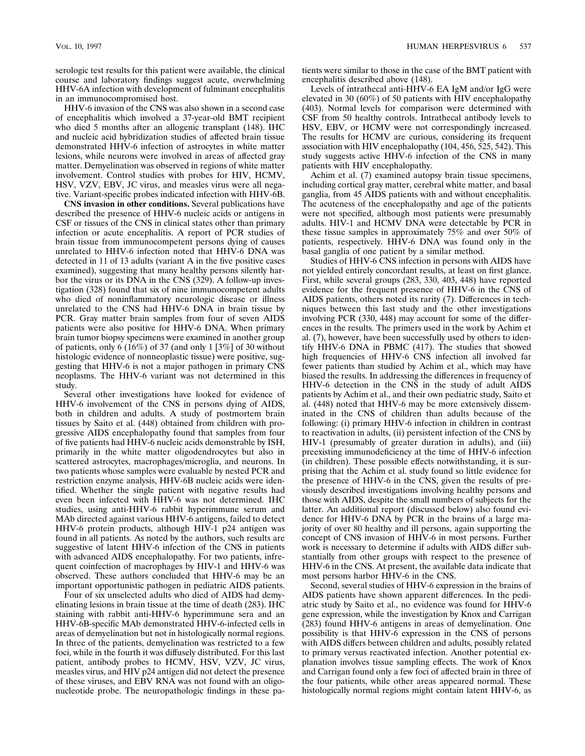serologic test results for this patient were available, the clinical course and laboratory findings suggest acute, overwhelming HHV-6A infection with development of fulminant encephalitis in an immunocompromised host.

HHV-6 invasion of the CNS was also shown in a second case of encephalitis which involved a 37-year-old BMT recipient who died 5 months after an allogenic transplant (148). IHC and nucleic acid hybridization studies of affected brain tissue demonstrated HHV-6 infection of astrocytes in white matter lesions, while neurons were involved in areas of affected gray matter. Demyelination was observed in regions of white matter involvement. Control studies with probes for HIV, HCMV, HSV, VZV, EBV, JC virus, and measles virus were all negative. Variant-specific probes indicated infection with HHV-6B.

**CNS invasion in other conditions.** Several publications have described the presence of HHV-6 nucleic acids or antigens in CSF or tissues of the CNS in clinical states other than primary infection or acute encephalitis. A report of PCR studies of brain tissue from immunocompetent persons dying of causes unrelated to HHV-6 infection noted that HHV-6 DNA was detected in 11 of 13 adults (variant A in the five positive cases examined), suggesting that many healthy persons silently harbor the virus or its DNA in the CNS (329). A follow-up investigation (328) found that six of nine immunocompetent adults who died of noninflammatory neurologic disease or illness unrelated to the CNS had HHV-6 DNA in brain tissue by PCR. Gray matter brain samples from four of seven AIDS patients were also positive for HHV-6 DNA. When primary brain tumor biopsy specimens were examined in another group of patients, only 6 (16%) of 37 (and only 1 [3%] of 30 without histologic evidence of nonneoplastic tissue) were positive, suggesting that HHV-6 is not a major pathogen in primary CNS neoplasms. The HHV-6 variant was not determined in this study.

Several other investigations have looked for evidence of HHV-6 involvement of the CNS in persons dying of AIDS, both in children and adults. A study of postmortem brain tissues by Saito et al. (448) obtained from children with progressive AIDS encephalopathy found that samples from four of five patients had HHV-6 nucleic acids demonstrable by ISH, primarily in the white matter oligodendrocytes but also in scattered astrocytes, macrophages/microglia, and neurons. In two patients whose samples were evaluable by nested PCR and restriction enzyme analysis, HHV-6B nucleic acids were identified. Whether the single patient with negative results had even been infected with HHV-6 was not determined. IHC studies, using anti-HHV-6 rabbit hyperimmune serum and MAb directed against various HHV-6 antigens, failed to detect HHV-6 protein products, although HIV-1 p24 antigen was found in all patients. As noted by the authors, such results are suggestive of latent HHV-6 infection of the CNS in patients with advanced AIDS encephalopathy. For two patients, infrequent coinfection of macrophages by HIV-1 and HHV-6 was observed. These authors concluded that HHV-6 may be an important opportunistic pathogen in pediatric AIDS patients.

Four of six unselected adults who died of AIDS had demyelinating lesions in brain tissue at the time of death (283). IHC staining with rabbit anti-HHV-6 hyperimmune sera and an HHV-6B-specific MAb demonstrated HHV-6-infected cells in areas of demyelination but not in histologically normal regions. In three of the patients, demyelination was restricted to a few foci, while in the fourth it was diffusely distributed. For this last patient, antibody probes to HCMV, HSV, VZV, JC virus, measles virus, and HIV p24 antigen did not detect the presence of these viruses, and EBV RNA was not found with an oligonucleotide probe. The neuropathologic findings in these patients were similar to those in the case of the BMT patient with encephalitis described above (148).

Levels of intrathecal anti-HHV-6 EA IgM and/or IgG were elevated in 30 (60%) of 50 patients with HIV encephalopathy (403). Normal levels for comparison were determined with CSF from 50 healthy controls. Intrathecal antibody levels to HSV, EBV, or HCMV were not correspondingly increased. The results for HCMV are curious, considering its frequent association with HIV encephalopathy (104, 456, 525, 542). This study suggests active HHV-6 infection of the CNS in many patients with HIV encephalopathy.

Achim et al. (7) examined autopsy brain tissue specimens, including cortical gray matter, cerebral white matter, and basal ganglia, from 45 AIDS patients with and without encephalitis. The acuteness of the encephalopathy and age of the patients were not specified, although most patients were presumably adults. HIV-1 and HCMV DNA were detectable by PCR in these tissue samples in approximately 75% and over 50% of patients, respectively. HHV-6 DNA was found only in the basal ganglia of one patient by a similar method.

Studies of HHV-6 CNS infection in persons with AIDS have not yielded entirely concordant results, at least on first glance. First, while several groups (283, 330, 403, 448) have reported evidence for the frequent presence of HHV-6 in the CNS of AIDS patients, others noted its rarity (7). Differences in techniques between this last study and the other investigations involving PCR (330, 448) may account for some of the differences in the results. The primers used in the work by Achim et al. (7), however, have been successfully used by others to identify HHV-6 DNA in PBMC (417). The studies that showed high frequencies of HHV-6 CNS infection all involved far fewer patients than studied by Achim et al., which may have biased the results. In addressing the differences in frequency of HHV-6 detection in the CNS in the study of adult AIDS patients by Achim et al., and their own pediatric study, Saito et al. (448) noted that HHV-6 may be more extensively disseminated in the CNS of children than adults because of the following: (i) primary HHV-6 infection in children in contrast to reactivation in adults, (ii) persistent infection of the CNS by HIV-1 (presumably of greater duration in adults), and (iii) preexisting immunodeficiency at the time of HHV-6 infection (in children). These possible effects notwithstanding, it is surprising that the Achim et al. study found so little evidence for the presence of HHV-6 in the CNS, given the results of previously described investigations involving healthy persons and those with AIDS, despite the small numbers of subjects for the latter. An additional report (discussed below) also found evidence for HHV-6 DNA by PCR in the brains of a large majority of over 80 healthy and ill persons, again supporting the concept of CNS invasion of HHV-6 in most persons. Further work is necessary to determine if adults with AIDS differ substantially from other groups with respect to the presence of HHV-6 in the CNS. At present, the available data indicate that most persons harbor HHV-6 in the CNS.

Second, several studies of HHV-6 expression in the brains of AIDS patients have shown apparent differences. In the pediatric study by Saito et al., no evidence was found for HHV-6 gene expression, while the investigation by Knox and Carrigan (283) found HHV-6 antigens in areas of demyelination. One possibility is that HHV-6 expression in the CNS of persons with AIDS differs between children and adults, possibly related to primary versus reactivated infection. Another potential explanation involves tissue sampling effects. The work of Knox and Carrigan found only a few foci of affected brain in three of the four patients, while other areas appeared normal. These histologically normal regions might contain latent HHV-6, as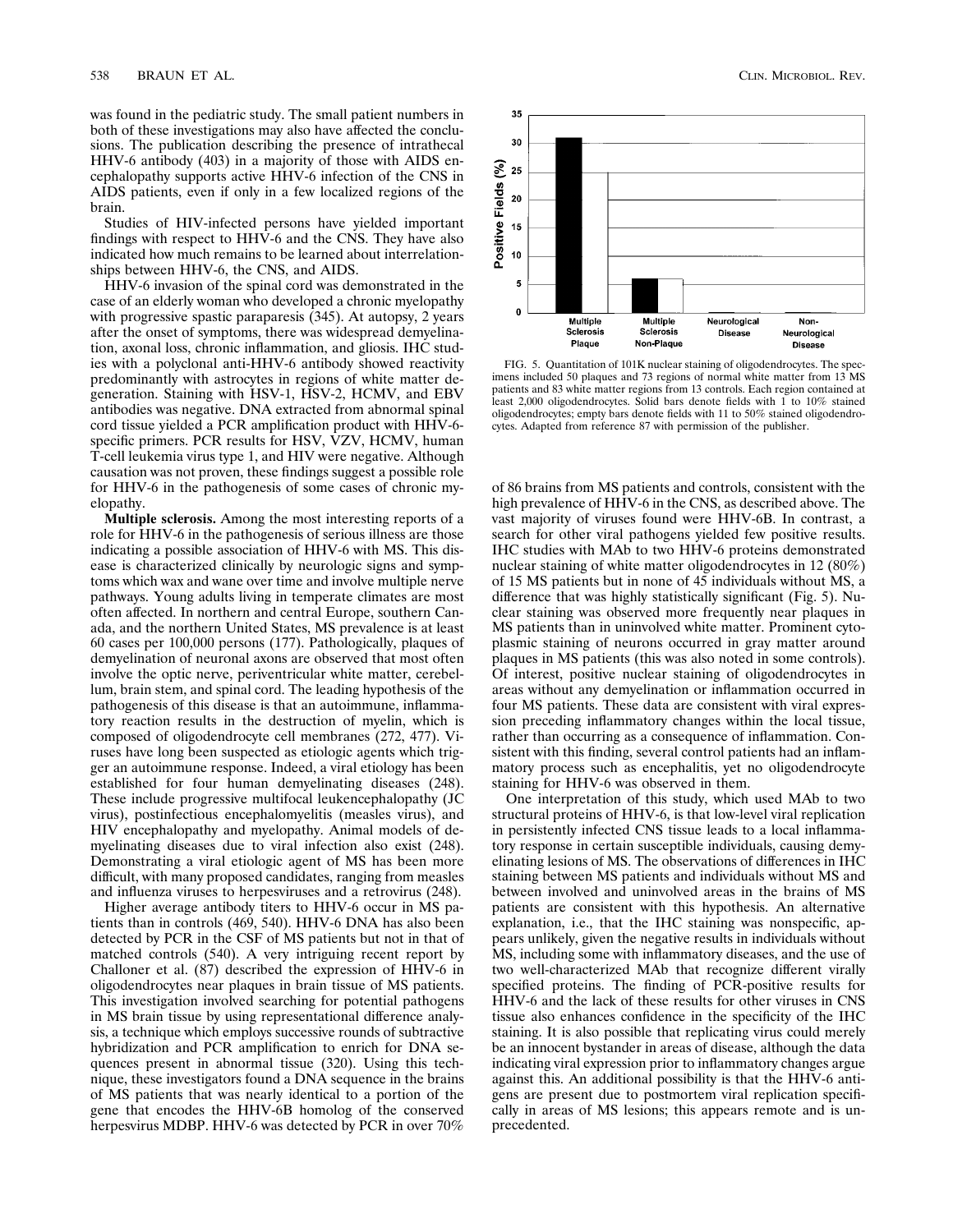was found in the pediatric study. The small patient numbers in both of these investigations may also have affected the conclusions. The publication describing the presence of intrathecal HHV-6 antibody (403) in a majority of those with AIDS encephalopathy supports active HHV-6 infection of the CNS in AIDS patients, even if only in a few localized regions of the brain.

Studies of HIV-infected persons have yielded important findings with respect to HHV-6 and the CNS. They have also indicated how much remains to be learned about interrelationships between HHV-6, the CNS, and AIDS.

HHV-6 invasion of the spinal cord was demonstrated in the case of an elderly woman who developed a chronic myelopathy with progressive spastic paraparesis (345). At autopsy, 2 years after the onset of symptoms, there was widespread demyelination, axonal loss, chronic inflammation, and gliosis. IHC studies with a polyclonal anti-HHV-6 antibody showed reactivity predominantly with astrocytes in regions of white matter degeneration. Staining with HSV-1, HSV-2, HCMV, and EBV antibodies was negative. DNA extracted from abnormal spinal cord tissue yielded a PCR amplification product with HHV-6-specific primers. PCR results for HSV, VZV, HCMV, human T-cell leukemia virus type 1, and HIV were negative. Although causation was not proven, these findings suggest a possible role for HHV-6 in the pathogenesis of some cases of chronic myelopathy.

**Multiple sclerosis.** Among the most interesting reports of a role for HHV-6 in the pathogenesis of serious illness are those indicating a possible association of HHV-6 with MS. This disease is characterized clinically by neurologic signs and symptoms which wax and wane over time and involve multiple nerve pathways. Young adults living in temperate climates are most often affected. In northern and central Europe, southern Canada, and the northern United States, MS prevalence is at least 60 cases per 100,000 persons (177). Pathologically, plaques of demyelination of neuronal axons are observed that most often involve the optic nerve, periventricular white matter, cerebellum, brain stem, and spinal cord. The leading hypothesis of the pathogenesis of this disease is that an autoimmune, inflammatory reaction results in the destruction of myelin, which is composed of oligodendrocyte cell membranes (272, 477). Viruses have long been suspected as etiologic agents which trigger an autoimmune response. Indeed, a viral etiology has been established for four human demyelinating diseases (248). These include progressive multifocal leukencephalopathy (JC virus), postinfectious encephalomyelitis (measles virus), and HIV encephalopathy and myelopathy. Animal models of demyelinating diseases due to viral infection also exist (248). Demonstrating a viral etiologic agent of MS has been more difficult, with many proposed candidates, ranging from measles and influenza viruses to herpesviruses and a retrovirus (248).

Higher average antibody titers to HHV-6 occur in MS patients than in controls (469, 540). HHV-6 DNA has also been detected by PCR in the CSF of MS patients but not in that of matched controls (540). A very intriguing recent report by Challoner et al. (87) described the expression of HHV-6 in oligodendrocytes near plaques in brain tissue of MS patients. This investigation involved searching for potential pathogens in MS brain tissue by using representational difference analysis, a technique which employs successive rounds of subtractive hybridization and PCR amplification to enrich for DNA sequences present in abnormal tissue (320). Using this technique, these investigators found a DNA sequence in the brains of MS patients that was nearly identical to a portion of the gene that encodes the HHV-6B homolog of the conserved herpesvirus MDBP. HHV-6 was detected by PCR in over 70% of 86 brains from MS patients and controls, consistent with the high prevalence of HHV-6 in the CNS, as described above. The vast majority of viruses found were HHV-6B. In contrast, a search for other viral pathogens yielded few positive results. IHC studies with MAb to two HHV-6 proteins demonstrated nuclear staining of white matter oligodendrocytes in 12 (80%) of 15 MS patients but in none of 45 individuals without MS, a difference that was highly statistically significant (Fig. 5). Nuclear staining was observed more frequently near plaques in MS patients than in uninvolved white matter. Prominent cytoplasmic staining of neurons occurred in gray matter around plaques in MS patients (this was also noted in some controls). Of interest, positive nuclear staining of oligodendrocytes in areas without any demyelination or inflammation occurred in four MS patients. These data are consistent with viral expression preceding inflammatory changes within the local tissue, rather than occurring as a consequence of inflammation. Consistent with this finding, several control patients had an inflammatory process such as encephalitis, yet no oligodendrocyte staining for HHV-6 was observed in them.

FIG. 5. Quantitation of 101K nuclear staining of oligodendrocytes. The specimens included 50 plaques and 73 regions of normal white matter from 13 MS patients and 83 white matter regions from 13 controls. Each region contained at least 2,000 oligodendrocytes. Solid bars denote fields with 1 to 10% stained oligodendrocytes; empty bars denote fields with 11 to 50% stained oligodendrocytes. Adapted from reference 87 with permission of the publisher.

One interpretation of this study, which used MAb to two structural proteins of HHV-6, is that low-level viral replication in persistently infected CNS tissue leads to a local inflammatory response in certain susceptible individuals, causing demyelinating lesions of MS. The observations of differences in IHC staining between MS patients and individuals without MS and between involved and uninvolved areas in the brains of MS patients are consistent with this hypothesis. An alternative explanation, i.e., that the IHC staining was nonspecific, appears unlikely, given the negative results in individuals without MS, including some with inflammatory diseases, and the use of two well-characterized MAb that recognize different virally specified proteins. The finding of PCR-positive results for HHV-6 and the lack of these results for other viruses in CNS tissue also enhances confidence in the specificity of the IHC staining. It is also possible that replicating virus could merely be an innocent bystander in areas of disease, although the data indicating viral expression prior to inflammatory changes argue against this. An additional possibility is that the HHV-6 antigens are present due to postmortem viral replication specifically in areas of MS lesions; this appears remote and is unprecedented.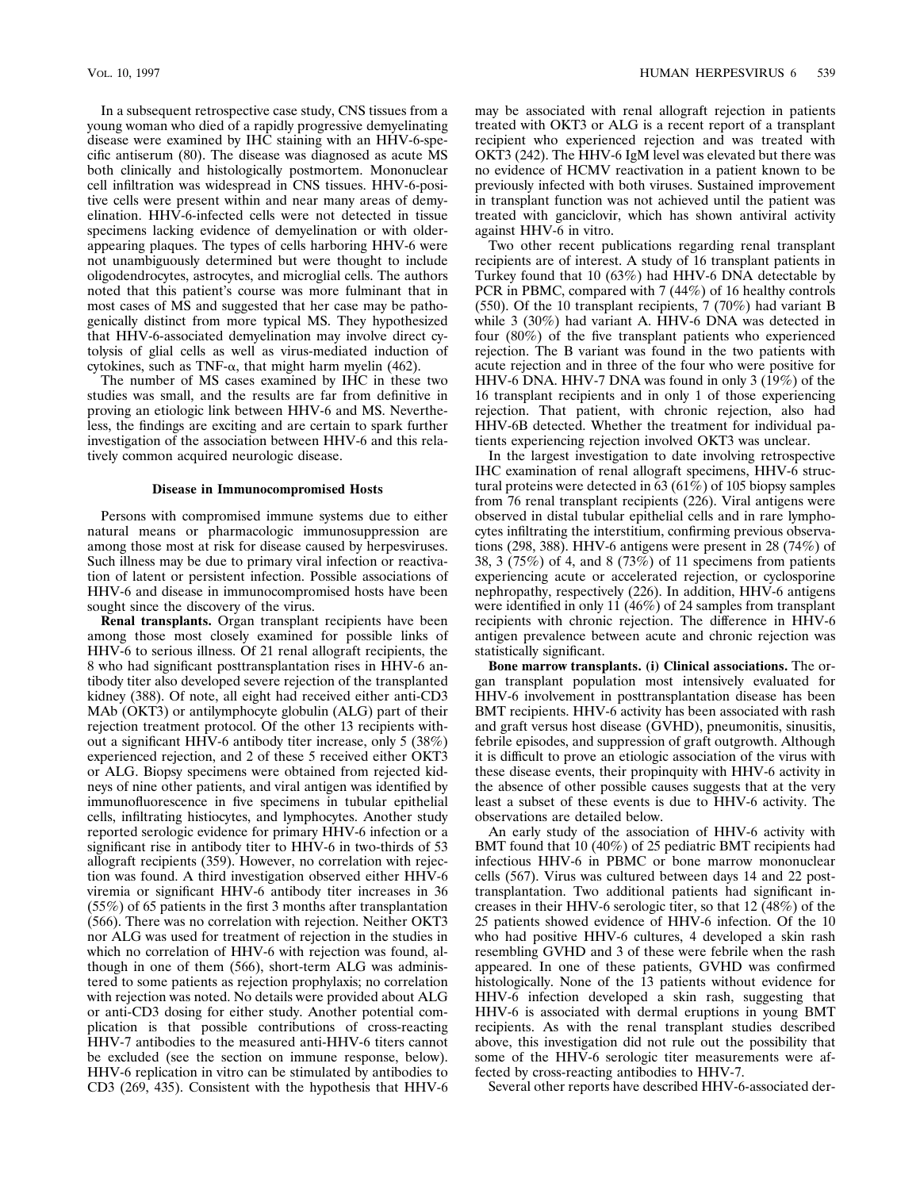In a subsequent retrospective case study, CNS tissues from a young woman who died of a rapidly progressive demyelinating disease were examined by IHC staining with an HHV-6-specific antiserum (80). The disease was diagnosed as acute MS both clinically and histologically postmortem. Mononuclear cell infiltration was widespread in CNS tissues. HHV-6-positive cells were present within and near many areas of demyelination. HHV-6-infected cells were not detected in tissue specimens lacking evidence of demyelination or with older-appearing plaques. The types of cells harboring HHV-6 were not unambiguously determined but were thought to include oligodendrocytes, astrocytes, and microglial cells. The authors noted that this patient's course was more fulminant that in most cases of MS and suggested that her case may be pathogenically distinct from more typical MS. They hypothesized that HHV-6-associated demyelination may involve direct cytolysis of glial cells as well as virus-mediated induction of cytokines, such as TNF-α, that might harm myelin (462).

The number of MS cases examined by IHC in these two studies was small, and the results are far from definitive in proving an etiologic link between HHV-6 and MS. Nevertheless, the findings are exciting and are certain to spark further investigation of the association between HHV-6 and this relatively common acquired neurologic disease.

### Disease in Immunocompromised Hosts

Persons with compromised immune systems due to either natural means or pharmacologic immunosuppression are among those most at risk for disease caused by herpesviruses. Such illness may be due to primary viral infection or reactivation of latent or persistent infection. Possible associations of HHV-6 and disease in immunocompromised hosts have been sought since the discovery of the virus.

**Renal transplants.** Organ transplant recipients have been among those most closely examined for possible links of HHV-6 to serious illness. Of 21 renal allograft recipients, the 8 who had significant posttransplantation rises in HHV-6 antibody titer also developed severe rejection of the transplanted kidney (388). Of note, all eight had received either anti-CD3 MAb (OKT3) or antilymphocyte globulin (ALG) part of their rejection treatment protocol. Of the other 13 recipients without a significant HHV-6 antibody titer increase, only 5 (38%) experienced rejection, and 2 of these 5 received either OKT3 or ALG. Biopsy specimens were obtained from rejected kidneys of nine other patients, and viral antigen was identified by immunofluorescence in five specimens in tubular epithelial cells, infiltrating histiocytes, and lymphocytes. Another study reported serologic evidence for primary HHV-6 infection or a significant rise in antibody titer to HHV-6 in two-thirds of 53 allograft recipients (359). However, no correlation with rejection was found. A third investigation observed either HHV-6 viremia or significant HHV-6 antibody titer increases in 36 (55%) of 65 patients in the first 3 months after transplantation (566). There was no correlation with rejection. Neither OKT3 nor ALG was used for treatment of rejection in the studies in which no correlation of HHV-6 with rejection was found, although in one of them (566), short-term ALG was administered to some patients as rejection prophylaxis; no correlation with rejection was noted. No details were provided about ALG or anti-CD3 dosing for either study. Another potential complication is that possible contributions of cross-reacting HHV-7 antibodies to the measured anti-HHV-6 titers cannot be excluded (see the section on immune response, below). HHV-6 replication in vitro can be stimulated by antibodies to CD3 (269, 435). Consistent with the hypothesis that HHV-6 may be associated with renal allograft rejection in patients treated with OKT3 or ALG is a recent report of a transplant recipient who experienced rejection and was treated with OKT3 (242). The HHV-6 IgM level was elevated but there was no evidence of HCMV reactivation in a patient known to be previously infected with both viruses. Sustained improvement in transplant function was not achieved until the patient was treated with ganciclovir, which has shown antiviral activity against HHV-6 in vitro.

Two other recent publications regarding renal transplant recipients are of interest. A study of 16 transplant patients in Turkey found that 10 (63%) had HHV-6 DNA detectable by PCR in PBMC, compared with 7 (44%) of 16 healthy controls (550). Of the 10 transplant recipients, 7 (70%) had variant B while 3 (30%) had variant A. HHV-6 DNA was detected in four (80%) of the five transplant patients who experienced rejection. The B variant was found in the two patients with acute rejection and in three of the four who were positive for HHV-6 DNA. HHV-7 DNA was found in only 3 (19%) of the 16 transplant recipients and in only 1 of those experiencing rejection. That patient, with chronic rejection, also had HHV-6B detected. Whether the treatment for individual patients experiencing rejection involved OKT3 was unclear.

In the largest investigation to date involving retrospective IHC examination of renal allograft specimens, HHV-6 structural proteins were detected in 63 (61%) of 105 biopsy samples from 76 renal transplant recipients (226). Viral antigens were observed in distal tubular epithelial cells and in rare lymphocytes infiltrating the interstitium, confirming previous observations (298, 388). HHV-6 antigens were present in 28 (74%) of 38, 3 (75%) of 4, and 8 (73%) of 11 specimens from patients experiencing acute or accelerated rejection, or cyclosporine nephropathy, respectively (226). In addition, HHV-6 antigens were identified in only 11 (46%) of 24 samples from transplant recipients with chronic rejection. The difference in HHV-6 antigen prevalence between acute and chronic rejection was statistically significant.

**Bone marrow transplants. (i) Clinical associations.** The organ transplant population most intensively evaluated for HHV-6 involvement in posttransplantation disease has been BMT recipients. HHV-6 activity has been associated with rash and graft versus host disease (GVHD), pneumonitis, sinusitis, febrile episodes, and suppression of graft outgrowth. Although it is difficult to prove an etiologic association of the virus with these disease events, their propinquity with HHV-6 activity in the absence of other possible causes suggests that at the very least a subset of these events is due to HHV-6 activity. The observations are detailed below.

An early study of the association of HHV-6 activity with BMT found that 10 (40%) of 25 pediatric BMT recipients had infectious HHV-6 in PBMC or bone marrow mononuclear cells (567). Virus was cultured between days 14 and 22 posttransplantation. Two additional patients had significant increases in their HHV-6 serologic titer, so that 12 (48%) of the 25 patients showed evidence of HHV-6 infection. Of the 10 who had positive HHV-6 cultures, 4 developed a skin rash resembling GVHD and 3 of these were febrile when the rash appeared. In one of these patients, GVHD was confirmed histologically. None of the 13 patients without evidence for HHV-6 infection developed a skin rash, suggesting that HHV-6 is associated with dermal eruptions in young BMT recipients. As with the renal transplant studies described above, this investigation did not rule out the possibility that some of the HHV-6 serologic titer measurements were affected by cross-reacting antibodies to HHV-7.

Several other reports have described HHV-6-associated der-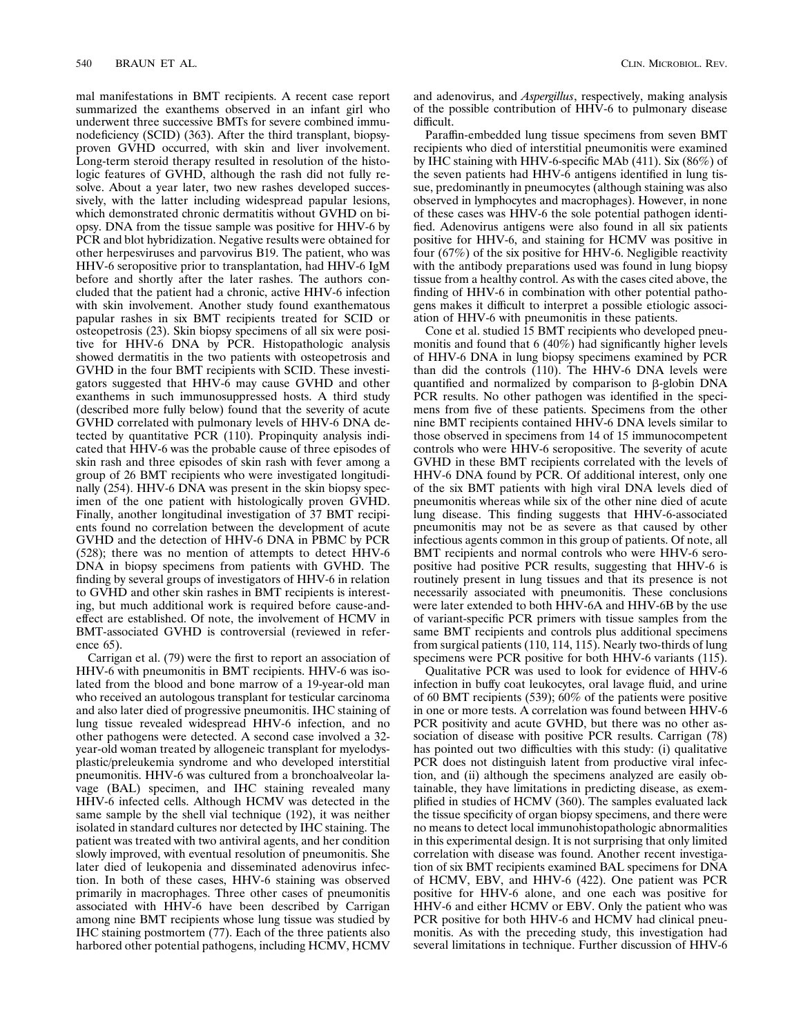mal manifestations in BMT recipients. A recent case report summarized the exanthems observed in an infant girl who underwent three successive BMTs for severe combined immunodeficiency (SCID) (363). After the third transplant, biopsy-proven GVHD occurred, with skin and liver involvement. Long-term steroid therapy resulted in resolution of the histologic features of GVHD, although the rash did not fully resolve. About a year later, two new rashes developed successively, with the latter including widespread papular lesions, which demonstrated chronic dermatitis without GVHD on biopsy. DNA from the tissue sample was positive for HHV-6 by PCR and blot hybridization. Negative results were obtained for other herpesviruses and parvovirus B19. The patient, who was HHV-6 seropositive prior to transplantation, had HHV-6 IgM before and shortly after the later rashes. The authors concluded that the patient had a chronic, active HHV-6 infection with skin involvement. Another study found exanthematous papular rashes in six BMT recipients treated for SCID or osteopetrosis (23). Skin biopsy specimens of all six were positive for HHV-6 DNA by PCR. Histopathologic analysis showed dermatitis in the two patients with osteopetrosis and GVHD in the four BMT recipients with SCID. These investigators suggested that HHV-6 may cause GVHD and other exanthems in such immunosuppressed hosts. A third study (described more fully below) found that the severity of acute GVHD correlated with pulmonary levels of HHV-6 DNA detected by quantitative PCR (110). Propinquity analysis indicated that HHV-6 was the probable cause of three episodes of skin rash and three episodes of skin rash with fever among a group of 26 BMT recipients who were investigated longitudinally (254). HHV-6 DNA was present in the skin biopsy specimen of the one patient with histologically proven GVHD. Finally, another longitudinal investigation of 37 BMT recipients found no correlation between the development of acute GVHD and the detection of HHV-6 DNA in PBMC by PCR (528); there was no mention of attempts to detect HHV-6 DNA in biopsy specimens from patients with GVHD. The finding by several groups of investigators of HHV-6 in relation to GVHD and other skin rashes in BMT recipients is interesting, but much additional work is required before cause-and-effect are established. Of note, the involvement of HCMV in BMT-associated GVHD is controversial (reviewed in reference 65).

Carrigan et al. (79) were the first to report an association of HHV-6 with pneumonitis in BMT recipients. HHV-6 was isolated from the blood and bone marrow of a 19-year-old man who received an autologous transplant for testicular carcinoma and also later died of progressive pneumonitis. IHC staining of lung tissue revealed widespread HHV-6 infection, and no other pathogens were detected. A second case involved a 32-year-old woman treated by allogeneic transplant for myelodysplastic/preleukemia syndrome and who developed interstitial pneumonitis. HHV-6 was cultured from a bronchoalveolar lavage (BAL) specimen, and IHC staining revealed many HHV-6 infected cells. Although HCMV was detected in the same sample by the shell vial technique (192), it was neither isolated in standard cultures nor detected by IHC staining. The patient was treated with two antiviral agents, and her condition slowly improved, with eventual resolution of pneumonitis. She later died of leukopenia and disseminated adenovirus infection. In both of these cases, HHV-6 staining was observed primarily in macrophages. Three other cases of pneumonitis associated with HHV-6 have been described by Carrigan among nine BMT recipients whose lung tissue was studied by IHC staining postmortem (77). Each of the three patients also harbored other potential pathogens, including HCMV, HCMV and adenovirus, and *Aspergillus*, respectively, making analysis of the possible contribution of HHV-6 to pulmonary disease difficult.

Paraffin-embedded lung tissue specimens from seven BMT recipients who died of interstitial pneumonitis were examined by IHC staining with HHV-6-specific MAb (411). Six (86%) of the seven patients had HHV-6 antigens identified in lung tissue, predominantly in pneumocytes (although staining was also observed in lymphocytes and macrophages). However, in none of these cases was HHV-6 the sole potential pathogen identified. Adenovirus antigens were also found in all six patients positive for HHV-6, and staining for HCMV was positive in four (67%) of the six positive for HHV-6. Negligible reactivity with the antibody preparations used was found in lung biopsy tissue from a healthy control. As with the cases cited above, the finding of HHV-6 in combination with other potential pathogens makes it difficult to interpret a possible etiologic association of HHV-6 with pneumonitis in these patients.

Cone et al. studied 15 BMT recipients who developed pneumonitis and found that 6 (40%) had significantly higher levels of HHV-6 DNA in lung biopsy specimens examined by PCR than did the controls (110). The HHV-6 DNA levels were quantified and normalized by comparison to β-globin DNA PCR results. No other pathogen was identified in the specimens from five of these patients. Specimens from the other nine BMT recipients contained HHV-6 DNA levels similar to those observed in specimens from 14 of 15 immunocompetent controls who were HHV-6 seropositive. The severity of acute GVHD in these BMT recipients correlated with the levels of HHV-6 DNA found by PCR. Of additional interest, only one of the six BMT patients with high viral DNA levels died of pneumonitis whereas while six of the other nine died of acute lung disease. This finding suggests that HHV-6-associated pneumonitis may not be as severe as that caused by other infectious agents common in this group of patients. Of note, all BMT recipients and normal controls who were HHV-6 seropositive had positive PCR results, suggesting that HHV-6 is routinely present in lung tissues and that its presence is not necessarily associated with pneumonitis. These conclusions were later extended to both HHV-6A and HHV-6B by the use of variant-specific PCR primers with tissue samples from the same BMT recipients and controls plus additional specimens from surgical patients (110, 114, 115). Nearly two-thirds of lung specimens were PCR positive for both HHV-6 variants (115).

Qualitative PCR was used to look for evidence of HHV-6 infection in buffy coat leukocytes, oral lavage fluid, and urine of 60 BMT recipients (539); 60% of the patients were positive in one or more tests. A correlation was found between HHV-6 PCR positivity and acute GVHD, but there was no other association of disease with positive PCR results. Carrigan (78) has pointed out two difficulties with this study: (i) qualitative PCR does not distinguish latent from productive viral infection, and (ii) although the specimens analyzed are easily obtainable, they have limitations in predicting disease, as exemplified in studies of HCMV (360). The samples evaluated lack the tissue specificity of organ biopsy specimens, and there were no means to detect local immunohistopathologic abnormalities in this experimental design. It is not surprising that only limited correlation with disease was found. Another recent investigation of six BMT recipients examined BAL specimens for DNA of HCMV, EBV, and HHV-6 (422). One patient was PCR positive for HHV-6 alone, and one each was positive for HHV-6 and either HCMV or EBV. Only the patient who was PCR positive for both HHV-6 and HCMV had clinical pneumonitis. As with the preceding study, this investigation had several limitations in technique. Further discussion of HHV-6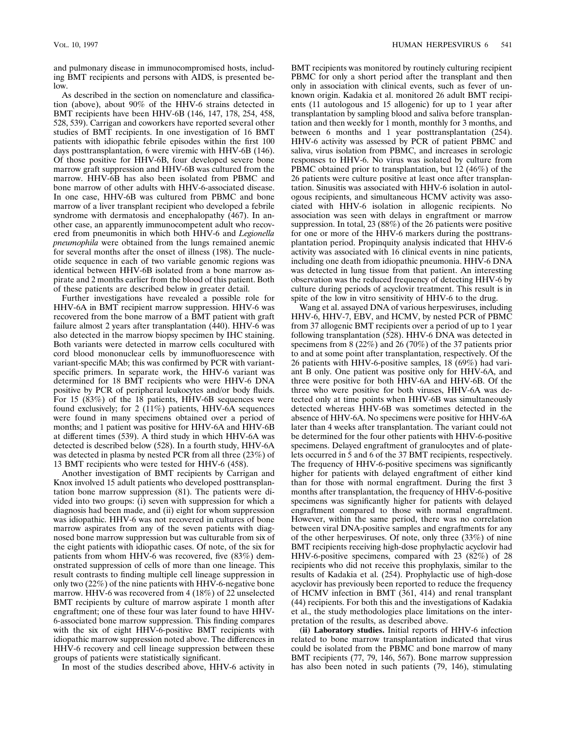and pulmonary disease in immunocompromised hosts, including BMT recipients and persons with AIDS, is presented below.

As described in the section on nomenclature and classification (above), about 90% of the HHV-6 strains detected in BMT recipients have been HHV-6B (146, 147, 178, 254, 458, 528, 539). Carrigan and coworkers have reported several other studies of BMT recipients. In one investigation of 16 BMT patients with idiopathic febrile episodes within the first 100 days posttransplantation, 6 were viremic with HHV-6B (146). Of those positive for HHV-6B, four developed severe bone marrow graft suppression and HHV-6B was cultured from the marrow. HHV-6B has also been isolated from PBMC and bone marrow of other adults with HHV-6-associated disease. In one case, HHV-6B was cultured from PBMC and bone marrow of a liver transplant recipient who developed a febrile syndrome with dermatosis and encephalopathy (467). In another case, an apparently immunocompetent adult who recovered from pneumonitis in which both HHV-6 and *Legionella pneumophila* were obtained from the lungs remained anemic for several months after the onset of illness (198). The nucleotide sequence in each of two variable genomic regions was identical between HHV-6B isolated from a bone marrow aspirate and 2 months earlier from the blood of this patient. Both of these patients are described below in greater detail.

Further investigations have revealed a possible role for HHV-6A in BMT recipient marrow suppression. HHV-6 was recovered from the bone marrow of a BMT patient with graft failure almost 2 years after transplantation (440). HHV-6 was also detected in the marrow biopsy specimen by IHC staining. Both variants were detected in marrow cells cocultured with cord blood mononuclear cells by immunofluorescence with variant-specific MAb; this was confirmed by PCR with variant-specific primers. In separate work, the HHV-6 variant was determined for 18 BMT recipients who were HHV-6 DNA positive by PCR of peripheral leukocytes and/or body fluids. For 15 (83%) of the 18 patients, HHV-6B sequences were found exclusively; for 2 (11%) patients, HHV-6A sequences were found in many specimens obtained over a period of months; and 1 patient was positive for HHV-6A and HHV-6B at different times (539). A third study in which HHV-6A was detected is described below (528). In a fourth study, HHV-6A was detected in plasma by nested PCR from all three (23%) of 13 BMT recipients who were tested for HHV-6 (458).

Another investigation of BMT recipients by Carrigan and Knox involved 15 adult patients who developed posttransplantation bone marrow suppression (81). The patients were divided into two groups: (i) seven with suppression for which a diagnosis had been made, and (ii) eight for whom suppression was idiopathic. HHV-6 was not recovered in cultures of bone marrow aspirates from any of the seven patients with diagnosed bone marrow suppression but was culturable from six of the eight patients with idiopathic cases. Of note, of the six for patients from whom HHV-6 was recovered, five (83%) demonstrated suppression of cells of more than one lineage. This result contrasts to finding multiple cell lineage suppression in only two (22%) of the nine patients with HHV-6-negative bone marrow. HHV-6 was recovered from 4 (18%) of 22 unselected BMT recipients by culture of marrow aspirate 1 month after engraftment; one of these four was later found to have HHV-6-associated bone marrow suppression. This finding compares with the six of eight HHV-6-positive BMT recipients with idiopathic marrow suppression noted above. The differences in HHV-6 recovery and cell lineage suppression between these groups of patients were statistically significant.

In most of the studies described above, HHV-6 activity in BMT recipients was monitored by routinely culturing recipient PBMC for only a short period after the transplant and then only in association with clinical events, such as fever of unknown origin. Kadakia et al. monitored 26 adult BMT recipients (11 autologous and 15 allogenic) for up to 1 year after transplantation by sampling blood and saliva before transplantation and then weekly for 1 month, monthly for 3 months, and between 6 months and 1 year posttransplantation (254). HHV-6 activity was assessed by PCR of patient PBMC and saliva, virus isolation from PBMC, and increases in serologic responses to HHV-6. No virus was isolated by culture from PBMC obtained prior to transplantation, but 12 (46%) of the 26 patients were culture positive at least once after transplantation. Sinusitis was associated with HHV-6 isolation in autologous recipients, and simultaneous HCMV activity was associated with HHV-6 isolation in allogenic recipients. No association was seen with delays in engraftment or marrow suppression. In total, 23 (88%) of the 26 patients were positive for one or more of the HHV-6 markers during the posttransplantation period. Propinquity analysis indicated that HHV-6 activity was associated with 16 clinical events in nine patients, including one death from idiopathic pneumonia. HHV-6 DNA was detected in lung tissue from that patient. An interesting observation was the reduced frequency of detecting HHV-6 by culture during periods of acyclovir treatment. This result is in spite of the low in vitro sensitivity of HHV-6 to the drug.

Wang et al. assayed DNA of various herpesviruses, including HHV-6, HHV-7, EBV, and HCMV, by nested PCR of PBMC from 37 allogenic BMT recipients over a period of up to 1 year following transplantation (528). HHV-6 DNA was detected in specimens from 8 (22%) and 26 (70%) of the 37 patients prior to and at some point after transplantation, respectively. Of the 26 patients with HHV-6-positive samples, 18 (69%) had variant B only. One patient was positive only for HHV-6A, and three were positive for both HHV-6A and HHV-6B. Of the three who were positive for both viruses, HHV-6A was detected only at time points when HHV-6B was simultaneously detected whereas HHV-6B was sometimes detected in the absence of HHV-6A. No specimens were positive for HHV-6A later than 4 weeks after transplantation. The variant could not be determined for the four other patients with HHV-6-positive specimens. Delayed engraftment of granulocytes and of platelets occurred in 5 and 6 of the 37 BMT recipients, respectively. The frequency of HHV-6-positive specimens was significantly higher for patients with delayed engraftment of either kind than for those with normal engraftment. During the first 3 months after transplantation, the frequency of HHV-6-positive specimens was significantly higher for patients with delayed engraftment compared to those with normal engraftment. However, within the same period, there was no correlation between viral DNA-positive samples and engraftments for any of the other herpesviruses. Of note, only three (33%) of nine BMT recipients receiving high-dose prophylactic acyclovir had HHV-6-positive specimens, compared with 23 (82%) of 28 recipients who did not receive this prophylaxis, similar to the results of Kadakia et al. (254). Prophylactic use of high-dose acyclovir has previously been reported to reduce the frequency of HCMV infection in BMT (361, 414) and renal transplant (44) recipients. For both this and the investigations of Kadakia et al., the study methodologies place limitations on the interpretation of the results, as described above.

**(ii) Laboratory studies.** Initial reports of HHV-6 infection related to bone marrow transplantation indicated that virus could be isolated from the PBMC and bone marrow of many BMT recipients (77, 79, 146, 567). Bone marrow suppression has also been noted in such patients (79, 146), stimulating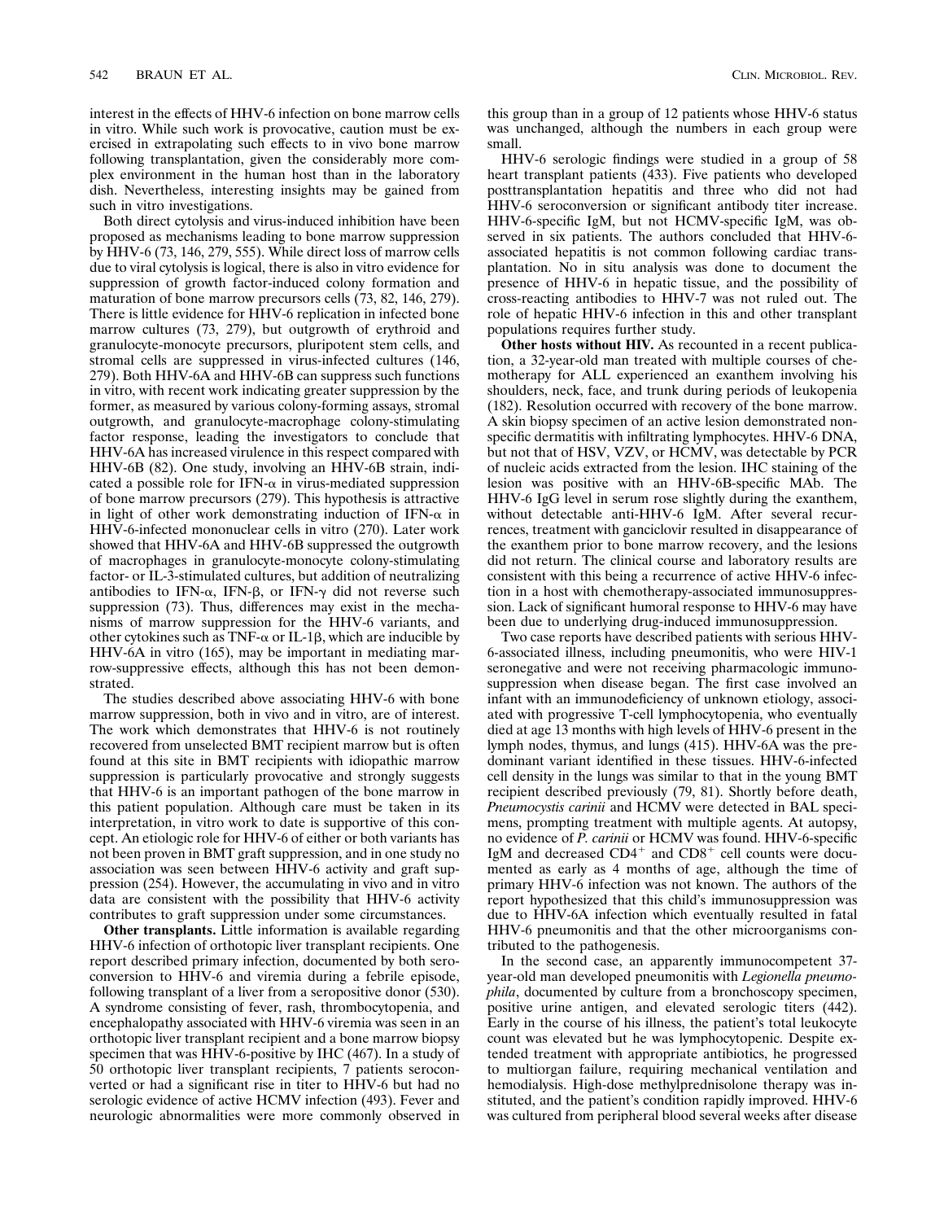interest in the effects of HHV-6 infection on bone marrow cells in vitro. While such work is provocative, caution must be exercised in extrapolating such effects to in vivo bone marrow following transplantation, given the considerably more complex environment in the human host than in the laboratory dish. Nevertheless, interesting insights may be gained from such in vitro investigations.

Both direct cytolysis and virus-induced inhibition have been proposed as mechanisms leading to bone marrow suppression by HHV-6 (73, 146, 279, 555). While direct loss of marrow cells due to viral cytolysis is logical, there is also in vitro evidence for suppression of growth factor-induced colony formation and maturation of bone marrow precursors cells (73, 82, 146, 279). There is little evidence for HHV-6 replication in infected bone marrow cultures (73, 279), but outgrowth of erythroid and granulocyte-monocyte precursors, pluripotent stem cells, and stromal cells are suppressed in virus-infected cultures (146, 279). Both HHV-6A and HHV-6B can suppress such functions in vitro, with recent work indicating greater suppression by the former, as measured by various colony-forming assays, stromal outgrowth, and granulocyte-macrophage colony-stimulating factor response, leading the investigators to conclude that HHV-6A has increased virulence in this respect compared with HHV-6B (82). One study, involving an HHV-6B strain, indicated a possible role for IFN-α in virus-mediated suppression of bone marrow precursors (279). This hypothesis is attractive in light of other work demonstrating induction of IFN-α in HHV-6-infected mononuclear cells in vitro (270). Later work showed that HHV-6A and HHV-6B suppressed the outgrowth of macrophages in granulocyte-monocyte colony-stimulating factor- or IL-3-stimulated cultures, but addition of neutralizing antibodies to IFN-α, IFN-β, or IFN-γ did not reverse such suppression (73). Thus, differences may exist in the mechanisms of marrow suppression for the HHV-6 variants, and other cytokines such as TNF-α or IL-1β, which are inducible by HHV-6A in vitro (165), may be important in mediating marrow-suppressive effects, although this has not been demonstrated.

The studies described above associating HHV-6 with bone marrow suppression, both in vivo and in vitro, are of interest. The work which demonstrates that HHV-6 is not routinely recovered from unselected BMT recipient marrow but is often found at this site in BMT recipients with idiopathic marrow suppression is particularly provocative and strongly suggests that HHV-6 is an important pathogen of the bone marrow in this patient population. Although care must be taken in its interpretation, in vitro work to date is supportive of this concept. An etiologic role for HHV-6 of either or both variants has not been proven in BMT graft suppression, and in one study no association was seen between HHV-6 activity and graft suppression (254). However, the accumulating in vivo and in vitro data are consistent with the possibility that HHV-6 activity contributes to graft suppression under some circumstances.

**Other transplants.** Little information is available regarding HHV-6 infection of orthotopic liver transplant recipients. One report described primary infection, documented by both seroconversion to HHV-6 and viremia during a febrile episode, following transplant of a liver from a seropositive donor (530). A syndrome consisting of fever, rash, thrombocytopenia, and encephalopathy associated with HHV-6 viremia was seen in an orthotopic liver transplant recipient and a bone marrow biopsy specimen that was HHV-6-positive by IHC (467). In a study of 50 orthotopic liver transplant recipients, 7 patients seroconverted or had a significant rise in titer to HHV-6 but had no serologic evidence of active HCMV infection (493). Fever and neurologic abnormalities were more commonly observed in this group than in a group of 12 patients whose HHV-6 status was unchanged, although the numbers in each group were small.

HHV-6 serologic findings were studied in a group of 58 heart transplant patients (433). Five patients who developed posttransplantation hepatitis and three who did not had HHV-6 seroconversion or significant antibody titer increase. HHV-6-specific IgM, but not HCMV-specific IgM, was observed in six patients. The authors concluded that HHV-6-associated hepatitis is not common following cardiac transplantation. No in situ analysis was done to document the presence of HHV-6 in hepatic tissue, and the possibility of cross-reacting antibodies to HHV-7 was not ruled out. The role of hepatic HHV-6 infection in this and other transplant populations requires further study.

**Other hosts without HIV.** As recounted in a recent publication, a 32-year-old man treated with multiple courses of chemotherapy for ALL experienced an exanthem involving his shoulders, neck, face, and trunk during periods of leukopenia (182). Resolution occurred with recovery of the bone marrow. A skin biopsy specimen of an active lesion demonstrated nonspecific dermatitis with infiltrating lymphocytes. HHV-6 DNA, but not that of HSV, VZV, or HCMV, was detectable by PCR of nucleic acids extracted from the lesion. IHC staining of the lesion was positive with an HHV-6B-specific MAb. The HHV-6 IgG level in serum rose slightly during the exanthem, without detectable anti-HHV-6 IgM. After several recurrences, treatment with ganciclovir resulted in disappearance of the exanthem prior to bone marrow recovery, and the lesions did not return. The clinical course and laboratory results are consistent with this being a recurrence of active HHV-6 infection in a host with chemotherapy-associated immunosuppression. Lack of significant humoral response to HHV-6 may have been due to underlying drug-induced immunosuppression.

Two case reports have described patients with serious HHV-6-associated illness, including pneumonitis, who were HIV-1 seronegative and were not receiving pharmacologic immunosuppression when disease began. The first case involved an infant with an immunodeficiency of unknown etiology, associated with progressive T-cell lymphocytopenia, who eventually died at age 13 months with high levels of HHV-6 present in the lymph nodes, thymus, and lungs (415). HHV-6A was the predominant variant identified in these tissues. HHV-6-infected cell density in the lungs was similar to that in the young BMT recipient described previously (79, 81). Shortly before death, *Pneumocystis carinii* and HCMV were detected in BAL specimens, prompting treatment with multiple agents. At autopsy, no evidence of *P. carinii* or HCMV was found. HHV-6-specific IgM and decreased $CD4^+$ and $CD8^+$ cell counts were documented as early as 4 months of age, although the time of primary HHV-6 infection was not known. The authors of the report hypothesized that this child's immunosuppression was due to HHV-6A infection which eventually resulted in fatal HHV-6 pneumonitis and that the other microorganisms contributed to the pathogenesis.

In the second case, an apparently immunocompetent 37-year-old man developed pneumonitis with *Legionella pneumophila*, documented by culture from a bronchoscopy specimen, positive urine antigen, and elevated serologic titers (442). Early in the course of his illness, the patient's total leukocyte count was elevated but he was lymphocytopenic. Despite extended treatment with appropriate antibiotics, he progressed to multiorgan failure, requiring mechanical ventilation and hemodialysis. High-dose methylprednisolone therapy was instituted, and the patient's condition rapidly improved. HHV-6 was cultured from peripheral blood several weeks after disease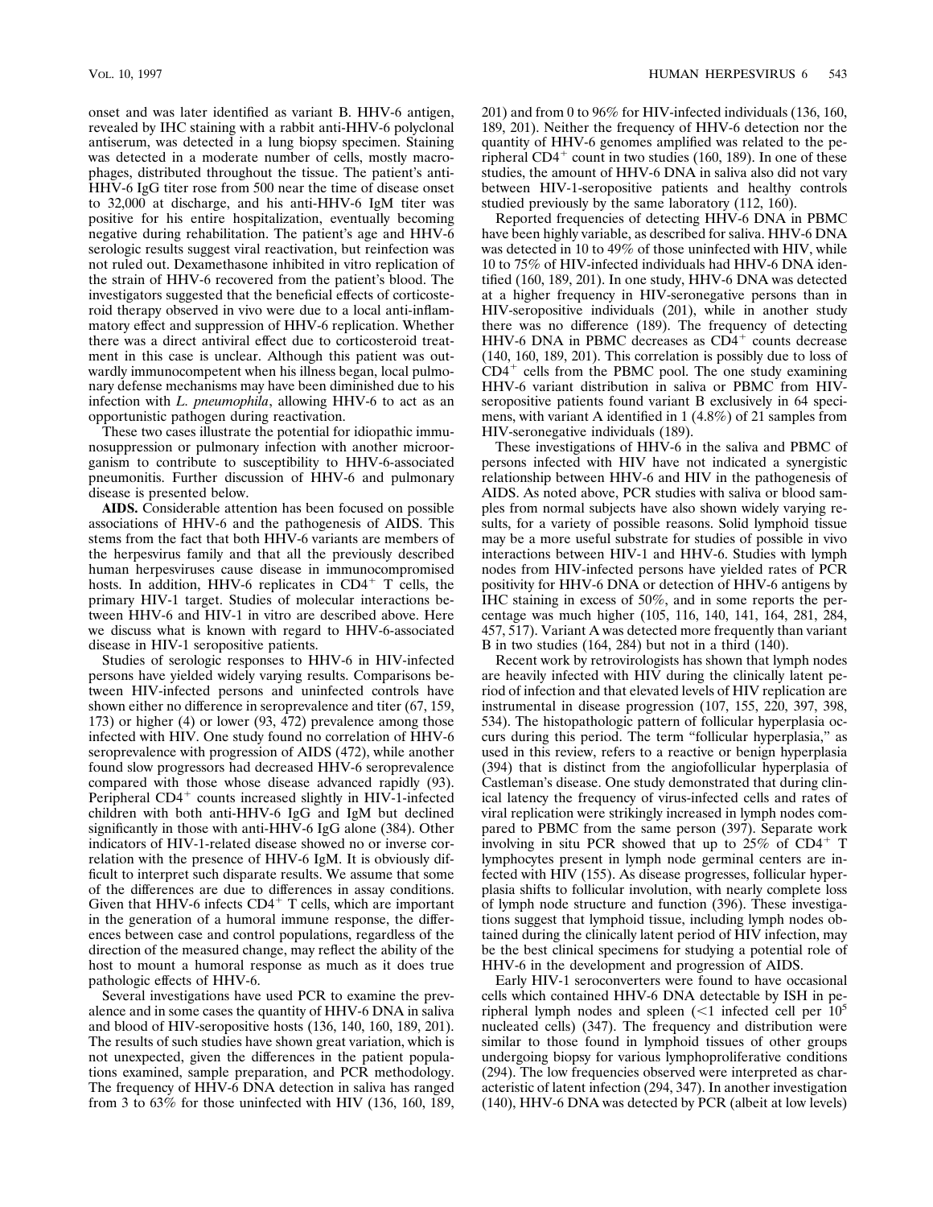onset and was later identified as variant B. HHV-6 antigen, revealed by IHC staining with a rabbit anti-HHV-6 polyclonal antiserum, was detected in a lung biopsy specimen. Staining was detected in a moderate number of cells, mostly macrophages, distributed throughout the tissue. The patient's anti-HHV-6 IgG titer rose from 500 near the time of disease onset to 32,000 at discharge, and his anti-HHV-6 IgM titer was positive for his entire hospitalization, eventually becoming negative during rehabilitation. The patient's age and HHV-6 serologic results suggest viral reactivation, but reinfection was not ruled out. Dexamethasone inhibited in vitro replication of the strain of HHV-6 recovered from the patient's blood. The investigators suggested that the beneficial effects of corticosteroid therapy observed in vivo were due to a local anti-inflammatory effect and suppression of HHV-6 replication. Whether there was a direct antiviral effect due to corticosteroid treatment in this case is unclear. Although this patient was outwardly immunocompetent when his illness began, local pulmonary defense mechanisms may have been diminished due to his infection with *L. pneumophila*, allowing HHV-6 to act as an opportunistic pathogen during reactivation.

These two cases illustrate the potential for idiopathic immunosuppression or pulmonary infection with another microorganism to contribute to susceptibility to HHV-6-associated pneumonitis. Further discussion of HHV-6 and pulmonary disease is presented below.

**AIDS.** Considerable attention has been focused on possible associations of HHV-6 and the pathogenesis of AIDS. This stems from the fact that both HHV-6 variants are members of the herpesvirus family and that all the previously described human herpesviruses cause disease in immunocompromised hosts. In addition, HHV-6 replicates in $CD4^+$ T cells, the primary HIV-1 target. Studies of molecular interactions between HHV-6 and HIV-1 in vitro are described above. Here we discuss what is known with regard to HHV-6-associated disease in HIV-1 seropositive patients.

Studies of serologic responses to HHV-6 in HIV-infected persons have yielded widely varying results. Comparisons between HIV-infected persons and uninfected controls have shown either no difference in seroprevalence and titer (67, 159, 173) or higher (4) or lower (93, 472) prevalence among those infected with HIV. One study found no correlation of HHV-6 seroprevalence with progression of AIDS (472), while another found slow progressors had decreased HHV-6 seroprevalence compared with those whose disease advanced rapidly (93). Peripheral $CD4^+$ counts increased slightly in HIV-1-infected children with both anti-HHV-6 IgG and IgM but declined significantly in those with anti-HHV-6 IgG alone (384). Other indicators of HIV-1-related disease showed no or inverse correlation with the presence of HHV-6 IgM. It is obviously difficult to interpret such disparate results. We assume that some of the differences are due to differences in assay conditions. Given that HHV-6 infects $CD4^+$ T cells, which are important in the generation of a humoral immune response, the differences between case and control populations, regardless of the direction of the measured change, may reflect the ability of the host to mount a humoral response as much as it does true pathologic effects of HHV-6.

Several investigations have used PCR to examine the prevalence and in some cases the quantity of HHV-6 DNA in saliva and blood of HIV-seropositive hosts (136, 140, 160, 189, 201). The results of such studies have shown great variation, which is not unexpected, given the differences in the patient populations examined, sample preparation, and PCR methodology. The frequency of HHV-6 DNA detection in saliva has ranged from 3 to 63% for those uninfected with HIV (136, 160, 189, 201) and from 0 to 96% for HIV-infected individuals (136, 160, 189, 201). Neither the frequency of HHV-6 detection nor the quantity of HHV-6 genomes amplified was related to the peripheral $CD4^+$ count in two studies (160, 189). In one of these studies, the amount of HHV-6 DNA in saliva also did not vary between HIV-1-seropositive patients and healthy controls studied previously by the same laboratory (112, 160).

Reported frequencies of detecting HHV-6 DNA in PBMC have been highly variable, as described for saliva. HHV-6 DNA was detected in 10 to 49% of those uninfected with HIV, while 10 to 75% of HIV-infected individuals had HHV-6 DNA identified (160, 189, 201). In one study, HHV-6 DNA was detected at a higher frequency in HIV-seronegative persons than in HIV-seropositive individuals (201), while in another study there was no difference (189). The frequency of detecting HHV-6 DNA in PBMC decreases as $CD4^+$ counts decrease (140, 160, 189, 201). This correlation is possibly due to loss of $CD4^+$ cells from the PBMC pool. The one study examining HHV-6 variant distribution in saliva or PBMC from HIV-seropositive patients found variant B exclusively in 64 specimens, with variant A identified in 1 (4.8%) of 21 samples from HIV-seronegative individuals (189).

These investigations of HHV-6 in the saliva and PBMC of persons infected with HIV have not indicated a synergistic relationship between HHV-6 and HIV in the pathogenesis of AIDS. As noted above, PCR studies with saliva or blood samples from normal subjects have also shown widely varying results, for a variety of possible reasons. Solid lymphoid tissue may be a more useful substrate for studies of possible in vivo interactions between HIV-1 and HHV-6. Studies with lymph nodes from HIV-infected persons have yielded rates of PCR positivity for HHV-6 DNA or detection of HHV-6 antigens by IHC staining in excess of 50%, and in some reports the percentage was much higher (105, 116, 140, 141, 164, 281, 284, 457, 517). Variant A was detected more frequently than variant B in two studies (164, 284) but not in a third (140).

Recent work by retrovirologists has shown that lymph nodes are heavily infected with HIV during the clinically latent period of infection and that elevated levels of HIV replication are instrumental in disease progression (107, 155, 220, 397, 398, 534). The histopathologic pattern of follicular hyperplasia occurs during this period. The term "follicular hyperplasia," as used in this review, refers to a reactive or benign hyperplasia (394) that is distinct from the angiofollicular hyperplasia of Castleman's disease. One study demonstrated that during clinical latency the frequency of virus-infected cells and rates of viral replication were strikingly increased in lymph nodes compared to PBMC from the same person (397). Separate work involving in situ PCR showed that up to 25% of $CD4^+$ T lymphocytes present in lymph node germinal centers are infected with HIV (155). As disease progresses, follicular hyperplasia shifts to follicular involution, with nearly complete loss of lymph node structure and function (396). These investigations suggest that lymphoid tissue, including lymph nodes obtained during the clinically latent period of HIV infection, may be the best clinical specimens for studying a potential role of HHV-6 in the development and progression of AIDS.

Early HIV-1 seroconverters were found to have occasional cells which contained HHV-6 DNA detectable by ISH in peripheral lymph nodes and spleen (<1 infected cell per $10^5$ nucleated cells) (347). The frequency and distribution were similar to those found in lymphoid tissues of other groups undergoing biopsy for various lymphoproliferative conditions (294). The low frequencies observed were interpreted as characteristic of latent infection (294, 347). In another investigation (140), HHV-6 DNA was detected by PCR (albeit at low levels)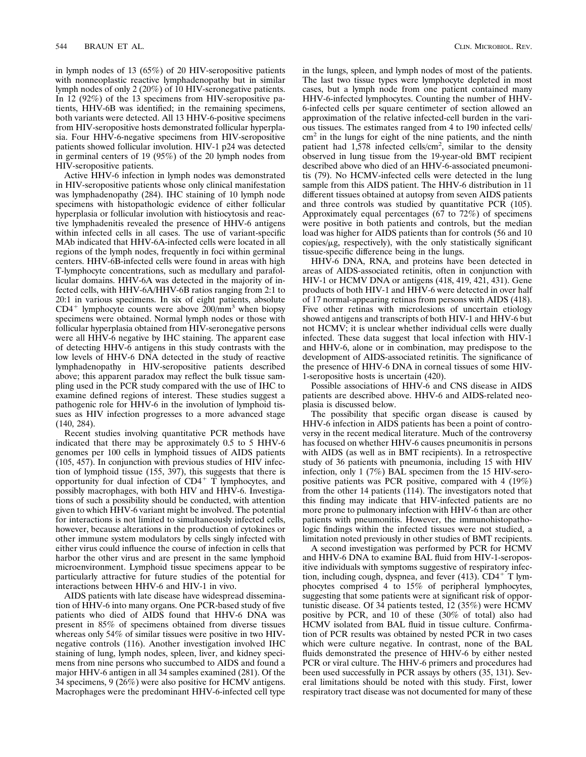in lymph nodes of 13 (65%) of 20 HIV-seropositive patients with nonneoplastic reactive lymphadenopathy but in similar lymph nodes of only 2 (20%) of 10 HIV-seronegative patients. In 12 (92%) of the 13 specimens from HIV-seropositive patients, HHV-6B was identified; in the remaining specimens, both variants were detected. All 13 HHV-6-positive specimens from HIV-seropositive hosts demonstrated follicular hyperplasia. Four HHV-6-negative specimens from HIV-seropositive patients showed follicular involution. HIV-1 p24 was detected in germinal centers of 19 (95%) of the 20 lymph nodes from HIV-seropositive patients.

Active HHV-6 infection in lymph nodes was demonstrated in HIV-seropositive patients whose only clinical manifestation was lymphadenopathy (284). IHC staining of 10 lymph node specimens with histopathologic evidence of either follicular hyperplasia or follicular involution with histiocytosis and reactive lymphadenitis revealed the presence of HHV-6 antigens within infected cells in all cases. The use of variant-specific MAb indicated that HHV-6A-infected cells were located in all regions of the lymph nodes, frequently in foci within germinal centers. HHV-6B-infected cells were found in areas with high T-lymphocyte concentrations, such as medullary and parafollicular domains. HHV-6A was detected in the majority of infected cells, with HHV-6A/HHV-6B ratios ranging from 2:1 to 20:1 in various specimens. In six of eight patients, absolute $CD4^+$ lymphocyte counts were above 200/$mm^3$ when biopsy specimens were obtained. Normal lymph nodes or those with follicular hyperplasia obtained from HIV-seronegative persons were all HHV-6 negative by IHC staining. The apparent ease of detecting HHV-6 antigens in this study contrasts with the low levels of HHV-6 DNA detected in the study of reactive lymphadenopathy in HIV-seropositive patients described above; this apparent paradox may reflect the bulk tissue sampling used in the PCR study compared with the use of IHC to examine defined regions of interest. These studies suggest a pathogenic role for HHV-6 in the involution of lymphoid tissues as HIV infection progresses to a more advanced stage (140, 284).

Recent studies involving quantitative PCR methods have indicated that there may be approximately 0.5 to 5 HHV-6 genomes per 100 cells in lymphoid tissues of AIDS patients (105, 457). In conjunction with previous studies of HIV infection of lymphoid tissue (155, 397), this suggests that there is opportunity for dual infection of $CD4^+$ T lymphocytes, and possibly macrophages, with both HIV and HHV-6. Investigations of such a possibility should be conducted, with attention given to which HHV-6 variant might be involved. The potential for interactions is not limited to simultaneously infected cells, however, because alterations in the production of cytokines or other immune system modulators by cells singly infected with either virus could influence the course of infection in cells that harbor the other virus and are present in the same lymphoid microenvironment. Lymphoid tissue specimens appear to be particularly attractive for future studies of the potential for interactions between HHV-6 and HIV-1 in vivo.

AIDS patients with late disease have widespread dissemination of HHV-6 into many organs. One PCR-based study of five patients who died of AIDS found that HHV-6 DNA was present in 85% of specimens obtained from diverse tissues whereas only 54% of similar tissues were positive in two HIV-negative controls (116). Another investigation involved IHC staining of lung, lymph nodes, spleen, liver, and kidney specimens from nine persons who succumbed to AIDS and found a major HHV-6 antigen in all 34 samples examined (281). Of the 34 specimens, 9 (26%) were also positive for HCMV antigens. Macrophages were the predominant HHV-6-infected cell type in the lungs, spleen, and lymph nodes of most of the patients. The last two tissue types were lymphocyte depleted in most cases, but a lymph node from one patient contained many HHV-6-infected lymphocytes. Counting the number of HHV-6-infected cells per square centimeter of section allowed an approximation of the relative infected-cell burden in the various tissues. The estimates ranged from 4 to 190 infected cells/$cm^2$ in the lungs for eight of the nine patients, and the ninth patient had 1,578 infected cells/$cm^2$, similar to the density observed in lung tissue from the 19-year-old BMT recipient described above who died of an HHV-6-associated pneumonitis (79). No HCMV-infected cells were detected in the lung sample from this AIDS patient. The HHV-6 distribution in 11 different tissues obtained at autopsy from seven AIDS patients and three controls was studied by quantitative PCR (105). Approximately equal percentages (67 to 72%) of specimens were positive in both patients and controls, but the median load was higher for AIDS patients than for controls (56 and 10 copies/μg, respectively), with the only statistically significant tissue-specific difference being in the lungs.

HHV-6 DNA, RNA, and proteins have been detected in areas of AIDS-associated retinitis, often in conjunction with HIV-1 or HCMV DNA or antigens (418, 419, 421, 431). Gene products of both HIV-1 and HHV-6 were detected in over half of 17 normal-appearing retinas from persons with AIDS (418). Five other retinas with microlesions of uncertain etiology showed antigens and transcripts of both HIV-1 and HHV-6 but not HCMV; it is unclear whether individual cells were dually infected. These data suggest that local infection with HIV-1 and HHV-6, alone or in combination, may predispose to the development of AIDS-associated retinitis. The significance of the presence of HHV-6 DNA in corneal tissues of some HIV-1-seropositive hosts is uncertain (420).

Possible associations of HHV-6 and CNS disease in AIDS patients are described above. HHV-6 and AIDS-related neoplasia is discussed below.

The possibility that specific organ disease is caused by HHV-6 infection in AIDS patients has been a point of controversy in the recent medical literature. Much of the controversy has focused on whether HHV-6 causes pneumonitis in persons with AIDS (as well as in BMT recipients). In a retrospective study of 36 patients with pneumonia, including 15 with HIV infection, only 1 (7%) BAL specimen from the 15 HIV-seropositive patients was PCR positive, compared with 4 (19%) from the other 14 patients (114). The investigators noted that this finding may indicate that HIV-infected patients are no more prone to pulmonary infection with HHV-6 than are other patients with pneumonitis. However, the immunohistopathologic findings within the infected tissues were not studied, a limitation noted previously in other studies of BMT recipients.

A second investigation was performed by PCR for HCMV and HHV-6 DNA to examine BAL fluid from HIV-1-seropositive individuals with symptoms suggestive of respiratory infection, including cough, dyspnea, and fever (413). $CD4^+$ T lymphocytes comprised 4 to 15% of peripheral lymphocytes, suggesting that some patients were at significant risk of opportunistic disease. Of 34 patients tested, 12 (35%) were HCMV positive by PCR, and 10 of these (30% of total) also had HCMV isolated from BAL fluid in tissue culture. Confirmation of PCR results was obtained by nested PCR in two cases which were culture negative. In contrast, none of the BAL fluids demonstrated the presence of HHV-6 by either nested PCR or viral culture. The HHV-6 primers and procedures had been used successfully in PCR assays by others (35, 131). Several limitations should be noted with this study. First, lower respiratory tract disease was not documented for many of these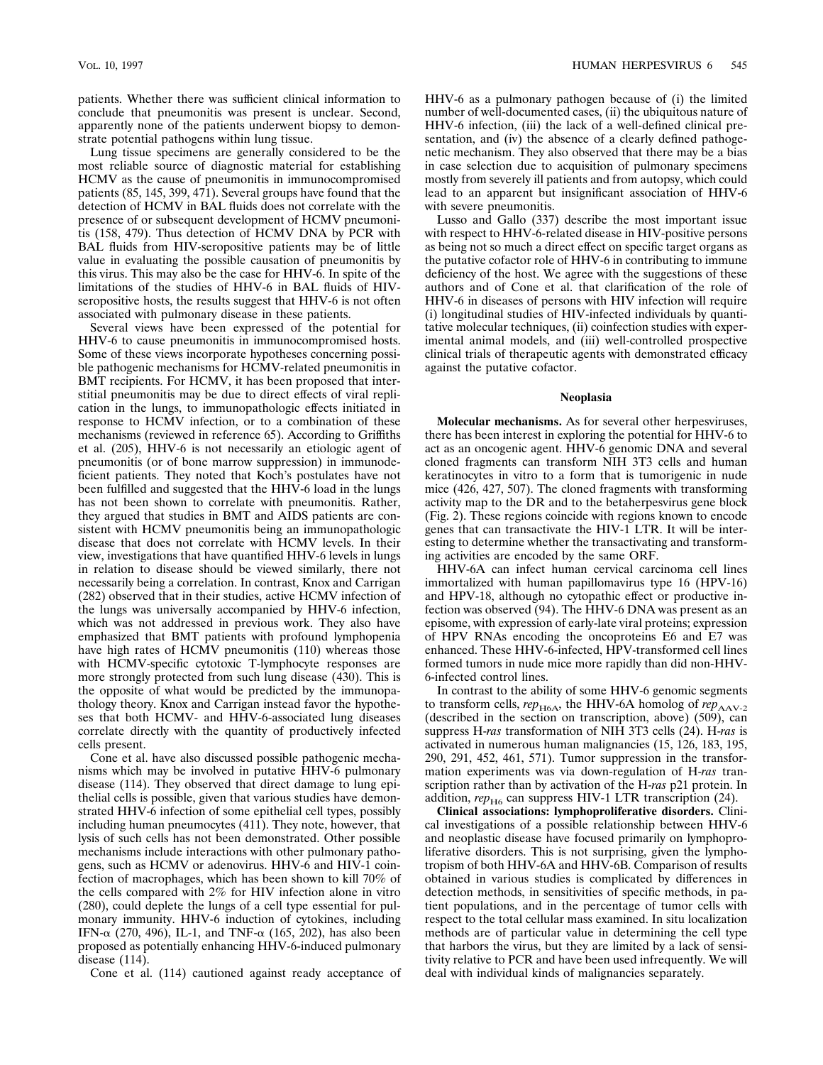patients. Whether there was sufficient clinical information to conclude that pneumonitis was present is unclear. Second, apparently none of the patients underwent biopsy to demonstrate potential pathogens within lung tissue.

Lung tissue specimens are generally considered to be the most reliable source of diagnostic material for establishing HCMV as the cause of pneumonitis in immunocompromised patients (85, 145, 399, 471). Several groups have found that the detection of HCMV in BAL fluids does not correlate with the presence of or subsequent development of HCMV pneumonitis (158, 479). Thus detection of HCMV DNA by PCR with BAL fluids from HIV-seropositive patients may be of little value in evaluating the possible causation of pneumonitis by this virus. This may also be the case for HHV-6. In spite of the limitations of the studies of HHV-6 in BAL fluids of HIV-seropositive hosts, the results suggest that HHV-6 is not often associated with pulmonary disease in these patients.

Several views have been expressed of the potential for HHV-6 to cause pneumonitis in immunocompromised hosts. Some of these views incorporate hypotheses concerning possible pathogenic mechanisms for HCMV-related pneumonitis in BMT recipients. For HCMV, it has been proposed that interstitial pneumonitis may be due to direct effects of viral replication in the lungs, to immunopathologic effects initiated in response to HCMV infection, or to a combination of these mechanisms (reviewed in reference 65). According to Griffiths et al. (205), HHV-6 is not necessarily an etiologic agent of pneumonitis (or of bone marrow suppression) in immunodeficient patients. They noted that Koch's postulates have not been fulfilled and suggested that the HHV-6 load in the lungs has not been shown to correlate with pneumonitis. Rather, they argued that studies in BMT and AIDS patients are consistent with HCMV pneumonitis being an immunopathologic disease that does not correlate with HCMV levels. In their view, investigations that have quantified HHV-6 levels in lungs in relation to disease should be viewed similarly, there not necessarily being a correlation. In contrast, Knox and Carrigan (282) observed that in their studies, active HCMV infection of the lungs was universally accompanied by HHV-6 infection, which was not addressed in previous work. They also have emphasized that BMT patients with profound lymphopenia have high rates of HCMV pneumonitis (110) whereas those with HCMV-specific cytotoxic T-lymphocyte responses are more strongly protected from such lung disease (430). This is the opposite of what would be predicted by the immunopathology theory. Knox and Carrigan instead favor the hypotheses that both HCMV- and HHV-6-associated lung diseases correlate directly with the quantity of productively infected cells present.

Cone et al. have also discussed possible pathogenic mechanisms which may be involved in putative HHV-6 pulmonary disease (114). They observed that direct damage to lung epithelial cells is possible, given that various studies have demonstrated HHV-6 infection of some epithelial cell types, possibly including human pneumocytes (411). They note, however, that lysis of such cells has not been demonstrated. Other possible mechanisms include interactions with other pulmonary pathogens, such as HCMV or adenovirus. HHV-6 and HIV-1 coinfection of macrophages, which has been shown to kill 70% of the cells compared with 2% for HIV infection alone in vitro (280), could deplete the lungs of a cell type essential for pulmonary immunity. HHV-6 induction of cytokines, including IFN-α (270, 496), IL-1, and TNF-α (165, 202), has also been proposed as potentially enhancing HHV-6-induced pulmonary disease (114).

Cone et al. (114) cautioned against ready acceptance of HHV-6 as a pulmonary pathogen because of (i) the limited number of well-documented cases, (ii) the ubiquitous nature of HHV-6 infection, (iii) the lack of a well-defined clinical presentation, and (iv) the absence of a clearly defined pathogenetic mechanism. They also observed that there may be a bias in case selection due to acquisition of pulmonary specimens mostly from severely ill patients and from autopsy, which could lead to an apparent but insignificant association of HHV-6 with severe pneumonitis.

Lusso and Gallo (337) describe the most important issue with respect to HHV-6-related disease in HIV-positive persons as being not so much a direct effect on specific target organs as the putative cofactor role of HHV-6 in contributing to immune deficiency of the host. We agree with the suggestions of these authors and of Cone et al. that clarification of the role of HHV-6 in diseases of persons with HIV infection will require (i) longitudinal studies of HIV-infected individuals by quantitative molecular techniques, (ii) coinfection studies with experimental animal models, and (iii) well-controlled prospective clinical trials of therapeutic agents with demonstrated efficacy against the putative cofactor.

### Neoplasia

**Molecular mechanisms.** As for several other herpesviruses, there has been interest in exploring the potential for HHV-6 to act as an oncogenic agent. HHV-6 genomic DNA and several cloned fragments can transform NIH 3T3 cells and human keratinocytes in vitro to a form that is tumorigenic in nude mice (426, 427, 507). The cloned fragments with transforming activity map to the DR and to the betaherpesvirus gene block (Fig. 2). These regions coincide with regions known to encode genes that can transactivate the HIV-1 LTR. It will be interesting to determine whether the transactivating and transforming activities are encoded by the same ORF.

HHV-6A can infect human cervical carcinoma cell lines immortalized with human papillomavirus type 16 (HPV-16) and HPV-18, although no cytopathic effect or productive infection was observed (94). The HHV-6 DNA was present as an episome, with expression of early-late viral proteins; expression of HPV RNAs encoding the oncoproteins E6 and E7 was enhanced. These HHV-6-infected, HPV-transformed cell lines formed tumors in nude mice more rapidly than did non-HHV-6-infected control lines.

In contrast to the ability of some HHV-6 genomic segments to transform cells, $rep_{H6A}$, the HHV-6A homolog of $rep_{AAV-2}$ (described in the section on transcription, above) (509), can suppress H-*ras* transformation of NIH 3T3 cells (24). H-*ras* is activated in numerous human malignancies (15, 126, 183, 195, 290, 291, 452, 461, 571). Tumor suppression in the transformation experiments was via down-regulation of H-*ras* transcription rather than by activation of the H-*ras* p21 protein. In addition, $rep_{H6}$ can suppress HIV-1 LTR transcription (24).

**Clinical associations: lymphoproliferative disorders.** Clinical investigations of a possible relationship between HHV-6 and neoplastic disease have focused primarily on lymphoproliferative disorders. This is not surprising, given the lymphotropism of both HHV-6A and HHV-6B. Comparison of results obtained in various studies is complicated by differences in detection methods, in sensitivities of specific methods, in patient populations, and in the percentage of tumor cells with respect to the total cellular mass examined. In situ localization methods are of particular value in determining the cell type that harbors the virus, but they are limited by a lack of sensitivity relative to PCR and have been used infrequently. We will deal with individual kinds of malignancies separately.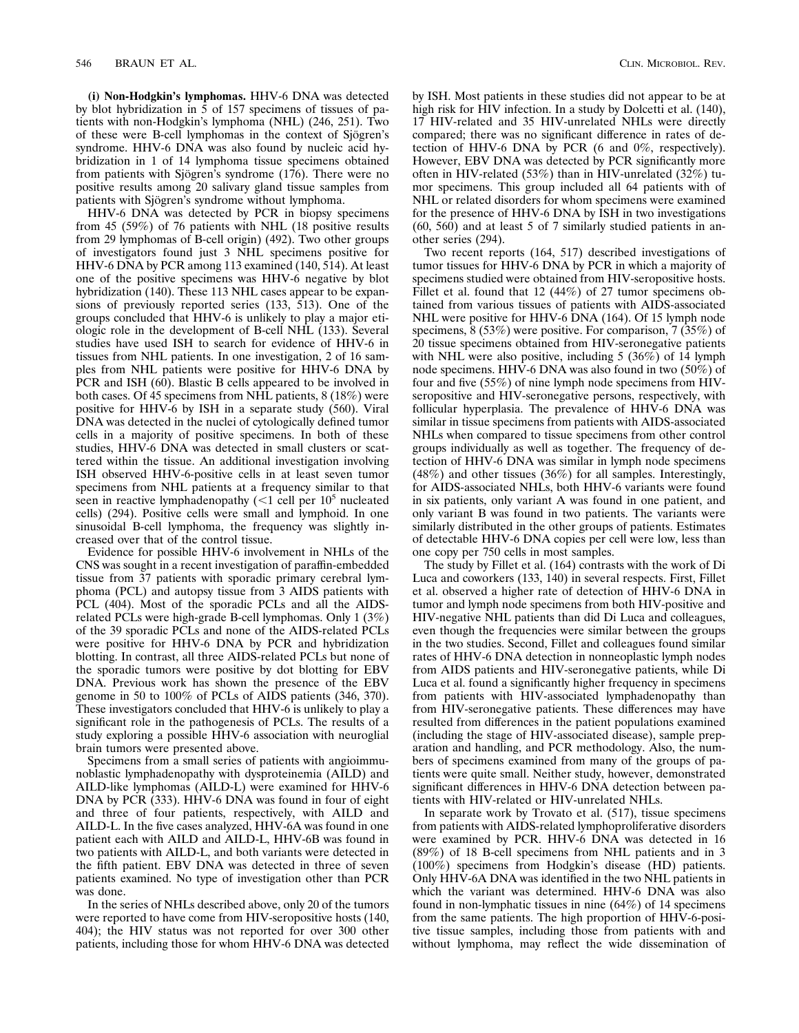**(i) Non-Hodgkin's lymphomas.** HHV-6 DNA was detected by blot hybridization in 5 of 157 specimens of tissues of patients with non-Hodgkin's lymphoma (NHL) (246, 251). Two of these were B-cell lymphomas in the context of Sjögren's syndrome. HHV-6 DNA was also found by nucleic acid hybridization in 1 of 14 lymphoma tissue specimens obtained from patients with Sjögren's syndrome (176). There were no positive results among 20 salivary gland tissue samples from patients with Sjögren's syndrome without lymphoma.

HHV-6 DNA was detected by PCR in biopsy specimens from 45 (59%) of 76 patients with NHL (18 positive results from 29 lymphomas of B-cell origin) (492). Two other groups of investigators found just 3 NHL specimens positive for HHV-6 DNA by PCR among 113 examined (140, 514). At least one of the positive specimens was HHV-6 negative by blot hybridization (140). These 113 NHL cases appear to be expansions of previously reported series (133, 513). One of the groups concluded that HHV-6 is unlikely to play a major etiologic role in the development of B-cell NHL (133). Several studies have used ISH to search for evidence of HHV-6 in tissues from NHL patients. In one investigation, 2 of 16 samples from NHL patients were positive for HHV-6 DNA by PCR and ISH (60). Blastic B cells appeared to be involved in both cases. Of 45 specimens from NHL patients, 8 (18%) were positive for HHV-6 by ISH in a separate study (560). Viral DNA was detected in the nuclei of cytologically defined tumor cells in a majority of positive specimens. In both of these studies, HHV-6 DNA was detected in small clusters or scattered within the tissue. An additional investigation involving ISH observed HHV-6-positive cells in at least seven tumor specimens from NHL patients at a frequency similar to that seen in reactive lymphadenopathy (<1 cell per $10^5$ nucleated cells) (294). Positive cells were small and lymphoid. In one sinusoidal B-cell lymphoma, the frequency was slightly increased over that of the control tissue.

Evidence for possible HHV-6 involvement in NHLs of the CNS was sought in a recent investigation of paraffin-embedded tissue from 37 patients with sporadic primary cerebral lymphoma (PCL) and autopsy tissue from 3 AIDS patients with PCL (404). Most of the sporadic PCLs and all the AIDS-related PCLs were high-grade B-cell lymphomas. Only 1 (3%) of the 39 sporadic PCLs and none of the AIDS-related PCLs were positive for HHV-6 DNA by PCR and hybridization blotting. In contrast, all three AIDS-related PCLs but none of the sporadic tumors were positive by dot blotting for EBV DNA. Previous work has shown the presence of the EBV genome in 50 to 100% of PCLs of AIDS patients (346, 370). These investigators concluded that HHV-6 is unlikely to play a significant role in the pathogenesis of PCLs. The results of a study exploring a possible HHV-6 association with neuroglial brain tumors were presented above.

Specimens from a small series of patients with angioimmunoblastic lymphadenopathy with dysproteinemia (AILD) and AILD-like lymphomas (AILD-L) were examined for HHV-6 DNA by PCR (333). HHV-6 DNA was found in four of eight and three of four patients, respectively, with AILD and AILD-L. In the five cases analyzed, HHV-6A was found in one patient each with AILD and AILD-L, HHV-6B was found in two patients with AILD-L, and both variants were detected in the fifth patient. EBV DNA was detected in three of seven patients examined. No type of investigation other than PCR was done.

In the series of NHLs described above, only 20 of the tumors were reported to have come from HIV-seropositive hosts (140, 404); the HIV status was not reported for over 300 other patients, including those for whom HHV-6 DNA was detected by ISH. Most patients in these studies did not appear to be at high risk for HIV infection. In a study by Dolcetti et al. (140), 17 HIV-related and 35 HIV-unrelated NHLs were directly compared; there was no significant difference in rates of detection of HHV-6 DNA by PCR (6 and 0%, respectively). However, EBV DNA was detected by PCR significantly more often in HIV-related (53%) than in HIV-unrelated (32%) tumor specimens. This group included all 64 patients with of NHL or related disorders for whom specimens were examined for the presence of HHV-6 DNA by ISH in two investigations (60, 560) and at least 5 of 7 similarly studied patients in another series (294).

Two recent reports (164, 517) described investigations of tumor tissues for HHV-6 DNA by PCR in which a majority of specimens studied were obtained from HIV-seropositive hosts. Fillet et al. found that 12 (44%) of 27 tumor specimens obtained from various tissues of patients with AIDS-associated NHL were positive for HHV-6 DNA (164). Of 15 lymph node specimens, 8 (53%) were positive. For comparison, 7 (35%) of 20 tissue specimens obtained from HIV-seronegative patients with NHL were also positive, including 5 (36%) of 14 lymph node specimens. HHV-6 DNA was also found in two (50%) of four and five (55%) of nine lymph node specimens from HIV-seropositive and HIV-seronegative persons, respectively, with follicular hyperplasia. The prevalence of HHV-6 DNA was similar in tissue specimens from patients with AIDS-associated NHLs when compared to tissue specimens from other control groups individually as well as together. The frequency of detection of HHV-6 DNA was similar in lymph node specimens (48%) and other tissues (36%) for all samples. Interestingly, for AIDS-associated NHLs, both HHV-6 variants were found in six patients, only variant A was found in one patient, and only variant B was found in two patients. The variants were similarly distributed in the other groups of patients. Estimates of detectable HHV-6 DNA copies per cell were low, less than one copy per 750 cells in most samples.

The study by Fillet et al. (164) contrasts with the work of Di Luca and coworkers (133, 140) in several respects. First, Fillet et al. observed a higher rate of detection of HHV-6 DNA in tumor and lymph node specimens from both HIV-positive and HIV-negative NHL patients than did Di Luca and colleagues, even though the frequencies were similar between the groups in the two studies. Second, Fillet and colleagues found similar rates of HHV-6 DNA detection in nonneoplastic lymph nodes from AIDS patients and HIV-seronegative patients, while Di Luca et al. found a significantly higher frequency in specimens from patients with HIV-associated lymphadenopathy than from HIV-seronegative patients. These differences may have resulted from differences in the patient populations examined (including the stage of HIV-associated disease), sample preparation and handling, and PCR methodology. Also, the numbers of specimens examined from many of the groups of patients were quite small. Neither study, however, demonstrated significant differences in HHV-6 DNA detection between patients with HIV-related or HIV-unrelated NHLs.

In separate work by Trovato et al. (517), tissue specimens from patients with AIDS-related lymphoproliferative disorders were examined by PCR. HHV-6 DNA was detected in 16 (89%) of 18 B-cell specimens from NHL patients and in 3 (100%) specimens from Hodgkin's disease (HD) patients. Only HHV-6A DNA was identified in the two NHL patients in which the variant was determined. HHV-6 DNA was also found in non-lymphatic tissues in nine (64%) of 14 specimens from the same patients. The high proportion of HHV-6-positive tissue samples, including those from patients with and without lymphoma, may reflect the wide dissemination of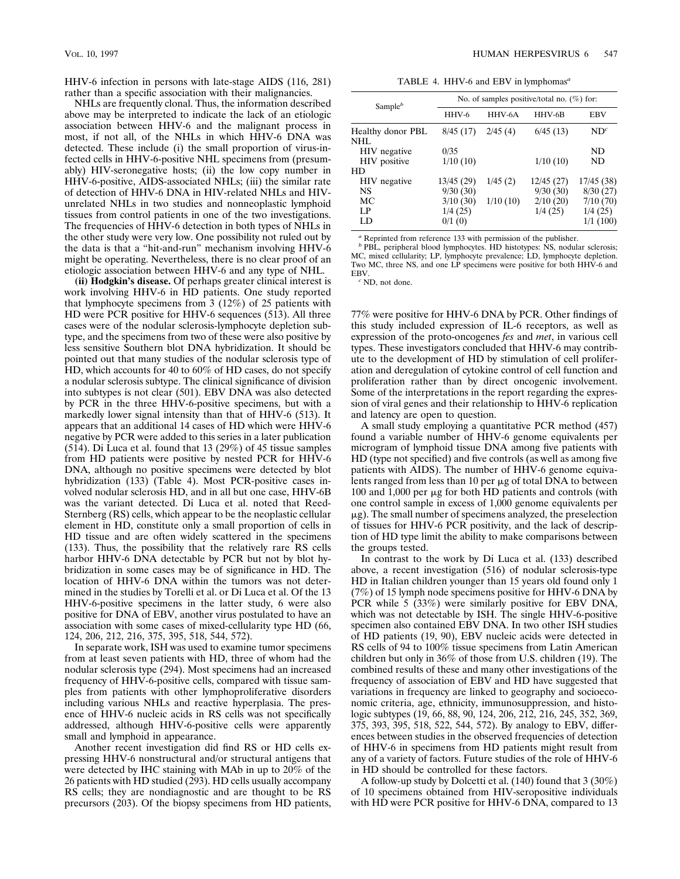HHV-6 infection in persons with late-stage AIDS (116, 281) rather than a specific association with their malignancies.

NHLs are frequently clonal. Thus, the information described above may be interpreted to indicate the lack of an etiologic association between HHV-6 and the malignant process in most, if not all, of the NHLs in which HHV-6 DNA was detected. These include (i) the small proportion of virus-infected cells in HHV-6-positive NHL specimens from (presumably) HIV-seronegative hosts; (ii) the low copy number in HHV-6-positive, AIDS-associated NHLs; (iii) the similar rate of detection of HHV-6 DNA in HIV-related NHLs and HIV-unrelated NHLs in two studies and nonneoplastic lymphoid tissues from control patients in one of the two investigations. The frequencies of HHV-6 detection in both types of NHLs in the other study were very low. One possibility not ruled out by the data is that a "hit-and-run" mechanism involving HHV-6 might be operating. Nevertheless, there is no clear proof of an etiologic association between HHV-6 and any type of NHL.

**(ii) Hodgkin's disease.** Of perhaps greater clinical interest is work involving HHV-6 in HD patients. One study reported that lymphocyte specimens from 3 (12%) of 25 patients with HD were PCR positive for HHV-6 sequences (513). All three cases were of the nodular sclerosis-lymphocyte depletion subtype, and the specimens from two of these were also positive by less sensitive Southern blot DNA hybridization. It should be pointed out that many studies of the nodular sclerosis type of HD, which accounts for 40 to 60% of HD cases, do not specify a nodular sclerosis subtype. The clinical significance of division into subtypes is not clear (501). EBV DNA was also detected by PCR in the three HHV-6-positive specimens, but with a markedly lower signal intensity than that of HHV-6 (513). It appears that an additional 14 cases of HD which were HHV-6 negative by PCR were added to this series in a later publication (514). Di Luca et al. found that 13 (29%) of 45 tissue samples from HD patients were positive by nested PCR for HHV-6 DNA, although no positive specimens were detected by blot hybridization (133) (Table 4). Most PCR-positive cases involved nodular sclerosis HD, and in all but one case, HHV-6B was the variant detected. Di Luca et al. noted that Reed-Sternberg (RS) cells, which appear to be the neoplastic cellular element in HD, constitute only a small proportion of cells in HD tissue and are often widely scattered in the specimens (133). Thus, the possibility that the relatively rare RS cells harbor HHV-6 DNA detectable by PCR but not by blot hybridization in some cases may be of significance in HD. The location of HHV-6 DNA within the tumors was not determined in the studies by Torelli et al. or Di Luca et al. Of the 13 HHV-6-positive specimens in the latter study, 6 were also positive for DNA of EBV, another virus postulated to have an association with some cases of mixed-cellularity type HD (66, 124, 206, 212, 216, 375, 395, 518, 544, 572).

In separate work, ISH was used to examine tumor specimens from at least seven patients with HD, three of whom had the nodular sclerosis type (294). Most specimens had an increased frequency of HHV-6-positive cells, compared with tissue samples from patients with other lymphoproliferative disorders including various NHLs and reactive hyperplasia. The presence of HHV-6 nucleic acids in RS cells was not specifically addressed, although HHV-6-positive cells were apparently small and lymphoid in appearance.

Another recent investigation did find RS or HD cells expressing HHV-6 nonstructural and/or structural antigens that were detected by IHC staining with MAb in up to 20% of the 26 patients with HD studied (293). HD cells usually accompany RS cells; they are nondiagnostic and are thought to be RS precursors (203). Of the biopsy specimens from HD patients,

TABLE 4. HHV-6 and EBV in lymphomas[a]

| Sample[b] | No. of samples positive/total no. (%) for: | | | |
|---|---|---|---|---|
| | HHV-6 | HHV-6A | HHV-6B | EBV |
| Healthy donor PBL | 8/45 (17) | 2/45 (4) | 6/45 (13) | ND[c] |
| NHL | | | | |
| HIV negative | 0/35 | | | ND |
| HIV positive | 1/10 (10) | | 1/10 (10) | ND |
| HD | | | | |
| HIV negative | 13/45 (29) | 1/45 (2) | 12/45 (27) | 17/45 (38) |
| NS | 9/30 (30) | | 9/30 (30) | 8/30 (27) |
| MC | 3/10 (30) | 1/10 (10) | 2/10 (20) | 7/10 (70) |
| LP | 1/4 (25) | | 1/4 (25) | 1/4 (25) |
| LD | 0/1 (0) | | | 1/1 (100) |

[a] Reprinted from reference 133 with permission of the publisher.

[b] PBL, peripheral blood lymphocytes. HD histotypes: NS, nodular sclerosis; MC, mixed cellularity; LP, lymphocyte prevalence; LD, lymphocyte depletion. Two MC, three NS, and one LP specimens were positive for both HHV-6 and EBV.

[c] ND, not done.

77% were positive for HHV-6 DNA by PCR. Other findings of this study included expression of IL-6 receptors, as well as expression of the proto-oncogenes *fes* and *met*, in various cell types. These investigators concluded that HHV-6 may contribute to the development of HD by stimulation of cell proliferation and deregulation of cytokine control of cell function and proliferation rather than by direct oncogenic involvement. Some of the interpretations in the report regarding the expression of viral genes and their relationship to HHV-6 replication and latency are open to question.

A small study employing a quantitative PCR method (457) found a variable number of HHV-6 genome equivalents per microgram of lymphoid tissue DNA among five patients with HD (type not specified) and five controls (as well as among five patients with AIDS). The number of HHV-6 genome equivalents ranged from less than 10 per μg of total DNA to between 100 and 1,000 per μg for both HD patients and controls (with one control sample in excess of 1,000 genome equivalents per μg). The small number of specimens analyzed, the preselection of tissues for HHV-6 PCR positivity, and the lack of description of HD type limit the ability to make comparisons between the groups tested.

In contrast to the work by Di Luca et al. (133) described above, a recent investigation (516) of nodular sclerosis-type HD in Italian children younger than 15 years old found only 1 (7%) of 15 lymph node specimens positive for HHV-6 DNA by PCR while 5 (33%) were similarly positive for EBV DNA, which was not detectable by ISH. The single HHV-6-positive specimen also contained EBV DNA. In two other ISH studies of HD patients (19, 90), EBV nucleic acids were detected in RS cells of 94 to 100% tissue specimens from Latin American children but only in 36% of those from U.S. children (19). The combined results of these and many other investigations of the frequency of association of EBV and HD have suggested that variations in frequency are linked to geography and socioeconomic criteria, age, ethnicity, immunosuppression, and histologic subtypes (19, 66, 88, 90, 124, 206, 212, 216, 245, 352, 369, 375, 393, 395, 518, 522, 544, 572). By analogy to EBV, differences between studies in the observed frequencies of detection of HHV-6 in specimens from HD patients might result from any of a variety of factors. Future studies of the role of HHV-6 in HD should be controlled for these factors.

A follow-up study by Dolcetti et al. (140) found that 3 (30%) of 10 specimens obtained from HIV-seropositive individuals with HD were PCR positive for HHV-6 DNA, compared to 13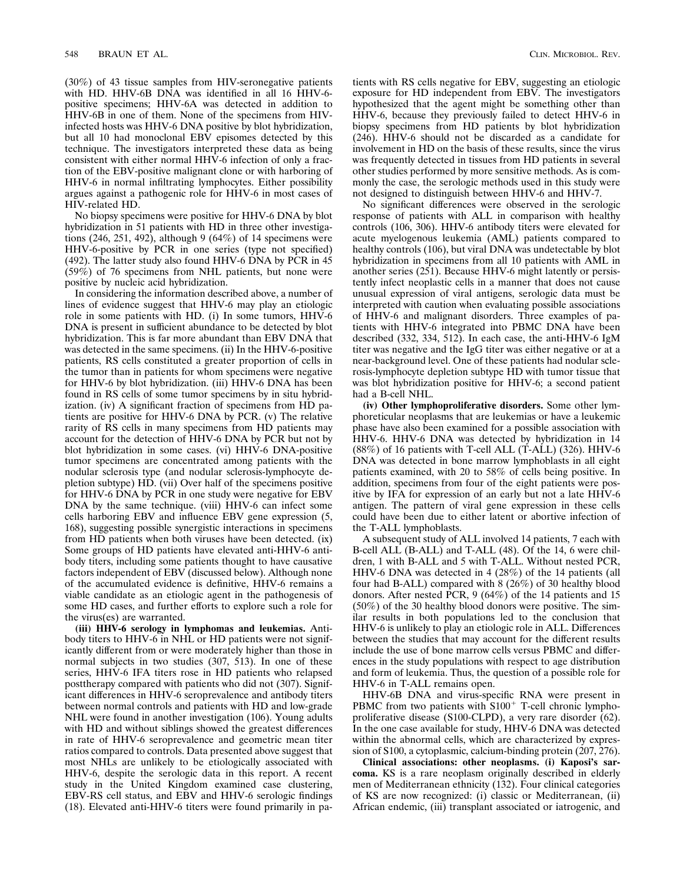(30%) of 43 tissue samples from HIV-seronegative patients with HD. HHV-6B DNA was identified in all 16 HHV-6-positive specimens; HHV-6A was detected in addition to HHV-6B in one of them. None of the specimens from HIV-infected hosts was HHV-6 DNA positive by blot hybridization, but all 10 had monoclonal EBV episomes detected by this technique. The investigators interpreted these data as being consistent with either normal HHV-6 infection of only a fraction of the EBV-positive malignant clone or with harboring of HHV-6 in normal infiltrating lymphocytes. Either possibility argues against a pathogenic role for HHV-6 in most cases of HIV-related HD.

No biopsy specimens were positive for HHV-6 DNA by blot hybridization in 51 patients with HD in three other investigations (246, 251, 492), although 9 (64%) of 14 specimens were HHV-6-positive by PCR in one series (type not specified) (492). The latter study also found HHV-6 DNA by PCR in 45 (59%) of 76 specimens from NHL patients, but none were positive by nucleic acid hybridization.

In considering the information described above, a number of lines of evidence suggest that HHV-6 may play an etiologic role in some patients with HD. (i) In some tumors, HHV-6 DNA is present in sufficient abundance to be detected by blot hybridization. This is far more abundant than EBV DNA that was detected in the same specimens. (ii) In the HHV-6-positive patients, RS cells constituted a greater proportion of cells in the tumor than in patients for whom specimens were negative for HHV-6 by blot hybridization. (iii) HHV-6 DNA has been found in RS cells of some tumor specimens by in situ hybridization. (iv) A significant fraction of specimens from HD patients are positive for HHV-6 DNA by PCR. (v) The relative rarity of RS cells in many specimens from HD patients may account for the detection of HHV-6 DNA by PCR but not by blot hybridization in some cases. (vi) HHV-6 DNA-positive tumor specimens are concentrated among patients with the nodular sclerosis type (and nodular sclerosis-lymphocyte depletion subtype) HD. (vii) Over half of the specimens positive for HHV-6 DNA by PCR in one study were negative for EBV DNA by the same technique. (viii) HHV-6 can infect some cells harboring EBV and influence EBV gene expression (5, 168), suggesting possible synergistic interactions in specimens from HD patients when both viruses have been detected. (ix) Some groups of HD patients have elevated anti-HHV-6 antibody titers, including some patients thought to have causative factors independent of EBV (discussed below). Although none of the accumulated evidence is definitive, HHV-6 remains a viable candidate as an etiologic agent in the pathogenesis of some HD cases, and further efforts to explore such a role for the virus(es) are warranted.

**(iii) HHV-6 serology in lymphomas and leukemias.** Antibody titers to HHV-6 in NHL or HD patients were not significantly different from or were moderately higher than those in normal subjects in two studies (307, 513). In one of these series, HHV-6 IFA titers rose in HD patients who relapsed posttherapy compared with patients who did not (307). Significant differences in HHV-6 seroprevalence and antibody titers between normal controls and patients with HD and low-grade NHL were found in another investigation (106). Young adults with HD and without siblings showed the greatest differences in rate of HHV-6 seroprevalence and geometric mean titer ratios compared to controls. Data presented above suggest that most NHLs are unlikely to be etiologically associated with HHV-6, despite the serologic data in this report. A recent study in the United Kingdom examined case clustering, EBV-RS cell status, and EBV and HHV-6 serologic findings (18). Elevated anti-HHV-6 titers were found primarily in patients with RS cells negative for EBV, suggesting an etiologic exposure for HD independent from EBV. The investigators hypothesized that the agent might be something other than HHV-6, because they previously failed to detect HHV-6 in biopsy specimens from HD patients by blot hybridization (246). HHV-6 should not be discarded as a candidate for involvement in HD on the basis of these results, since the virus was frequently detected in tissues from HD patients in several other studies performed by more sensitive methods. As is commonly the case, the serologic methods used in this study were not designed to distinguish between HHV-6 and HHV-7.

No significant differences were observed in the serologic response of patients with ALL in comparison with healthy controls (106, 306). HHV-6 antibody titers were elevated for acute myelogenous leukemia (AML) patients compared to healthy controls (106), but viral DNA was undetectable by blot hybridization in specimens from all 10 patients with AML in another series (251). Because HHV-6 might latently or persistently infect neoplastic cells in a manner that does not cause unusual expression of viral antigens, serologic data must be interpreted with caution when evaluating possible associations of HHV-6 and malignant disorders. Three examples of patients with HHV-6 integrated into PBMC DNA have been described (332, 334, 512). In each case, the anti-HHV-6 IgM titer was negative and the IgG titer was either negative or at a near-background level. One of these patients had nodular sclerosis-lymphocyte depletion subtype HD with tumor tissue that was blot hybridization positive for HHV-6; a second patient had a B-cell NHL.

**(iv) Other lymphoproliferative disorders.** Some other lymphoreticular neoplasms that are leukemias or have a leukemic phase have also been examined for a possible association with HHV-6. HHV-6 DNA was detected by hybridization in 14 (88%) of 16 patients with T-cell ALL (T-ALL) (326). HHV-6 DNA was detected in bone marrow lymphoblasts in all eight patients examined, with 20 to 58% of cells being positive. In addition, specimens from four of the eight patients were positive by IFA for expression of an early but not a late HHV-6 antigen. The pattern of viral gene expression in these cells could have been due to either latent or abortive infection of the T-ALL lymphoblasts.

A subsequent study of ALL involved 14 patients, 7 each with B-cell ALL (B-ALL) and T-ALL (48). Of the 14, 6 were children, 1 with B-ALL and 5 with T-ALL. Without nested PCR, HHV-6 DNA was detected in 4 (28%) of the 14 patients (all four had B-ALL) compared with 8 (26%) of 30 healthy blood donors. After nested PCR, 9 (64%) of the 14 patients and 15 (50%) of the 30 healthy blood donors were positive. The similar results in both populations led to the conclusion that HHV-6 is unlikely to play an etiologic role in ALL. Differences between the studies that may account for the different results include the use of bone marrow cells versus PBMC and differences in the study populations with respect to age distribution and form of leukemia. Thus, the question of a possible role for HHV-6 in T-ALL remains open.

HHV-6B DNA and virus-specific RNA were present in PBMC from two patients with $S100^+$ T-cell chronic lymphoproliferative disease (S100-CLPD), a very rare disorder (62). In the one case available for study, HHV-6 DNA was detected within the abnormal cells, which are characterized by expression of S100, a cytoplasmic, calcium-binding protein (207, 276).

**Clinical associations: other neoplasms. (i) Kaposi's sarcoma.** KS is a rare neoplasm originally described in elderly men of Mediterranean ethnicity (132). Four clinical categories of KS are now recognized: (i) classic or Mediterranean, (ii) African endemic, (iii) transplant associated or iatrogenic, and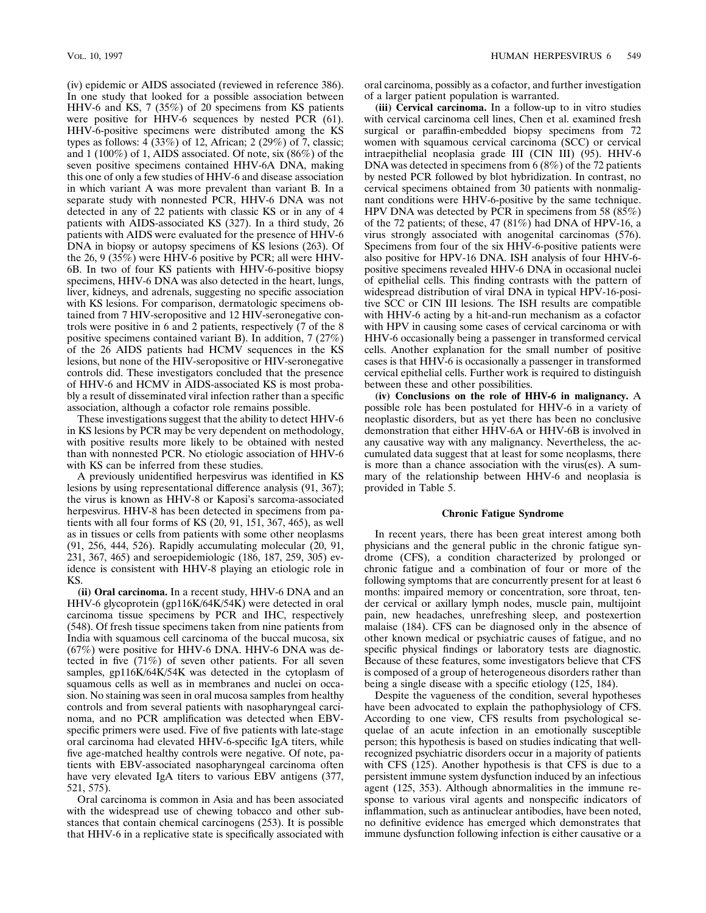(iv) epidemic or AIDS associated (reviewed in reference 386). In one study that looked for a possible association between HHV-6 and KS, 7 (35%) of 20 specimens from KS patients were positive for HHV-6 sequences by nested PCR (61). HHV-6-positive specimens were distributed among the KS types as follows: 4 (33%) of 12, African; 2 (29%) of 7, classic; and 1 (100%) of 1, AIDS associated. Of note, six (86%) of the seven positive specimens contained HHV-6A DNA, making this one of only a few studies of HHV-6 and disease association in which variant A was more prevalent than variant B. In a separate study with nonnested PCR, HHV-6 DNA was not detected in any of 22 patients with classic KS or in any of 4 patients with AIDS-associated KS (327). In a third study, 26 patients with AIDS were evaluated for the presence of HHV-6 DNA in biopsy or autopsy specimens of KS lesions (263). Of the 26, 9 (35%) were HHV-6 positive by PCR; all were HHV-6B. In two of four KS patients with HHV-6-positive biopsy specimens, HHV-6 DNA was also detected in the heart, lungs, liver, kidneys, and adrenals, suggesting no specific association with KS lesions. For comparison, dermatologic specimens obtained from 7 HIV-seropositive and 12 HIV-seronegative controls were positive in 6 and 2 patients, respectively (7 of the 8 positive specimens contained variant B). In addition, 7 (27%) of the 26 AIDS patients had HCMV sequences in the KS lesions, but none of the HIV-seropositive or HIV-seronegative controls did. These investigators concluded that the presence of HHV-6 and HCMV in AIDS-associated KS is most probably a result of disseminated viral infection rather than a specific association, although a cofactor role remains possible.

These investigations suggest that the ability to detect HHV-6 in KS lesions by PCR may be very dependent on methodology, with positive results more likely to be obtained with nested than with nonnested PCR. No etiologic association of HHV-6 with KS can be inferred from these studies.

A previously unidentified herpesvirus was identified in KS lesions by using representational difference analysis (91, 367); the virus is known as HHV-8 or Kaposi's sarcoma-associated herpesvirus. HHV-8 has been detected in specimens from patients with all four forms of KS (20, 91, 151, 367, 465), as well as in tissues or cells from patients with some other neoplasms (91, 256, 444, 526). Rapidly accumulating molecular (20, 91, 231, 367, 465) and seroepidemiologic (186, 187, 259, 305) evidence is consistent with HHV-8 playing an etiologic role in KS.

**(ii) Oral carcinoma.** In a recent study, HHV-6 DNA and an HHV-6 glycoprotein (gp116K/64K/54K) were detected in oral carcinoma tissue specimens by PCR and IHC, respectively (548). Of fresh tissue specimens taken from nine patients from India with squamous cell carcinoma of the buccal mucosa, six (67%) were positive for HHV-6 DNA. HHV-6 DNA was detected in five (71%) of seven other patients. For all seven samples, gp116K/64K/54K was detected in the cytoplasm of squamous cells as well as in membranes and nuclei on occasion. No staining was seen in oral mucosa samples from healthy controls and from several patients with nasopharyngeal carcinoma, and no PCR amplification was detected when EBV-specific primers were used. Five of five patients with late-stage oral carcinoma had elevated HHV-6-specific IgA titers, while five age-matched healthy controls were negative. Of note, patients with EBV-associated nasopharyngeal carcinoma often have very elevated IgA titers to various EBV antigens (377, 521, 575).

Oral carcinoma is common in Asia and has been associated with the widespread use of chewing tobacco and other substances that contain chemical carcinogens (253). It is possible that HHV-6 in a replicative state is specifically associated with oral carcinoma, possibly as a cofactor, and further investigation of a larger patient population is warranted.

**(iii) Cervical carcinoma.** In a follow-up to in vitro studies with cervical carcinoma cell lines, Chen et al. examined fresh surgical or paraffin-embedded biopsy specimens from 72 women with squamous cervical carcinoma (SCC) or cervical intraepithelial neoplasia grade III (CIN III) (95). HHV-6 DNA was detected in specimens from 6 (8%) of the 72 patients by nested PCR followed by blot hybridization. In contrast, no cervical specimens obtained from 30 patients with nonmalignant conditions were HHV-6-positive by the same technique. HPV DNA was detected by PCR in specimens from 58 (85%) of the 72 patients; of these, 47 (81%) had DNA of HPV-16, a virus strongly associated with anogenital carcinomas (576). Specimens from four of the six HHV-6-positive patients were also positive for HPV-16 DNA. ISH analysis of four HHV-6-positive specimens revealed HHV-6 DNA in occasional nuclei of epithelial cells. This finding contrasts with the pattern of widespread distribution of viral DNA in typical HPV-16-positive SCC or CIN III lesions. The ISH results are compatible with HHV-6 acting by a hit-and-run mechanism as a cofactor with HPV in causing some cases of cervical carcinoma or with HHV-6 occasionally being a passenger in transformed cervical cells. Another explanation for the small number of positive cases is that HHV-6 is occasionally a passenger in transformed cervical epithelial cells. Further work is required to distinguish between these and other possibilities.

**(iv) Conclusions on the role of HHV-6 in malignancy.** A possible role has been postulated for HHV-6 in a variety of neoplastic disorders, but as yet there has been no conclusive demonstration that either HHV-6A or HHV-6B is involved in any causative way with any malignancy. Nevertheless, the accumulated data suggest that at least for some neoplasms, there is more than a chance association with the virus(es). A summary of the relationship between HHV-6 and neoplasia is provided in Table 5.

### Chronic Fatigue Syndrome

In recent years, there has been great interest among both physicians and the general public in the chronic fatigue syndrome (CFS), a condition characterized by prolonged or chronic fatigue and a combination of four or more of the following symptoms that are concurrently present for at least 6 months: impaired memory or concentration, sore throat, tender cervical or axillary lymph nodes, muscle pain, multijoint pain, new headaches, unrefreshing sleep, and postexertion malaise (184). CFS can be diagnosed only in the absence of other known medical or psychiatric causes of fatigue, and no specific physical findings or laboratory tests are diagnostic. Because of these features, some investigators believe that CFS is composed of a group of heterogeneous disorders rather than being a single disease with a specific etiology (125, 184).

Despite the vagueness of the condition, several hypotheses have been advocated to explain the pathophysiology of CFS. According to one view, CFS results from psychological sequelae of an acute infection in an emotionally susceptible person; this hypothesis is based on studies indicating that well-recognized psychiatric disorders occur in a majority of patients with CFS (125). Another hypothesis is that CFS is due to a persistent immune system dysfunction induced by an infectious agent (125, 353). Although abnormalities in the immune response to various viral agents and nonspecific indicators of inflammation, such as antinuclear antibodies, have been noted, no definitive evidence has emerged which demonstrates that immune dysfunction following infection is either causative or a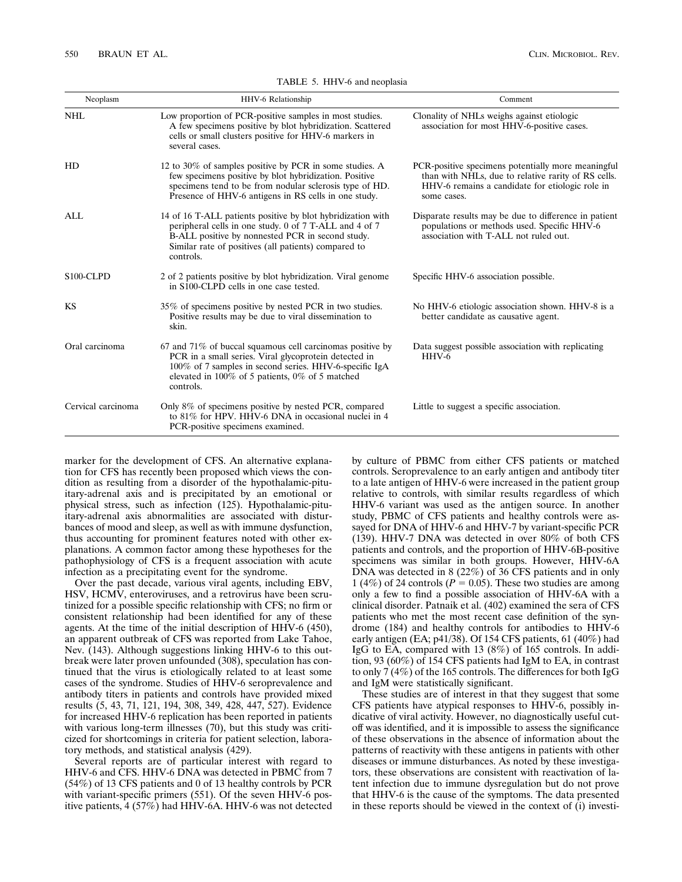TABLE 5. HHV-6 and neoplasia

| Neoplasm | HHV-6 Relationship | Comment |
| --- | --- | --- |
| NHL | Low proportion of PCR-positive samples in most studies. A few specimens positive by blot hybridization. Scattered cells or small clusters positive for HHV-6 markers in several cases. | Clonality of NHLs weighs against etiologic association for most HHV-6-positive cases. |
| HD | 12 to 30% of samples positive by PCR in some studies. A few specimens positive by blot hybridization. Positive specimens tend to be from nodular sclerosis type of HD. Presence of HHV-6 antigens in RS cells in one study. | PCR-positive specimens potentially more meaningful than with NHLs, due to relative rarity of RS cells. HHV-6 remains a candidate for etiologic role in some cases. |
| ALL | 14 of 16 T-ALL patients positive by blot hybridization with peripheral cells in one study. 0 of 7 T-ALL and 4 of 7 B-ALL positive by nonnested PCR in second study. Similar rate of positives (all patients) compared to controls. | Disparate results may be due to difference in patient populations or methods used. Specific HHV-6 association with T-ALL not ruled out. |
| S100-CLPD | 2 of 2 patients positive by blot hybridization. Viral genome in S100-CLPD cells in one case tested. | Specific HHV-6 association possible. |
| KS | 35% of specimens positive by nested PCR in two studies. Positive results may be due to viral dissemination to skin. | No HHV-6 etiologic association shown. HHV-8 is a better candidate as causative agent. |
| Oral carcinoma | 67 and 71% of buccal squamous cell carcinomas positive by PCR in a small series. Viral glycoprotein detected in 100% of 7 samples in second series. HHV-6-specific IgA elevated in 100% of 5 patients, 0% of 5 matched controls. | Data suggest possible association with replicating HHV-6 |
| Cervical carcinoma | Only 8% of specimens positive by nested PCR, compared to 81% for HPV. HHV-6 DNA in occasional nuclei in 4 PCR-positive specimens examined. | Little to suggest a specific association. |

marker for the development of CFS. An alternative explanation for CFS has recently been proposed which views the condition as resulting from a disorder of the hypothalamic-pituitary-adrenal axis and is precipitated by an emotional or physical stress, such as infection (125). Hypothalamic-pituitary-adrenal axis abnormalities are associated with disturbances of mood and sleep, as well as with immune dysfunction, thus accounting for prominent features noted with other explanations. A common factor among these hypotheses for the pathophysiology of CFS is a frequent association with acute infection as a precipitating event for the syndrome.

Over the past decade, various viral agents, including EBV, HSV, HCMV, enteroviruses, and a retrovirus have been scrutinized for a possible specific relationship with CFS; no firm or consistent relationship had been identified for any of these agents. At the time of the initial description of HHV-6 (450), an apparent outbreak of CFS was reported from Lake Tahoe, Nev. (143). Although suggestions linking HHV-6 to this outbreak were later proven unfounded (308), speculation has continued that the virus is etiologically related to at least some cases of the syndrome. Studies of HHV-6 seroprevalence and antibody titers in patients and controls have provided mixed results (5, 43, 71, 121, 194, 308, 349, 428, 447, 527). Evidence for increased HHV-6 replication has been reported in patients with various long-term illnesses (70), but this study was criticized for shortcomings in criteria for patient selection, laboratory methods, and statistical analysis (429).

Several reports are of particular interest with regard to HHV-6 and CFS. HHV-6 DNA was detected in PBMC from 7 (54%) of 13 CFS patients and 0 of 13 healthy controls by PCR with variant-specific primers (551). Of the seven HHV-6 positive patients, 4 (57%) had HHV-6A. HHV-6 was not detected by culture of PBMC from either CFS patients or matched controls. Seroprevalence to an early antigen and antibody titer to a late antigen of HHV-6 were increased in the patient group relative to controls, with similar results regardless of which HHV-6 variant was used as the antigen source. In another study, PBMC of CFS patients and healthy controls were assayed for DNA of HHV-6 and HHV-7 by variant-specific PCR (139). HHV-7 DNA was detected in over 80% of both CFS patients and controls, and the proportion of HHV-6B-positive specimens was similar in both groups. However, HHV-6A DNA was detected in 8 (22%) of 36 CFS patients and in only 1 (4%) of 24 controls ($P = 0.05$). These two studies are among only a few to find a possible association of HHV-6A with a clinical disorder. Patnaik et al. (402) examined the sera of CFS patients who met the most recent case definition of the syndrome (184) and healthy controls for antibodies to HHV-6 early antigen (EA; p41/38). Of 154 CFS patients, 61 (40%) had IgG to EA, compared with 13 (8%) of 165 controls. In addition, 93 (60%) of 154 CFS patients had IgM to EA, in contrast to only 7 (4%) of the 165 controls. The differences for both IgG and IgM were statistically significant.

These studies are of interest in that they suggest that some CFS patients have atypical responses to HHV-6, possibly indicative of viral activity. However, no diagnostically useful cutoff was identified, and it is impossible to assess the significance of these observations in the absence of information about the patterns of reactivity with these antigens in patients with other diseases or immune disturbances. As noted by these investigators, these observations are consistent with reactivation of latent infection due to immune dysregulation but do not prove that HHV-6 is the cause of the symptoms. The data presented in these reports should be viewed in the context of (i) investi-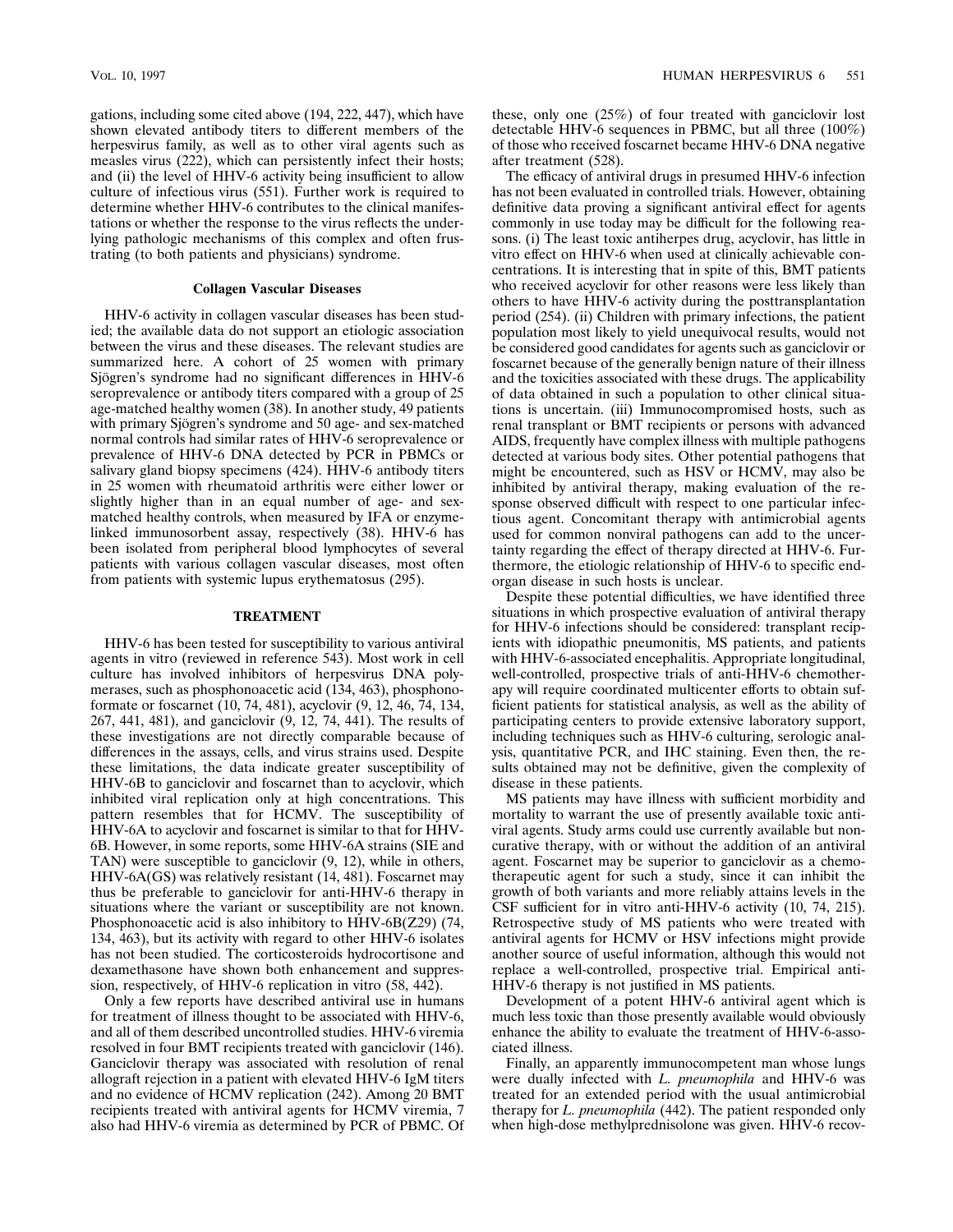gations, including some cited above (194, 222, 447), which have shown elevated antibody titers to different members of the herpesvirus family, as well as to other viral agents such as measles virus (222), which can persistently infect their hosts; and (ii) the level of HHV-6 activity being insufficient to allow culture of infectious virus (551). Further work is required to determine whether HHV-6 contributes to the clinical manifestations or whether the response to the virus reflects the underlying pathologic mechanisms of this complex and often frustrating (to both patients and physicians) syndrome.

### Collagen Vascular Diseases

HHV-6 activity in collagen vascular diseases has been studied; the available data do not support an etiologic association between the virus and these diseases. The relevant studies are summarized here. A cohort of 25 women with primary Sjögren's syndrome had no significant differences in HHV-6 seroprevalence or antibody titers compared with a group of 25 age-matched healthy women (38). In another study, 49 patients with primary Sjögren's syndrome and 50 age- and sex-matched normal controls had similar rates of HHV-6 seroprevalence or prevalence of HHV-6 DNA detected by PCR in PBMCs or salivary gland biopsy specimens (424). HHV-6 antibody titers in 25 women with rheumatoid arthritis were either lower or slightly higher than in an equal number of age- and sex-matched healthy controls, when measured by IFA or enzyme-linked immunosorbent assay, respectively (38). HHV-6 has been isolated from peripheral blood lymphocytes of several patients with various collagen vascular diseases, most often from patients with systemic lupus erythematosus (295).

## TREATMENT

HHV-6 has been tested for susceptibility to various antiviral agents in vitro (reviewed in reference 543). Most work in cell culture has involved inhibitors of herpesvirus DNA polymerases, such as phosphonoacetic acid (134, 463), phosphonoformate or foscarnet (10, 74, 481), acyclovir (9, 12, 46, 74, 134, 267, 441, 481), and ganciclovir (9, 12, 74, 441). The results of these investigations are not directly comparable because of differences in the assays, cells, and virus strains used. Despite these limitations, the data indicate greater susceptibility of HHV-6B to ganciclovir and foscarnet than to acyclovir, which inhibited viral replication only at high concentrations. This pattern resembles that for HCMV. The susceptibility of HHV-6A to acyclovir and foscarnet is similar to that for HHV-6B. However, in some reports, some HHV-6A strains (SIE and TAN) were susceptible to ganciclovir (9, 12), while in others, HHV-6A(GS) was relatively resistant (14, 481). Foscarnet may thus be preferable to ganciclovir for anti-HHV-6 therapy in situations where the variant or susceptibility are not known. Phosphonoacetic acid is also inhibitory to HHV-6B(Z29) (74, 134, 463), but its activity with regard to other HHV-6 isolates has not been studied. The corticosteroids hydrocortisone and dexamethasone have shown both enhancement and suppression, respectively, of HHV-6 replication in vitro (58, 442).

Only a few reports have described antiviral use in humans for treatment of illness thought to be associated with HHV-6, and all of them described uncontrolled studies. HHV-6 viremia resolved in four BMT recipients treated with ganciclovir (146). Ganciclovir therapy was associated with resolution of renal allograft rejection in a patient with elevated HHV-6 IgM titers and no evidence of HCMV replication (242). Among 20 BMT recipients treated with antiviral agents for HCMV viremia, 7 also had HHV-6 viremia as determined by PCR of PBMC. Of these, only one (25%) of four treated with ganciclovir lost detectable HHV-6 sequences in PBMC, but all three (100%) of those who received foscarnet became HHV-6 DNA negative after treatment (528).

The efficacy of antiviral drugs in presumed HHV-6 infection has not been evaluated in controlled trials. However, obtaining definitive data proving a significant antiviral effect for agents commonly in use today may be difficult for the following reasons. (i) The least toxic antiherpes drug, acyclovir, has little in vitro effect on HHV-6 when used at clinically achievable concentrations. It is interesting that in spite of this, BMT patients who received acyclovir for other reasons were less likely than others to have HHV-6 activity during the posttransplantation period (254). (ii) Children with primary infections, the patient population most likely to yield unequivocal results, would not be considered good candidates for agents such as ganciclovir or foscarnet because of the generally benign nature of their illness and the toxicities associated with these drugs. The applicability of data obtained in such a population to other clinical situations is uncertain. (iii) Immunocompromised hosts, such as renal transplant or BMT recipients or persons with advanced AIDS, frequently have complex illness with multiple pathogens detected at various body sites. Other potential pathogens that might be encountered, such as HSV or HCMV, may also be inhibited by antiviral therapy, making evaluation of the response observed difficult with respect to one particular infectious agent. Concomitant therapy with antimicrobial agents used for common nonviral pathogens can add to the uncertainty regarding the effect of therapy directed at HHV-6. Furthermore, the etiologic relationship of HHV-6 to specific end-organ disease in such hosts is unclear.

Despite these potential difficulties, we have identified three situations in which prospective evaluation of antiviral therapy for HHV-6 infections should be considered: transplant recipients with idiopathic pneumonitis, MS patients, and patients with HHV-6-associated encephalitis. Appropriate longitudinal, well-controlled, prospective trials of anti-HHV-6 chemotherapy will require coordinated multicenter efforts to obtain sufficient patients for statistical analysis, as well as the ability of participating centers to provide extensive laboratory support, including techniques such as HHV-6 culturing, serologic analysis, quantitative PCR, and IHC staining. Even then, the results obtained may not be definitive, given the complexity of disease in these patients.

MS patients may have illness with sufficient morbidity and mortality to warrant the use of presently available toxic antiviral agents. Study arms could use currently available but noncurative therapy, with or without the addition of an antiviral agent. Foscarnet may be superior to ganciclovir as a chemotherapeutic agent for such a study, since it can inhibit the growth of both variants and more reliably attains levels in the CSF sufficient for in vitro anti-HHV-6 activity (10, 74, 215). Retrospective study of MS patients who were treated with antiviral agents for HCMV or HSV infections might provide another source of useful information, although this would not replace a well-controlled, prospective trial. Empirical anti-HHV-6 therapy is not justified in MS patients.

Development of a potent HHV-6 antiviral agent which is much less toxic than those presently available would obviously enhance the ability to evaluate the treatment of HHV-6-associated illness.

Finally, an apparently immunocompetent man whose lungs were dually infected with *L. pneumophila* and HHV-6 was treated for an extended period with the usual antimicrobial therapy for *L. pneumophila* (442). The patient responded only when high-dose methylprednisolone was given. HHV-6 recov-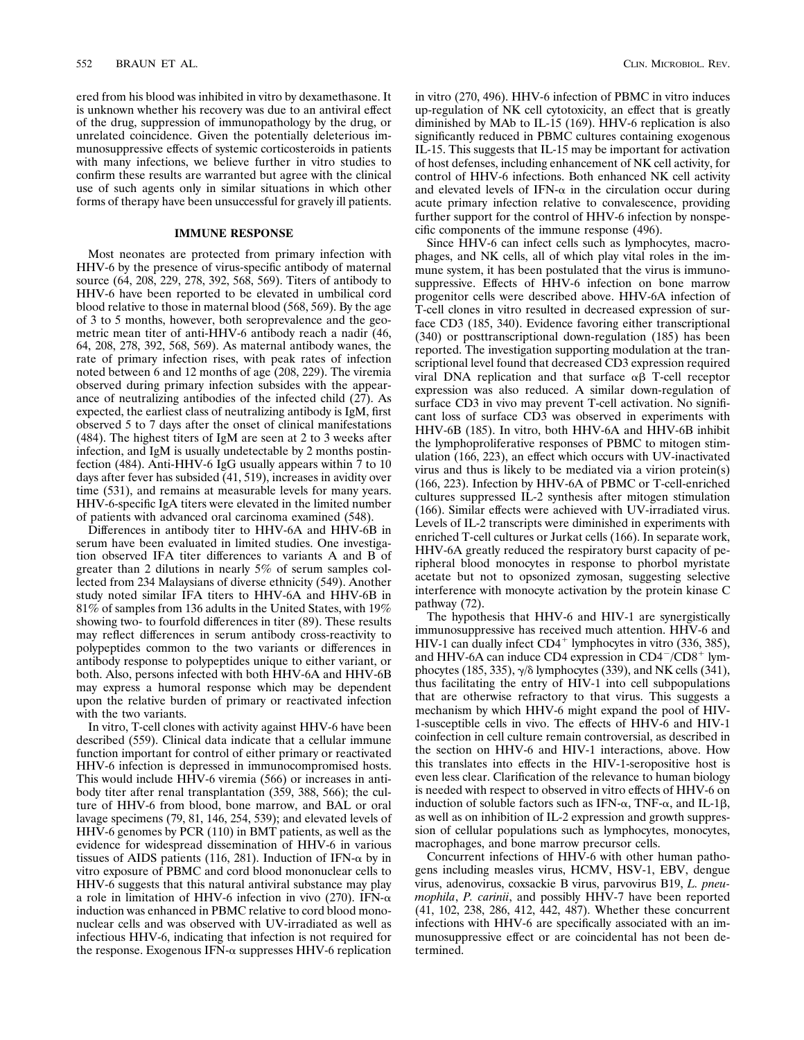ered from his blood was inhibited in vitro by dexamethasone. It is unknown whether his recovery was due to an antiviral effect of the drug, suppression of immunopathology by the drug, or unrelated coincidence. Given the potentially deleterious immunosuppressive effects of systemic corticosteroids in patients with many infections, we believe further in vitro studies to confirm these results are warranted but agree with the clinical use of such agents only in similar situations in which other forms of therapy have been unsuccessful for gravely ill patients.

## IMMUNE RESPONSE

Most neonates are protected from primary infection with HHV-6 by the presence of virus-specific antibody of maternal source (64, 208, 229, 278, 392, 568, 569). Titers of antibody to HHV-6 have been reported to be elevated in umbilical cord blood relative to those in maternal blood (568, 569). By the age of 3 to 5 months, however, both seroprevalence and the geometric mean titer of anti-HHV-6 antibody reach a nadir (46, 64, 208, 278, 392, 568, 569). As maternal antibody wanes, the rate of primary infection rises, with peak rates of infection noted between 6 and 12 months of age (208, 229). The viremia observed during primary infection subsides with the appearance of neutralizing antibodies of the infected child (27). As expected, the earliest class of neutralizing antibody is IgM, first observed 5 to 7 days after the onset of clinical manifestations (484). The highest titers of IgM are seen at 2 to 3 weeks after infection, and IgM is usually undetectable by 2 months postinfection (484). Anti-HHV-6 IgG usually appears within 7 to 10 days after fever has subsided (41, 519), increases in avidity over time (531), and remains at measurable levels for many years. HHV-6-specific IgA titers were elevated in the limited number of patients with advanced oral carcinoma examined (548).

Differences in antibody titer to HHV-6A and HHV-6B in serum have been evaluated in limited studies. One investigation observed IFA titer differences to variants A and B of greater than 2 dilutions in nearly 5% of serum samples collected from 234 Malaysians of diverse ethnicity (549). Another study noted similar IFA titers to HHV-6A and HHV-6B in 81% of samples from 136 adults in the United States, with 19% showing two- to fourfold differences in titer (89). These results may reflect differences in serum antibody cross-reactivity to polypeptides common to the two variants or differences in antibody response to polypeptides unique to either variant, or both. Also, persons infected with both HHV-6A and HHV-6B may express a humoral response which may be dependent upon the relative burden of primary or reactivated infection with the two variants.

In vitro, T-cell clones with activity against HHV-6 have been described (559). Clinical data indicate that a cellular immune function important for control of either primary or reactivated HHV-6 infection is depressed in immunocompromised hosts. This would include HHV-6 viremia (566) or increases in antibody titer after renal transplantation (359, 388, 566); the culture of HHV-6 from blood, bone marrow, and BAL or oral lavage specimens (79, 81, 146, 254, 539); and elevated levels of HHV-6 genomes by PCR (110) in BMT patients, as well as the evidence for widespread dissemination of HHV-6 in various tissues of AIDS patients (116, 281). Induction of IFN-$\alpha$ by in vitro exposure of PBMC and cord blood mononuclear cells to HHV-6 suggests that this natural antiviral substance may play a role in limitation of HHV-6 infection in vivo (270). IFN-$\alpha$ induction was enhanced in PBMC relative to cord blood mononuclear cells and was observed with UV-irradiated as well as infectious HHV-6, indicating that infection is not required for the response. Exogenous IFN-$\alpha$ suppresses HHV-6 replication in vitro (270, 496). HHV-6 infection of PBMC in vitro induces up-regulation of NK cell cytotoxicity, an effect that is greatly diminished by MAb to IL-15 (169). HHV-6 replication is also significantly reduced in PBMC cultures containing exogenous IL-15. This suggests that IL-15 may be important for activation of host defenses, including enhancement of NK cell activity, for control of HHV-6 infections. Both enhanced NK cell activity and elevated levels of IFN-$\alpha$ in the circulation occur during acute primary infection relative to convalescence, providing further support for the control of HHV-6 infection by nonspecific components of the immune response (496).

Since HHV-6 can infect cells such as lymphocytes, macrophages, and NK cells, all of which play vital roles in the immune system, it has been postulated that the virus is immunosuppressive. Effects of HHV-6 infection on bone marrow progenitor cells were described above. HHV-6A infection of T-cell clones in vitro resulted in decreased expression of surface CD3 (185, 340). Evidence favoring either transcriptional (340) or posttranscriptional down-regulation (185) has been reported. The investigation supporting modulation at the transcriptional level found that decreased CD3 expression required viral DNA replication and that surface $\alpha\beta$ T-cell receptor expression was also reduced. A similar down-regulation of surface CD3 in vivo may prevent T-cell activation. No significant loss of surface CD3 was observed in experiments with HHV-6B (185). In vitro, both HHV-6A and HHV-6B inhibit the lymphoproliferative responses of PBMC to mitogen stimulation (166, 223), an effect which occurs with UV-inactivated virus and thus is likely to be mediated via a virion protein(s) (166, 223). Infection by HHV-6A of PBMC or T-cell-enriched cultures suppressed IL-2 synthesis after mitogen stimulation (166). Similar effects were achieved with UV-irradiated virus. Levels of IL-2 transcripts were diminished in experiments with enriched T-cell cultures or Jurkat cells (166). In separate work, HHV-6A greatly reduced the respiratory burst capacity of peripheral blood monocytes in response to phorbol myristate acetate but not to opsonized zymosan, suggesting selective interference with monocyte activation by the protein kinase C pathway (72).

The hypothesis that HHV-6 and HIV-1 are synergistically immunosuppressive has received much attention. HHV-6 and HIV-1 can dually infect $CD4^+$ lymphocytes in vitro (336, 385), and HHV-6A can induce CD4 expression in $CD4^-/CD8^+$ lymphocytes (185, 335), $\gamma/\delta$ lymphocytes (339), and NK cells (341), thus facilitating the entry of HIV-1 into cell subpopulations that are otherwise refractory to that virus. This suggests a mechanism by which HHV-6 might expand the pool of HIV-1-susceptible cells in vivo. The effects of HHV-6 and HIV-1 coinfection in cell culture remain controversial, as described in the section on HHV-6 and HIV-1 interactions, above. How this translates into effects in the HIV-1-seropositive host is even less clear. Clarification of the relevance to human biology is needed with respect to observed in vitro effects of HHV-6 on induction of soluble factors such as IFN-$\alpha$, TNF-$\alpha$, and IL-1$\beta$, as well as on inhibition of IL-2 expression and growth suppression of cellular populations such as lymphocytes, monocytes, macrophages, and bone marrow precursor cells.

Concurrent infections of HHV-6 with other human pathogens including measles virus, HCMV, HSV-1, EBV, dengue virus, adenovirus, coxsackie B virus, parvovirus B19, *L. pneumophila*, *P. carinii*, and possibly HHV-7 have been reported (41, 102, 238, 286, 412, 442, 487). Whether these concurrent infections with HHV-6 are specifically associated with an immunosuppressive effect or are coincidental has not been determined.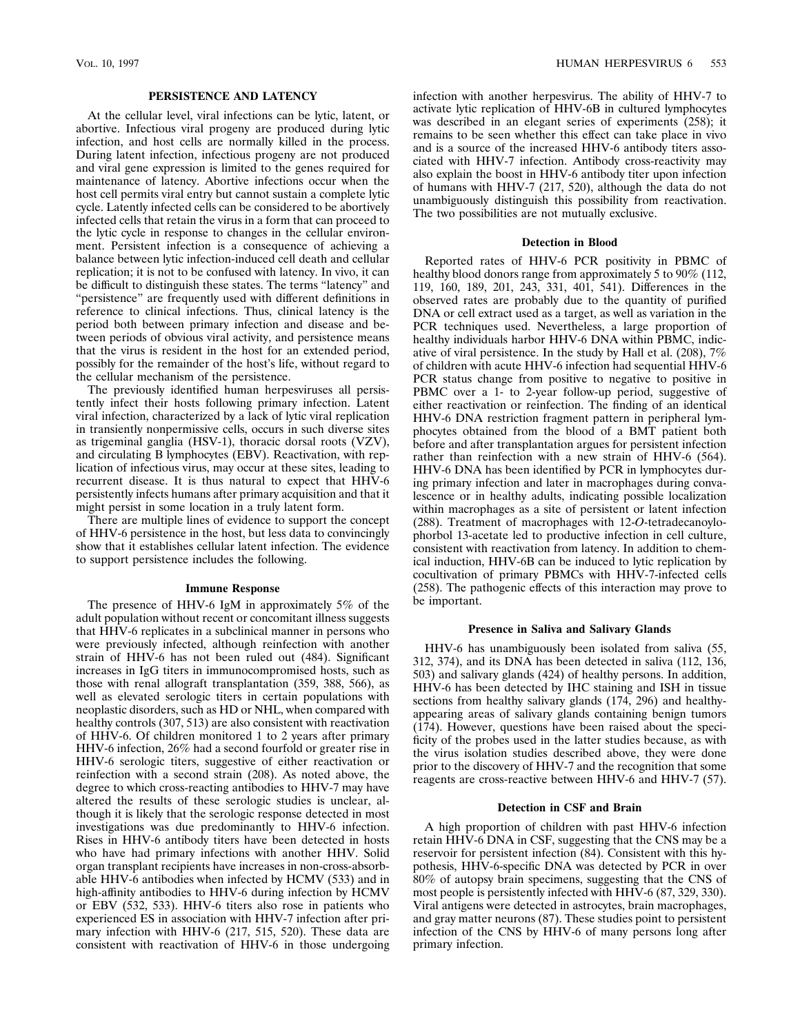## PERSISTENCE AND LATENCY

At the cellular level, viral infections can be lytic, latent, or abortive. Infectious viral progeny are produced during lytic infection, and host cells are normally killed in the process. During latent infection, infectious progeny are not produced and viral gene expression is limited to the genes required for maintenance of latency. Abortive infections occur when the host cell permits viral entry but cannot sustain a complete lytic cycle. Latently infected cells can be considered to be abortively infected cells that retain the virus in a form that can proceed to the lytic cycle in response to changes in the cellular environment. Persistent infection is a consequence of achieving a balance between lytic infection-induced cell death and cellular replication; it is not to be confused with latency. In vivo, it can be difficult to distinguish these states. The terms "latency" and "persistence" are frequently used with different definitions in reference to clinical infections. Thus, clinical latency is the period both between primary infection and disease and between periods of obvious viral activity, and persistence means that the virus is resident in the host for an extended period, possibly for the remainder of the host's life, without regard to the cellular mechanism of the persistence.

The previously identified human herpesviruses all persistently infect their hosts following primary infection. Latent viral infection, characterized by a lack of lytic viral replication in transiently nonpermissive cells, occurs in such diverse sites as trigeminal ganglia (HSV-1), thoracic dorsal roots (VZV), and circulating B lymphocytes (EBV). Reactivation, with replication of infectious virus, may occur at these sites, leading to recurrent disease. It is thus natural to expect that HHV-6 persistently infects humans after primary acquisition and that it might persist in some location in a truly latent form.

There are multiple lines of evidence to support the concept of HHV-6 persistence in the host, but less data to convincingly show that it establishes cellular latent infection. The evidence to support persistence includes the following.

### Immune Response

The presence of HHV-6 IgM in approximately 5% of the adult population without recent or concomitant illness suggests that HHV-6 replicates in a subclinical manner in persons who were previously infected, although reinfection with another strain of HHV-6 has not been ruled out (484). Significant increases in IgG titers in immunocompromised hosts, such as those with renal allograft transplantation (359, 388, 566), as well as elevated serologic titers in certain populations with neoplastic disorders, such as HD or NHL, when compared with healthy controls (307, 513) are also consistent with reactivation of HHV-6. Of children monitored 1 to 2 years after primary HHV-6 infection, 26% had a second fourfold or greater rise in HHV-6 serologic titers, suggestive of either reactivation or reinfection with a second strain (208). As noted above, the degree to which cross-reacting antibodies to HHV-7 may have altered the results of these serologic studies is unclear, although it is likely that the serologic response detected in most investigations was due predominantly to HHV-6 infection. Rises in HHV-6 antibody titers have been detected in hosts who have had primary infections with another HHV. Solid organ transplant recipients have increases in non-cross-absorbable HHV-6 antibodies when infected by HCMV (533) and in high-affinity antibodies to HHV-6 during infection by HCMV or EBV (532, 533). HHV-6 titers also rose in patients who experienced ES in association with HHV-7 infection after primary infection with HHV-6 (217, 515, 520). These data are consistent with reactivation of HHV-6 in those undergoing infection with another herpesvirus. The ability of HHV-7 to activate lytic replication of HHV-6B in cultured lymphocytes was described in an elegant series of experiments (258); it remains to be seen whether this effect can take place in vivo and is a source of the increased HHV-6 antibody titers associated with HHV-7 infection. Antibody cross-reactivity may also explain the boost in HHV-6 antibody titer upon infection of humans with HHV-7 (217, 520), although the data do not unambiguously distinguish this possibility from reactivation. The two possibilities are not mutually exclusive.

### Detection in Blood

Reported rates of HHV-6 PCR positivity in PBMC of healthy blood donors range from approximately 5 to 90% (112, 119, 160, 189, 201, 243, 331, 401, 541). Differences in the observed rates are probably due to the quantity of purified DNA or cell extract used as a target, as well as variation in the PCR techniques used. Nevertheless, a large proportion of healthy individuals harbor HHV-6 DNA within PBMC, indicative of viral persistence. In the study by Hall et al. (208), 7% of children with acute HHV-6 infection had sequential HHV-6 PCR status change from positive to negative to positive in PBMC over a 1- to 2-year follow-up period, suggestive of either reactivation or reinfection. The finding of an identical HHV-6 DNA restriction fragment pattern in peripheral lymphocytes obtained from the blood of a BMT patient both before and after transplantation argues for persistent infection rather than reinfection with a new strain of HHV-6 (564). HHV-6 DNA has been identified by PCR in lymphocytes during primary infection and later in macrophages during convalescence or in healthy adults, indicating possible localization within macrophages as a site of persistent or latent infection (288). Treatment of macrophages with 12-*O*-tetradecanoylophorbol 13-acetate led to productive infection in cell culture, consistent with reactivation from latency. In addition to chemical induction, HHV-6B can be induced to lytic replication by cocultivation of primary PBMCs with HHV-7-infected cells (258). The pathogenic effects of this interaction may prove to be important.

### Presence in Saliva and Salivary Glands

HHV-6 has unambiguously been isolated from saliva (55, 312, 374), and its DNA has been detected in saliva (112, 136, 503) and salivary glands (424) of healthy persons. In addition, HHV-6 has been detected by IHC staining and ISH in tissue sections from healthy salivary glands (174, 296) and healthy-appearing areas of salivary glands containing benign tumors (174). However, questions have been raised about the specificity of the probes used in the latter studies because, as with the virus isolation studies described above, they were done prior to the discovery of HHV-7 and the recognition that some reagents are cross-reactive between HHV-6 and HHV-7 (57).

### Detection in CSF and Brain

A high proportion of children with past HHV-6 infection retain HHV-6 DNA in CSF, suggesting that the CNS may be a reservoir for persistent infection (84). Consistent with this hypothesis, HHV-6-specific DNA was detected by PCR in over 80% of autopsy brain specimens, suggesting that the CNS of most people is persistently infected with HHV-6 (87, 329, 330). Viral antigens were detected in astrocytes, brain macrophages, and gray matter neurons (87). These studies point to persistent infection of the CNS by HHV-6 of many persons long after primary infection.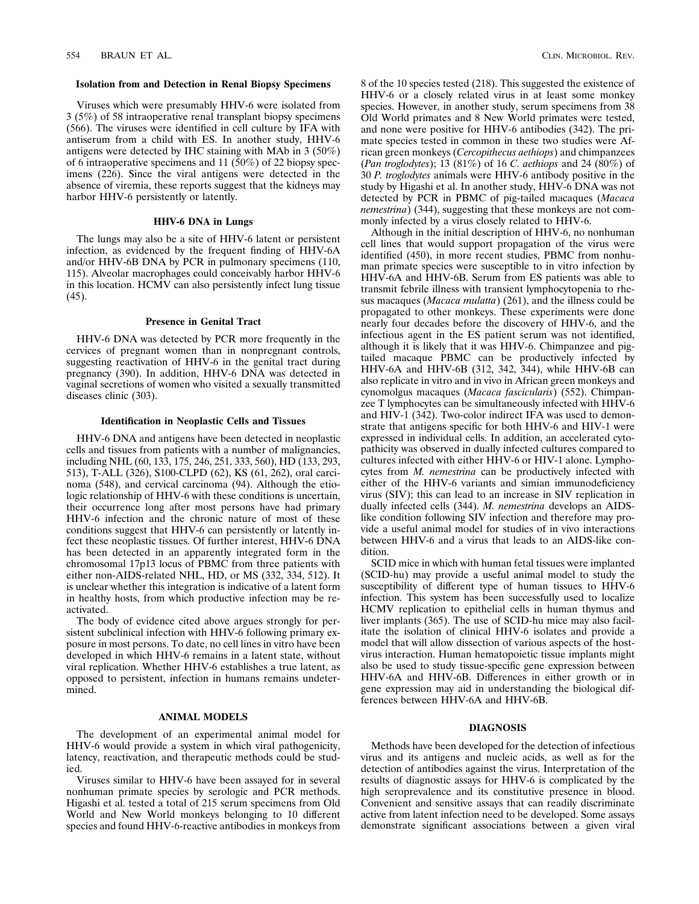### Isolation from and Detection in Renal Biopsy Specimens

Viruses which were presumably HHV-6 were isolated from 3 (5%) of 58 intraoperative renal transplant biopsy specimens (566). The viruses were identified in cell culture by IFA with antiserum from a child with ES. In another study, HHV-6 antigens were detected by IHC staining with MAb in 3 (50%) of 6 intraoperative specimens and 11 (50%) of 22 biopsy specimens (226). Since the viral antigens were detected in the absence of viremia, these reports suggest that the kidneys may harbor HHV-6 persistently or latently.

### HHV-6 DNA in Lungs

The lungs may also be a site of HHV-6 latent or persistent infection, as evidenced by the frequent finding of HHV-6A and/or HHV-6B DNA by PCR in pulmonary specimens (110, 115). Alveolar macrophages could conceivably harbor HHV-6 in this location. HCMV can also persistently infect lung tissue (45).

### Presence in Genital Tract

HHV-6 DNA was detected by PCR more frequently in the cervices of pregnant women than in nonpregnant controls, suggesting reactivation of HHV-6 in the genital tract during pregnancy (390). In addition, HHV-6 DNA was detected in vaginal secretions of women who visited a sexually transmitted diseases clinic (303).

### Identification in Neoplastic Cells and Tissues

HHV-6 DNA and antigens have been detected in neoplastic cells and tissues from patients with a number of malignancies, including NHL (60, 133, 175, 246, 251, 333, 560), HD (133, 293, 513), T-ALL (326), S100-CLPD (62), KS (61, 262), oral carcinoma (548), and cervical carcinoma (94). Although the etiologic relationship of HHV-6 with these conditions is uncertain, their occurrence long after most persons have had primary HHV-6 infection and the chronic nature of most of these conditions suggest that HHV-6 can persistently or latently infect these neoplastic tissues. Of further interest, HHV-6 DNA has been detected in an apparently integrated form in the chromosomal 17p13 locus of PBMC from three patients with either non-AIDS-related NHL, HD, or MS (332, 334, 512). It is unclear whether this integration is indicative of a latent form in healthy hosts, from which productive infection may be reactivated.

The body of evidence cited above argues strongly for persistent subclinical infection with HHV-6 following primary exposure in most persons. To date, no cell lines in vitro have been developed in which HHV-6 remains in a latent state, without viral replication. Whether HHV-6 establishes a true latent, as opposed to persistent, infection in humans remains undetermined.

## ANIMAL MODELS

The development of an experimental animal model for HHV-6 would provide a system in which viral pathogenicity, latency, reactivation, and therapeutic methods could be studied.

Viruses similar to HHV-6 have been assayed for in several nonhuman primate species by serologic and PCR methods. Higashi et al. tested a total of 215 serum specimens from Old World and New World monkeys belonging to 10 different species and found HHV-6-reactive antibodies in monkeys from 8 of the 10 species tested (218). This suggested the existence of HHV-6 or a closely related virus in at least some monkey species. However, in another study, serum specimens from 38 Old World primates and 8 New World primates were tested, and none were positive for HHV-6 antibodies (342). The primate species tested in common in these two studies were African green monkeys (*Cercopithecus aethiops*) and chimpanzees (*Pan troglodytes*); 13 (81%) of 16 *C. aethiops* and 24 (80%) of 30 *P. troglodytes* animals were HHV-6 antibody positive in the study by Higashi et al. In another study, HHV-6 DNA was not detected by PCR in PBMC of pig-tailed macaques (*Macaca nemestrina*) (344), suggesting that these monkeys are not commonly infected by a virus closely related to HHV-6.

Although in the initial description of HHV-6, no nonhuman cell lines that would support propagation of the virus were identified (450), in more recent studies, PBMC from nonhuman primate species were susceptible to in vitro infection by HHV-6A and HHV-6B. Serum from ES patients was able to transmit febrile illness with transient lymphocytopenia to rhesus macaques (*Macaca mulatta*) (261), and the illness could be propagated to other monkeys. These experiments were done nearly four decades before the discovery of HHV-6, and the infectious agent in the ES patient serum was not identified, although it is likely that it was HHV-6. Chimpanzee and pig-tailed macaque PBMC can be productively infected by HHV-6A and HHV-6B (312, 342, 344), while HHV-6B can also replicate in vitro and in vivo in African green monkeys and cynomolgus macaques (*Macaca fascicularis*) (552). Chimpanzee T lymphocytes can be simultaneously infected with HHV-6 and HIV-1 (342). Two-color indirect IFA was used to demonstrate that antigens specific for both HHV-6 and HIV-1 were expressed in individual cells. In addition, an accelerated cytopathicity was observed in dually infected cultures compared to cultures infected with either HHV-6 or HIV-1 alone. Lymphocytes from *M. nemestrina* can be productively infected with either of the HHV-6 variants and simian immunodeficiency virus (SIV); this can lead to an increase in SIV replication in dually infected cells (344). *M. nemestrina* develops an AIDS-like condition following SIV infection and therefore may provide a useful animal model for studies of in vivo interactions between HHV-6 and a virus that leads to an AIDS-like condition.

SCID mice in which with human fetal tissues were implanted (SCID-hu) may provide a useful animal model to study the susceptibility of different type of human tissues to HHV-6 infection. This system has been successfully used to localize HCMV replication to epithelial cells in human thymus and liver implants (365). The use of SCID-hu mice may also facilitate the isolation of clinical HHV-6 isolates and provide a model that will allow dissection of various aspects of the host-virus interaction. Human hematopoietic tissue implants might also be used to study tissue-specific gene expression between HHV-6A and HHV-6B. Differences in either growth or in gene expression may aid in understanding the biological differences between HHV-6A and HHV-6B.

## DIAGNOSIS

Methods have been developed for the detection of infectious virus and its antigens and nucleic acids, as well as for the detection of antibodies against the virus. Interpretation of the results of diagnostic assays for HHV-6 is complicated by the high seroprevalence and its constitutive presence in blood. Convenient and sensitive assays that can readily discriminate active from latent infection need to be developed. Some assays demonstrate significant associations between a given viral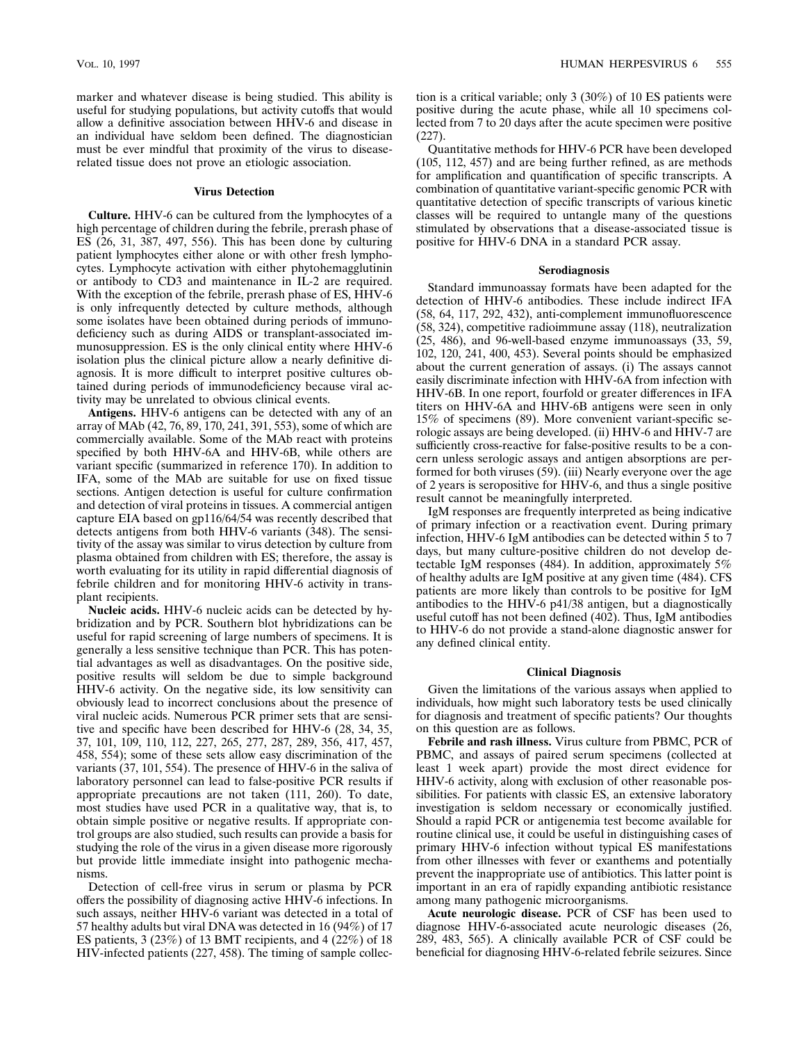marker and whatever disease is being studied. This ability is useful for studying populations, but activity cutoffs that would allow a definitive association between HHV-6 and disease in an individual have seldom been defined. The diagnostician must be ever mindful that proximity of the virus to disease-related tissue does not prove an etiologic association.

### Virus Detection

**Culture.** HHV-6 can be cultured from the lymphocytes of a high percentage of children during the febrile, prerash phase of ES (26, 31, 387, 497, 556). This has been done by culturing patient lymphocytes either alone or with other fresh lymphocytes. Lymphocyte activation with either phytohemagglutinin or antibody to CD3 and maintenance in IL-2 are required. With the exception of the febrile, prerash phase of ES, HHV-6 is only infrequently detected by culture methods, although some isolates have been obtained during periods of immunodeficiency such as during AIDS or transplant-associated immunosuppression. ES is the only clinical entity where HHV-6 isolation plus the clinical picture allow a nearly definitive diagnosis. It is more difficult to interpret positive cultures obtained during periods of immunodeficiency because viral activity may be unrelated to obvious clinical events.

**Antigens.** HHV-6 antigens can be detected with any of an array of MAb (42, 76, 89, 170, 241, 391, 553), some of which are commercially available. Some of the MAb react with proteins specified by both HHV-6A and HHV-6B, while others are variant specific (summarized in reference 170). In addition to IFA, some of the MAb are suitable for use on fixed tissue sections. Antigen detection is useful for culture confirmation and detection of viral proteins in tissues. A commercial antigen capture EIA based on gp116/64/54 was recently described that detects antigens from both HHV-6 variants (348). The sensitivity of the assay was similar to virus detection by culture from plasma obtained from children with ES; therefore, the assay is worth evaluating for its utility in rapid differential diagnosis of febrile children and for monitoring HHV-6 activity in transplant recipients.

**Nucleic acids.** HHV-6 nucleic acids can be detected by hybridization and by PCR. Southern blot hybridizations can be useful for rapid screening of large numbers of specimens. It is generally a less sensitive technique than PCR. This has potential advantages as well as disadvantages. On the positive side, positive results will seldom be due to simple background HHV-6 activity. On the negative side, its low sensitivity can obviously lead to incorrect conclusions about the presence of viral nucleic acids. Numerous PCR primer sets that are sensitive and specific have been described for HHV-6 (28, 34, 35, 37, 101, 109, 110, 112, 227, 265, 277, 287, 289, 356, 417, 457, 458, 554); some of these sets allow easy discrimination of the variants (37, 101, 554). The presence of HHV-6 in the saliva of laboratory personnel can lead to false-positive PCR results if appropriate precautions are not taken (111, 260). To date, most studies have used PCR in a qualitative way, that is, to obtain simple positive or negative results. If appropriate control groups are also studied, such results can provide a basis for studying the role of the virus in a given disease more rigorously but provide little immediate insight into pathogenic mechanisms.

Detection of cell-free virus in serum or plasma by PCR offers the possibility of diagnosing active HHV-6 infections. In such assays, neither HHV-6 variant was detected in a total of 57 healthy adults but viral DNA was detected in 16 (94%) of 17 ES patients, 3 (23%) of 13 BMT recipients, and 4 (22%) of 18 HIV-infected patients (227, 458). The timing of sample collection is a critical variable; only 3 (30%) of 10 ES patients were positive during the acute phase, while all 10 specimens collected from 7 to 20 days after the acute specimen were positive (227).

Quantitative methods for HHV-6 PCR have been developed (105, 112, 457) and are being further refined, as are methods for amplification and quantification of specific transcripts. A combination of quantitative variant-specific genomic PCR with quantitative detection of specific transcripts of various kinetic classes will be required to untangle many of the questions stimulated by observations that a disease-associated tissue is positive for HHV-6 DNA in a standard PCR assay.

### Serodiagnosis

Standard immunoassay formats have been adapted for the detection of HHV-6 antibodies. These include indirect IFA (58, 64, 117, 292, 432), anti-complement immunofluorescence (58, 324), competitive radioimmune assay (118), neutralization (25, 486), and 96-well-based enzyme immunoassays (33, 59, 102, 120, 241, 400, 453). Several points should be emphasized about the current generation of assays. (i) The assays cannot easily discriminate infection with HHV-6A from infection with HHV-6B. In one report, fourfold or greater differences in IFA titers on HHV-6A and HHV-6B antigens were seen in only 15% of specimens (89). More convenient variant-specific serologic assays are being developed. (ii) HHV-6 and HHV-7 are sufficiently cross-reactive for false-positive results to be a concern unless serologic assays and antigen absorptions are performed for both viruses (59). (iii) Nearly everyone over the age of 2 years is seropositive for HHV-6, and thus a single positive result cannot be meaningfully interpreted.

IgM responses are frequently interpreted as being indicative of primary infection or a reactivation event. During primary infection, HHV-6 IgM antibodies can be detected within 5 to 7 days, but many culture-positive children do not develop detectable IgM responses (484). In addition, approximately 5% of healthy adults are IgM positive at any given time (484). CFS patients are more likely than controls to be positive for IgM antibodies to the HHV-6 p41/38 antigen, but a diagnostically useful cutoff has not been defined (402). Thus, IgM antibodies to HHV-6 do not provide a stand-alone diagnostic answer for any defined clinical entity.

### Clinical Diagnosis

Given the limitations of the various assays when applied to individuals, how might such laboratory tests be used clinically for diagnosis and treatment of specific patients? Our thoughts on this question are as follows.

**Febrile and rash illness.** Virus culture from PBMC, PCR of PBMC, and assays of paired serum specimens (collected at least 1 week apart) provide the most direct evidence for HHV-6 activity, along with exclusion of other reasonable possibilities. For patients with classic ES, an extensive laboratory investigation is seldom necessary or economically justified. Should a rapid PCR or antigenemia test become available for routine clinical use, it could be useful in distinguishing cases of primary HHV-6 infection without typical ES manifestations from other illnesses with fever or exanthems and potentially prevent the inappropriate use of antibiotics. This latter point is important in an era of rapidly expanding antibiotic resistance among many pathogenic microorganisms.

**Acute neurologic disease.** PCR of CSF has been used to diagnose HHV-6-associated acute neurologic diseases (26, 289, 483, 565). A clinically available PCR of CSF could be beneficial for diagnosing HHV-6-related febrile seizures. Since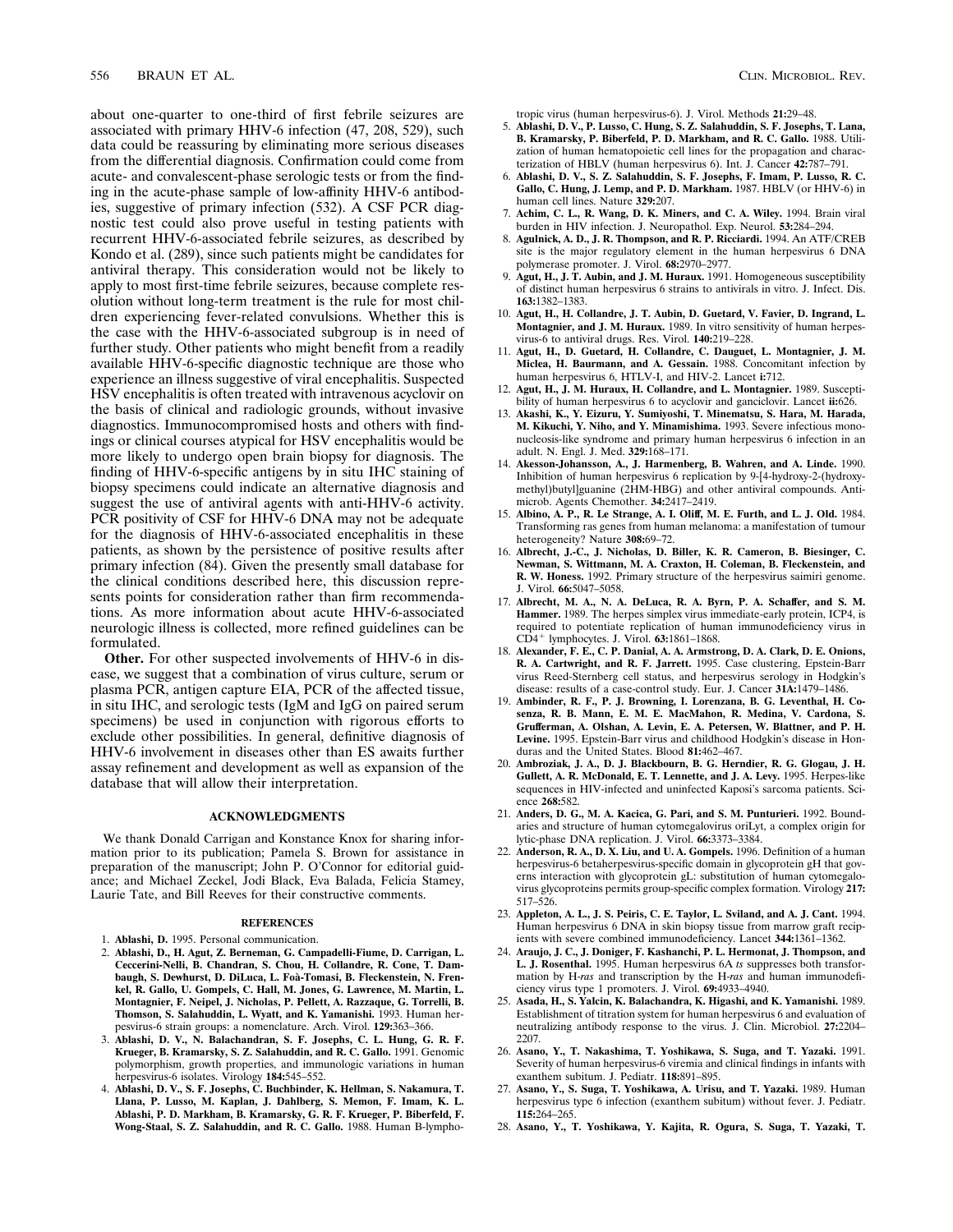about one-quarter to one-third of first febrile seizures are associated with primary HHV-6 infection (47, 208, 529), such data could be reassuring by eliminating more serious diseases from the differential diagnosis. Confirmation could come from acute- and convalescent-phase serologic tests or from the finding in the acute-phase sample of low-affinity HHV-6 antibodies, suggestive of primary infection (532). A CSF PCR diagnostic test could also prove useful in testing patients with recurrent HHV-6-associated febrile seizures, as described by Kondo et al. (289), since such patients might be candidates for antiviral therapy. This consideration would not be likely to apply to most first-time febrile seizures, because complete resolution without long-term treatment is the rule for most children experiencing fever-related convulsions. Whether this is the case with the HHV-6-associated subgroup is in need of further study. Other patients who might benefit from a readily available HHV-6-specific diagnostic technique are those who experience an illness suggestive of viral encephalitis. Suspected HSV encephalitis is often treated with intravenous acyclovir on the basis of clinical and radiologic grounds, without invasive diagnostics. Immunocompromised hosts and others with findings or clinical courses atypical for HSV encephalitis would be more likely to undergo open brain biopsy for diagnosis. The finding of HHV-6-specific antigens by in situ IHC staining of biopsy specimens could indicate an alternative diagnosis and suggest the use of antiviral agents with anti-HHV-6 activity. PCR positivity of CSF for HHV-6 DNA may not be adequate for the diagnosis of HHV-6-associated encephalitis in these patients, as shown by the persistence of positive results after primary infection (84). Given the presently small database for the clinical conditions described here, this discussion represents points for consideration rather than firm recommendations. As more information about acute HHV-6-associated neurologic illness is collected, more refined guidelines can be formulated.

**Other.** For other suspected involvements of HHV-6 in disease, we suggest that a combination of virus culture, serum or plasma PCR, antigen capture EIA, PCR of the affected tissue, in situ IHC, and serologic tests (IgM and IgG on paired serum specimens) be used in conjunction with rigorous efforts to exclude other possibilities. In general, definitive diagnosis of HHV-6 involvement in diseases other than ES awaits further assay refinement and development as well as expansion of the database that will allow their interpretation.

## ACKNOWLEDGMENTS

We thank Donald Carrigan and Konstance Knox for sharing information prior to its publication; Pamela S. Brown for assistance in preparation of the manuscript; John P. O'Connor for editorial guidance; and Michael Zeckel, Jodi Black, Eva Balada, Felicia Stamey, Laurie Tate, and Bill Reeves for their constructive comments.

## REFERENCES

1. **Ablashi, D.** 1995. Personal communication.
2. **Ablashi, D., H. Agut, Z. Berneman, G. Campadelli-Fiume, D. Carrigan, L. Ceccerini-Nelli, B. Chandran, S. Chou, H. Collandre, R. Cone, T. Dambaugh, S. Dewhurst, D. DiLuca, L. Foà-Tomasi, B. Fleckenstein, N. Frenkel, R. Gallo, U. Gompels, C. Hall, M. Jones, G. Lawrence, M. Martin, L. Montagnier, F. Neipel, J. Nicholas, P. Pellett, A. Razzaque, G. Torrelli, B. Thomson, S. Salahuddin, L. Wyatt, and K. Yamanishi.** 1993. Human herpesvirus-6 strain groups: a nomenclature. Arch. Virol. **129:**363–366.
3. **Ablashi, D. V., N. Balachandran, S. F. Josephs, C. L. Hung, G. R. F. Krueger, B. Kramarsky, S. Z. Salahuddin, and R. C. Gallo.** 1991. Genomic polymorphism, growth properties, and immunologic variations in human herpesvirus-6 isolates. Virology **184:**545–552.
4. **Ablashi, D. V., S. F. Josephs, C. Buchbinder, K. Hellman, S. Nakamura, T. Llana, P. Lusso, M. Kaplan, J. Dahlberg, S. Memon, F. Imam, K. L. Ablashi, P. D. Markham, B. Kramarsky, G. R. F. Krueger, P. Biberfeld, F. Wong-Staal, S. Z. Salahuddin, and R. C. Gallo.** 1988. Human B-lymphotropic virus (human herpesvirus-6). J. Virol. Methods **21:**29–48.
5. **Ablashi, D. V., P. Lusso, C. Hung, S. Z. Salahuddin, S. F. Josephs, T. Lana, B. Kramarsky, P. Biberfeld, P. D. Markham, and R. C. Gallo.** 1988. Utilization of human hematopoietic cell lines for the propagation and characterization of HBLV (human herpesvirus 6). Int. J. Cancer **42:**787–791.
6. **Ablashi, D. V., S. Z. Salahuddin, S. F. Josephs, F. Imam, P. Lusso, R. C. Gallo, C. Hung, J. Lemp, and P. D. Markham.** 1987. HBLV (or HHV-6) in human cell lines. Nature **329:**207.
7. **Achim, C. L., R. Wang, D. K. Miners, and C. A. Wiley.** 1994. Brain viral burden in HIV infection. J. Neuropathol. Exp. Neurol. **53:**284–294.
8. **Agulnick, A. D., J. R. Thompson, and R. P. Ricciardi.** 1994. An ATF/CREB site is the major regulatory element in the human herpesvirus 6 DNA polymerase promoter. J. Virol. **68:**2970–2977.
9. **Agut, H., J. T. Aubin, and J. M. Huraux.** 1991. Homogeneous susceptibility of distinct human herpesvirus 6 strains to antivirals in vitro. J. Infect. Dis. **163:**1382–1383.
10. **Agut, H., H. Collandre, J. T. Aubin, D. Guetard, V. Favier, D. Ingrand, L. Montagnier, and J. M. Huraux.** 1989. In vitro sensitivity of human herpesvirus-6 to antiviral drugs. Res. Virol. **140:**219–228.
11. **Agut, H., D. Guetard, H. Collandre, C. Dauguet, L. Montagnier, J. M. Miclea, H. Baurmann, and A. Gessain.** 1988. Concomitant infection by human herpesvirus 6, HTLV-I, and HIV-2. Lancet **i:**712.
12. **Agut, H., J. M. Huraux, H. Collandre, and L. Montagnier.** 1989. Susceptibility of human herpesvirus 6 to acyclovir and ganciclovir. Lancet **ii:**626.
13. **Akashi, K., Y. Eizuru, Y. Sumiyoshi, T. Minematsu, S. Hara, M. Harada, M. Kikuchi, Y. Niho, and Y. Minamishima.** 1993. Severe infectious mononucleosis-like syndrome and primary human herpesvirus 6 infection in an adult. N. Engl. J. Med. **329:**168–171.
14. **Akesson-Johansson, A., J. Harmenberg, B. Wahren, and A. Linde.** 1990. Inhibition of human herpesvirus 6 replication by 9-[4-hydroxy-2-(hydroxymethyl)butyl]guanine (2HM-HBG) and other antiviral compounds. Antimicrob. Agents Chemother. **34:**2417–2419.
15. **Albino, A. P., R. Le Strange, A. I. Oliff, M. E. Furth, and L. J. Old.** 1984. Transforming ras genes from human melanoma: a manifestation of tumour heterogeneity? Nature **308:**69–72.
16. **Albrecht, J.-C., J. Nicholas, D. Biller, K. R. Cameron, B. Biesinger, C. Newman, S. Wittmann, M. A. Craxton, H. Coleman, B. Fleckenstein, and R. W. Honess.** 1992. Primary structure of the herpesvirus saimiri genome. J. Virol. **66:**5047–5058.
17. **Albrecht, M. A., N. A. DeLuca, R. A. Byrn, P. A. Schaffer, and S. M. Hammer.** 1989. The herpes simplex virus immediate-early protein, ICP4, is required to potentiate replication of human immunodeficiency virus in $CD4^+$ lymphocytes. J. Virol. **63:**1861–1868.
18. **Alexander, F. E., C. P. Danial, A. A. Armstrong, D. A. Clark, D. E. Onions, R. A. Cartwright, and R. F. Jarrett.** 1995. Case clustering, Epstein-Barr virus Reed-Sternberg cell status, and herpesvirus serology in Hodgkin's disease: results of a case-control study. Eur. J. Cancer **31A:**1479–1486.
19. **Ambinder, R. F., P. J. Browning, I. Lorenzana, B. G. Leventhal, H. Cosenza, R. B. Mann, E. M. E. MacMahon, R. Medina, V. Cardona, S. Grufferman, A. Olshan, A. Levin, E. A. Petersen, W. Blattner, and P. H. Levine.** 1995. Epstein-Barr virus and childhood Hodgkin's disease in Honduras and the United States. Blood **81:**462–467.
20. **Ambroziak, J. A., D. J. Blackbourn, B. G. Herndier, R. G. Glogau, J. H. Gullett, A. R. McDonald, E. T. Lennette, and J. A. Levy.** 1995. Herpes-like sequences in HIV-infected and uninfected Kaposi's sarcoma patients. Science **268:**582.
21. **Anders, D. G., M. A. Kacica, G. Pari, and S. M. Punturieri.** 1992. Boundaries and structure of human cytomegalovirus oriLyt, a complex origin for lytic-phase DNA replication. J. Virol. **66:**3373–3384.
22. **Anderson, R. A., D. X. Liu, and U. A. Gompels.** 1996. Definition of a human herpesvirus-6 betaherpesvirus-specific domain in glycoprotein gH that governs interaction with glycoprotein gL: substitution of human cytomegalovirus glycoproteins permits group-specific complex formation. Virology **217:**517–526.
23. **Appleton, A. L., J. S. Peiris, C. E. Taylor, L. Sviland, and A. J. Cant.** 1994. Human herpesvirus 6 DNA in skin biopsy tissue from marrow graft recipients with severe combined immunodeficiency. Lancet **344:**1361–1362.
24. **Araujo, J. C., J. Doniger, F. Kashanchi, P. L. Hermonat, J. Thompson, and L. J. Rosenthal.** 1995. Human herpesvirus 6A *ts* suppresses both transformation by H-*ras* and transcription by the H-*ras* and human immunodeficiency virus type 1 promoters. J. Virol. **69:**4933–4940.
25. **Asada, H., S. Yalcin, K. Balachandra, K. Higashi, and K. Yamanishi.** 1989. Establishment of titration system for human herpesvirus 6 and evaluation of neutralizing antibody response to the virus. J. Clin. Microbiol. **27:**2204–2207.
26. **Asano, Y., T. Nakashima, T. Yoshikawa, S. Suga, and T. Yazaki.** 1991. Severity of human herpesvirus-6 viremia and clinical findings in infants with exanthem subitum. J. Pediatr. **118:**891–895.
27. **Asano, Y., S. Suga, T. Yoshikawa, A. Urisu, and T. Yazaki.** 1989. Human herpesvirus type 6 infection (exanthem subitum) without fever. J. Pediatr. **115:**264–265.
28. **Asano, Y., T. Yoshikawa, Y. Kajita, R. Ogura, S. Suga, T. Yazaki, T.**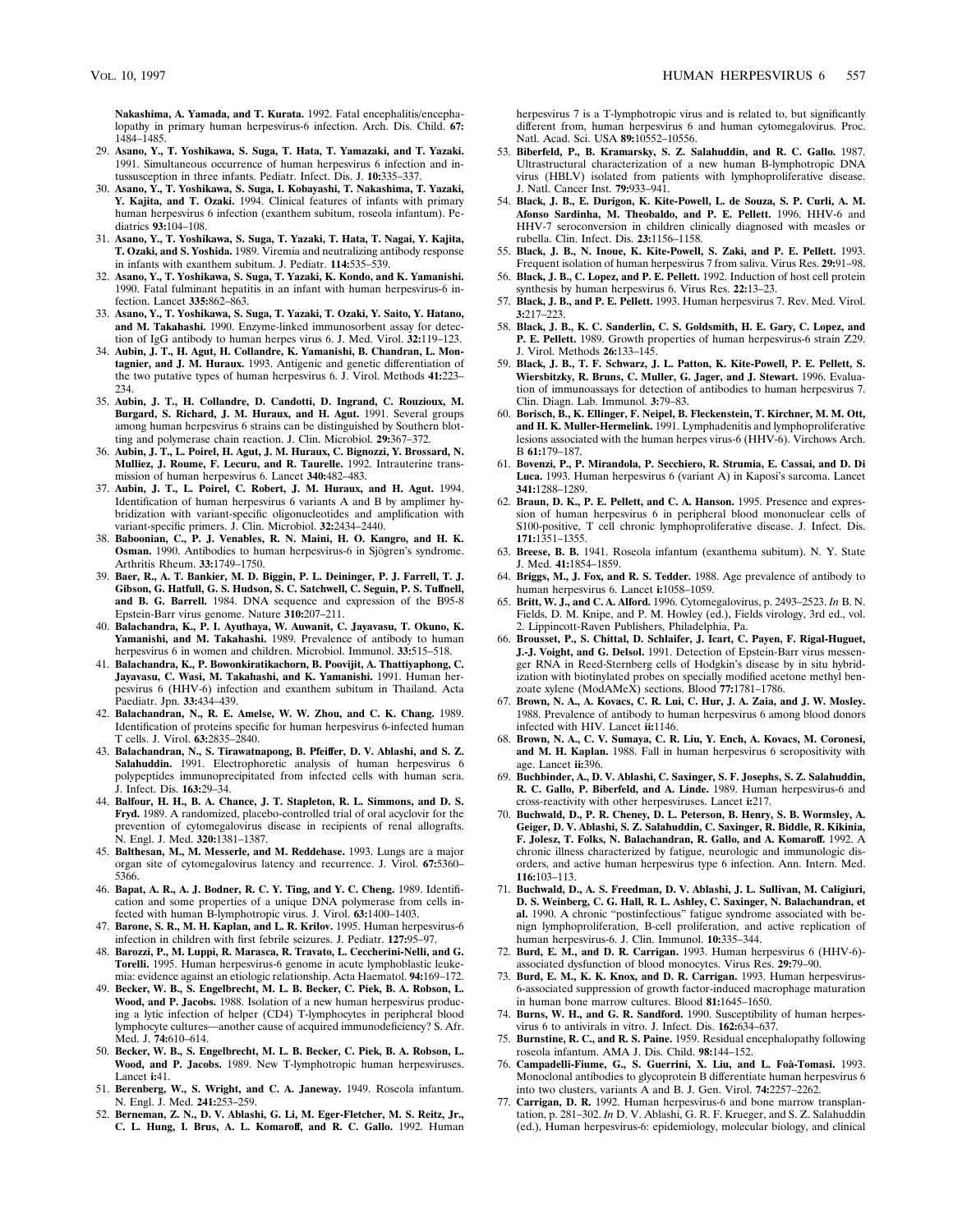**Nakashima, A. Yamada, and T. Kurata.** 1992. Fatal encephalitis/encephalopathy in primary human herpesvirus-6 infection. Arch. Dis. Child. **67:** 1484–1485.

29. **Asano, Y., T. Yoshikawa, S. Suga, T. Hata, T. Yamazaki, and T. Yazaki.** 1991. Simultaneous occurrence of human herpesvirus 6 infection and intussusception in three infants. Pediatr. Infect. Dis. J. **10:**335–337.
30. **Asano, Y., T. Yoshikawa, S. Suga, I. Kobayashi, T. Nakashima, T. Yazaki, Y. Kajita, and T. Ozaki.** 1994. Clinical features of infants with primary human herpesvirus 6 infection (exanthem subitum, roseola infantum). Pediatrics **93:**104–108.
31. **Asano, Y., T. Yoshikawa, S. Suga, T. Yazaki, T. Hata, T. Nagai, Y. Kajita, T. Ozaki, and S. Yoshida.** 1989. Viremia and neutralizing antibody response in infants with exanthem subitum. J. Pediatr. **114:**535–539.
32. **Asano, Y., T. Yoshikawa, S. Suga, T. Yazaki, K. Kondo, and K. Yamanishi.** 1990. Fatal fulminant hepatitis in an infant with human herpesvirus-6 infection. Lancet **335:**862–863.
33. **Asano, Y., T. Yoshikawa, S. Suga, T. Yazaki, T. Ozaki, Y. Saito, Y. Hatano, and M. Takahashi.** 1990. Enzyme-linked immunosorbent assay for detection of IgG antibody to human herpes virus 6. J. Med. Virol. **32:**119–123.
34. **Aubin, J. T., H. Agut, H. Collandre, K. Yamanishi, B. Chandran, L. Montagnier, and J. M. Huraux.** 1993. Antigenic and genetic differentiation of the two putative types of human herpesvirus 6. J. Virol. Methods **41:**223–234.
35. **Aubin, J. T., H. Collandre, D. Candotti, D. Ingrand, C. Rouzioux, M. Burgard, S. Richard, J. M. Huraux, and H. Agut.** 1991. Several groups among human herpesvirus 6 strains can be distinguished by Southern blotting and polymerase chain reaction. J. Clin. Microbiol. **29:**367–372.
36. **Aubin, J. T., L. Poirel, H. Agut, J. M. Huraux, C. Bignozzi, Y. Brossard, N. Mulliez, J. Roume, F. Lecuru, and R. Taurelle.** 1992. Intrauterine transmission of human herpesvirus 6. Lancet **340:**482–483.
37. **Aubin, J. T., L. Poirel, C. Robert, J. M. Huraux, and H. Agut.** 1994. Identification of human herpesvirus 6 variants A and B by amplimer hybridization with variant-specific oligonucleotides and amplification with variant-specific primers. J. Clin. Microbiol. **32:**2434–2440.
38. **Baboonian, C., P. J. Venables, R. N. Maini, H. O. Kangro, and H. K. Osman.** 1990. Antibodies to human herpesvirus-6 in Sjögren's syndrome. Arthritis Rheum. **33:**1749–1750.
39. **Baer, R., A. T. Bankier, M. D. Biggin, P. L. Deininger, P. J. Farrell, T. J. Gibson, G. Hatfull, G. S. Hudson, S. C. Satchwell, C. Seguin, P. S. Tuffnell, and B. G. Barrell.** 1984. DNA sequence and expression of the B95-8 Epstein-Barr virus genome. Nature **310:**207–211.
40. **Balachandra, K., P. I. Ayuthaya, W. Auwanit, C. Jayavasu, T. Okuno, K. Yamanishi, and M. Takahashi.** 1989. Prevalence of antibody to human herpesvirus 6 in women and children. Microbiol. Immunol. **33:**515–518.
41. **Balachandra, K., P. Bowonkiratikachorn, B. Poovijit, A. Thattiyaphong, C. Jayavasu, C. Wasi, M. Takahashi, and K. Yamanishi.** 1991. Human herpesvirus 6 (HHV-6) infection and exanthem subitum in Thailand. Acta Paediatr. Jpn. **33:**434–439.
42. **Balachandran, N., R. E. Amelse, W. W. Zhou, and C. K. Chang.** 1989. Identification of proteins specific for human herpesvirus 6-infected human T cells. J. Virol. **63:**2835–2840.
43. **Balachandran, N., S. Tirawatnapong, B. Pfeiffer, D. V. Ablashi, and S. Z. Salahuddin.** 1991. Electrophoretic analysis of human herpesvirus 6 polypeptides immunoprecipitated from infected cells with human sera. J. Infect. Dis. **163:**29–34.
44. **Balfour, H. H., B. A. Chance, J. T. Stapleton, R. L. Simmons, and D. S. Fryd.** 1989. A randomized, placebo-controlled trial of oral acyclovir for the prevention of cytomegalovirus disease in recipients of renal allografts. N. Engl. J. Med. **320:**1381–1387.
45. **Balthesan, M., M. Messerle, and M. Reddehase.** 1993. Lungs are a major organ site of cytomegalovirus latency and recurrence. J. Virol. **67:**5360–5366.
46. **Bapat, A. R., A. J. Bodner, R. C. Y. Ting, and Y. C. Cheng.** 1989. Identification and some properties of a unique DNA polymerase from cells infected with human B-lymphotropic virus. J. Virol. **63:**1400–1403.
47. **Barone, S. R., M. H. Kaplan, and L. R. Krilov.** 1995. Human herpesvirus-6 infection in children with first febrile seizures. J. Pediatr. **127:**95–97.
48. **Barozzi, P., M. Luppi, R. Marasca, R. Travato, L. Ceccherini-Nelli, and G. Torelli.** 1995. Human herpesvirus-6 genome in acute lymphoblastic leukemia: evidence against an etiologic relationship. Acta Haematol. **94:**169–172.
49. **Becker, W. B., S. Engelbrecht, M. L. B. Becker, C. Piek, B. A. Robson, L. Wood, and P. Jacobs.** 1988. Isolation of a new human herpesvirus producing a lytic infection of helper (CD4) T-lymphocytes in peripheral blood lymphocyte cultures—another cause of acquired immunodeficiency? S. Afr. Med. J. **74:**610–614.
50. **Becker, W. B., S. Engelbrecht, M. L. B. Becker, C. Piek, B. A. Robson, L. Wood, and P. Jacobs.** 1989. New T-lymphotropic human herpesviruses. Lancet **i:**41.
51. **Berenberg, W., S. Wright, and C. A. Janeway.** 1949. Roseola infantum. N. Engl. J. Med. **241:**253–259.
52. **Berneman, Z. N., D. V. Ablashi, G. Li, M. Eger-Fletcher, M. S. Reitz, Jr., C. L. Hung, I. Brus, A. L. Komaroff, and R. C. Gallo.** 1992. Human herpesvirus 7 is a T-lymphotropic virus and is related to, but significantly different from, human herpesvirus 6 and human cytomegalovirus. Proc. Natl. Acad. Sci. USA **89:**10552–10556.
53. **Biberfeld, P., B. Kramarsky, S. Z. Salahuddin, and R. C. Gallo.** 1987. Ultrastructural characterization of a new human B-lymphotropic DNA virus (HBLV) isolated from patients with lymphoproliferative disease. J. Natl. Cancer Inst. **79:**933–941.
54. **Black, J. B., E. Durigon, K. Kite-Powell, L. de Souza, S. P. Curli, A. M. Afonso Sardinha, M. Theobaldo, and P. E. Pellett.** 1996. HHV-6 and HHV-7 seroconversion in children clinically diagnosed with measles or rubella. Clin. Infect. Dis. **23:**1156–1158.
55. **Black, J. B., N. Inoue, K. Kite-Powell, S. Zaki, and P. E. Pellett.** 1993. Frequent isolation of human herpesvirus 7 from saliva. Virus Res. **29:**91–98.
56. **Black, J. B., C. Lopez, and P. E. Pellett.** 1992. Induction of host cell protein synthesis by human herpesvirus 6. Virus Res. **22:**13–23.
57. **Black, J. B., and P. E. Pellett.** 1993. Human herpesvirus 7. Rev. Med. Virol. **3:**217–223.
58. **Black, J. B., K. C. Sanderlin, C. S. Goldsmith, H. E. Gary, C. Lopez, and P. E. Pellett.** 1989. Growth properties of human herpesvirus-6 strain Z29. J. Virol. Methods **26:**133–145.
59. **Black, J. B., T. F. Schwarz, J. L. Patton, K. Kite-Powell, P. E. Pellett, S. Wiersbitzky, R. Bruns, C. Muller, G. Jager, and J. Stewart.** 1996. Evaluation of immunoassays for detection of antibodies to human herpesvirus 7. Clin. Diagn. Lab. Immunol. **3:**79–83.
60. **Borisch, B., K. Ellinger, F. Neipel, B. Fleckenstein, T. Kirchner, M. M. Ott, and H. K. Muller-Hermelink.** 1991. Lymphadenitis and lymphoproliferative lesions associated with the human herpes virus-6 (HHV-6). Virchows Arch. B **61:**179–187.
61. **Bovenzi, P., P. Mirandola, P. Secchiero, R. Strumia, E. Cassai, and D. Di Luca.** 1993. Human herpesvirus 6 (variant A) in Kaposi's sarcoma. Lancet **341:**1288–1289.
62. **Braun, D. K., P. E. Pellett, and C. A. Hanson.** 1995. Presence and expression of human herpesvirus 6 in peripheral blood mononuclear cells of S100-positive, T cell chronic lymphoproliferative disease. J. Infect. Dis. **171:**1351–1355.
63. **Breese, B. B.** 1941. Roseola infantum (exanthema subitum). N. Y. State J. Med. **41:**1854–1859.
64. **Briggs, M., J. Fox, and R. S. Tedder.** 1988. Age prevalence of antibody to human herpesvirus 6. Lancet **i:**1058–1059.
65. **Britt, W. J., and C. A. Alford.** 1996. Cytomegalovirus, p. 2493–2523. *In* B. N. Fields, D. M. Knipe, and P. M. Howley (ed.), Fields virology, 3rd ed., vol. 2. Lippincott-Raven Publishers, Philadelphia, Pa.
66. **Brousset, P., S. Chittal, D. Schlaifer, J. Icart, C. Payen, F. Rigal-Huguet, J.-J. Voight, and G. Delsol.** 1991. Detection of Epstein-Barr virus messenger RNA in Reed-Sternberg cells of Hodgkin's disease by in situ hybridization with biotinylated probes on specially modified acetone methyl benzoate xylene (ModAMeX) sections. Blood **77:**1781–1786.
67. **Brown, N. A., A. Kovacs, C. R. Lui, C. Hur, J. A. Zaia, and J. W. Mosley.** 1988. Prevalence of antibody to human herpesvirus 6 among blood donors infected with HIV. Lancet **ii:**1146.
68. **Brown, N. A., C. V. Sumaya, C. R. Liu, Y. Ench, A. Kovacs, M. Coronesi, and M. H. Kaplan.** 1988. Fall in human herpesvirus 6 seropositivity with age. Lancet **ii:**396.
69. **Buchbinder, A., D. V. Ablashi, C. Saxinger, S. F. Josephs, S. Z. Salahuddin, R. C. Gallo, P. Biberfeld, and A. Linde.** 1989. Human herpesvirus-6 and cross-reactivity with other herpesviruses. Lancet **i:**217.
70. **Buchwald, D., P. R. Cheney, D. L. Peterson, B. Henry, S. B. Wormsley, A. Geiger, D. V. Ablashi, S. Z. Salahuddin, C. Saxinger, R. Biddle, R. Kikinia, F. Jolesz, T. Folks, N. Balachandran, R. Gallo, and A. Komaroff.** 1992. A chronic illness characterized by fatigue, neurologic and immunologic disorders, and active human herpesvirus type 6 infection. Ann. Intern. Med. **116:**103–113.
71. **Buchwald, D., A. S. Freedman, D. V. Ablashi, J. L. Sullivan, M. Caligiuri, D. S. Weinberg, C. G. Hall, R. L. Ashley, C. Saxinger, N. Balachandran, et al.** 1990. A chronic "postinfectious" fatigue syndrome associated with benign lymphoproliferation, B-cell proliferation, and active replication of human herpesvirus-6. J. Clin. Immunol. **10:**335–344.
72. **Burd, E. M., and D. R. Carrigan.** 1993. Human herpesvirus 6 (HHV-6)-associated dysfunction of blood monocytes. Virus Res. **29:**79–90.
73. **Burd, E. M., K. K. Knox, and D. R. Carrigan.** 1993. Human herpesvirus-6-associated suppression of growth factor-induced macrophage maturation in human bone marrow cultures. Blood **81:**1645–1650.
74. **Burns, W. H., and G. R. Sandford.** 1990. Susceptibility of human herpesvirus 6 to antivirals in vitro. J. Infect. Dis. **162:**634–637.
75. **Burnstine, R. C., and R. S. Paine.** 1959. Residual encephalopathy following roseola infantum. AMA J. Dis. Child. **98:**144–152.
76. **Campadelli-Fiume, G., S. Guerrini, X. Liu, and L. Foà-Tomasi.** 1993. Monoclonal antibodies to glycoprotein B differentiate human herpesvirus 6 into two clusters, variants A and B. J. Gen. Virol. **74:**2257–2262.
77. **Carrigan, D. R.** 1992. Human herpesvirus-6 and bone marrow transplantation, p. 281–302. *In* D. V. Ablashi, G. R. F. Krueger, and S. Z. Salahuddin (ed.), Human herpesvirus-6: epidemiology, molecular biology, and clinical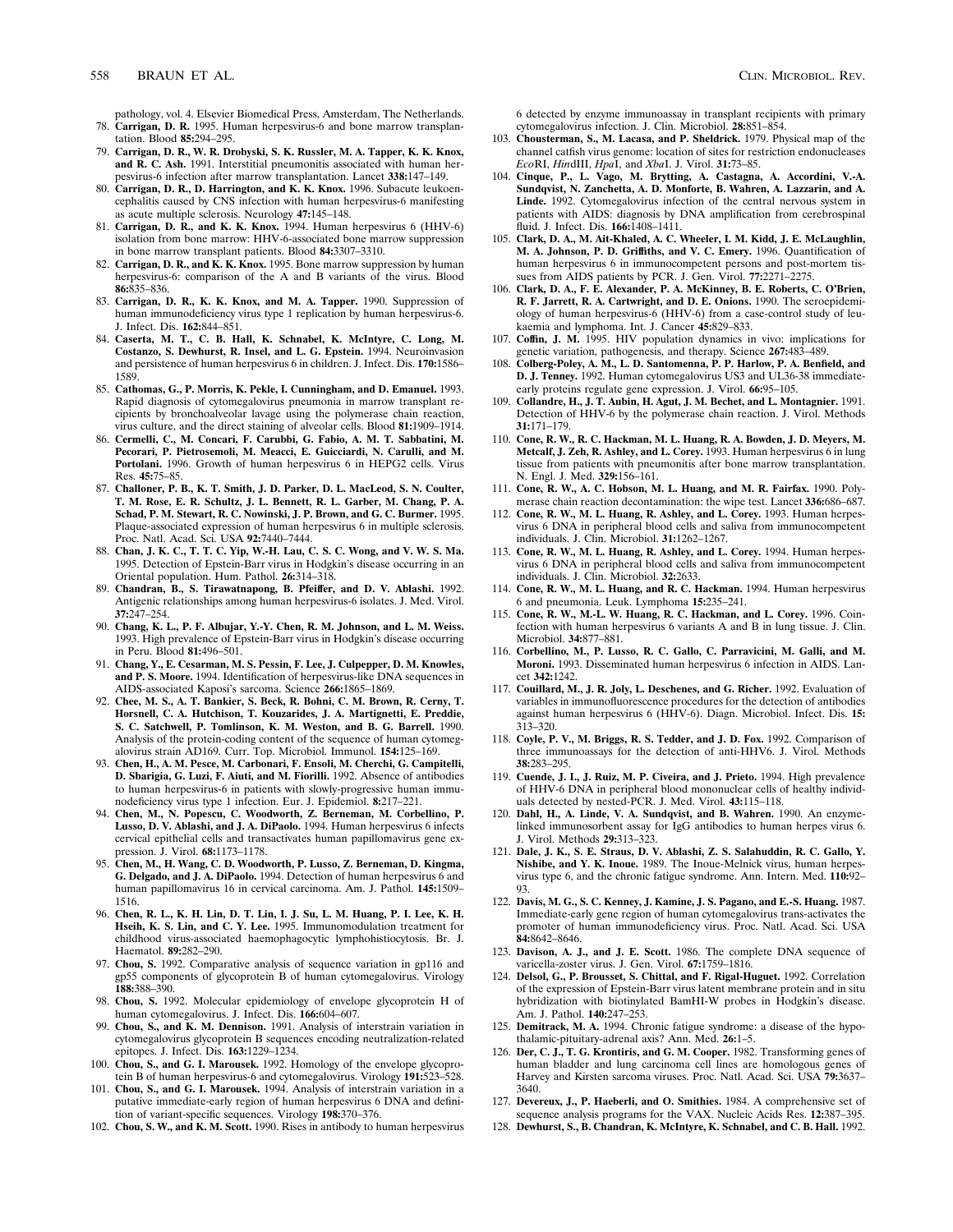pathology, vol. 4. Elsevier Biomedical Press, Amsterdam, The Netherlands.

78. **Carrigan, D. R.** 1995. Human herpesvirus-6 and bone marrow transplantation. Blood **85:**294–295.
79. **Carrigan, D. R., W. R. Drobyski, S. K. Russler, M. A. Tapper, K. K. Knox, and R. C. Ash.** 1991. Interstitial pneumonitis associated with human herpesvirus-6 infection after marrow transplantation. Lancet **338:**147–149.
80. **Carrigan, D. R., D. Harrington, and K. K. Knox.** 1996. Subacute leukoencephalitis caused by CNS infection with human herpesvirus-6 manifesting as acute multiple sclerosis. Neurology **47:**145–148.
81. **Carrigan, D. R., and K. K. Knox.** 1994. Human herpesvirus 6 (HHV-6) isolation from bone marrow: HHV-6-associated bone marrow suppression in bone marrow transplant patients. Blood **84:**3307–3310.
82. **Carrigan, D. R., and K. K. Knox.** 1995. Bone marrow suppression by human herpesvirus-6: comparison of the A and B variants of the virus. Blood **86:**835–836.
83. **Carrigan, D. R., K. K. Knox, and M. A. Tapper.** 1990. Suppression of human immunodeficiency virus type 1 replication by human herpesvirus-6. J. Infect. Dis. **162:**844–851.
84. **Caserta, M. T., C. B. Hall, K. Schnabel, K. McIntyre, C. Long, M. Costanzo, S. Dewhurst, R. Insel, and L. G. Epstein.** 1994. Neuroinvasion and persistence of human herpesvirus 6 in children. J. Infect. Dis. **170:**1586–1589.
85. **Cathomas, G., P. Morris, K. Pekle, I. Cunningham, and D. Emanuel.** 1993. Rapid diagnosis of cytomegalovirus pneumonia in marrow transplant recipients by bronchoalveolar lavage using the polymerase chain reaction, virus culture, and the direct staining of alveolar cells. Blood **81:**1909–1914.
86. **Cermelli, C., M. Concari, F. Carubbi, G. Fabio, A. M. T. Sabbatini, M. Pecorari, P. Pietrosemoli, M. Meacci, E. Guicciardi, N. Carulli, and M. Portolani.** 1996. Growth of human herpesvirus 6 in HEPG2 cells. Virus Res. **45:**75–85.
87. **Challoner, P. B., K. T. Smith, J. D. Parker, D. L. MacLeod, S. N. Coulter, T. M. Rose, E. R. Schultz, J. L. Bennett, R. L. Garber, M. Chang, P. A. Schad, P. M. Stewart, R. C. Nowinski, J. P. Brown, and G. C. Burmer.** 1995. Plaque-associated expression of human herpesvirus 6 in multiple sclerosis. Proc. Natl. Acad. Sci. USA **92:**7440–7444.
88. **Chan, J. K. C., T. T. C. Yip, W.-H. Lau, C. S. C. Wong, and V. W. S. Ma.** 1995. Detection of Epstein-Barr virus in Hodgkin's disease occurring in an Oriental population. Hum. Pathol. **26:**314–318.
89. **Chandran, B., S. Tirawatnapong, B. Pfeiffer, and D. V. Ablashi.** 1992. Antigenic relationships among human herpesvirus-6 isolates. J. Med. Virol. **37:**247–254.
90. **Chang, K. L., P. F. Albujar, Y.-Y. Chen, R. M. Johnson, and L. M. Weiss.** 1993. High prevalence of Epstein-Barr virus in Hodgkin's disease occurring in Peru. Blood **81:**496–501.
91. **Chang, Y., E. Cesarman, M. S. Pessin, F. Lee, J. Culpepper, D. M. Knowles, and P. S. Moore.** 1994. Identification of herpesvirus-like DNA sequences in AIDS-associated Kaposi's sarcoma. Science **266:**1865–1869.
92. **Chee, M. S., A. T. Bankier, S. Beck, R. Bohni, C. M. Brown, R. Cerny, T. Horsnell, C. A. Hutchison, T. Kouzarides, J. A. Martignetti, E. Preddie, S. C. Satchwell, P. Tomlinson, K. M. Weston, and B. G. Barrell.** 1990. Analysis of the protein-coding content of the sequence of human cytomegalovirus strain AD169. Curr. Top. Microbiol. Immunol. **154:**125–169.
93. **Chen, H., A. M. Pesce, M. Carbonari, F. Ensoli, M. Cherchi, G. Campitelli, D. Sbarigia, G. Luzi, F. Aiuti, and M. Fiorilli.** 1992. Absence of antibodies to human herpesvirus-6 in patients with slowly-progressive human immunodeficiency virus type 1 infection. Eur. J. Epidemiol. **8:**217–221.
94. **Chen, M., N. Popescu, C. Woodworth, Z. Berneman, M. Corbellino, P. Lusso, D. V. Ablashi, and J. A. DiPaolo.** 1994. Human herpesvirus 6 infects cervical epithelial cells and transactivates human papillomavirus gene expression. J. Virol. **68:**1173–1178.
95. **Chen, M., H. Wang, C. D. Woodworth, P. Lusso, Z. Berneman, D. Kingma, G. Delgado, and J. A. DiPaolo.** 1994. Detection of human herpesvirus 6 and human papillomavirus 16 in cervical carcinoma. Am. J. Pathol. **145:**1509–1516.
96. **Chen, R. L., K. H. Lin, D. T. Lin, I. J. Su, L. M. Huang, P. I. Lee, K. H. Hseih, K. S. Lin, and C. Y. Lee.** 1995. Immunomodulation treatment for childhood virus-associated haemophagocytic lymphohistiocytosis. Br. J. Haematol. **89:**282–290.
97. **Chou, S.** 1992. Comparative analysis of sequence variation in gp116 and gp55 components of glycoprotein B of human cytomegalovirus. Virology **188:**388–390.
98. **Chou, S.** 1992. Molecular epidemiology of envelope glycoprotein H of human cytomegalovirus. J. Infect. Dis. **166:**604–607.
99. **Chou, S., and K. M. Dennison.** 1991. Analysis of interstrain variation in cytomegalovirus glycoprotein B sequences encoding neutralization-related epitopes. J. Infect. Dis. **163:**1229–1234.
100. **Chou, S., and G. I. Marousek.** 1992. Homology of the envelope glycoprotein B of human herpesvirus-6 and cytomegalovirus. Virology **191:**523–528.
101. **Chou, S., and G. I. Marousek.** 1994. Analysis of interstrain variation in a putative immediate-early region of human herpesvirus 6 DNA and definition of variant-specific sequences. Virology **198:**370–376.
102. **Chou, S. W., and K. M. Scott.** 1990. Rises in antibody to human herpesvirus 6 detected by enzyme immunoassay in transplant recipients with primary cytomegalovirus infection. J. Clin. Microbiol. **28:**851–854.
103. **Chousterman, S., M. Lacasa, and P. Sheldrick.** 1979. Physical map of the channel catfish virus genome: location of sites for restriction endonucleases *Eco*RI, *Hin*dIII, *Hpa*I, and *Xba*I. J. Virol. **31:**73–85.
104. **Cinque, P., L. Vago, M. Brytting, A. Castagna, A. Accordini, V.-A. Sundqvist, N. Zanchetta, A. D. Monforte, B. Wahren, A. Lazzarin, and A. Linde.** 1992. Cytomegalovirus infection of the central nervous system in patients with AIDS: diagnosis by DNA amplification from cerebrospinal fluid. J. Infect. Dis. **166:**1408–1411.
105. **Clark, D. A., M. Ait-Khaled, A. C. Wheeler, I. M. Kidd, J. E. McLaughlin, M. A. Johnson, P. D. Griffiths, and V. C. Emery.** 1996. Quantification of human herpesvirus 6 in immunocompetent persons and post-mortem tissues from AIDS patients by PCR. J. Gen. Virol. **77:**2271–2275.
106. **Clark, D. A., F. E. Alexander, P. A. McKinney, B. E. Roberts, C. O'Brien, R. F. Jarrett, R. A. Cartwright, and D. E. Onions.** 1990. The seroepidemiology of human herpesvirus-6 (HHV-6) from a case-control study of leukaemia and lymphoma. Int. J. Cancer **45:**829–833.
107. **Coffin, J. M.** 1995. HIV population dynamics in vivo: implications for genetic variation, pathogenesis, and therapy. Science **267:**483–489.
108. **Colberg-Poley, A. M., L. D. Santomenna, P. P. Harlow, P. A. Benfield, and D. J. Tenney.** 1992. Human cytomegalovirus US3 and UL36-38 immediate-early proteins regulate gene expression. J. Virol. **66:**95–105.
109. **Collandre, H., J. T. Aubin, H. Agut, J. M. Bechet, and L. Montagnier.** 1991. Detection of HHV-6 by the polymerase chain reaction. J. Virol. Methods **31:**171–179.
110. **Cone, R. W., R. C. Hackman, M. L. Huang, R. A. Bowden, J. D. Meyers, M. Metcalf, J. Zeh, R. Ashley, and L. Corey.** 1993. Human herpesvirus 6 in lung tissue from patients with pneumonitis after bone marrow transplantation. N. Engl. J. Med. **329:**156–161.
111. **Cone, R. W., A. C. Hobson, M. L. Huang, and M. R. Fairfax.** 1990. Polymerase chain reaction decontamination: the wipe test. Lancet **336:**686–687.
112. **Cone, R. W., M. L. Huang, R. Ashley, and L. Corey.** 1993. Human herpesvirus 6 DNA in peripheral blood cells and saliva from immunocompetent individuals. J. Clin. Microbiol. **31:**1262–1267.
113. **Cone, R. W., M. L. Huang, R. Ashley, and L. Corey.** 1994. Human herpesvirus 6 DNA in peripheral blood cells and saliva from immunocompetent individuals. J. Clin. Microbiol. **32:**2633.
114. **Cone, R. W., M. L. Huang, and R. C. Hackman.** 1994. Human herpesvirus 6 and pneumonia. Leuk. Lymphoma **15:**235–241.
115. **Cone, R. W., M.-L. W. Huang, R. C. Hackman, and L. Corey.** 1996. Coinfection with human herpesvirus 6 variants A and B in lung tissue. J. Clin. Microbiol. **34:**877–881.
116. **Corbellino, M., P. Lusso, R. C. Gallo, C. Parravicini, M. Galli, and M. Moroni.** 1993. Disseminated human herpesvirus 6 infection in AIDS. Lancet **342:**1242.
117. **Couillard, M., J. R. Joly, L. Deschenes, and G. Richer.** 1992. Evaluation of variables in immunofluorescence procedures for the detection of antibodies against human herpesvirus 6 (HHV-6). Diagn. Microbiol. Infect. Dis. **15:**313–320.
118. **Coyle, P. V., M. Briggs, R. S. Tedder, and J. D. Fox.** 1992. Comparison of three immunoassays for the detection of anti-HHV6. J. Virol. Methods **38:**283–295.
119. **Cuende, J. I., J. Ruiz, M. P. Civeira, and J. Prieto.** 1994. High prevalence of HHV-6 DNA in peripheral blood mononuclear cells of healthy individuals detected by nested-PCR. J. Med. Virol. **43:**115–118.
120. **Dahl, H., A. Linde, V. A. Sundqvist, and B. Wahren.** 1990. An enzyme-linked immunosorbent assay for IgG antibodies to human herpes virus 6. J. Virol. Methods **29:**313–323.
121. **Dale, J. K., S. E. Straus, D. V. Ablashi, Z. S. Salahuddin, R. C. Gallo, Y. Nishibe, and Y. K. Inoue.** 1989. The Inoue-Melnick virus, human herpesvirus type 6, and the chronic fatigue syndrome. Ann. Intern. Med. **110:**92–93.
122. **Davis, M. G., S. C. Kenney, J. Kamine, J. S. Pagano, and E.-S. Huang.** 1987. Immediate-early gene region of human cytomegalovirus trans-activates the promoter of human immunodeficiency virus. Proc. Natl. Acad. Sci. USA **84:**8642–8646.
123. **Davison, A. J., and J. E. Scott.** 1986. The complete DNA sequence of varicella-zoster virus. J. Gen. Virol. **67:**1759–1816.
124. **Delsol, G., P. Brousset, S. Chittal, and F. Rigal-Huguet.** 1992. Correlation of the expression of Epstein-Barr virus latent membrane protein and in situ hybridization with biotinylated BamHI-W probes in Hodgkin's disease. Am. J. Pathol. **140:**247–253.
125. **Demitrack, M. A.** 1994. Chronic fatigue syndrome: a disease of the hypothalamic-pituitary-adrenal axis? Ann. Med. **26:**1–5.
126. **Der, C. J., T. G. Krontiris, and G. M. Cooper.** 1982. Transforming genes of human bladder and lung carcinoma cell lines are homologous genes of Harvey and Kirsten sarcoma viruses. Proc. Natl. Acad. Sci. USA **79:**3637–3640.
127. **Devereux, J., P. Haeberli, and O. Smithies.** 1984. A comprehensive set of sequence analysis programs for the VAX. Nucleic Acids Res. **12:**387–395.
128. **Dewhurst, S., B. Chandran, K. McIntyre, K. Schnabel, and C. B. Hall.** 1992.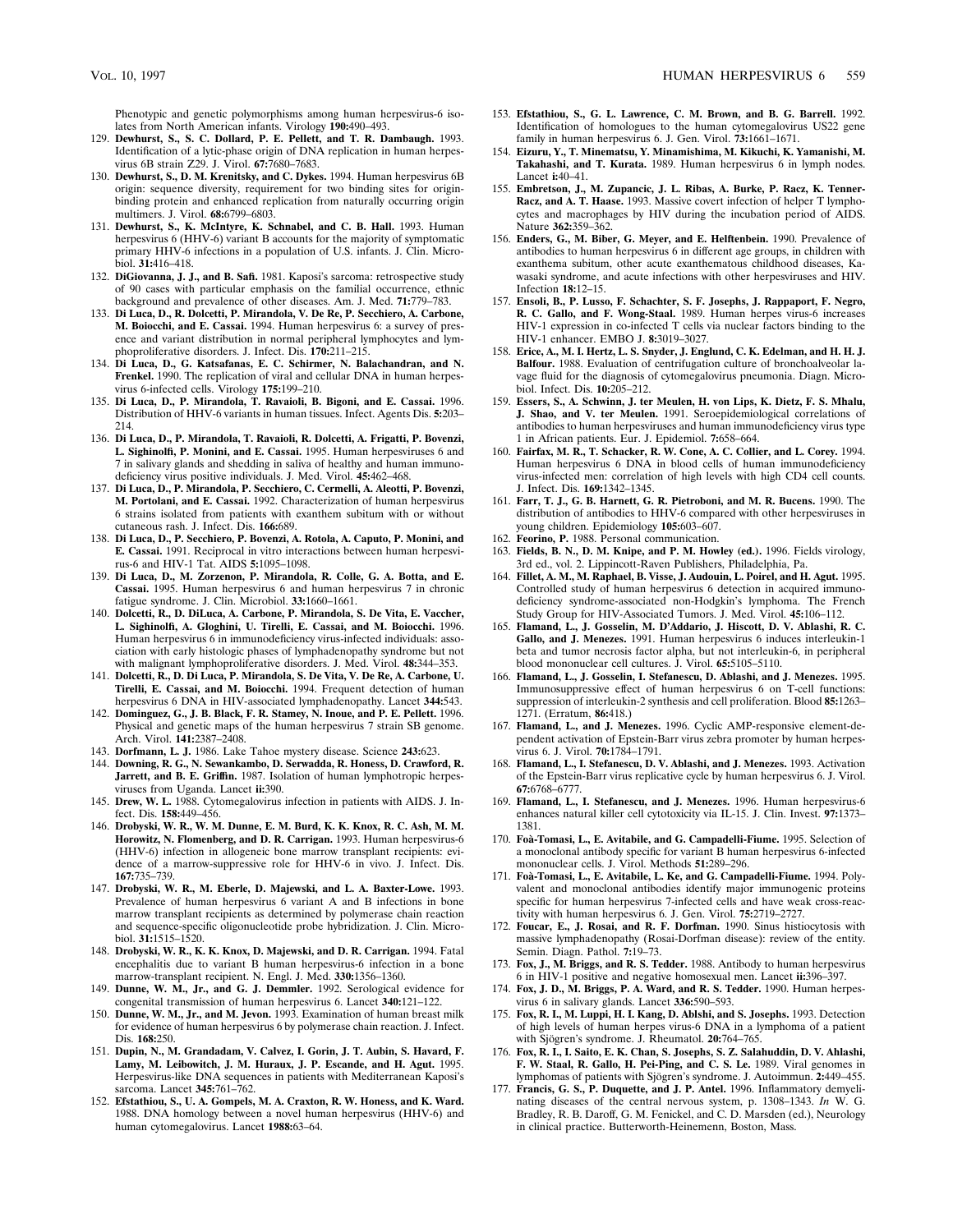Phenotypic and genetic polymorphisms among human herpesvirus-6 isolates from North American infants. Virology **190:**490–493.

129. **Dewhurst, S., S. C. Dollard, P. E. Pellett, and T. R. Dambaugh.** 1993. Identification of a lytic-phase origin of DNA replication in human herpesvirus 6B strain Z29. J. Virol. **67:**7680–7683.
130. **Dewhurst, S., D. M. Krenitsky, and C. Dykes.** 1994. Human herpesvirus 6B origin: sequence diversity, requirement for two binding sites for origin-binding protein and enhanced replication from naturally occurring origin multimers. J. Virol. **68:**6799–6803.
131. **Dewhurst, S., K. McIntyre, K. Schnabel, and C. B. Hall.** 1993. Human herpesvirus 6 (HHV-6) variant B accounts for the majority of symptomatic primary HHV-6 infections in a population of U.S. infants. J. Clin. Microbiol. **31:**416–418.
132. **DiGiovanna, J. J., and B. Safi.** 1981. Kaposi's sarcoma: retrospective study of 90 cases with particular emphasis on the familial occurrence, ethnic background and prevalence of other diseases. Am. J. Med. **71:**779–783.
133. **Di Luca, D., R. Dolcetti, P. Mirandola, V. De Re, P. Secchiero, A. Carbone, M. Boiocchi, and E. Cassai.** 1994. Human herpesvirus 6: a survey of presence and variant distribution in normal peripheral lymphocytes and lymphoproliferative disorders. J. Infect. Dis. **170:**211–215.
134. **Di Luca, D., G. Katsafanas, E. C. Schirmer, N. Balachandran, and N. Frenkel.** 1990. The replication of viral and cellular DNA in human herpesvirus 6-infected cells. Virology **175:**199–210.
135. **Di Luca, D., P. Mirandola, T. Ravaioli, B. Bigoni, and E. Cassai.** 1996. Distribution of HHV-6 variants in human tissues. Infect. Agents Dis. **5:**203–214.
136. **Di Luca, D., P. Mirandola, T. Ravaioli, R. Dolcetti, A. Frigatti, P. Bovenzi, L. Sighinolfi, P. Monini, and E. Cassai.** 1995. Human herpesviruses 6 and 7 in salivary glands and shedding in saliva of healthy and human immunodeficiency virus positive individuals. J. Med. Virol. **45:**462–468.
137. **Di Luca, D., P. Mirandola, P. Secchiero, C. Cermelli, A. Aleotti, P. Bovenzi, M. Portolani, and E. Cassai.** 1992. Characterization of human herpesvirus 6 strains isolated from patients with exanthem subitum with or without cutaneous rash. J. Infect. Dis. **166:**689.
138. **Di Luca, D., P. Secchiero, P. Bovenzi, A. Rotola, A. Caputo, P. Monini, and E. Cassai.** 1991. Reciprocal in vitro interactions between human herpesvirus-6 and HIV-1 Tat. AIDS **5:**1095–1098.
139. **Di Luca, D., M. Zorzenon, P. Mirandola, R. Colle, G. A. Botta, and E. Cassai.** 1995. Human herpesvirus 6 and human herpesvirus 7 in chronic fatigue syndrome. J. Clin. Microbiol. **33:**1660–1661.
140. **Dolcetti, R., D. DiLuca, A. Carbone, P. Mirandola, S. De Vita, E. Vaccher, L. Sighinolfi, A. Gloghini, U. Tirelli, E. Cassai, and M. Boiocchi.** 1996. Human herpesvirus 6 in immunodeficiency virus-infected individuals: association with early histologic phases of lymphadenopathy syndrome but not with malignant lymphoproliferative disorders. J. Med. Virol. **48:**344–353.
141. **Dolcetti, R., D. Di Luca, P. Mirandola, S. De Vita, V. De Re, A. Carbone, U. Tirelli, E. Cassai, and M. Boiocchi.** 1994. Frequent detection of human herpesvirus 6 DNA in HIV-associated lymphadenopathy. Lancet **344:**543.
142. **Dominguez, G., J. B. Black, F. R. Stamey, N. Inoue, and P. E. Pellett.** 1996. Physical and genetic maps of the human herpesvirus 7 strain SB genome. Arch. Virol. **141:**2387–2408.
143. **Dorfmann, L. J.** 1986. Lake Tahoe mystery disease. Science **243:**623.
144. **Downing, R. G., N. Sewankambo, D. Serwadda, R. Honess, D. Crawford, R. Jarrett, and B. E. Griffin.** 1987. Isolation of human lymphotropic herpesviruses from Uganda. Lancet **ii:**390.
145. **Drew, W. L.** 1988. Cytomegalovirus infection in patients with AIDS. J. Infect. Dis. **158:**449–456.
146. **Drobyski, W. R., W. M. Dunne, E. M. Burd, K. K. Knox, R. C. Ash, M. M. Horowitz, N. Flomenberg, and D. R. Carrigan.** 1993. Human herpesvirus-6 (HHV-6) infection in allogeneic bone marrow transplant recipients: evidence of a marrow-suppressive role for HHV-6 in vivo. J. Infect. Dis. **167:**735–739.
147. **Drobyski, W. R., M. Eberle, D. Majewski, and L. A. Baxter-Lowe.** 1993. Prevalence of human herpesvirus 6 variant A and B infections in bone marrow transplant recipients as determined by polymerase chain reaction and sequence-specific oligonucleotide probe hybridization. J. Clin. Microbiol. **31:**1515–1520.
148. **Drobyski, W. R., K. K. Knox, D. Majewski, and D. R. Carrigan.** 1994. Fatal encephalitis due to variant B human herpesvirus-6 infection in a bone marrow-transplant recipient. N. Engl. J. Med. **330:**1356–1360.
149. **Dunne, W. M., Jr., and G. J. Demmler.** 1992. Serological evidence for congenital transmission of human herpesvirus 6. Lancet **340:**121–122.
150. **Dunne, W. M., Jr., and M. Jevon.** 1993. Examination of human breast milk for evidence of human herpesvirus 6 by polymerase chain reaction. J. Infect. Dis. **168:**250.
151. **Dupin, N., M. Grandadam, V. Calvez, I. Gorin, J. T. Aubin, S. Havard, F. Lamy, M. Leibowitch, J. M. Huraux, J. P. Escande, and H. Agut.** 1995. Herpesvirus-like DNA sequences in patients with Mediterranean Kaposi's sarcoma. Lancet **345:**761–762.
152. **Efstathiou, S., U. A. Gompels, M. A. Craxton, R. W. Honess, and K. Ward.** 1988. DNA homology between a novel human herpesvirus (HHV-6) and human cytomegalovirus. Lancet **1988:**63–64.
153. **Efstathiou, S., G. L. Lawrence, C. M. Brown, and B. G. Barrell.** 1992. Identification of homologues to the human cytomegalovirus US22 gene family in human herpesvirus 6. J. Gen. Virol. **73:**1661–1671.
154. **Eizuru, Y., T. Minematsu, Y. Minamishima, M. Kikuchi, K. Yamanishi, M. Takahashi, and T. Kurata.** 1989. Human herpesvirus 6 in lymph nodes. Lancet **i:**40–41.
155. **Embretson, J., M. Zupancic, J. L. Ribas, A. Burke, P. Racz, K. Tenner-Racz, and A. T. Haase.** 1993. Massive covert infection of helper T lymphocytes and macrophages by HIV during the incubation period of AIDS. Nature **362:**359–362.
156. **Enders, G., M. Biber, G. Meyer, and E. Helftenbein.** 1990. Prevalence of antibodies to human herpesvirus 6 in different age groups, in children with exanthema subitum, other acute exanthematous childhood diseases, Kawasaki syndrome, and acute infections with other herpesviruses and HIV. Infection **18:**12–15.
157. **Ensoli, B., P. Lusso, F. Schachter, S. F. Josephs, J. Rappaport, F. Negro, R. C. Gallo, and F. Wong-Staal.** 1989. Human herpes virus-6 increases HIV-1 expression in co-infected T cells via nuclear factors binding to the HIV-1 enhancer. EMBO J. **8:**3019–3027.
158. **Erice, A., M. I. Hertz, L. S. Snyder, J. Englund, C. K. Edelman, and H. H. J. Balfour.** 1988. Evaluation of centrifugation culture of bronchoalveolar lavage fluid for the diagnosis of cytomegalovirus pneumonia. Diagn. Microbiol. Infect. Dis. **10:**205–212.
159. **Essers, S., A. Schwinn, J. ter Meulen, H. von Lips, K. Dietz, F. S. Mhalu, J. Shao, and V. ter Meulen.** 1991. Seroepidemiological correlations of antibodies to human herpesviruses and human immunodeficiency virus type 1 in African patients. Eur. J. Epidemiol. **7:**658–664.
160. **Fairfax, M. R., T. Schacker, R. W. Cone, A. C. Collier, and L. Corey.** 1994. Human herpesvirus 6 DNA in blood cells of human immunodeficiency virus-infected men: correlation of high levels with high CD4 cell counts. J. Infect. Dis. **169:**1342–1345.
161. **Farr, T. J., G. B. Harnett, G. R. Pietroboni, and M. R. Bucens.** 1990. The distribution of antibodies to HHV-6 compared with other herpesviruses in young children. Epidemiology **105:**603–607.
162. **Feorino, P.** 1988. Personal communication.
163. **Fields, B. N., D. M. Knipe, and P. M. Howley (ed.).** 1996. Fields virology, 3rd ed., vol. 2. Lippincott-Raven Publishers, Philadelphia, Pa.
164. **Fillet, A. M., M. Raphael, B. Visse, J. Audouin, L. Poirel, and H. Agut.** 1995. Controlled study of human herpesvirus 6 detection in acquired immunodeficiency syndrome-associated non-Hodgkin's lymphoma. The French Study Group for HIV-Associated Tumors. J. Med. Virol. **45:**106–112.
165. **Flamand, L., J. Gosselin, M. D'Addario, J. Hiscott, D. V. Ablashi, R. C. Gallo, and J. Menezes.** 1991. Human herpesvirus 6 induces interleukin-1 beta and tumor necrosis factor alpha, but not interleukin-6, in peripheral blood mononuclear cell cultures. J. Virol. **65:**5105–5110.
166. **Flamand, L., J. Gosselin, I. Stefanescu, D. Ablashi, and J. Menezes.** 1995. Immunosuppressive effect of human herpesvirus 6 on T-cell functions: suppression of interleukin-2 synthesis and cell proliferation. Blood **85:**1263–1271. (Erratum, **86:**418.)
167. **Flamand, L., and J. Menezes.** 1996. Cyclic AMP-responsive element-dependent activation of Epstein-Barr virus zebra promoter by human herpesvirus 6. J. Virol. **70:**1784–1791.
168. **Flamand, L., I. Stefanescu, D. V. Ablashi, and J. Menezes.** 1993. Activation of the Epstein-Barr virus replicative cycle by human herpesvirus 6. J. Virol. **67:**6768–6777.
169. **Flamand, L., I. Stefanescu, and J. Menezes.** 1996. Human herpesvirus-6 enhances natural killer cell cytotoxicity via IL-15. J. Clin. Invest. **97:**1373–1381.
170. **Foà-Tomasi, L., E. Avitabile, and G. Campadelli-Fiume.** 1995. Selection of a monoclonal antibody specific for variant B human herpesvirus 6-infected mononuclear cells. J. Virol. Methods **51:**289–296.
171. **Foà-Tomasi, L., E. Avitabile, L. Ke, and G. Campadelli-Fiume.** 1994. Polyvalent and monoclonal antibodies identify major immunogenic proteins specific for human herpesvirus 7-infected cells and have weak cross-reactivity with human herpesvirus 6. J. Gen. Virol. **75:**2719–2727.
172. **Foucar, E., J. Rosai, and R. F. Dorfman.** 1990. Sinus histiocytosis with massive lymphadenopathy (Rosai-Dorfman disease): review of the entity. Semin. Diagn. Pathol. **7:**19–73.
173. **Fox, J., M. Briggs, and R. S. Tedder.** 1988. Antibody to human herpesvirus 6 in HIV-1 positive and negative homosexual men. Lancet **ii:**396–397.
174. **Fox, J. D., M. Briggs, P. A. Ward, and R. S. Tedder.** 1990. Human herpesvirus 6 in salivary glands. Lancet **336:**590–593.
175. **Fox, R. I., M. Luppi, H. I. Kang, D. Ablshi, and S. Josephs.** 1993. Detection of high levels of human herpes virus-6 DNA in a lymphoma of a patient with Sjögren's syndrome. J. Rheumatol. **20:**764–765.
176. **Fox, R. I., I. Saito, E. K. Chan, S. Josephs, S. Z. Salahuddin, D. V. Ahlashi, F. W. Staal, R. Gallo, H. Pei-Ping, and C. S. Le.** 1989. Viral genomes in lymphomas of patients with Sjögren's syndrome. J. Autoimmun. **2:**449–455.
177. **Francis, G. S., P. Duquette, and J. P. Antel.** 1996. Inflammatory demyelinating diseases of the central nervous system, p. 1308–1343. *In* W. G. Bradley, R. B. Daroff, G. M. Fenickel, and C. D. Marsden (ed.), Neurology in clinical practice. Butterworth-Heinemenn, Boston, Mass.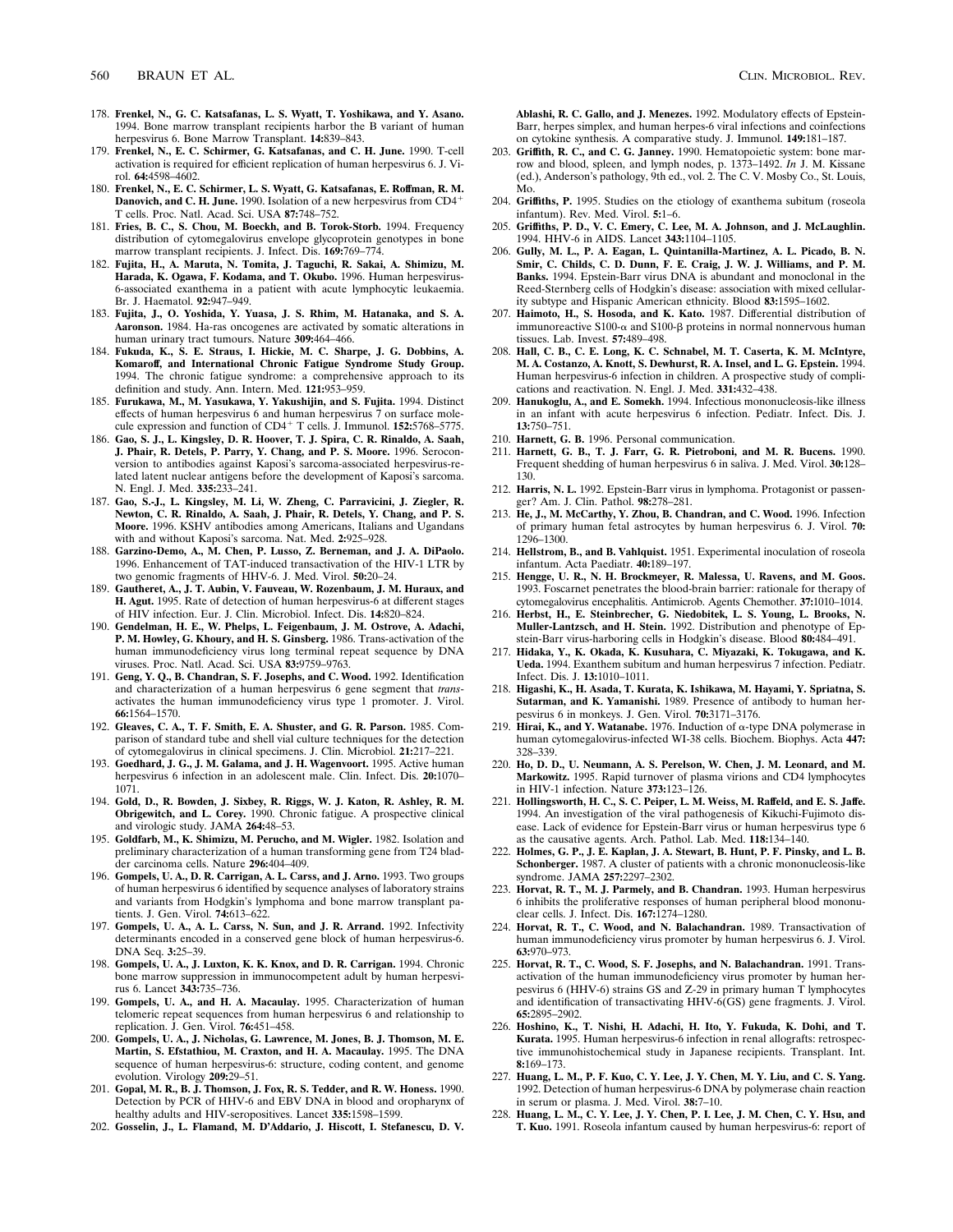178. **Frenkel, N., G. C. Katsafanas, L. S. Wyatt, T. Yoshikawa, and Y. Asano.** 1994. Bone marrow transplant recipients harbor the B variant of human herpesvirus 6. Bone Marrow Transplant. **14:**839–843.
179. **Frenkel, N., E. C. Schirmer, G. Katsafanas, and C. H. June.** 1990. T-cell activation is required for efficient replication of human herpesvirus 6. J. Virol. **64:**4598–4602.
180. **Frenkel, N., E. C. Schirmer, L. S. Wyatt, G. Katsafanas, E. Roffman, R. M. Danovich, and C. H. June.** 1990. Isolation of a new herpesvirus from CD4$^+$ T cells. Proc. Natl. Acad. Sci. USA **87:**748–752.
181. **Fries, B. C., S. Chou, M. Boeckh, and B. Torok-Storb.** 1994. Frequency distribution of cytomegalovirus envelope glycoprotein genotypes in bone marrow transplant recipients. J. Infect. Dis. **169:**769–774.
182. **Fujita, H., A. Maruta, N. Tomita, J. Taguchi, R. Sakai, A. Shimizu, M. Harada, K. Ogawa, F. Kodama, and T. Okubo.** 1996. Human herpesvirus-6-associated exanthema in a patient with acute lymphocytic leukaemia. Br. J. Haematol. **92:**947–949.
183. **Fujita, J., O. Yoshida, Y. Yuasa, J. S. Rhim, M. Hatanaka, and S. A. Aaronson.** 1984. Ha-ras oncogenes are activated by somatic alterations in human urinary tract tumours. Nature **309:**464–466.
184. **Fukuda, K., S. E. Straus, I. Hickie, M. C. Sharpe, J. G. Dobbins, A. Komaroff, and International Chronic Fatigue Syndrome Study Group.** 1994. The chronic fatigue syndrome: a comprehensive approach to its definition and study. Ann. Intern. Med. **121:**953–959.
185. **Furukawa, M., M. Yasukawa, Y. Yakushijin, and S. Fujita.** 1994. Distinct effects of human herpesvirus 6 and human herpesvirus 7 on surface molecule expression and function of CD4$^+$ T cells. J. Immunol. **152:**5768–5775.
186. **Gao, S. J., L. Kingsley, D. R. Hoover, T. J. Spira, C. R. Rinaldo, A. Saah, J. Phair, R. Detels, P. Parry, Y. Chang, and P. S. Moore.** 1996. Seroconversion to antibodies against Kaposi's sarcoma-associated herpesvirus-related latent nuclear antigens before the development of Kaposi's sarcoma. N. Engl. J. Med. **335:**233–241.
187. **Gao, S.-J., L. Kingsley, M. Li, W. Zheng, C. Parravicini, J. Ziegler, R. Newton, C. R. Rinaldo, A. Saah, J. Phair, R. Detels, Y. Chang, and P. S. Moore.** 1996. KSHV antibodies among Americans, Italians and Ugandans with and without Kaposi's sarcoma. Nat. Med. **2:**925–928.
188. **Garzino-Demo, A., M. Chen, P. Lusso, Z. Berneman, and J. A. DiPaolo.** 1996. Enhancement of TAT-induced transactivation of the HIV-1 LTR by two genomic fragments of HHV-6. J. Med. Virol. **50:**20–24.
189. **Gautheret, A., J. T. Aubin, V. Fauveau, W. Rozenbaum, J. M. Huraux, and H. Agut.** 1995. Rate of detection of human herpesvirus-6 at different stages of HIV infection. Eur. J. Clin. Microbiol. Infect. Dis. **14:**820–824.
190. **Gendelman, H. E., W. Phelps, L. Feigenbaum, J. M. Ostrove, A. Adachi, P. M. Howley, G. Khoury, and H. S. Ginsberg.** 1986. Trans-activation of the human immunodeficiency virus long terminal repeat sequence by DNA viruses. Proc. Natl. Acad. Sci. USA **83:**9759–9763.
191. **Geng, Y. Q., B. Chandran, S. F. Josephs, and C. Wood.** 1992. Identification and characterization of a human herpesvirus 6 gene segment that *trans*-activates the human immunodeficiency virus type 1 promoter. J. Virol. **66:**1564–1570.
192. **Gleaves, C. A., T. F. Smith, E. A. Shuster, and G. R. Parson.** 1985. Comparison of standard tube and shell vial culture techniques for the detection of cytomegalovirus in clinical specimens. J. Clin. Microbiol. **21:**217–221.
193. **Goedhard, J. G., J. M. Galama, and J. H. Wagenvoort.** 1995. Active human herpesvirus 6 infection in an adolescent male. Clin. Infect. Dis. **20:**1070–1071.
194. **Gold, D., R. Bowden, J. Sixbey, R. Riggs, W. J. Katon, R. Ashley, R. M. Obrigewitch, and L. Corey.** 1990. Chronic fatigue. A prospective clinical and virologic study. JAMA **264:**48–53.
195. **Goldfarb, M., K. Shimizu, M. Perucho, and M. Wigler.** 1982. Isolation and preliminary characterization of a human transforming gene from T24 bladder carcinoma cells. Nature **296:**404–409.
196. **Gompels, U. A., D. R. Carrigan, A. L. Carss, and J. Arno.** 1993. Two groups of human herpesvirus 6 identified by sequence analyses of laboratory strains and variants from Hodgkin's lymphoma and bone marrow transplant patients. J. Gen. Virol. **74:**613–622.
197. **Gompels, U. A., A. L. Carss, N. Sun, and J. R. Arrand.** 1992. Infectivity determinants encoded in a conserved gene block of human herpesvirus-6. DNA Seq. **3:**25–39.
198. **Gompels, U. A., J. Luxton, K. K. Knox, and D. R. Carrigan.** 1994. Chronic bone marrow suppression in immunocompetent adult by human herpesvirus 6. Lancet **343:**735–736.
199. **Gompels, U. A., and H. A. Macaulay.** 1995. Characterization of human telomeric repeat sequences from human herpesvirus 6 and relationship to replication. J. Gen. Virol. **76:**451–458.
200. **Gompels, U. A., J. Nicholas, G. Lawrence, M. Jones, B. J. Thomson, M. E. Martin, S. Efstathiou, M. Craxton, and H. A. Macaulay.** 1995. The DNA sequence of human herpesvirus-6: structure, coding content, and genome evolution. Virology **209:**29–51.
201. **Gopal, M. R., B. J. Thomson, J. Fox, R. S. Tedder, and R. W. Honess.** 1990. Detection by PCR of HHV-6 and EBV DNA in blood and oropharynx of healthy adults and HIV-seropositives. Lancet **335:**1598–1599.
202. **Gosselin, J., L. Flamand, M. D'Addario, J. Hiscott, I. Stefanescu, D. V. Ablashi, R. C. Gallo, and J. Menezes.** 1992. Modulatory effects of Epstein-Barr, herpes simplex, and human herpes-6 viral infections and coinfections on cytokine synthesis. A comparative study. J. Immunol. **149:**181–187.
203. **Griffith, R. C., and C. G. Janney.** 1990. Hematopoietic system: bone marrow and blood, spleen, and lymph nodes, p. 1373–1492. *In* J. M. Kissane (ed.), Anderson's pathology, 9th ed., vol. 2. The C. V. Mosby Co., St. Louis, Mo.
204. **Griffiths, P.** 1995. Studies on the etiology of exanthema subitum (roseola infantum). Rev. Med. Virol. **5:**1–6.
205. **Griffiths, P. D., V. C. Emery, C. Lee, M. A. Johnson, and J. McLaughlin.** 1994. HHV-6 in AIDS. Lancet **343:**1104–1105.
206. **Gully, M. L., P. A. Eagan, L. Quintanilla-Martinez, A. L. Picado, B. N. Smir, C. Childs, C. D. Dunn, F. E. Craig, J. W. J. Williams, and P. M. Banks.** 1994. Epstein-Barr virus DNA is abundant and monoclonal in the Reed-Sternberg cells of Hodgkin's disease: association with mixed cellularity subtype and Hispanic American ethnicity. Blood **83:**1595–1602.
207. **Haimoto, H., S. Hosoda, and K. Kato.** 1987. Differential distribution of immunoreactive S100-α and S100-β proteins in normal nonnervous human tissues. Lab. Invest. **57:**489–498.
208. **Hall, C. B., C. E. Long, K. C. Schnabel, M. T. Caserta, K. M. McIntyre, M. A. Costanzo, A. Knott, S. Dewhurst, R. A. Insel, and L. G. Epstein.** 1994. Human herpesvirus-6 infection in children. A prospective study of complications and reactivation. N. Engl. J. Med. **331:**432–438.
209. **Hanukoglu, A., and E. Somekh.** 1994. Infectious mononucleosis-like illness in an infant with acute herpesvirus 6 infection. Pediatr. Infect. Dis. J. **13:**750–751.
210. **Harnett, G. B.** 1996. Personal communication.
211. **Harnett, G. B., T. J. Farr, G. R. Pietroboni, and M. R. Bucens.** 1990. Frequent shedding of human herpesvirus 6 in saliva. J. Med. Virol. **30:**128–130.
212. **Harris, N. L.** 1992. Epstein-Barr virus in lymphoma. Protagonist or passenger? Am. J. Clin. Pathol. **98:**278–281.
213. **He, J., M. McCarthy, Y. Zhou, B. Chandran, and C. Wood.** 1996. Infection of primary human fetal astrocytes by human herpesvirus 6. J. Virol. **70:**1296–1300.
214. **Hellstrom, B., and B. Vahlquist.** 1951. Experimental inoculation of roseola infantum. Acta Paediatr. **40:**189–197.
215. **Hengge, U. R., N. H. Brockmeyer, R. Malessa, U. Ravens, and M. Goos.** 1993. Foscarnet penetrates the blood-brain barrier: rationale for therapy of cytomegalovirus encephalitis. Antimicrob. Agents Chemother. **37:**1010–1014.
216. **Herbst, H., E. Steinbrecher, G. Niedobitek, L. S. Young, L. Brooks, N. Muller-Lantzsch, and H. Stein.** 1992. Distribution and phenotype of Epstein-Barr virus-harboring cells in Hodgkin's disease. Blood **80:**484–491.
217. **Hidaka, Y., K. Okada, K. Kusuhara, C. Miyazaki, K. Tokugawa, and K. Ueda.** 1994. Exanthem subitum and human herpesvirus 7 infection. Pediatr. Infect. Dis. J. **13:**1010–1011.
218. **Higashi, K., H. Asada, T. Kurata, K. Ishikawa, M. Hayami, Y. Spriatna, S. Sutarman, and K. Yamanishi.** 1989. Presence of antibody to human herpesvirus 6 in monkeys. J. Gen. Virol. **70:**3171–3176.
219. **Hirai, K., and Y. Watanabe.** 1976. Induction of α-type DNA polymerase in human cytomegalovirus-infected WI-38 cells. Biochem. Biophys. Acta **447:**328–339.
220. **Ho, D. D., U. Neumann, A. S. Perelson, W. Chen, J. M. Leonard, and M. Markowitz.** 1995. Rapid turnover of plasma virions and CD4 lymphocytes in HIV-1 infection. Nature **373:**123–126.
221. **Hollingsworth, H. C., S. C. Peiper, L. M. Weiss, M. Raffeld, and E. S. Jaffe.** 1994. An investigation of the viral pathogenesis of Kikuchi-Fujimoto disease. Lack of evidence for Epstein-Barr virus or human herpesvirus type 6 as the causative agents. Arch. Pathol. Lab. Med. **118:**134–140.
222. **Holmes, G. P., J. E. Kaplan, J. A. Stewart, B. Hunt, P. F. Pinsky, and L. B. Schonberger.** 1987. A cluster of patients with a chronic mononucleosis-like syndrome. JAMA **257:**2297–2302.
223. **Horvat, R. T., M. J. Parmely, and B. Chandran.** 1993. Human herpesvirus 6 inhibits the proliferative responses of human peripheral blood mononuclear cells. J. Infect. Dis. **167:**1274–1280.
224. **Horvat, R. T., C. Wood, and N. Balachandran.** 1989. Transactivation of human immunodeficiency virus promoter by human herpesvirus 6. J. Virol. **63:**970–973.
225. **Horvat, R. T., C. Wood, S. F. Josephs, and N. Balachandran.** 1991. Transactivation of the human immunodeficiency virus promoter by human herpesvirus 6 (HHV-6) strains GS and Z-29 in primary human T lymphocytes and identification of transactivating HHV-6(GS) gene fragments. J. Virol. **65:**2895–2902.
226. **Hoshino, K., T. Nishi, H. Adachi, H. Ito, Y. Fukuda, K. Dohi, and T. Kurata.** 1995. Human herpesvirus-6 infection in renal allografts: retrospective immunohistochemical study in Japanese recipients. Transplant. Int. **8:**169–173.
227. **Huang, L. M., P. F. Kuo, C. Y. Lee, J. Y. Chen, M. Y. Liu, and C. S. Yang.** 1992. Detection of human herpesvirus-6 DNA by polymerase chain reaction in serum or plasma. J. Med. Virol. **38:**7–10.
228. **Huang, L. M., C. Y. Lee, J. Y. Chen, P. I. Lee, J. M. Chen, C. Y. Hsu, and T. Kuo.** 1991. Roseola infantum caused by human herpesvirus-6: report of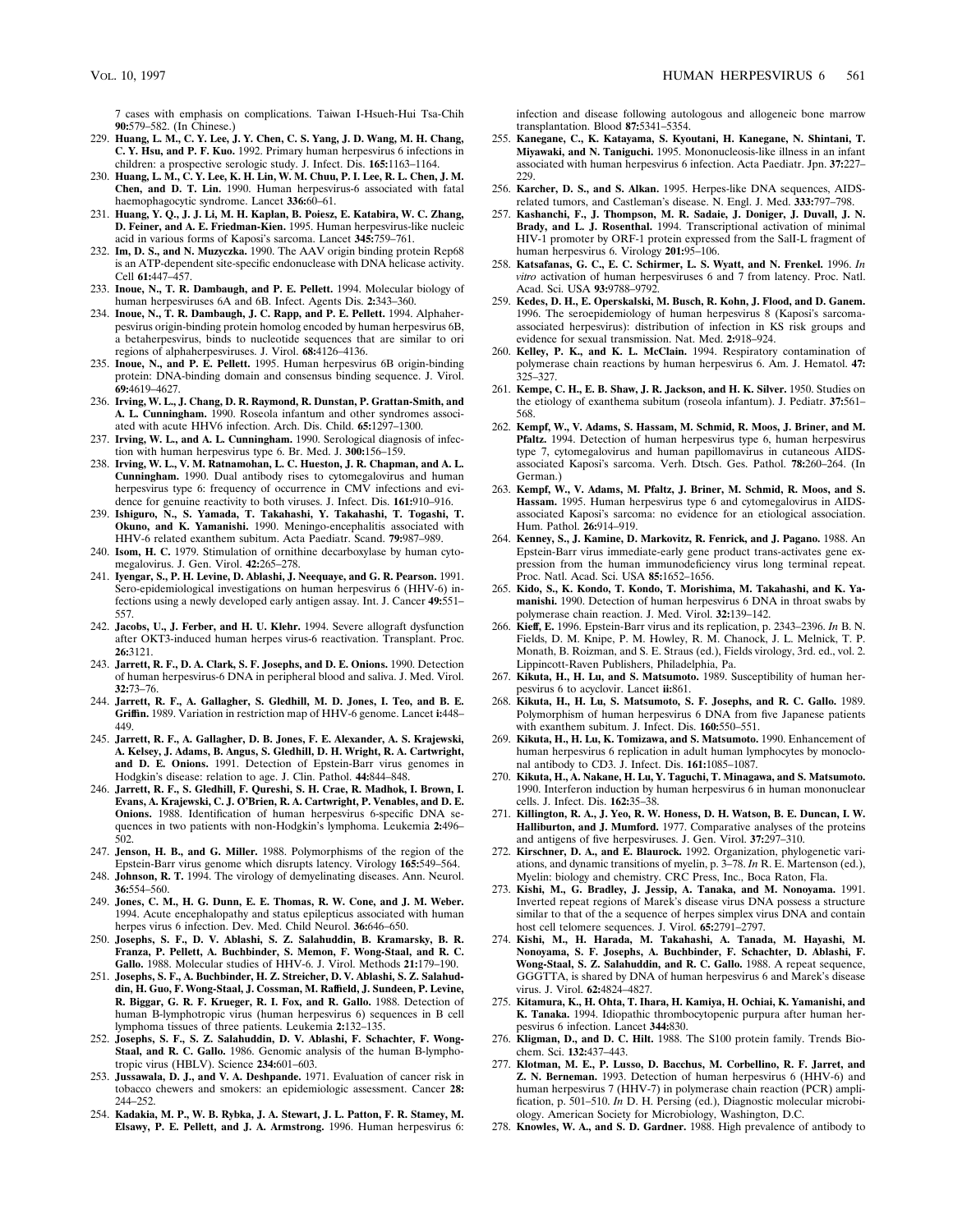7 cases with emphasis on complications. Taiwan I-Hsueh-Hui Tsa-Chih **90:**579–582. (In Chinese.)

229. **Huang, L. M., C. Y. Lee, J. Y. Chen, C. S. Yang, J. D. Wang, M. H. Chang, C. Y. Hsu, and P. F. Kuo.** 1992. Primary human herpesvirus 6 infections in children: a prospective serologic study. J. Infect. Dis. **165:**1163–1164.
230. **Huang, L. M., C. Y. Lee, K. H. Lin, W. M. Chuu, P. I. Lee, R. L. Chen, J. M. Chen, and D. T. Lin.** 1990. Human herpesvirus-6 associated with fatal haemophagocytic syndrome. Lancet **336:**60–61.
231. **Huang, Y. Q., J. J. Li, M. H. Kaplan, B. Poiesz, E. Katabira, W. C. Zhang, D. Feiner, and A. E. Friedman-Kien.** 1995. Human herpesvirus-like nucleic acid in various forms of Kaposi's sarcoma. Lancet **345:**759–761.
232. **Im, D. S., and N. Muzyczka.** 1990. The AAV origin binding protein Rep68 is an ATP-dependent site-specific endonuclease with DNA helicase activity. Cell **61:**447–457.
233. **Inoue, N., T. R. Dambaugh, and P. E. Pellett.** 1994. Molecular biology of human herpesviruses 6A and 6B. Infect. Agents Dis. **2:**343–360.
234. **Inoue, N., T. R. Dambaugh, J. C. Rapp, and P. E. Pellett.** 1994. Alphaherpesvirus origin-binding protein homolog encoded by human herpesvirus 6B, a betaherpesvirus, binds to nucleotide sequences that are similar to ori regions of alphaherpesviruses. J. Virol. **68:**4126–4136.
235. **Inoue, N., and P. E. Pellett.** 1995. Human herpesvirus 6B origin-binding protein: DNA-binding domain and consensus binding sequence. J. Virol. **69:**4619–4627.
236. **Irving, W. L., J. Chang, D. R. Raymond, R. Dunstan, P. Grattan-Smith, and A. L. Cunningham.** 1990. Roseola infantum and other syndromes associated with acute HHV6 infection. Arch. Dis. Child. **65:**1297–1300.
237. **Irving, W. L., and A. L. Cunningham.** 1990. Serological diagnosis of infection with human herpesvirus type 6. Br. Med. J. **300:**156–159.
238. **Irving, W. L., V. M. Ratnamohan, L. C. Hueston, J. R. Chapman, and A. L. Cunningham.** 1990. Dual antibody rises to cytomegalovirus and human herpesvirus type 6: frequency of occurrence in CMV infections and evidence for genuine reactivity to both viruses. J. Infect. Dis. **161:**910–916.
239. **Ishiguro, N., S. Yamada, T. Takahashi, Y. Takahashi, T. Togashi, T. Okuno, and K. Yamanishi.** 1990. Meningo-encephalitis associated with HHV-6 related exanthem subitum. Acta Paediatr. Scand. **79:**987–989.
240. **Isom, H. C.** 1979. Stimulation of ornithine decarboxylase by human cytomegalovirus. J. Gen. Virol. **42:**265–278.
241. **Iyengar, S., P. H. Levine, D. Ablashi, J. Neequaye, and G. R. Pearson.** 1991. Sero-epidemiological investigations on human herpesvirus 6 (HHV-6) infections using a newly developed early antigen assay. Int. J. Cancer **49:**551–557.
242. **Jacobs, U., J. Ferber, and H. U. Klehr.** 1994. Severe allograft dysfunction after OKT3-induced human herpes virus-6 reactivation. Transplant. Proc. **26:**3121.
243. **Jarrett, R. F., D. A. Clark, S. F. Josephs, and D. E. Onions.** 1990. Detection of human herpesvirus-6 DNA in peripheral blood and saliva. J. Med. Virol. **32:**73–76.
244. **Jarrett, R. F., A. Gallagher, S. Gledhill, M. D. Jones, I. Teo, and B. E. Griffin.** 1989. Variation in restriction map of HHV-6 genome. Lancet **i:**448–449.
245. **Jarrett, R. F., A. Gallagher, D. B. Jones, F. E. Alexander, A. S. Krajewski, A. Kelsey, J. Adams, B. Angus, S. Gledhill, D. H. Wright, R. A. Cartwright, and D. E. Onions.** 1991. Detection of Epstein-Barr virus genomes in Hodgkin's disease: relation to age. J. Clin. Pathol. **44:**844–848.
246. **Jarrett, R. F., S. Gledhill, F. Qureshi, S. H. Crae, R. Madhok, I. Brown, I. Evans, A. Krajewski, C. J. O'Brien, R. A. Cartwright, P. Venables, and D. E. Onions.** 1988. Identification of human herpesvirus 6-specific DNA sequences in two patients with non-Hodgkin's lymphoma. Leukemia **2:**496–502.
247. **Jenson, H. B., and G. Miller.** 1988. Polymorphisms of the region of the Epstein-Barr virus genome which disrupts latency. Virology **165:**549–564.
248. **Johnson, R. T.** 1994. The virology of demyelinating diseases. Ann. Neurol. **36:**554–560.
249. **Jones, C. M., H. G. Dunn, E. E. Thomas, R. W. Cone, and J. M. Weber.** 1994. Acute encephalopathy and status epilepticus associated with human herpes virus 6 infection. Dev. Med. Child Neurol. **36:**646–650.
250. **Josephs, S. F., D. V. Ablashi, S. Z. Salahuddin, B. Kramarsky, B. R. Franza, P. Pellett, A. Buchbinder, S. Memon, F. Wong-Staal, and R. C. Gallo.** 1988. Molecular studies of HHV-6. J. Virol. Methods **21:**179–190.
251. **Josephs, S. F., A. Buchbinder, H. Z. Streicher, D. V. Ablashi, S. Z. Salahuddin, H. Guo, F. Wong-Staal, J. Cossman, M. Raffeld, J. Sundeen, P. Levine, R. Biggar, G. R. F. Krueger, R. I. Fox, and R. Gallo.** 1988. Detection of human B-lymphotropic virus (human herpesvirus 6) sequences in B cell lymphoma tissues of three patients. Leukemia **2:**132–135.
252. **Josephs, S. F., S. Z. Salahuddin, D. V. Ablashi, F. Schachter, F. Wong-Staal, and R. C. Gallo.** 1986. Genomic analysis of the human B-lymphotropic virus (HBLV). Science **234:**601–603.
253. **Jussawala, D. J., and V. A. Deshpande.** 1971. Evaluation of cancer risk in tobacco chewers and smokers: an epidemiologic assessment. Cancer **28:**244–252.
254. **Kadakia, M. P., W. B. Rybka, J. A. Stewart, J. L. Patton, F. R. Stamey, M. Elsawy, P. E. Pellett, and J. A. Armstrong.** 1996. Human herpesvirus 6: infection and disease following autologous and allogeneic bone marrow transplantation. Blood **87:**5341–5354.
255. **Kanegane, C., K. Katayama, S. Kyoutani, H. Kanegane, N. Shintani, T. Miyawaki, and N. Taniguchi.** 1995. Mononucleosis-like illness in an infant associated with human herpesvirus 6 infection. Acta Paediatr. Jpn. **37:**227–229.
256. **Karcher, D. S., and S. Alkan.** 1995. Herpes-like DNA sequences, AIDS-related tumors, and Castleman's disease. N. Engl. J. Med. **333:**797–798.
257. **Kashanchi, F., J. Thompson, M. R. Sadaie, J. Doniger, J. Duvall, J. N. Brady, and L. J. Rosenthal.** 1994. Transcriptional activation of minimal HIV-1 promoter by ORF-1 protein expressed from the SalI-L fragment of human herpesvirus 6. Virology **201:**95–106.
258. **Katsafanas, G. C., E. C. Schirmer, L. S. Wyatt, and N. Frenkel.** 1996. *In vitro* activation of human herpesviruses 6 and 7 from latency. Proc. Natl. Acad. Sci. USA **93:**9788–9792.
259. **Kedes, D. H., E. Operskalski, M. Busch, R. Kohn, J. Flood, and D. Ganem.** 1996. The seroepidemiology of human herpesvirus 8 (Kaposi's sarcoma-associated herpesvirus): distribution of infection in KS risk groups and evidence for sexual transmission. Nat. Med. **2:**918–924.
260. **Kelley, P. K., and K. L. McClain.** 1994. Respiratory contamination of polymerase chain reactions by human herpesvirus 6. Am. J. Hematol. **47:**325–327.
261. **Kempe, C. H., E. B. Shaw, J. R. Jackson, and H. K. Silver.** 1950. Studies on the etiology of exanthema subitum (roseola infantum). J. Pediatr. **37:**561–568.
262. **Kempf, W., V. Adams, S. Hassam, M. Schmid, R. Moos, J. Briner, and M. Pfaltz.** 1994. Detection of human herpesvirus type 6, human herpesvirus type 7, cytomegalovirus and human papillomavirus in cutaneous AIDS-associated Kaposi's sarcoma. Verh. Dtsch. Ges. Pathol. **78:**260–264. (In German.)
263. **Kempf, W., V. Adams, M. Pfaltz, J. Briner, M. Schmid, R. Moos, and S. Hassam.** 1995. Human herpesvirus type 6 and cytomegalovirus in AIDS-associated Kaposi's sarcoma: no evidence for an etiological association. Hum. Pathol. **26:**914–919.
264. **Kenney, S., J. Kamine, D. Markovitz, R. Fenrick, and J. Pagano.** 1988. An Epstein-Barr virus immediate-early gene product trans-activates gene expression from the human immunodeficiency virus long terminal repeat. Proc. Natl. Acad. Sci. USA **85:**1652–1656.
265. **Kido, S., K. Kondo, T. Kondo, T. Morishima, M. Takahashi, and K. Yamanishi.** 1990. Detection of human herpesvirus 6 DNA in throat swabs by polymerase chain reaction. J. Med. Virol. **32:**139–142.
266. **Kieff, E.** 1996. Epstein-Barr virus and its replication, p. 2343–2396. *In* B. N. Fields, D. M. Knipe, P. M. Howley, R. M. Chanock, J. L. Melnick, T. P. Monath, B. Roizman, and S. E. Straus (ed.), Fields virology, 3rd. ed., vol. 2. Lippincott-Raven Publishers, Philadelphia, Pa.
267. **Kikuta, H., H. Lu, and S. Matsumoto.** 1989. Susceptibility of human herpesvirus 6 to acyclovir. Lancet **ii:**861.
268. **Kikuta, H., H. Lu, S. Matsumoto, S. F. Josephs, and R. C. Gallo.** 1989. Polymorphism of human herpesvirus 6 DNA from five Japanese patients with exanthem subitum. J. Infect. Dis. **160:**550–551.
269. **Kikuta, H., H. Lu, K. Tomizawa, and S. Matsumoto.** 1990. Enhancement of human herpesvirus 6 replication in adult human lymphocytes by monoclonal antibody to CD3. J. Infect. Dis. **161:**1085–1087.
270. **Kikuta, H., A. Nakane, H. Lu, Y. Taguchi, T. Minagawa, and S. Matsumoto.** 1990. Interferon induction by human herpesvirus 6 in human mononuclear cells. J. Infect. Dis. **162:**35–38.
271. **Killington, R. A., J. Yeo, R. W. Honess, D. H. Watson, B. E. Duncan, I. W. Halliburton, and J. Mumford.** 1977. Comparative analyses of the proteins and antigens of five herpesviruses. J. Gen. Virol. **37:**297–310.
272. **Kirschner, D. A., and E. Blaurock.** 1992. Organization, phylogenetic variations, and dynamic transitions of myelin, p. 3–78. *In* R. E. Martenson (ed.), Myelin: biology and chemistry. CRC Press, Inc., Boca Raton, Fla.
273. **Kishi, M., G. Bradley, J. Jessip, A. Tanaka, and M. Nonoyama.** 1991. Inverted repeat regions of Marek's disease virus DNA possess a structure similar to that of the a sequence of herpes simplex virus DNA and contain host cell telomere sequences. J. Virol. **65:**2791–2797.
274. **Kishi, M., H. Harada, M. Takahashi, A. Tanada, M. Hayashi, M. Nonoyama, S. F. Josephs, A. Buchbinder, F. Schachter, D. Ablashi, F. Wong-Staal, S. Z. Salahuddin, and R. C. Gallo.** 1988. A repeat sequence, GGGTTA, is shared by DNA of human herpesvirus 6 and Marek's disease virus. J. Virol. **62:**4824–4827.
275. **Kitamura, K., H. Ohta, T. Ihara, H. Kamiya, H. Ochiai, K. Yamanishi, and K. Tanaka.** 1994. Idiopathic thrombocytopenic purpura after human herpesvirus 6 infection. Lancet **344:**830.
276. **Kligman, D., and D. C. Hilt.** 1988. The S100 protein family. Trends Biochem. Sci. **132:**437–443.
277. **Klotman, M. E., P. Lusso, D. Bacchus, M. Corbellino, R. F. Jarret, and Z. N. Berneman.** 1993. Detection of human herpesvirus 6 (HHV-6) and human herpesvirus 7 (HHV-7) in polymerase chain reaction (PCR) amplification, p. 501–510. *In* D. H. Persing (ed.), Diagnostic molecular microbiology. American Society for Microbiology, Washington, D.C.
278. **Knowles, W. A., and S. D. Gardner.** 1988. High prevalence of antibody to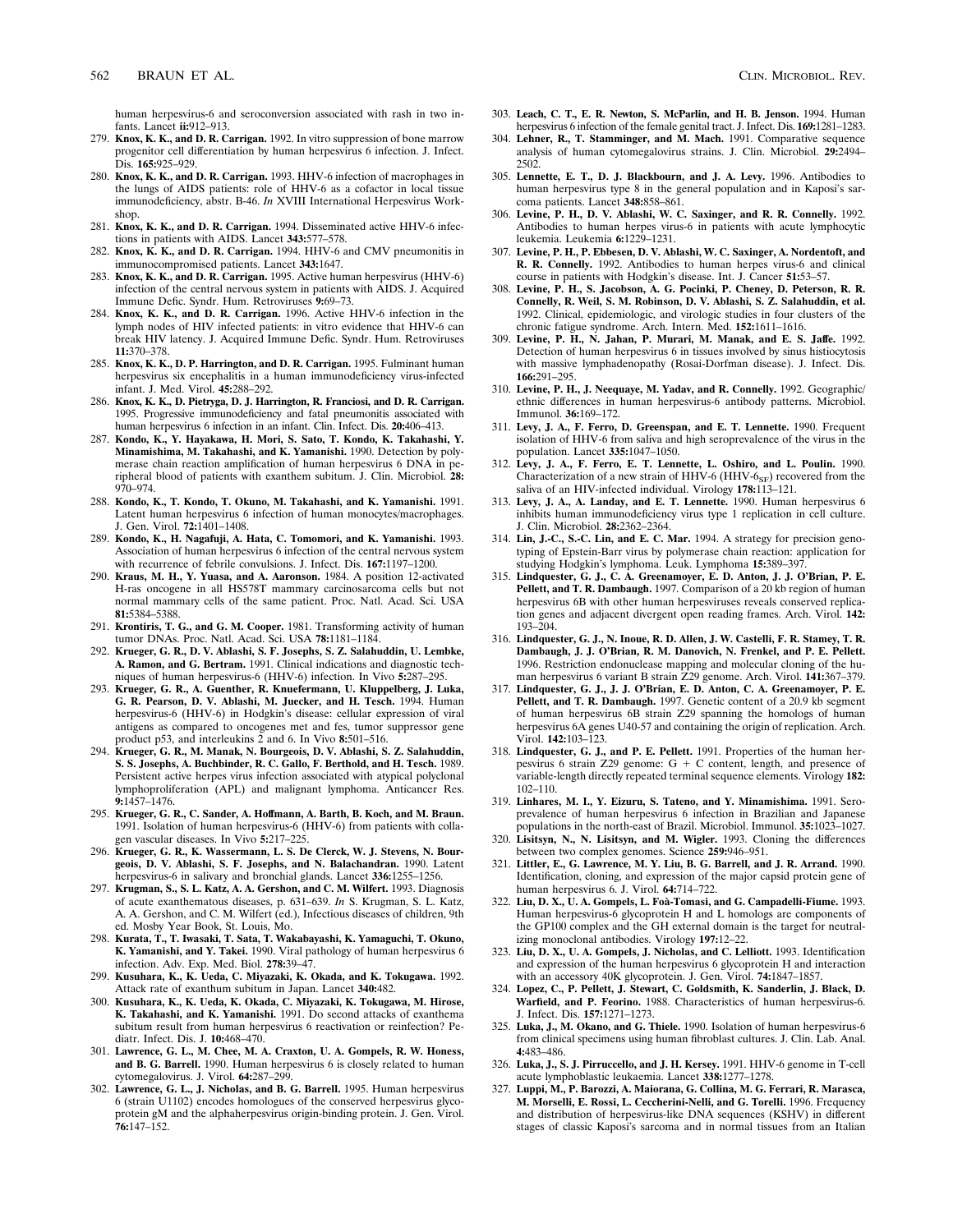human herpesvirus-6 and seroconversion associated with rash in two infants. Lancet **ii:**912–913.

279. **Knox, K. K., and D. R. Carrigan.** 1992. In vitro suppression of bone marrow progenitor cell differentiation by human herpesvirus 6 infection. J. Infect. Dis. **165:**925–929.
280. **Knox, K. K., and D. R. Carrigan.** 1993. HHV-6 infection of macrophages in the lungs of AIDS patients: role of HHV-6 as a cofactor in local tissue immunodeficiency, abstr. B-46. *In* XVIII International Herpesvirus Workshop.
281. **Knox, K. K., and D. R. Carrigan.** 1994. Disseminated active HHV-6 infections in patients with AIDS. Lancet **343:**577–578.
282. **Knox, K. K., and D. R. Carrigan.** 1994. HHV-6 and CMV pneumonitis in immunocompromised patients. Lancet **343:**1647.
283. **Knox, K. K., and D. R. Carrigan.** 1995. Active human herpesvirus (HHV-6) infection of the central nervous system in patients with AIDS. J. Acquired Immune Defic. Syndr. Hum. Retroviruses **9:**69–73.
284. **Knox, K. K., and D. R. Carrigan.** 1996. Active HHV-6 infection in the lymph nodes of HIV infected patients: in vitro evidence that HHV-6 can break HIV latency. J. Acquired Immune Defic. Syndr. Hum. Retroviruses **11:**370–378.
285. **Knox, K. K., D. P. Harrington, and D. R. Carrigan.** 1995. Fulminant human herpesvirus six encephalitis in a human immunodeficiency virus-infected infant. J. Med. Virol. **45:**288–292.
286. **Knox, K. K., D. Pietryga, D. J. Harrington, R. Franciosi, and D. R. Carrigan.** 1995. Progressive immunodeficiency and fatal pneumonitis associated with human herpesvirus 6 infection in an infant. Clin. Infect. Dis. **20:**406–413.
287. **Kondo, K., Y. Hayakawa, H. Mori, S. Sato, T. Kondo, K. Takahashi, Y. Minamishima, M. Takahashi, and K. Yamanishi.** 1990. Detection by polymerase chain reaction amplification of human herpesvirus 6 DNA in peripheral blood of patients with exanthem subitum. J. Clin. Microbiol. **28:** 970–974.
288. **Kondo, K., T. Kondo, T. Okuno, M. Takahashi, and K. Yamanishi.** 1991. Latent human herpesvirus 6 infection of human monocytes/macrophages. J. Gen. Virol. **72:**1401–1408.
289. **Kondo, K., H. Nagafuji, A. Hata, C. Tomomori, and K. Yamanishi.** 1993. Association of human herpesvirus 6 infection of the central nervous system with recurrence of febrile convulsions. J. Infect. Dis. **167:**1197–1200.
290. **Kraus, M. H., Y. Yuasa, and A. Aaronson.** 1984. A position 12-activated H-ras oncogene in all HS578T mammary carcinosarcoma cells but not normal mammary cells of the same patient. Proc. Natl. Acad. Sci. USA **81:**5384–5388.
291. **Krontiris, T. G., and G. M. Cooper.** 1981. Transforming activity of human tumor DNAs. Proc. Natl. Acad. Sci. USA **78:**1181–1184.
292. **Krueger, G. R., D. V. Ablashi, S. F. Josephs, S. Z. Salahuddin, U. Lembke, A. Ramon, and G. Bertram.** 1991. Clinical indications and diagnostic techniques of human herpesvirus-6 (HHV-6) infection. In Vivo **5:**287–295.
293. **Krueger, G. R., A. Guenther, R. Knuefermann, U. Kluppelberg, J. Luka, G. R. Pearson, D. V. Ablashi, M. Juecker, and H. Tesch.** 1994. Human herpesvirus-6 (HHV-6) in Hodgkin's disease: cellular expression of viral antigens as compared to oncogenes met and fes, tumor suppressor gene product p53, and interleukins 2 and 6. In Vivo **8:**501–516.
294. **Krueger, G. R., M. Manak, N. Bourgeois, D. V. Ablashi, S. Z. Salahuddin, S. S. Josephs, A. Buchbinder, R. C. Gallo, F. Berthold, and H. Tesch.** 1989. Persistent active herpes virus infection associated with atypical polyclonal lymphoproliferation (APL) and malignant lymphoma. Anticancer Res. **9:**1457–1476.
295. **Krueger, G. R., C. Sander, A. Hoffmann, A. Barth, B. Koch, and M. Braun.** 1991. Isolation of human herpesvirus-6 (HHV-6) from patients with collagen vascular diseases. In Vivo **5:**217–225.
296. **Krueger, G. R., K. Wassermann, L. S. De Clerck, W. J. Stevens, N. Bourgeois, D. V. Ablashi, S. F. Josephs, and N. Balachandran.** 1990. Latent herpesvirus-6 in salivary and bronchial glands. Lancet **336:**1255–1256.
297. **Krugman, S., S. L. Katz, A. A. Gershon, and C. M. Wilfert.** 1993. Diagnosis of acute exanthematous diseases, p. 631–639. *In* S. Krugman, S. L. Katz, A. A. Gershon, and C. M. Wilfert (ed.), Infectious diseases of children, 9th ed. Mosby Year Book, St. Louis, Mo.
298. **Kurata, T., T. Iwasaki, T. Sata, T. Wakabayashi, K. Yamaguchi, T. Okuno, K. Yamanishi, and Y. Takei.** 1990. Viral pathology of human herpesvirus 6 infection. Adv. Exp. Med. Biol. **278:**39–47.
299. **Kusuhara, K., K. Ueda, C. Miyazaki, K. Okada, and K. Tokugawa.** 1992. Attack rate of exanthum subitum in Japan. Lancet **340:**482.
300. **Kusuhara, K., K. Ueda, K. Okada, C. Miyazaki, K. Tokugawa, M. Hirose, K. Takahashi, and K. Yamanishi.** 1991. Do second attacks of exanthema subitum result from human herpesvirus 6 reactivation or reinfection? Pediatr. Infect. Dis. J. **10:**468–470.
301. **Lawrence, G. L., M. Chee, M. A. Craxton, U. A. Gompels, R. W. Honess, and B. G. Barrell.** 1990. Human herpesvirus 6 is closely related to human cytomegalovirus. J. Virol. **64:**287–299.
302. **Lawrence, G. L., J. Nicholas, and B. G. Barrell.** 1995. Human herpesvirus 6 (strain U1102) encodes homologues of the conserved herpesvirus glycoprotein gM and the alphaherpesvirus origin-binding protein. J. Gen. Virol. **76:**147–152.
303. **Leach, C. T., E. R. Newton, S. McParlin, and H. B. Jenson.** 1994. Human herpesvirus 6 infection of the female genital tract. J. Infect. Dis. **169:**1281–1283.
304. **Lehner, R., T. Stamminger, and M. Mach.** 1991. Comparative sequence analysis of human cytomegalovirus strains. J. Clin. Microbiol. **29:**2494–2502.
305. **Lennette, E. T., D. J. Blackbourn, and J. A. Levy.** 1996. Antibodies to human herpesvirus type 8 in the general population and in Kaposi's sarcoma patients. Lancet **348:**858–861.
306. **Levine, P. H., D. V. Ablashi, W. C. Saxinger, and R. R. Connelly.** 1992. Antibodies to human herpes virus-6 in patients with acute lymphocytic leukemia. Leukemia **6:**1229–1231.
307. **Levine, P. H., P. Ebbesen, D. V. Ablashi, W. C. Saxinger, A. Nordentoft, and R. R. Connelly.** 1992. Antibodies to human herpes virus-6 and clinical course in patients with Hodgkin's disease. Int. J. Cancer **51:**53–57.
308. **Levine, P. H., S. Jacobson, A. G. Pocinki, P. Cheney, D. Peterson, R. R. Connelly, R. Weil, S. M. Robinson, D. V. Ablashi, S. Z. Salahuddin, et al.** 1992. Clinical, epidemiologic, and virologic studies in four clusters of the chronic fatigue syndrome. Arch. Intern. Med. **152:**1611–1616.
309. **Levine, P. H., N. Jahan, P. Murari, M. Manak, and E. S. Jaffe.** 1992. Detection of human herpesvirus 6 in tissues involved by sinus histiocytosis with massive lymphadenopathy (Rosai-Dorfman disease). J. Infect. Dis. **166:**291–295.
310. **Levine, P. H., J. Neequaye, M. Yadav, and R. Connelly.** 1992. Geographic/ethnic differences in human herpesvirus-6 antibody patterns. Microbiol. Immunol. **36:**169–172.
311. **Levy, J. A., F. Ferro, D. Greenspan, and E. T. Lennette.** 1990. Frequent isolation of HHV-6 from saliva and high seroprevalence of the virus in the population. Lancet **335:**1047–1050.
312. **Levy, J. A., F. Ferro, E. T. Lennette, L. Oshiro, and L. Poulin.** 1990. Characterization of a new strain of HHV-6 (HHV-$6_{SF}$) recovered from the saliva of an HIV-infected individual. Virology **178:**113–121.
313. **Levy, J. A., A. Landay, and E. T. Lennette.** 1990. Human herpesvirus 6 inhibits human immunodeficiency virus type 1 replication in cell culture. J. Clin. Microbiol. **28:**2362–2364.
314. **Lin, J.-C., S.-C. Lin, and E. C. Mar.** 1994. A strategy for precision genotyping of Epstein-Barr virus by polymerase chain reaction: application for studying Hodgkin's lymphoma. Leuk. Lymphoma **15:**389–397.
315. **Lindquester, G. J., C. A. Greenamoyer, E. D. Anton, J. J. O'Brian, P. E. Pellett, and T. R. Dambaugh.** 1997. Comparison of a 20 kb region of human herpesvirus 6B with other human herpesviruses reveals conserved replication genes and adjacent divergent open reading frames. Arch. Virol. **142:** 193–204.
316. **Lindquester, G. J., N. Inoue, R. D. Allen, J. W. Castelli, F. R. Stamey, T. R. Dambaugh, J. J. O'Brian, R. M. Danovich, N. Frenkel, and P. E. Pellett.** 1996. Restriction endonuclease mapping and molecular cloning of the human herpesvirus 6 variant B strain Z29 genome. Arch. Virol. **141:**367–379.
317. **Lindquester, G. J., J. J. O'Brian, E. D. Anton, C. A. Greenamoyer, P. E. Pellett, and T. R. Dambaugh.** 1997. Genetic content of a 20.9 kb segment of human herpesvirus 6B strain Z29 spanning the homologs of human herpesvirus 6A genes U40-57 and containing the origin of replication. Arch. Virol. **142:**103–123.
318. **Lindquester, G. J., and P. E. Pellett.** 1991. Properties of the human herpesvirus 6 strain Z29 genome: G + C content, length, and presence of variable-length directly repeated terminal sequence elements. Virology **182:** 102–110.
319. **Linhares, M. I., Y. Eizuru, S. Tateno, and Y. Minamishima.** 1991. Seroprevalence of human herpesvirus 6 infection in Brazilian and Japanese populations in the north-east of Brazil. Microbiol. Immunol. **35:**1023–1027.
320. **Lisitsyn, N., N. Lisitsyn, and M. Wigler.** 1993. Cloning the differences between two complex genomes. Science **259:**946–951.
321. **Littler, E., G. Lawrence, M. Y. Liu, B. G. Barrell, and J. R. Arrand.** 1990. Identification, cloning, and expression of the major capsid protein gene of human herpesvirus 6. J. Virol. **64:**714–722.
322. **Liu, D. X., U. A. Gompels, L. Foà-Tomasi, and G. Campadelli-Fiume.** 1993. Human herpesvirus-6 glycoprotein H and L homologs are components of the GP100 complex and the GH external domain is the target for neutralizing monoclonal antibodies. Virology **197:**12–22.
323. **Liu, D. X., U. A. Gompels, J. Nicholas, and C. Lelliott.** 1993. Identification and expression of the human herpesvirus 6 glycoprotein H and interaction with an accessory 40K glycoprotein. J. Gen. Virol. **74:**1847–1857.
324. **Lopez, C., P. Pellett, J. Stewart, C. Goldsmith, K. Sanderlin, J. Black, D. Warfield, and P. Feorino.** 1988. Characteristics of human herpesvirus-6. J. Infect. Dis. **157:**1271–1273.
325. **Luka, J., M. Okano, and G. Thiele.** 1990. Isolation of human herpesvirus-6 from clinical specimens using human fibroblast cultures. J. Clin. Lab. Anal. **4:**483–486.
326. **Luka, J., S. J. Pirruccello, and J. H. Kersey.** 1991. HHV-6 genome in T-cell acute lymphoblastic leukaemia. Lancet **338:**1277–1278.
327. **Luppi, M., P. Barozzi, A. Maiorana, G. Collina, M. G. Ferrari, R. Marasca, M. Morselli, E. Rossi, L. Ceccherini-Nelli, and G. Torelli.** 1996. Frequency and distribution of herpesvirus-like DNA sequences (KSHV) in different stages of classic Kaposi's sarcoma and in normal tissues from an Italian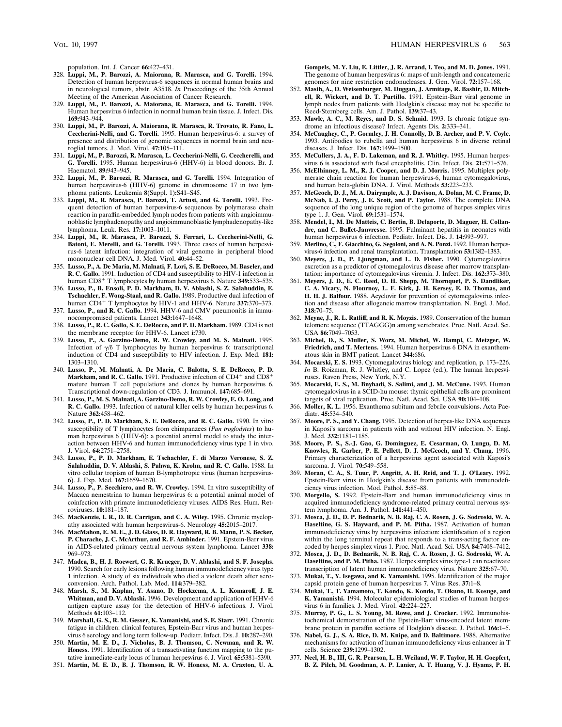population. Int. J. Cancer **66:**427–431.

328. **Luppi, M., P. Barozzi, A. Maiorana, R. Marasca, and G. Torelli.** 1994. Detection of human herpesvirus-6 sequences in normal human brains and in neurological tumors, abstr. A3518. *In* Proceedings of the 35th Annual Meeting of the American Association of Cancer Research.
329. **Luppi, M., P. Barozzi, A. Maiorana, R. Marasca, and G. Torelli.** 1994. Human herpesvirus 6 infection in normal human brain tissue. J. Infect. Dis. **169:**943–944.
330. **Luppi, M., P. Barozzi, A. Maiorana, R. Marasca, R. Trovato, R. Fano, L. Ceccherini-Nelli, and G. Torelli.** 1995. Human herpesvirus-6: a survey of presence and distribution of genomic sequences in normal brain and neuroglial tumors. J. Med. Virol. **47:**105–111.
331. **Luppi, M., P. Barozzi, R. Marasca, L. Ceccherini-Nelli, G. Ceccherelli, and G. Torelli.** 1995. Human herpesvirus-6 (HHV-6) in blood donors. Br. J. Haematol. **89:**943–945.
332. **Luppi, M., P. Barozzi, R. Marasca, and G. Torelli.** 1994. Integration of human herpesvirus-6 (HHV-6) genome in chromosome 17 in two lymphoma patients. Leukemia **8**(Suppl. 1)**:**S41–S45.
333. **Luppi, M., R. Marasca, P. Barozzi, T. Artusi, and G. Torelli.** 1993. Frequent detection of human herpesvirus-6 sequences by polymerase chain reaction in paraffin-embedded lymph nodes from patients with angioimmunoblastic lymphadenopathy and angioimmunoblastic lymphadenopathy-like lymphoma. Leuk. Res. **17:**1003–1011.
334. **Luppi, M., R. Marasca, P. Barozzi, S. Ferrari, L. Ceccherini-Nelli, G. Batoni, E. Merelli, and G. Torelli.** 1993. Three cases of human herpesvirus-6 latent infection: integration of viral genome in peripheral blood mononuclear cell DNA. J. Med. Virol. **40:**44–52.
335. **Lusso, P., A. De Maria, M. Malnati, F. Lori, S. E. DeRocco, M. Baseler, and R. C. Gallo.** 1991. Induction of CD4 and susceptibility to HIV-1 infection in human CD8$^+$ T lymphocytes by human herpesvirus 6. Nature **349:**533–535.
336. **Lusso, P., B. Ensoli, P. D. Markham, D. V. Ablashi, S. Z. Salahuddin, E. Tschachler, F. Wong-Staal, and R. Gallo.** 1989. Productive dual infection of human CD4$^+$ T lymphocytes by HIV-1 and HHV-6. Nature **337:**370–373.
337. **Lusso, P., and R. C. Gallo.** 1994. HHV-6 and CMV pneumonitis in immunocompromised patients. Lancet **343:**1647–1648.
338. **Lusso, P., R. C. Gallo, S. E. DeRocco, and P. D. Markham.** 1989. CD4 is not the membrane receptor for HHV-6. Lancet **i:**730.
339. **Lusso, P., A. Garzino-Demo, R. W. Crowley, and M. S. Malnati.** 1995. Infection of $\gamma/\delta$ T lymphocytes by human herpesvirus 6: transcriptional induction of CD4 and susceptibility to HIV infection. J. Exp. Med. **181:**1303–1310.
340. **Lusso, P., M. Malnati, A. De Maria, C. Balotta, S. E. DeRocco, P. D. Markham, and R. C. Gallo.** 1991. Productive infection of CD4$^+$ and CD8$^+$ mature human T cell populations and clones by human herpesvirus 6. Transcriptional down-regulation of CD3. J. Immunol. **147:**685–691.
341. **Lusso, P., M. S. Malnati, A. Garzino-Demo, R. W. Crowley, E. O. Long, and R. C. Gallo.** 1993. Infection of natural killer cells by human herpesvirus 6. Nature **362:**458–462.
342. **Lusso, P., P. D. Markham, S. E. DeRocco, and R. C. Gallo.** 1990. In vitro susceptibility of T lymphocytes from chimpanzees (*Pan troglodytes*) to human herpesvirus 6 (HHV-6): a potential animal model to study the interaction between HHV-6 and human immunodeficiency virus type 1 in vivo. J. Virol. **64:**2751–2758.
343. **Lusso, P., P. D. Markham, E. Tschachler, F. di Marzo Veronese, S. Z. Salahuddin, D. V. Ablashi, S. Pahwa, K. Krohn, and R. C. Gallo.** 1988. In vitro cellular tropism of human B-lymphotropic virus (human herpesvirus-6). J. Exp. Med. **167:**1659–1670.
344. **Lusso, P., P. Secchiero, and R. W. Crowley.** 1994. In vitro susceptibility of Macaca nemestrina to human herpesvirus 6: a potential animal model of coinfection with primate immunodeficiency viruses. AIDS Res. Hum. Retroviruses. **10:**181–187.
345. **MacKenzie, I. R., D. R. Carrigan, and C. A. Wiley.** 1995. Chronic myelopathy associated with human herpesvirus-6. Neurology **45:**2015–2017.
346. **MacMahon, E. M. E., J. D. Glass, D. R. Hayward, R. B. Mann, P. S. Becker, P. Charache, J. C. McArthur, and R. F. Ambinder.** 1991. Epstein-Barr virus in AIDS-related primary central nervous system lymphoma. Lancet **338:**969–973.
347. **Madea, B., H. J. Roewert, G. R. Krueger, D. V. Ablashi, and S. F. Josephs.** 1990. Search for early lesions following human immunodeficiency virus type 1 infection. A study of six individuals who died a violent death after seroconversion. Arch. Pathol. Lab. Med. **114:**379–382.
348. **Marsh, S., M. Kaplan, Y. Asano, D. Hoekzema, A. L. Komaroff, J. E. Whitman, and D. V. Ablashi.** 1996. Development and application of HHV-6 antigen capture assay for the detection of HHV-6 infections. J. Virol. Methods **61:**103–112.
349. **Marshall, G. S., R. M. Gesser, K. Yamanishi, and S. E. Starr.** 1991. Chronic fatigue in children: clinical features, Epstein-Barr virus and human herpesvirus 6 serology and long term follow-up. Pediatr. Infect. Dis. J. **10:**287–290.
350. **Martin, M. E. D., J. Nicholas, B. J. Thomson, C. Newman, and R. W. Honess.** 1991. Identification of a transactivating function mapping to the putative immediate-early locus of human herpesvirus 6. J. Virol. **65:**5381–5390.
351. **Martin, M. E. D., B. J. Thomson, R. W. Honess, M. A. Craxton, U. A. Gompels, M. Y. Liu, E. Littler, J. R. Arrand, I. Teo, and M. D. Jones.** 1991. The genome of human herpesvirus 6: maps of unit-length and concatemeric genomes for nine restriction endonucleases. J. Gen. Virol. **72:**157–168.
352. **Masih, A., D. Weisenburger, M. Duggan, J. Armitage, R. Bashir, D. Mitchell, R. Wickert, and D. T. Purtillo.** 1991. Epstein-Barr viral genome in lymph nodes from patients with Hodgkin's disease may not be specific to Reed-Sternberg cells. Am. J. Pathol. **139:**37–43.
353. **Mawle, A. C., M. Reyes, and D. S. Schmid.** 1993. Is chronic fatigue syndrome an infectious disease? Infect. Agents Dis. **2:**333–341.
354. **McCaughey, C., P. Gormley, J. H. Connolly, D. B. Archer, and P. V. Coyle.** 1993. Antibodies to rubella and human herpesvirus 6 in diverse retinal diseases. J. Infect. Dis. **167:**1499–1500.
355. **McCullers, J. A., F. D. Lakeman, and R. J. Whitley.** 1995. Human herpesvirus 6 is associated with focal encephalitis. Clin. Infect. Dis. **21:**571–576.
356. **McElhinney, L. M., R. J. Cooper, and D. J. Morris.** 1995. Multiplex polymerase chain reaction for human herpesvirus-6, human cytomegalovirus, and human beta-globin DNA. J. Virol. Methods **53:**223–233.
357. **McGeoch, D. J., M. A. Dairymple, A. J. Davison, A. Dolan, M. C. Frame, D. McNab, I. J. Perry, J. E. Scott, and P. Taylor.** 1988. The complete DNA sequence of the long unique region of the genome of herpes simplex virus type 1. J. Gen. Virol. **69:**1531–1574.
358. **Mendel, I., M. De Matteis, C. Bertin, B. Delaporte, D. Maguer, H. Collandre, and C. Buffet-Janvresse.** 1995. Fulminant hepatitis in neonates with human herpesvirus 6 infection. Pediatr. Infect. Dis. J. **14:**993–997.
359. **Merlino, C., F. Giacchino, G. Segoloni, and A. N. Ponzi.** 1992. Human herpesvirus-6 infection and renal transplantation. Transplantation **53:**1382–1383.
360. **Meyers, J. D., P. Ljungman, and L. D. Fisher.** 1990. Cytomegalovirus excretion as a predictor of cytomegalovirus disease after marrow transplantation: importance of cytomegalovirus viremia. J. Infect. Dis. **162:**373–380.
361. **Meyers, J. D., E. C. Reed, D. H. Shepp, M. Thornquet, P. S. Dandliker, C. A. Vicary, N. Flournoy, L. F. Kirk, J. H. Kersey, E. D. Thomas, and H. H. J. Balfour.** 1988. Acyclovir for prevention of cytomegalovirus infection and disease after allogeneic marrow transplantation. N. Engl. J. Med. **318:**70–75.
362. **Meyne, J., R. L. Ratliff, and R. K. Moyzis.** 1989. Conservation of the human telomere sequence (TTAGGG)n among vertebrates. Proc. Natl. Acad. Sci. USA **86:**7049–7053.
363. **Michel, D., S. Muller, S. Worz, M. Michel, W. Hampl, C. Metzger, W. Friedrich, and T. Mertens.** 1994. Human herpesvirus 6 DNA in exanthematous skin in BMT patient. Lancet **344:**686.
364. **Mocarski, E. S.** 1993. Cytomegalovirus biology and replication, p. 173–226. *In* B. Roizman, R. J. Whitley, and C. Lopez (ed.), The human herpesviruses. Raven Press, New York, N.Y.
365. **Mocarski, E. S., M. Bnyhadi, S. Salimi, and J. M. McCune.** 1993. Human cytomegalovirus in a SCID-hu mouse: thymic epithelial cells are prominent targets of viral replication. Proc. Natl. Acad. Sci. USA **90:**104–108.
366. **Moller, K. L.** 1956. Exanthema subitum and febrile convulsions. Acta Paediatr. **45:**534–540.
367. **Moore, P. S., and Y. Chang.** 1995. Detection of herpes-like DNA sequences in Kaposi's sarcoma in patients with and without HIV infection. N. Engl. J. Med. **332:**1181–1185.
368. **Moore, P. S., S.-J. Gao, G. Dominguez, E. Cesarman, O. Lungu, D. M. Knowles, R. Garber, P. E. Pellett, D. J. McGeoch, and Y. Chang.** 1996. Primary characterization of a herpesvirus agent associated with Kaposi's sarcoma. J. Virol. **70:**549–558.
369. **Moran, C. A., S. Tuur, P. Angritt, A. H. Reid, and T. J. O'Leary.** 1992. Epstein-Barr virus in Hodgkin's disease from patients with immunodeficiency virus infection. Mod. Pathol. **5:**85–88.
370. **Morgello, S.** 1992. Epstein-Barr and human immunodeficiency virus in acquired immunodeficiency syndrome-related primary central nervous system lymphoma. Am. J. Pathol. **141:**441–450.
371. **Mosca, J. D., D. P. Bednarik, N. B. Raj, C. A. Rosen, J. G. Sodroski, W. A. Haseltine, G. S. Hayward, and P. M. Pitha.** 1987. Activation of human immunodeficiency virus by herpesvirus infection: identification of a region within the long terminal repeat that responds to a trans-acting factor encoded by herpes simplex virus 1. Proc. Natl. Acad. Sci. USA **84:**7408–7412.
372. **Mosca, J. D., D. Bednarik, N. B. Raj, C. A. Rosen, J. G. Sodroski, W. A. Haseltine, and P. M. Pitha.** 1987. Herpes simplex virus type-1 can reactivate transcription of latent human immunodeficiency virus. Nature **325:**67–70.
373. **Mukai, T., Y. Isegawa, and K. Yamanishi.** 1995. Identification of the major capsid protein gene of human herpesvirus 7. Virus Res. **37:**1–8.
374. **Mukai, T., T. Yamamoto, T. Kondo, K. Kondo, T. Okuno, H. Kosuge, and K. Yamanishi.** 1994. Molecular epidemiological studies of human herpesvirus 6 in families. J. Med. Virol. **42:**224–227.
375. **Murray, P. G., L. S. Young, M. Rowe, and J. Crocker.** 1992. Immunohistochemical demonstration of the Epstein-Barr virus-encoded latent membrane protein in paraffin sections of Hodgkin's disease. J. Pathol. **166:**1–5.
376. **Nabel, G. J., S. A. Rice, D. M. Knipe, and D. Baltimore.** 1988. Alternative mechanisms for activation of human immunodeficiency virus enhancer in T cells. Science **239:**1299–1302.
377. **Neel, H. B., III, G. R. Pearson, L. H. Weiland, W. F. Taylor, H. H. Goepfert, B. Z. Pilch, M. Goodman, A. P. Lanier, A. T. Huang, V. J. Hyams, P. H.**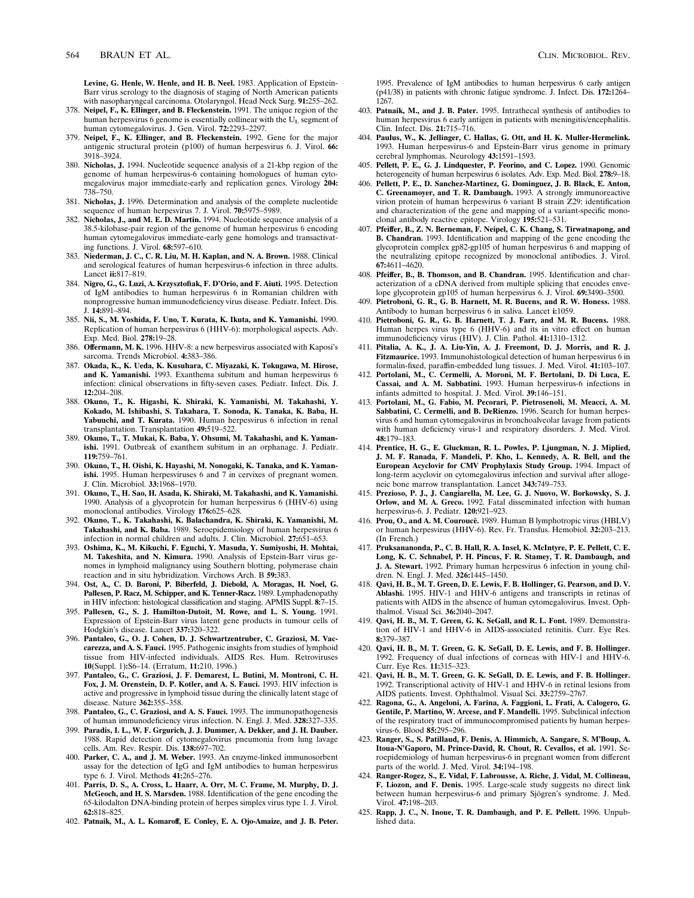Levine, G. Henle, W. Henle, and H. B. Neel. 1983. Application of Epstein-Barr virus serology to the diagnosis of staging of North American patients with nasopharyngeal carcinoma. Otolaryngol. Head Neck Surg. **91:**255–262.

378. **Neipel, F., K. Ellinger, and B. Fleckenstein.** 1991. The unique region of the human herpesvirus 6 genome is essentially collinear with the $U_L$ segment of human cytomegalovirus. J. Gen. Virol. **72:**2293–2297.
379. **Neipel, F., K. Ellinger, and B. Fleckenstein.** 1992. Gene for the major antigenic structural protein (p100) of human herpesvirus 6. J. Virol. **66:** 3918–3924.
380. **Nicholas, J.** 1994. Nucleotide sequence analysis of a 21-kbp region of the genome of human herpesvirus-6 containing homologues of human cytomegalovirus major immediate-early and replication genes. Virology **204:** 738–750.
381. **Nicholas, J.** 1996. Determination and analysis of the complete nucleotide sequence of human herpesvirus 7. J. Virol. **70:**5975–5989.
382. **Nicholas, J., and M. E. D. Martin.** 1994. Nucleotide sequence analysis of a 38.5-kilobase-pair region of the genome of human herpesvirus 6 encoding human cytomegalovirus immediate-early gene homologs and transactivating functions. J. Virol. **68:**597–610.
383. **Niederman, J. C., C. R. Liu, M. H. Kaplan, and N. A. Brown.** 1988. Clinical and serological features of human herpesvirus-6 infection in three adults. Lancet **ii:**817–819.
384. **Nigro, G., G. Luzi, A. Krzysztofiak, F. D'Orio, and F. Aiuti.** 1995. Detection of IgM antibodies to human herpesvirus 6 in Romanian children with nonprogressive human immunodeficiency virus disease. Pediatr. Infect. Dis. J. **14:**891–894.
385. **Nii, S., M. Yoshida, F. Uno, T. Kurata, K. Ikuta, and K. Yamanishi.** 1990. Replication of human herpesvirus 6 (HHV-6): morphological aspects. Adv. Exp. Med. Biol. **278:**19–28.
386. **Offermann, M. K.** 1996. HHV-8: a new herpesvirus associated with Kaposi's sarcoma. Trends Microbiol. **4:**383–386.
387. **Okada, K., K. Ueda, K. Kusuhara, C. Miyazaki, K. Tokugawa, M. Hirose, and K. Yamanishi.** 1993. Exanthema subitum and human herpesvirus 6 infection: clinical observations in fifty-seven cases. Pediatr. Infect. Dis. J. **12:**204–208.
388. **Okuno, T., K. Higashi, K. Shiraki, K. Yamanishi, M. Takahashi, Y. Kokado, M. Ishibashi, S. Takahara, T. Sonoda, K. Tanaka, K. Baba, H. Yabuuchi, and T. Kurata.** 1990. Human herpesvirus 6 infection in renal transplantation. Transplantation **49:**519–522.
389. **Okuno, T., T. Mukai, K. Baba, Y. Ohsumi, M. Takahashi, and K. Yamanishi.** 1991. Outbreak of exanthem subitum in an orphanage. J. Pediatr. **119:**759–761.
390. **Okuno, T., H. Oishi, K. Hayashi, M. Nonogaki, K. Tanaka, and K. Yamanishi.** 1995. Human herpesviruses 6 and 7 in cervixes of pregnant women. J. Clin. Microbiol. **33:**1968–1970.
391. **Okuno, T., H. Sao, H. Asada, K. Shiraki, M. Takahashi, and K. Yamanishi.** 1990. Analysis of a glycoprotein for human herpesvirus 6 (HHV-6) using monoclonal antibodies. Virology **176:**625–628.
392. **Okuno, T., K. Takahashi, K. Balachandra, K. Shiraki, K. Yamanishi, M. Takahashi, and K. Baba.** 1989. Seroepidemiology of human herpesvirus 6 infection in normal children and adults. J. Clin. Microbiol. **27:**651–653.
393. **Oshima, K., M. Kikuchi, F. Eguchi, Y. Masuda, Y. Sumiyoshi, H. Mohtai, M. Takeshita, and N. Kimura.** 1990. Analysis of Epstein-Barr virus genomes in lymphoid malignancy using Southern blotting, polymerase chain reaction and in situ hybridization. Virchows Arch. B **59:**383.
394. **Ost, A., C. D. Baroni, P. Biberfeld, J. Diebold, A. Moragas, H. Noel, G. Pallesen, P. Racz, M. Schipper, and K. Tenner-Racz.** 1989. Lymphadenopathy in HIV infection: histological classification and staging. APMIS Suppl. **8:**7–15.
395. **Pallesen, G., S. J. Hamilton-Dutoit, M. Rowe, and L. S. Young.** 1991. Expression of Epstein-Barr virus latent gene products in tumour cells of Hodgkin's disease. Lancet **337:**320–322.
396. **Pantaleo, G., O. J. Cohen, D. J. Schwartzentruber, C. Graziosi, M. Vaccarezza, and A. S. Fauci.** 1995. Pathogenic insights from studies of lymphoid tissue from HIV-infected individuals. AIDS Res. Hum. Retroviruses **10**(Suppl. 1)**:**S6–14. (Erratum, **11:**210, 1996.)
397. **Pantaleo, G., C. Graziosi, J. F. Demarest, L. Butini, M. Montroni, C. H. Fox, J. M. Orenstein, D. P. Kotler, and A. S. Fauci.** 1993. HIV infection is active and progressive in lymphoid tissue during the clinically latent stage of disease. Nature **362:**355–358.
398. **Pantaleo, G., C. Graziosi, and A. S. Fauci.** 1993. The immunopathogenesis of human immunodeficiency virus infection. N. Engl. J. Med. **328:**327–335.
399. **Paradis, I. L., W. F. Grgurich, J. J. Dummer, A. Dekker, and J. H. Dauber.** 1988. Rapid detection of cytomegalovirus pneumonia from lung lavage cells. Am. Rev. Respir. Dis. **138:**697–702.
400. **Parker, C. A., and J. M. Weber.** 1993. An enzyme-linked immunosorbent assay for the detection of IgG and IgM antibodies to human herpesvirus type 6. J. Virol. Methods **41:**265–276.
401. **Parris, D. S., A. Cross, L. Haarr, A. Orr, M. C. Frame, M. Murphy, D. J. McGeoch, and H. S. Marsden.** 1988. Identification of the gene encoding the 65-kilodalton DNA-binding protein of herpes simplex virus type 1. J. Virol. **62:**818–825.
402. **Patnaik, M., A. L. Komaroff, E. Conley, E. A. Ojo-Amaize, and J. B. Peter.** 1995. Prevalence of IgM antibodies to human herpesvirus 6 early antigen (p41/38) in patients with chronic fatigue syndrome. J. Infect. Dis. **172:**1264–1267.
403. **Patnaik, M., and J. B. Pater.** 1995. Intrathecal synthesis of antibodies to human herpesvirus 6 early antigen in patients with meningitis/encephalitis. Clin. Infect. Dis. **21:**715–716.
404. **Paulus, W., K. Jellinger, C. Hallas, G. Ott, and H. K. Muller-Hermelink.** 1993. Human herpesvirus-6 and Epstein-Barr virus genome in primary cerebral lymphomas. Neurology **43:**1591–1593.
405. **Pellett, P. E., G. J. Lindquester, P. Feorino, and C. Lopez.** 1990. Genomic heterogeneity of human herpesvirus 6 isolates. Adv. Exp. Med. Biol. **278:**9–18.
406. **Pellett, P. E., D. Sanchez-Martinez, G. Dominguez, J. B. Black, E. Anton, C. Greenamoyer, and T. R. Dambaugh.** 1993. A strongly immunoreactive virion protein of human herpesvirus 6 variant B strain Z29: identification and characterization of the gene and mapping of a variant-specific monoclonal antibody reactive epitope. Virology **195:**521–531.
407. **Pfeiffer, B., Z. N. Berneman, F. Neipel, C. K. Chang, S. Tirwatnapong, and B. Chandran.** 1993. Identification and mapping of the gene encoding the glycoprotein complex gp82-gp105 of human herpesvirus 6 and mapping of the neutralizing epitope recognized by monoclonal antibodies. J. Virol. **67:**4611–4620.
408. **Pfeiffer, B., B. Thomson, and B. Chandran.** 1995. Identification and characterization of a cDNA derived from multiple splicing that encodes envelope glycoprotein gp105 of human herpesvirus 6. J. Virol. **69:**3490–3500.
409. **Pietroboni, G. R., G. B. Harnett, M. R. Bucens, and R. W. Honess.** 1988. Antibody to human herpesvirus 6 in saliva. Lancet **i:**1059.
410. **Pietroboni, G. R., G. B. Harnett, T. J. Farr, and M. R. Bucens.** 1988. Human herpes virus type 6 (HHV-6) and its in vitro effect on human immunodeficiency virus (HIV). J. Clin. Pathol. **41:**1310–1312.
411. **Pitalia, A. K., J. A. Liu-Yin, A. J. Freemont, D. J. Morris, and R. J. Fitzmaurice.** 1993. Immunohistological detection of human herpesvirus 6 in formalin-fixed, paraffin-embedded lung tissues. J. Med. Virol. **41:**103–107.
412. **Portolani, M., C. Cermelli, A. Moroni, M. F. Bertolani, D. Di Luca, E. Cassai, and A. M. Sabbatini.** 1993. Human herpesvirus-6 infections in infants admitted to hospital. J. Med. Virol. **39:**146–151.
413. **Portolani, M., G. Fabio, M. Pecorari, P. Pietrosenoli, M. Meacci, A. M. Sabbatini, C. Cermelli, and B. DeRienzo.** 1996. Search for human herpesvirus 6 and human cytomegalovirus in bronchoalveolar lavage from patients with human deficiency virus-1 and respiratory disorders. J. Med. Virol. **48:**179–183.
414. **Prentice, H. G., E. Gluckman, R. L. Powles, P. Ljungman, N. J. Miplied, J. M. F. Ranada, F. Mandeli, P. Kho, L. Kennedy, A. R. Bell, and the European Acyclovir for CMV Prophylaxis Study Group.** 1994. Impact of long-term acyclovir on cytomegalovirus infection and survival after allogeneic bone marrow transplantation. Lancet **343:**749–753.
415. **Prezioso, P. J., J. Cangiarella, M. Lee, G. J. Nuovo, W. Borkowsky, S. J. Orlow, and M. A. Greco.** 1992. Fatal disseminated infection with human herpesvirus-6. J. Pediatr. **120:**921–923.
416. **Prou, O., and A. M. Couroucë.** 1989. Human B lymphotropic virus (HBLV) or human herpesvirus (HHV-6). Rev. Fr. Transfus. Hemobiol. **32:**203–213. (In French.)
417. **Pruksananonda, P., C. B. Hall, R. A. Insel, K. McIntyre, P. E. Pellett, C. E. Long, K. C. Schnabel, P. H. Pincus, F. R. Stamey, T. R. Dambaugh, and J. A. Stewart.** 1992. Primary human herpesvirus 6 infection in young children. N. Engl. J. Med. **326:**1445–1450.
418. **Qavi, H. B., M. T. Green, D. E. Lewis, F. B. Hollinger, G. Pearson, and D. V. Ablashi.** 1995. HIV-1 and HHV-6 antigens and transcripts in retinas of patients with AIDS in the absence of human cytomegalovirus. Invest. Ophthalmol. Visual Sci. **36:**2040–2047.
419. **Qavi, H. B., M. T. Green, G. K. SeGall, and R. L. Font.** 1989. Demonstration of HIV-1 and HHV-6 in AIDS-associated retinitis. Curr. Eye Res. **8:**379–387.
420. **Qavi, H. B., M. T. Green, G. K. SeGall, D. E. Lewis, and F. B. Hollinger.** 1992. Frequency of dual infections of corneas with HIV-1 and HHV-6. Curr. Eye Res. **11:**315–323.
421. **Qavi, H. B., M. T. Green, G. K. SeGall, D. E. Lewis, and F. B. Hollinger.** 1992. Transcriptional activity of HIV-1 and HHV-6 in retinal lesions from AIDS patients. Invest. Ophthalmol. Visual Sci. **33:**2759–2767.
422. **Ragona, G., A. Angeloni, A. Farina, A. Faggioni, L. Frati, A. Calogero, G. Gentile, P. Martino, W. Arcese, and F. Mandelli.** 1995. Subclinical infection of the respiratory tract of immunocompromised patients by human herpesvirus-6. Blood **85:**295–296.
423. **Ranger, S., S. Patillaud, F. Denis, A. Himmich, A. Sangare, S. M'Boup, A. Itoua-N'Gaporo, M. Prince-David, R. Chout, R. Cevallos, et al.** 1991. Seroepidemiology of human herpesvirus-6 in pregnant women from different parts of the world. J. Med. Virol. **34:**194–198.
424. **Ranger-Rogez, S., E. Vidal, F. Labrousse, A. Riche, J. Vidal, M. Collineau, F. Liozon, and F. Denis.** 1995. Large-scale study suggests no direct link between human herpesvirus-6 and primary Sjögren's syndrome. J. Med. Virol. **47:**198–203.
425. **Rapp, J. C., N. Inoue, T. R. Dambaugh, and P. E. Pellett.** 1996. Unpublished data.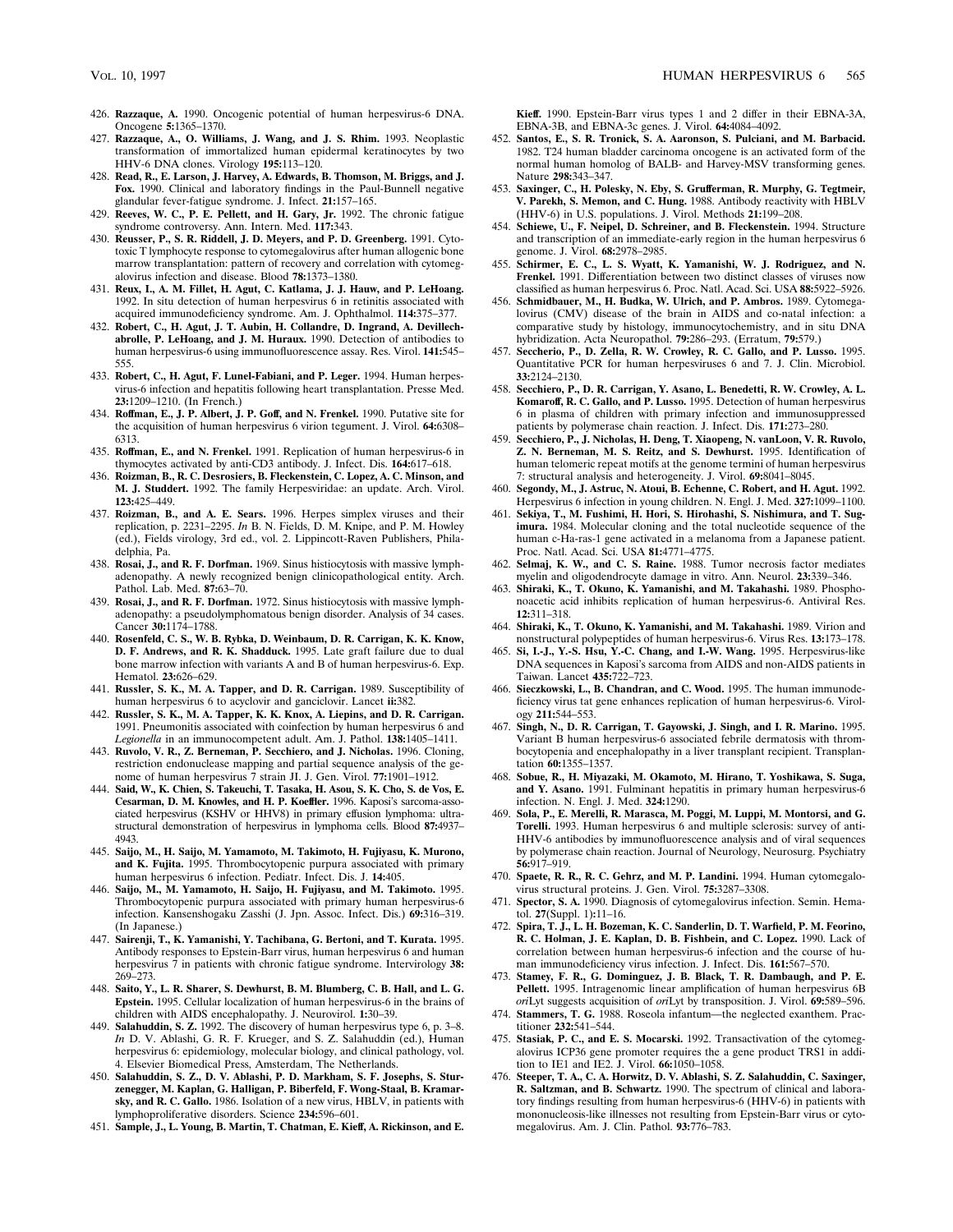426. **Razzaque, A.** 1990. Oncogenic potential of human herpesvirus-6 DNA. Oncogene **5:**1365–1370.
427. **Razzaque, A., O. Williams, J. Wang, and J. S. Rhim.** 1993. Neoplastic transformation of immortalized human epidermal keratinocytes by two HHV-6 DNA clones. Virology **195:**113–120.
428. **Read, R., E. Larson, J. Harvey, A. Edwards, B. Thomson, M. Briggs, and J. Fox.** 1990. Clinical and laboratory findings in the Paul-Bunnell negative glandular fever-fatigue syndrome. J. Infect. **21:**157–165.
429. **Reeves, W. C., P. E. Pellett, and H. Gary, Jr.** 1992. The chronic fatigue syndrome controversy. Ann. Intern. Med. **117:**343.
430. **Reusser, P., S. R. Riddell, J. D. Meyers, and P. D. Greenberg.** 1991. Cytotoxic T lymphocyte response to cytomegalovirus after human allogenic bone marrow transplantation: pattern of recovery and correlation with cytomegalovirus infection and disease. Blood **78:**1373–1380.
431. **Reux, I., A. M. Fillet, H. Agut, C. Katlama, J. J. Hauw, and P. LeHoang.** 1992. In situ detection of human herpesvirus 6 in retinitis associated with acquired immunodeficiency syndrome. Am. J. Ophthalmol. **114:**375–377.
432. **Robert, C., H. Agut, J. T. Aubin, H. Collandre, D. Ingrand, A. Devillechabrolle, P. LeHoang, and J. M. Huraux.** 1990. Detection of antibodies to human herpesvirus-6 using immunofluorescence assay. Res. Virol. **141:**545–555.
433. **Robert, C., H. Agut, F. Lunel-Fabiani, and P. Leger.** 1994. Human herpesvirus-6 infection and hepatitis following heart transplantation. Presse Med. **23:**1209–1210. (In French.)
434. **Roffman, E., J. P. Albert, J. P. Goff, and N. Frenkel.** 1990. Putative site for the acquisition of human herpesvirus 6 virion tegument. J. Virol. **64:**6308–6313.
435. **Roffman, E., and N. Frenkel.** 1991. Replication of human herpesvirus-6 in thymocytes activated by anti-CD3 antibody. J. Infect. Dis. **164:**617–618.
436. **Roizman, B., R. C. Desrosiers, B. Fleckenstein, C. Lopez, A. C. Minson, and M. J. Studdert.** 1992. The family Herpesviridae: an update. Arch. Virol. **123:**425–449.
437. **Roizman, B., and A. E. Sears.** 1996. Herpes simplex viruses and their replication, p. 2231–2295. *In* B. N. Fields, D. M. Knipe, and P. M. Howley (ed.), Fields virology, 3rd ed., vol. 2. Lippincott-Raven Publishers, Philadelphia, Pa.
438. **Rosai, J., and R. F. Dorfman.** 1969. Sinus histiocytosis with massive lymphadenopathy. A newly recognized benign clinicopathological entity. Arch. Pathol. Lab. Med. **87:**63–70.
439. **Rosai, J., and R. F. Dorfman.** 1972. Sinus histiocytosis with massive lymphadenopathy: a pseudolymphomatous benign disorder. Analysis of 34 cases. Cancer **30:**1174–1788.
440. **Rosenfeld, C. S., W. B. Rybka, D. Weinbaum, D. R. Carrigan, K. K. Know, D. F. Andrews, and R. K. Shadduck.** 1995. Late graft failure due to dual bone marrow infection with variants A and B of human herpesvirus-6. Exp. Hematol. **23:**626–629.
441. **Russler, S. K., M. A. Tapper, and D. R. Carrigan.** 1989. Susceptibility of human herpesvirus 6 to acyclovir and ganciclovir. Lancet **ii:**382.
442. **Russler, S. K., M. A. Tapper, K. K. Knox, A. Liepins, and D. R. Carrigan.** 1991. Pneumonitis associated with coinfection by human herpesvirus 6 and *Legionella* in an immunocompetent adult. Am. J. Pathol. **138:**1405–1411.
443. **Ruvolo, V. R., Z. Berneman, P. Secchiero, and J. Nicholas.** 1996. Cloning, restriction endonuclease mapping and partial sequence analysis of the genome of human herpesvirus 7 strain JI. J. Gen. Virol. **77:**1901–1912.
444. **Said, W., K. Chien, S. Takeuchi, T. Tasaka, H. Asou, S. K. Cho, S. de Vos, E. Cesarman, D. M. Knowles, and H. P. Koeffler.** 1996. Kaposi's sarcoma-associated herpesvirus (KSHV or HHV8) in primary effusion lymphoma: ultrastructural demonstration of herpesvirus in lymphoma cells. Blood **87:**4937–4943.
445. **Saijo, M., H. Saijo, M. Yamamoto, M. Takimoto, H. Fujiyasu, K. Murono, and K. Fujita.** 1995. Thrombocytopenic purpura associated with primary human herpesvirus 6 infection. Pediatr. Infect. Dis. J. **14:**405.
446. **Saijo, M., M. Yamamoto, H. Saijo, H. Fujiyasu, and M. Takimoto.** 1995. Thrombocytopenic purpura associated with primary human herpesvirus-6 infection. Kansenshogaku Zasshi (J. Jpn. Assoc. Infect. Dis.) **69:**316–319. (In Japanese.)
447. **Sairenji, T., K. Yamanishi, Y. Tachibana, G. Bertoni, and T. Kurata.** 1995. Antibody responses to Epstein-Barr virus, human herpesvirus 6 and human herpesvirus 7 in patients with chronic fatigue syndrome. Intervirology **38:**269–273.
448. **Saito, Y., L. R. Sharer, S. Dewhurst, B. M. Blumberg, C. B. Hall, and L. G. Epstein.** 1995. Cellular localization of human herpesvirus-6 in the brains of children with AIDS encephalopathy. J. Neurovirol. **1:**30–39.
449. **Salahuddin, S. Z.** 1992. The discovery of human herpesvirus type 6, p. 3–8. *In* D. V. Ablashi, G. R. F. Krueger, and S. Z. Salahuddin (ed.), Human herpesvirus 6: epidemiology, molecular biology, and clinical pathology, vol. 4. Elsevier Biomedical Press, Amsterdam, The Netherlands.
450. **Salahuddin, S. Z., D. V. Ablashi, P. D. Markham, S. F. Josephs, S. Sturzenegger, M. Kaplan, G. Halligan, P. Biberfeld, F. Wong-Staal, B. Kramarsky, and R. C. Gallo.** 1986. Isolation of a new virus, HBLV, in patients with lymphoproliferative disorders. Science **234:**596–601.
451. **Sample, J., L. Young, B. Martin, T. Chatman, E. Kieff, A. Rickinson, and E. Kieff.** 1990. Epstein-Barr virus types 1 and 2 differ in their EBNA-3A, EBNA-3B, and EBNA-3c genes. J. Virol. **64:**4084–4092.
452. **Santos, E., S. R. Tronick, S. A. Aaronson, S. Pulciani, and M. Barbacid.** 1982. T24 human bladder carcinoma oncogene is an activated form of the normal human homolog of BALB- and Harvey-MSV transforming genes. Nature **298:**343–347.
453. **Saxinger, C., H. Polesky, N. Eby, S. Grufferman, R. Murphy, G. Tegtmeir, V. Parekh, S. Memon, and C. Hung.** 1988. Antibody reactivity with HBLV (HHV-6) in U.S. populations. J. Virol. Methods **21:**199–208.
454. **Schiewe, U., F. Neipel, D. Schreiner, and B. Fleckenstein.** 1994. Structure and transcription of an immediate-early region in the human herpesvirus 6 genome. J. Virol. **68:**2978–2985.
455. **Schirmer, E. C., L. S. Wyatt, K. Yamanishi, W. J. Rodriguez, and N. Frenkel.** 1991. Differentiation between two distinct classes of viruses now classified as human herpesvirus 6. Proc. Natl. Acad. Sci. USA **88:**5922–5926.
456. **Schmidbauer, M., H. Budka, W. Ulrich, and P. Ambros.** 1989. Cytomegalovirus (CMV) disease of the brain in AIDS and co-natal infection: a comparative study by histology, immunocytochemistry, and in situ DNA hybridization. Acta Neuropathol. **79:**286–293. (Erratum, **79:**579.)
457. **Seccherio, P., D. Zella, R. W. Crowley, R. C. Gallo, and P. Lusso.** 1995. Quantitative PCR for human herpesviruses 6 and 7. J. Clin. Microbiol. **33:**2124–2130.
458. **Secchiero, P., D. R. Carrigan, Y. Asano, L. Benedetti, R. W. Crowley, A. L. Komaroff, R. C. Gallo, and P. Lusso.** 1995. Detection of human herpesvirus 6 in plasma of children with primary infection and immunosuppressed patients by polymerase chain reaction. J. Infect. Dis. **171:**273–280.
459. **Secchiero, P., J. Nicholas, H. Deng, T. Xiaopeng, N. vanLoon, V. R. Ruvolo, Z. N. Berneman, M. S. Reitz, and S. Dewhurst.** 1995. Identification of human telomeric repeat motifs at the genome termini of human herpesvirus 7: structural analysis and heterogeneity. J. Virol. **69:**8041–8045.
460. **Segondy, M., J. Astruc, N. Atoui, B. Echenne, C. Robert, and H. Agut.** 1992. Herpesvirus 6 infection in young children. N. Engl. J. Med. **327:**1099–1100.
461. **Sekiya, T., M. Fushimi, H. Hori, S. Hirohashi, S. Nishimura, and T. Sugimura.** 1984. Molecular cloning and the total nucleotide sequence of the human c-Ha-ras-1 gene activated in a melanoma from a Japanese patient. Proc. Natl. Acad. Sci. USA **81:**4771–4775.
462. **Selmaj, K. W., and C. S. Raine.** 1988. Tumor necrosis factor mediates myelin and oligodendrocyte damage in vitro. Ann. Neurol. **23:**339–346.
463. **Shiraki, K., T. Okuno, K. Yamanishi, and M. Takahashi.** 1989. Phosphonoacetic acid inhibits replication of human herpesvirus-6. Antiviral Res. **12:**311–318.
464. **Shiraki, K., T. Okuno, K. Yamanishi, and M. Takahashi.** 1989. Virion and nonstructural polypeptides of human herpesvirus-6. Virus Res. **13:**173–178.
465. **Si, I.-J., Y.-S. Hsu, Y.-C. Chang, and I.-W. Wang.** 1995. Herpesvirus-like DNA sequences in Kaposi's sarcoma from AIDS and non-AIDS patients in Taiwan. Lancet **435:**722–723.
466. **Sieczkowski, L., B. Chandran, and C. Wood.** 1995. The human immunodeficiency virus tat gene enhances replication of human herpesvirus-6. Virology **211:**544–553.
467. **Singh, N., D. R. Carrigan, T. Gayowski, J. Singh, and I. R. Marino.** 1995. Variant B human herpesvirus-6 associated febrile dermatosis with thrombocytopenia and encephalopathy in a liver transplant recipient. Transplantation **60:**1355–1357.
468. **Sobue, R., H. Miyazaki, M. Okamoto, M. Hirano, T. Yoshikawa, S. Suga, and Y. Asano.** 1991. Fulminant hepatitis in primary human herpesvirus-6 infection. N. Engl. J. Med. **324:**1290.
469. **Sola, P., E. Merelli, R. Marasca, M. Poggi, M. Luppi, M. Montorsi, and G. Torelli.** 1993. Human herpesvirus 6 and multiple sclerosis: survey of anti-HHV-6 antibodies by immunofluorescence analysis and of viral sequences by polymerase chain reaction. Journal of Neurology, Neurosurg. Psychiatry **56:**917–919.
470. **Spaete, R. R., R. C. Gehrz, and M. P. Landini.** 1994. Human cytomegalovirus structural proteins. J. Gen. Virol. **75:**3287–3308.
471. **Spector, S. A.** 1990. Diagnosis of cytomegalovirus infection. Semin. Hematol. **27**(Suppl. 1)**:**11–16.
472. **Spira, T. J., L. H. Bozeman, K. C. Sanderlin, D. T. Warfield, P. M. Feorino, R. C. Holman, J. E. Kaplan, D. B. Fishbein, and C. Lopez.** 1990. Lack of correlation between human herpesvirus-6 infection and the course of human immunodeficiency virus infection. J. Infect. Dis. **161:**567–570.
473. **Stamey, F. R., G. Dominguez, J. B. Black, T. R. Dambaugh, and P. E. Pellett.** 1995. Intragenomic linear amplification of human herpesvirus 6B *ori*Lyt suggests acquisition of *ori*Lyt by transposition. J. Virol. **69:**589–596.
474. **Stammers, C.** 1988. Roseola infantum—the neglected exanthem. Practitioner **232:**541–544.
475. **Stasiak, P. C., and E. S. Mocarski.** 1992. Transactivation of the cytomegalovirus ICP36 gene promoter requires the a gene product TRS1 in addition to IE1 and IE2. J. Virol. **66:**1050–1058.
476. **Steeper, T. A., C. A. Horwitz, D. V. Ablashi, S. Z. Salahuddin, C. Saxinger, R. Saltzman, and B. Schwartz.** 1990. The spectrum of clinical and laboratory findings resulting from human herpesvirus-6 (HHV-6) in patients with mononucleosis-like illnesses not resulting from Epstein-Barr virus or cytomegalovirus. Am. J. Clin. Pathol. **93:**776–783.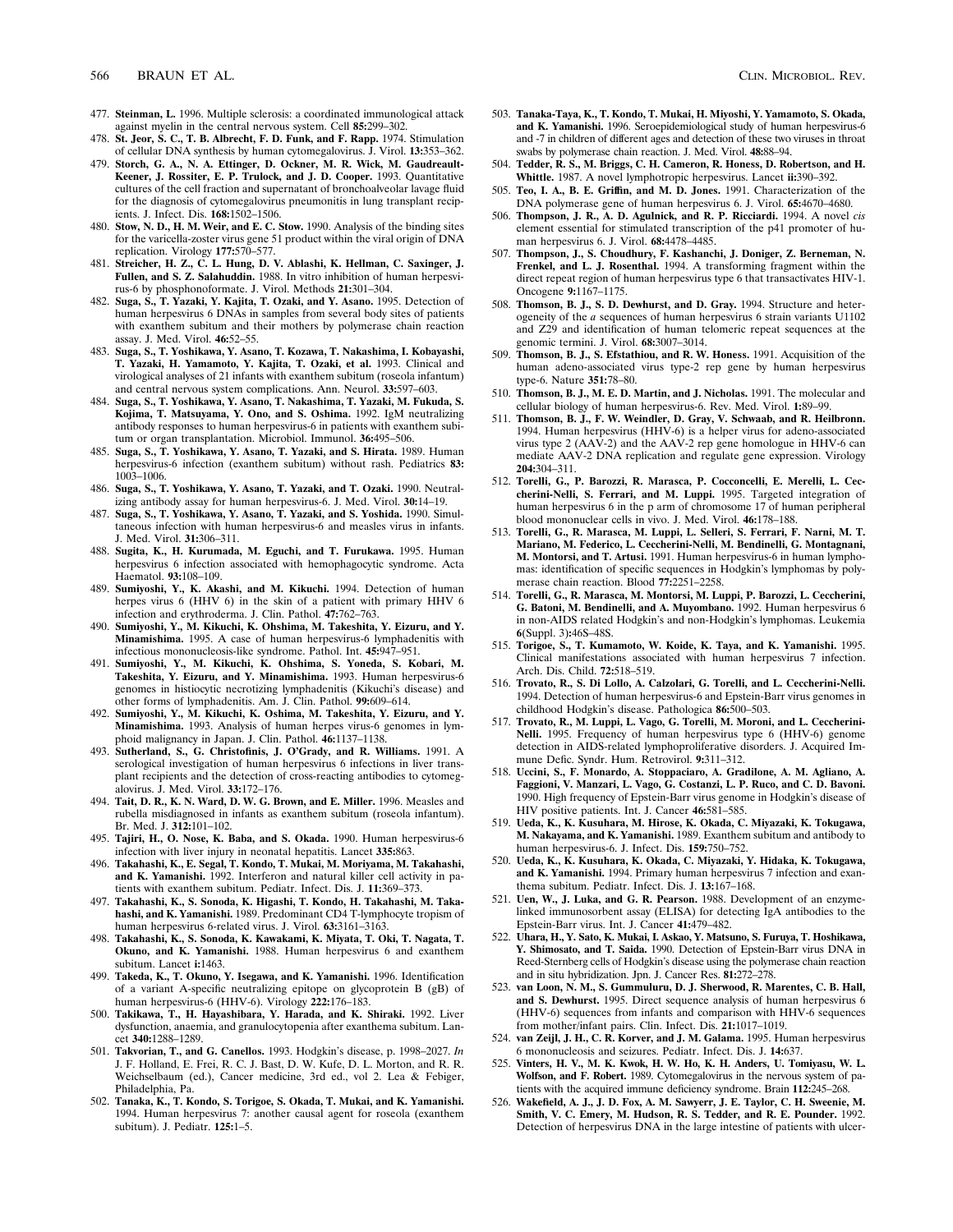477. **Steinman, L.** 1996. Multiple sclerosis: a coordinated immunological attack against myelin in the central nervous system. Cell **85:**299–302.
478. **St. Jeor, S. C., T. B. Albrecht, F. D. Funk, and F. Rapp.** 1974. Stimulation of cellular DNA synthesis by human cytomegalovirus. J. Virol. **13:**353–362.
479. **Storch, G. A., N. A. Ettinger, D. Ockner, M. R. Wick, M. Gaudreault-Keener, J. Rossiter, E. P. Trulock, and J. D. Cooper.** 1993. Quantitative cultures of the cell fraction and supernatant of bronchoalveolar lavage fluid for the diagnosis of cytomegalovirus pneumonitis in lung transplant recipients. J. Infect. Dis. **168:**1502–1506.
480. **Stow, N. D., H. M. Weir, and E. C. Stow.** 1990. Analysis of the binding sites for the varicella-zoster virus gene 51 product within the viral origin of DNA replication. Virology **177:**570–577.
481. **Streicher, H. Z., C. L. Hung, D. V. Ablashi, K. Hellman, C. Saxinger, J. Fullen, and S. Z. Salahuddin.** 1988. In vitro inhibition of human herpesvirus-6 by phosphonoformate. J. Virol. Methods **21:**301–304.
482. **Suga, S., T. Yazaki, Y. Kajita, T. Ozaki, and Y. Asano.** 1995. Detection of human herpesvirus 6 DNAs in samples from several body sites of patients with exanthem subitum and their mothers by polymerase chain reaction assay. J. Med. Virol. **46:**52–55.
483. **Suga, S., T. Yoshikawa, Y. Asano, T. Kozawa, T. Nakashima, I. Kobayashi, T. Yazaki, H. Yamamoto, Y. Kajita, T. Ozaki, et al.** 1993. Clinical and virological analyses of 21 infants with exanthem subitum (roseola infantum) and central nervous system complications. Ann. Neurol. **33:**597–603.
484. **Suga, S., T. Yoshikawa, Y. Asano, T. Nakashima, T. Yazaki, M. Fukuda, S. Kojima, T. Matsuyama, Y. Ono, and S. Oshima.** 1992. IgM neutralizing antibody responses to human herpesvirus-6 in patients with exanthem subitum or organ transplantation. Microbiol. Immunol. **36:**495–506.
485. **Suga, S., T. Yoshikawa, Y. Asano, T. Yazaki, and S. Hirata.** 1989. Human herpesvirus-6 infection (exanthem subitum) without rash. Pediatrics **83:**1003–1006.
486. **Suga, S., T. Yoshikawa, Y. Asano, T. Yazaki, and T. Ozaki.** 1990. Neutralizing antibody assay for human herpesvirus-6. J. Med. Virol. **30:**14–19.
487. **Suga, S., T. Yoshikawa, Y. Asano, T. Yazaki, and S. Yoshida.** 1990. Simultaneous infection with human herpesvirus-6 and measles virus in infants. J. Med. Virol. **31:**306–311.
488. **Sugita, K., H. Kurumada, M. Eguchi, and T. Furukawa.** 1995. Human herpesvirus 6 infection associated with hemophagocytic syndrome. Acta Haematol. **93:**108–109.
489. **Sumiyoshi, Y., K. Akashi, and M. Kikuchi.** 1994. Detection of human herpes virus 6 (HHV 6) in the skin of a patient with primary HHV 6 infection and erythroderma. J. Clin. Pathol. **47:**762–763.
490. **Sumiyoshi, Y., M. Kikuchi, K. Ohshima, M. Takeshita, Y. Eizuru, and Y. Minamishima.** 1995. A case of human herpesvirus-6 lymphadenitis with infectious mononucleosis-like syndrome. Pathol. Int. **45:**947–951.
491. **Sumiyoshi, Y., M. Kikuchi, K. Ohshima, S. Yoneda, S. Kobari, M. Takeshita, Y. Eizuru, and Y. Minamishima.** 1993. Human herpesvirus-6 genomes in histiocytic necrotizing lymphadenitis (Kikuchi's disease) and other forms of lymphadenitis. Am. J. Clin. Pathol. **99:**609–614.
492. **Sumiyoshi, Y., M. Kikuchi, K. Oshima, M. Takeshita, Y. Eizuru, and Y. Minamishima.** 1993. Analysis of human herpes virus-6 genomes in lymphoid malignancy in Japan. J. Clin. Pathol. **46:**1137–1138.
493. **Sutherland, S., G. Christofinis, J. O'Grady, and R. Williams.** 1991. A serological investigation of human herpesvirus 6 infections in liver transplant recipients and the detection of cross-reacting antibodies to cytomegalovirus. J. Med. Virol. **33:**172–176.
494. **Tait, D. R., K. N. Ward, D. W. G. Brown, and E. Miller.** 1996. Measles and rubella misdiagnosed in infants as exanthem subitum (roseola infantum). Br. Med. J. **312:**101–102.
495. **Tajiri, H., O. Nose, K. Baba, and S. Okada.** 1990. Human herpesvirus-6 infection with liver injury in neonatal hepatitis. Lancet **335:**863.
496. **Takahashi, K., E. Segal, T. Kondo, T. Mukai, M. Moriyama, M. Takahashi, and K. Yamanishi.** 1992. Interferon and natural killer cell activity in patients with exanthem subitum. Pediatr. Infect. Dis. J. **11:**369–373.
497. **Takahashi, K., S. Sonoda, K. Higashi, T. Kondo, H. Takahashi, M. Takahashi, and K. Yamanishi.** 1989. Predominant CD4 T-lymphocyte tropism of human herpesvirus 6-related virus. J. Virol. **63:**3161–3163.
498. **Takahashi, K., S. Sonoda, K. Kawakami, K. Miyata, T. Oki, T. Nagata, T. Okuno, and K. Yamanishi.** 1988. Human herpesvirus 6 and exanthem subitum. Lancet **i:**1463.
499. **Takeda, K., T. Okuno, Y. Isegawa, and K. Yamanishi.** 1996. Identification of a variant A-specific neutralizing epitope on glycoprotein B (gB) of human herpesvirus-6 (HHV-6). Virology **222:**176–183.
500. **Takikawa, T., H. Hayashibara, Y. Harada, and K. Shiraki.** 1992. Liver dysfunction, anaemia, and granulocytopenia after exanthema subitum. Lancet **340:**1288–1289.
501. **Takvorian, T., and G. Canellos.** 1993. Hodgkin's disease, p. 1998–2027. *In* J. F. Holland, E. Frei, R. C. J. Bast, D. W. Kufe, D. L. Morton, and R. R. Weichselbaum (ed.), Cancer medicine, 3rd ed., vol 2. Lea & Febiger, Philadelphia, Pa.
502. **Tanaka, K., T. Kondo, S. Torigoe, S. Okada, T. Mukai, and K. Yamanishi.** 1994. Human herpesvirus 7: another causal agent for roseola (exanthem subitum). J. Pediatr. **125:**1–5.
503. **Tanaka-Taya, K., T. Kondo, T. Mukai, H. Miyoshi, Y. Yamamoto, S. Okada, and K. Yamanishi.** 1996. Seroepidemiological study of human herpesvirus-6 and -7 in children of different ages and detection of these two viruses in throat swabs by polymerase chain reaction. J. Med. Virol. **48:**88–94.
504. **Tedder, R. S., M. Briggs, C. H. Cameron, R. Honess, D. Robertson, and H. Whittle.** 1987. A novel lymphotropic herpesvirus. Lancet **ii:**390–392.
505. **Teo, I. A., B. E. Griffin, and M. D. Jones.** 1991. Characterization of the DNA polymerase gene of human herpesvirus 6. J. Virol. **65:**4670–4680.
506. **Thompson, J. R., A. D. Agulnick, and R. P. Ricciardi.** 1994. A novel *cis* element essential for stimulated transcription of the p41 promoter of human herpesvirus 6. J. Virol. **68:**4478–4485.
507. **Thompson, J., S. Choudhury, F. Kashanchi, J. Doniger, Z. Berneman, N. Frenkel, and L. J. Rosenthal.** 1994. A transforming fragment within the direct repeat region of human herpesvirus type 6 that transactivates HIV-1. Oncogene **9:**1167–1175.
508. **Thomson, B. J., S. D. Dewhurst, and D. Gray.** 1994. Structure and heterogeneity of the *a* sequences of human herpesvirus 6 strain variants U1102 and Z29 and identification of human telomeric repeat sequences at the genomic termini. J. Virol. **68:**3007–3014.
509. **Thomson, B. J., S. Efstathiou, and R. W. Honess.** 1991. Acquisition of the human adeno-associated virus type-2 rep gene by human herpesvirus type-6. Nature **351:**78–80.
510. **Thomson, B. J., M. E. D. Martin, and J. Nicholas.** 1991. The molecular and cellular biology of human herpesvirus-6. Rev. Med. Virol. **1:**89–99.
511. **Thomson, B. J., F. W. Weindler, D. Gray, V. Schwaab, and R. Heilbronn.** 1994. Human herpesvirus (HHV-6) is a helper virus for adeno-associated virus type 2 (AAV-2) and the AAV-2 rep gene homologue in HHV-6 can mediate AAV-2 DNA replication and regulate gene expression. Virology **204:**304–311.
512. **Torelli, G., P. Barozzi, R. Marasca, P. Cocconcelli, E. Merelli, L. Ceccherini-Nelli, S. Ferrari, and M. Luppi.** 1995. Targeted integration of human herpesvirus 6 in the p arm of chromosome 17 of human peripheral blood mononuclear cells in vivo. J. Med. Virol. **46:**178–188.
513. **Torelli, G., R. Marasca, M. Luppi, L. Selleri, S. Ferrari, F. Narni, M. T. Mariano, M. Federico, L. Ceccherini-Nelli, M. Bendinelli, G. Montagnani, M. Montorsi, and T. Artusi.** 1991. Human herpesvirus-6 in human lymphomas: identification of specific sequences in Hodgkin's lymphomas by polymerase chain reaction. Blood **77:**2251–2258.
514. **Torelli, G., R. Marasca, M. Montorsi, M. Luppi, P. Barozzi, L. Ceccherini, G. Batoni, M. Bendinelli, and A. Muyombano.** 1992. Human herpesvirus 6 in non-AIDS related Hodgkin's and non-Hodgkin's lymphomas. Leukemia **6**(Suppl. 3)**:**46S–48S.
515. **Torigoe, S., T. Kumamoto, W. Koide, K. Taya, and K. Yamanishi.** 1995. Clinical manifestations associated with human herpesvirus 7 infection. Arch. Dis. Child. **72:**518–519.
516. **Trovato, R., S. Di Lollo, A. Calzolari, G. Torelli, and L. Ceccherini-Nelli.** 1994. Detection of human herpesvirus-6 and Epstein-Barr virus genomes in childhood Hodgkin's disease. Pathologica **86:**500–503.
517. **Trovato, R., M. Luppi, L. Vago, G. Torelli, M. Moroni, and L. Ceccherini-Nelli.** 1995. Frequency of human herpesvirus type 6 (HHV-6) genome detection in AIDS-related lymphoproliferative disorders. J. Acquired Immune Defic. Syndr. Hum. Retrovirol. **9:**311–312.
518. **Uccini, S., F. Monardo, A. Stoppacciaro, A. Gradilone, A. M. Agliano, A. Faggioni, V. Manzari, L. Vago, G. Costanzi, L. P. Ruco, and C. D. Bavoni.** 1990. High frequency of Epstein-Barr virus genome in Hodgkin's disease of HIV positive patients. Int. J. Cancer **46:**581–585.
519. **Ueda, K., K. Kusuhara, M. Hirose, K. Okada, C. Miyazaki, K. Tokugawa, M. Nakayama, and K. Yamanishi.** 1989. Exanthem subitum and antibody to human herpesvirus-6. J. Infect. Dis. **159:**750–752.
520. **Ueda, K., K. Kusuhara, K. Okada, C. Miyazaki, Y. Hidaka, K. Tokugawa, and K. Yamanishi.** 1994. Primary human herpesvirus 7 infection and exanthema subitum. Pediatr. Infect. Dis. J. **13:**167–168.
521. **Uen, W., J. Luka, and G. R. Pearson.** 1988. Development of an enzyme-linked immunosorbent assay (ELISA) for detecting IgA antibodies to the Epstein-Barr virus. Int. J. Cancer **41:**479–482.
522. **Uhara, H., Y. Sato, K. Mukai, I. Askao, Y. Matsuno, S. Furuya, T. Hoshikawa, Y. Shimosato, and T. Saida.** 1990. Detection of Epstein-Barr virus DNA in Reed-Sternberg cells of Hodgkin's disease using the polymerase chain reaction and in situ hybridization. Jpn. J. Cancer Res. **81:**272–278.
523. **van Loon, N. M., S. Gummuluru, D. J. Sherwood, R. Marentes, C. B. Hall, and S. Dewhurst.** 1995. Direct sequence analysis of human herpesvirus 6 (HHV-6) sequences from infants and comparison with HHV-6 sequences from mother/infant pairs. Clin. Infect. Dis. **21:**1017–1019.
524. **van Zeijl, J. H., C. R. Korver, and J. M. Galama.** 1995. Human herpesvirus 6 mononucleosis and seizures. Pediatr. Infect. Dis. J. **14:**637.
525. **Vinters, H. V., M. K. Kwok, H. W. Ho, K. H. Anders, U. Tomiyasu, W. L. Wolfson, and F. Robert.** 1989. Cytomegalovirus in the nervous system of patients with the acquired immune deficiency syndrome. Brain **112:**245–268.
526. **Wakefield, A. J., J. D. Fox, A. M. Sawyerr, J. E. Taylor, C. H. Sweenie, M. Smith, V. C. Emery, M. Hudson, R. S. Tedder, and R. E. Pounder.** 1992. Detection of herpesvirus DNA in the large intestine of patients with ulcer-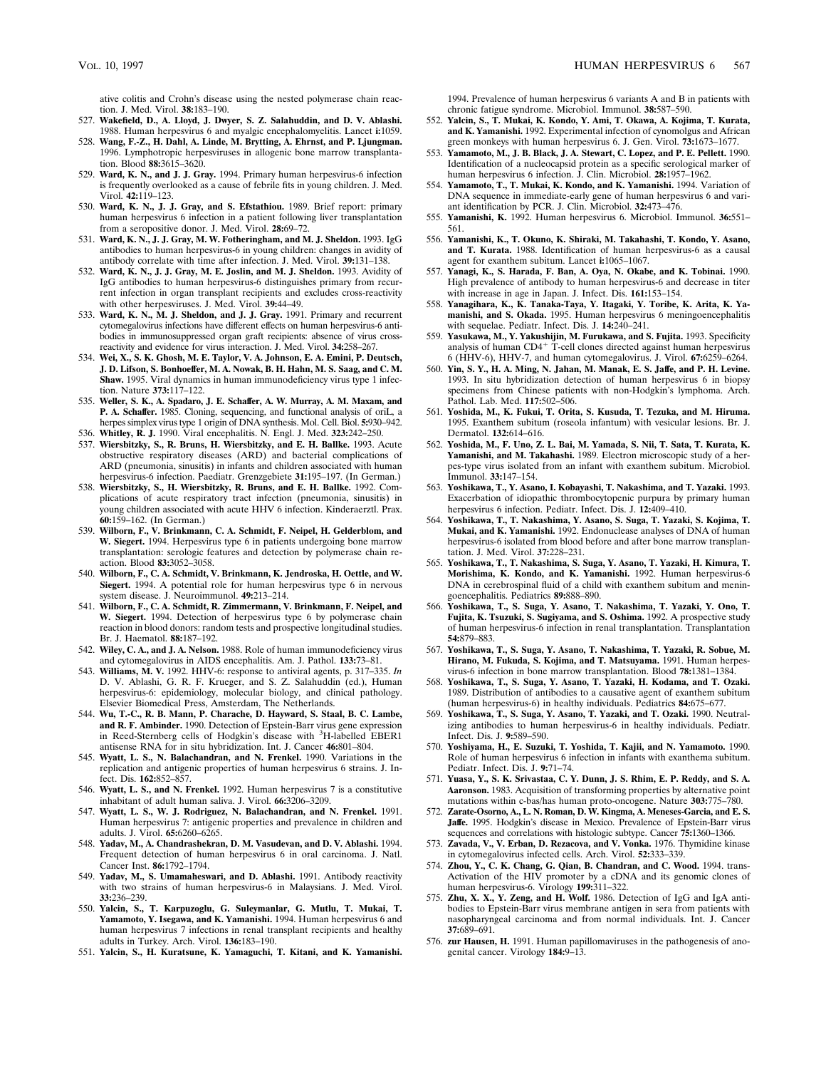ative colitis and Crohn's disease using the nested polymerase chain reaction. J. Med. Virol. **38:**183–190.

527. **Wakefield, D., A. Lloyd, J. Dwyer, S. Z. Salahuddin, and D. V. Ablashi.** 1988. Human herpesvirus 6 and myalgic encephalomyelitis. Lancet **i:**1059.
528. **Wang, F.-Z., H. Dahl, A. Linde, M. Brytting, A. Ehrnst, and P. Ljungman.** 1996. Lymphotropic herpesviruses in allogenic bone marrow transplantation. Blood **88:**3615–3620.
529. **Ward, K. N., and J. J. Gray.** 1994. Primary human herpesvirus-6 infection is frequently overlooked as a cause of febrile fits in young children. J. Med. Virol. **42:**119–123.
530. **Ward, K. N., J. J. Gray, and S. Efstathiou.** 1989. Brief report: primary human herpesvirus 6 infection in a patient following liver transplantation from a seropositive donor. J. Med. Virol. **28:**69–72.
531. **Ward, K. N., J. J. Gray, M. W. Fotheringham, and M. J. Sheldon.** 1993. IgG antibodies to human herpesvirus-6 in young children: changes in avidity of antibody correlate with time after infection. J. Med. Virol. **39:**131–138.
532. **Ward, K. N., J. J. Gray, M. E. Joslin, and M. J. Sheldon.** 1993. Avidity of IgG antibodies to human herpesvirus-6 distinguishes primary from recurrent infection in organ transplant recipients and excludes cross-reactivity with other herpesviruses. J. Med. Virol. **39:**44–49.
533. **Ward, K. N., M. J. Sheldon, and J. J. Gray.** 1991. Primary and recurrent cytomegalovirus infections have different effects on human herpesvirus-6 antibodies in immunosuppressed organ graft recipients: absence of virus cross-reactivity and evidence for virus interaction. J. Med. Virol. **34:**258–267.
534. **Wei, X., S. K. Ghosh, M. E. Taylor, V. A. Johnson, E. A. Emini, P. Deutsch, J. D. Lifson, S. Bonhoeffer, M. A. Nowak, B. H. Hahn, M. S. Saag, and C. M. Shaw.** 1995. Viral dynamics in human immunodeficiency virus type 1 infection. Nature **373:**117–122.
535. **Weller, S. K., A. Spadaro, J. E. Schaffer, A. W. Murray, A. M. Maxam, and P. A. Schaffer.** 1985. Cloning, sequencing, and functional analysis of oriL, a herpes simplex virus type 1 origin of DNA synthesis. Mol. Cell. Biol. **5:**930–942.
536. **Whitley, R. J.** 1990. Viral encephalitis. N. Engl. J. Med. **323:**242–250.
537. **Wiersbitzky, S., R. Bruns, H. Wiersbitzky, and E. H. Ballke.** 1993. Acute obstructive respiratory diseases (ARD) and bacterial complications of ARD (pneumonia, sinusitis) in infants and children associated with human herpesvirus-6 infection. Paediatr. Grenzgebiete **31:**195–197. (In German.)
538. **Wiersbitzky, S., H. Wiersbitzky, R. Bruns, and E. H. Ballke.** 1992. Complications of acute respiratory tract infection (pneumonia, sinusitis) in young children associated with acute HHV 6 infection. Kinderaerztl. Prax. **60:**159–162. (In German.)
539. **Wilborn, F., V. Brinkmann, C. A. Schmidt, F. Neipel, H. Gelderblom, and W. Siegert.** 1994. Herpesvirus type 6 in patients undergoing bone marrow transplantation: serologic features and detection by polymerase chain reaction. Blood **83:**3052–3058.
540. **Wilborn, F., C. A. Schmidt, V. Brinkmann, K. Jendroska, H. Oettle, and W. Siegert.** 1994. A potential role for human herpesvirus type 6 in nervous system disease. J. Neuroimmunol. **49:**213–214.
541. **Wilborn, F., C. A. Schmidt, R. Zimmermann, V. Brinkmann, F. Neipel, and W. Siegert.** 1994. Detection of herpesvirus type 6 by polymerase chain reaction in blood donors: random tests and prospective longitudinal studies. Br. J. Haematol. **88:**187–192.
542. **Wiley, C. A., and J. A. Nelson.** 1988. Role of human immunodeficiency virus and cytomegalovirus in AIDS encephalitis. Am. J. Pathol. **133:**73–81.
543. **Williams, M. V.** 1992. HHV-6: response to antiviral agents, p. 317–335. *In* D. V. Ablashi, G. R. F. Krueger, and S. Z. Salahuddin (ed.), Human herpesvirus-6: epidemiology, molecular biology, and clinical pathology. Elsevier Biomedical Press, Amsterdam, The Netherlands.
544. **Wu, T.-C., R. B. Mann, P. Charache, D. Hayward, S. Staal, B. C. Lambe, and R. F. Ambinder.** 1990. Detection of Epstein-Barr virus gene expression in Reed-Sternberg cells of Hodgkin's disease with $^{3}$H-labelled EBER1 antisense RNA for in situ hybridization. Int. J. Cancer **46:**801–804.
545. **Wyatt, L. S., N. Balachandran, and N. Frenkel.** 1990. Variations in the replication and antigenic properties of human herpesvirus 6 strains. J. Infect. Dis. **162:**852–857.
546. **Wyatt, L. S., and N. Frenkel.** 1992. Human herpesvirus 7 is a constitutive inhabitant of adult human saliva. J. Virol. **66:**3206–3209.
547. **Wyatt, L. S., W. J. Rodriguez, N. Balachandran, and N. Frenkel.** 1991. Human herpesvirus 7: antigenic properties and prevalence in children and adults. J. Virol. **65:**6260–6265.
548. **Yadav, M., A. Chandrashekran, D. M. Vasudevan, and D. V. Ablashi.** 1994. Frequent detection of human herpesvirus 6 in oral carcinoma. J. Natl. Cancer Inst. **86:**1792–1794.
549. **Yadav, M., S. Umamaheswari, and D. Ablashi.** 1991. Antibody reactivity with two strains of human herpesvirus-6 in Malaysians. J. Med. Virol. **33:**236–239.
550. **Yalcin, S., T. Karpuzoglu, G. Suleymanlar, G. Mutlu, T. Mukai, T. Yamamoto, Y. Isegawa, and K. Yamanishi.** 1994. Human herpesvirus 6 and human herpesvirus 7 infections in renal transplant recipients and healthy adults in Turkey. Arch. Virol. **136:**183–190.
551. **Yalcin, S., H. Kuratsune, K. Yamaguchi, T. Kitani, and K. Yamanishi.** 1994. Prevalence of human herpesvirus 6 variants A and B in patients with chronic fatigue syndrome. Microbiol. Immunol. **38:**587–590.
552. **Yalcin, S., T. Mukai, K. Kondo, Y. Ami, T. Okawa, A. Kojima, T. Kurata, and K. Yamanishi.** 1992. Experimental infection of cynomolgus and African green monkeys with human herpesvirus 6. J. Gen. Virol. **73:**1673–1677.
553. **Yamamoto, M., J. B. Black, J. A. Stewart, C. Lopez, and P. E. Pellett.** 1990. Identification of a nucleocapsid protein as a specific serological marker of human herpesvirus 6 infection. J. Clin. Microbiol. **28:**1957–1962.
554. **Yamamoto, T., T. Mukai, K. Kondo, and K. Yamanishi.** 1994. Variation of DNA sequence in immediate-early gene of human herpesvirus 6 and variant identification by PCR. J. Clin. Microbiol. **32:**473–476.
555. **Yamanishi, K.** 1992. Human herpesvirus 6. Microbiol. Immunol. **36:**551–561.
556. **Yamanishi, K., T. Okuno, K. Shiraki, M. Takahashi, T. Kondo, Y. Asano, and T. Kurata.** 1988. Identification of human herpesvirus-6 as a causal agent for exanthem subitum. Lancet **i:**1065–1067.
557. **Yanagi, K., S. Harada, F. Ban, A. Oya, N. Okabe, and K. Tobinai.** 1990. High prevalence of antibody to human herpesvirus-6 and decrease in titer with increase in age in Japan. J. Infect. Dis. **161:**153–154.
558. **Yanagihara, K., K. Tanaka-Taya, Y. Itagaki, Y. Toribe, K. Arita, K. Yamanishi, and S. Okada.** 1995. Human herpesvirus 6 meningoencephalitis with sequelae. Pediatr. Infect. Dis. J. **14:**240–241.
559. **Yasukawa, M., Y. Yakushijin, M. Furukawa, and S. Fujita.** 1993. Specificity analysis of human CD4$^{+}$ T-cell clones directed against human herpesvirus 6 (HHV-6), HHV-7, and human cytomegalovirus. J. Virol. **67:**6259–6264.
560. **Yin, S. Y., H. A. Ming, N. Jahan, M. Manak, E. S. Jaffe, and P. H. Levine.** 1993. In situ hybridization detection of human herpesvirus 6 in biopsy specimens from Chinese patients with non-Hodgkin's lymphoma. Arch. Pathol. Lab. Med. **117:**502–506.
561. **Yoshida, M., K. Fukui, T. Orita, S. Kusuda, T. Tezuka, and M. Hiruma.** 1995. Exanthem subitum (roseola infantum) with vesicular lesions. Br. J. Dermatol. **132:**614–616.
562. **Yoshida, M., F. Uno, Z. L. Bai, M. Yamada, S. Nii, T. Sata, T. Kurata, K. Yamanishi, and M. Takahashi.** 1989. Electron microscopic study of a herpes-type virus isolated from an infant with exanthem subitum. Microbiol. Immunol. **33:**147–154.
563. **Yoshikawa, T., Y. Asano, I. Kobayashi, T. Nakashima, and T. Yazaki.** 1993. Exacerbation of idiopathic thrombocytopenic purpura by primary human herpesvirus 6 infection. Pediatr. Infect. Dis. J. **12:**409–410.
564. **Yoshikawa, T., T. Nakashima, Y. Asano, S. Suga, T. Yazaki, S. Kojima, T. Mukai, and K. Yamanishi.** 1992. Endonuclease analyses of DNA of human herpesvirus-6 isolated from blood before and after bone marrow transplantation. J. Med. Virol. **37:**228–231.
565. **Yoshikawa, T., T. Nakashima, S. Suga, Y. Asano, T. Yazaki, H. Kimura, T. Morishima, K. Kondo, and K. Yamanishi.** 1992. Human herpesvirus-6 DNA in cerebrospinal fluid of a child with exanthem subitum and meningoencephalitis. Pediatrics **89:**888–890.
566. **Yoshikawa, T., S. Suga, Y. Asano, T. Nakashima, T. Yazaki, Y. Ono, T. Fujita, K. Tsuzuki, S. Sugiyama, and S. Oshima.** 1992. A prospective study of human herpesvirus-6 infection in renal transplantation. Transplantation **54:**879–883.
567. **Yoshikawa, T., S. Suga, Y. Asano, T. Nakashima, T. Yazaki, R. Sobue, M. Hirano, M. Fukuda, S. Kojima, and T. Matsuyama.** 1991. Human herpesvirus-6 infection in bone marrow transplantation. Blood **78:**1381–1384.
568. **Yoshikawa, T., S. Suga, Y. Asano, T. Yazaki, H. Kodama, and T. Ozaki.** 1989. Distribution of antibodies to a causative agent of exanthem subitum (human herpesvirus-6) in healthy individuals. Pediatrics **84:**675–677.
569. **Yoshikawa, T., S. Suga, Y. Asano, T. Yazaki, and T. Ozaki.** 1990. Neutralizing antibodies to human herpesvirus-6 in healthy individuals. Pediatr. Infect. Dis. J. **9:**589–590.
570. **Yoshiyama, H., E. Suzuki, T. Yoshida, T. Kajii, and N. Yamamoto.** 1990. Role of human herpesvirus 6 infection in infants with exanthema subitum. Pediatr. Infect. Dis. J. **9:**71–74.
571. **Yuasa, Y., S. K. Srivastaa, C. Y. Dunn, J. S. Rhim, E. P. Reddy, and S. A. Aaronson.** 1983. Acquisition of transforming properties by alternative point mutations within c-bas/has human proto-oncogene. Nature **303:**775–780.
572. **Zarate-Osorno, A., L. N. Roman, D. W. Kingma, A. Meneses-Garcia, and E. S. Jaffe.** 1995. Hodgkin's disease in Mexico. Prevalence of Epstein-Barr virus sequences and correlations with histologic subtype. Cancer **75:**1360–1366.
573. **Zavada, V., V. Erban, D. Rezacova, and V. Vonka.** 1976. Thymidine kinase in cytomegalovirus infected cells. Arch. Virol. **52:**333–339.
574. **Zhou, Y., C. K. Chang, G. Qian, B. Chandran, and C. Wood.** 1994. trans-Activation of the HIV promoter by a cDNA and its genomic clones of human herpesvirus-6. Virology **199:**311–322.
575. **Zhu, X. X., Y. Zeng, and H. Wolf.** 1986. Detection of IgG and IgA antibodies to Epstein-Barr virus membrane antigen in sera from patients with nasopharyngeal carcinoma and from normal individuals. Int. J. Cancer **37:**689–691.
576. **zur Hausen, H.** 1991. Human papillomaviruses in the pathogenesis of anogenital cancer. Virology **184:**9–13.